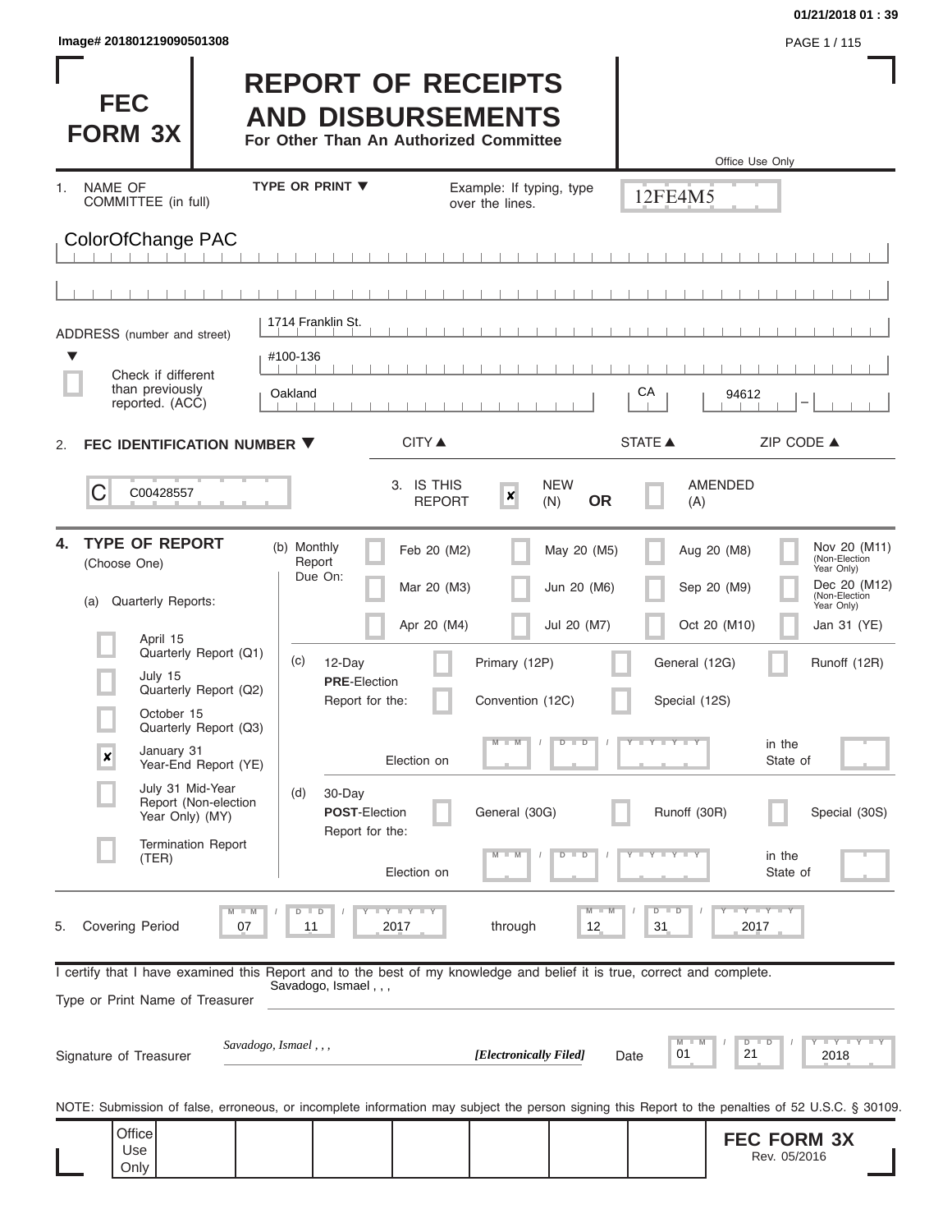Image# 201801219090501308

# FEC FORM 3X

## REPORT OF RECEIPTS AND DISBURSEMENTS

**For Other Than An Authorized Committee**

Office Use Only

12FE4M5

1. NAME OF COMMITTEE (in full) — TYPE OR PRINT ▼ — Example: If typing, type over the lines.

ColorOfChange PAC

ADDRESS (number and street)

1714 Franklin St.

#100-136

☐ Check if different than previously reported. (ACC)

| CITY ▲ | STATE ▲ | ZIP CODE ▲ |
|---|---|---|
| Oakland | CA | 94612 |

2. **FEC IDENTIFICATION NUMBER ▼**

C00428557

3. IS THIS REPORT — ☒ NEW (N) **OR** ☐ AMENDED (A)

4. **TYPE OF REPORT** (Choose One)

(a) Quarterly Reports:

- ☐ April 15 Quarterly Report (Q1)
- ☐ July 15 Quarterly Report (Q2)
- ☐ October 15 Quarterly Report (Q3)
- ☒ January 31 Year-End Report (YE)
- ☐ July 31 Mid-Year Report (Non-election Year Only) (MY)
- ☐ Termination Report (TER)

(b) Monthly Report Due On:

- ☐ Feb 20 (M2)
- ☐ Mar 20 (M3)
- ☐ Apr 20 (M4)
- ☐ May 20 (M5)
- ☐ Jun 20 (M6)
- ☐ Jul 20 (M7)
- ☐ Aug 20 (M8)
- ☐ Sep 20 (M9)
- ☐ Oct 20 (M10)
- ☐ Nov 20 (M11) (Non-Election Year Only)
- ☐ Dec 20 (M12) (Non-Election Year Only)
- ☐ Jan 31 (YE)

(c) 12-Day **PRE**-Election Report for the:

- ☐ Primary (12P)
- ☐ General (12G)
- ☐ Runoff (12R)
- ☐ Convention (12C)
- ☐ Special (12S)

Election on MM / DD / YYYY in the State of

(d) 30-Day **POST**-Election Report for the:

- ☐ General (30G)
- ☐ Runoff (30R)
- ☐ Special (30S)

Election on MM / DD / YYYY in the State of

5. Covering Period 07 / 11 / 2017 through 12 / 31 / 2017

I certify that I have examined this Report and to the best of my knowledge and belief it is true, correct and complete.

Type or Print Name of Treasurer: Savadogo, Ismael , , ,

Signature of Treasurer: *Savadogo, Ismael , , ,* — *[Electronically Filed]* — Date 01 / 21 / 2018

NOTE: Submission of false, erroneous, or incomplete information may subject the person signing this Report to the penalties of 52 U.S.C. § 30109.

Office Use Only

**FEC FORM 3X** Rev. 05/2016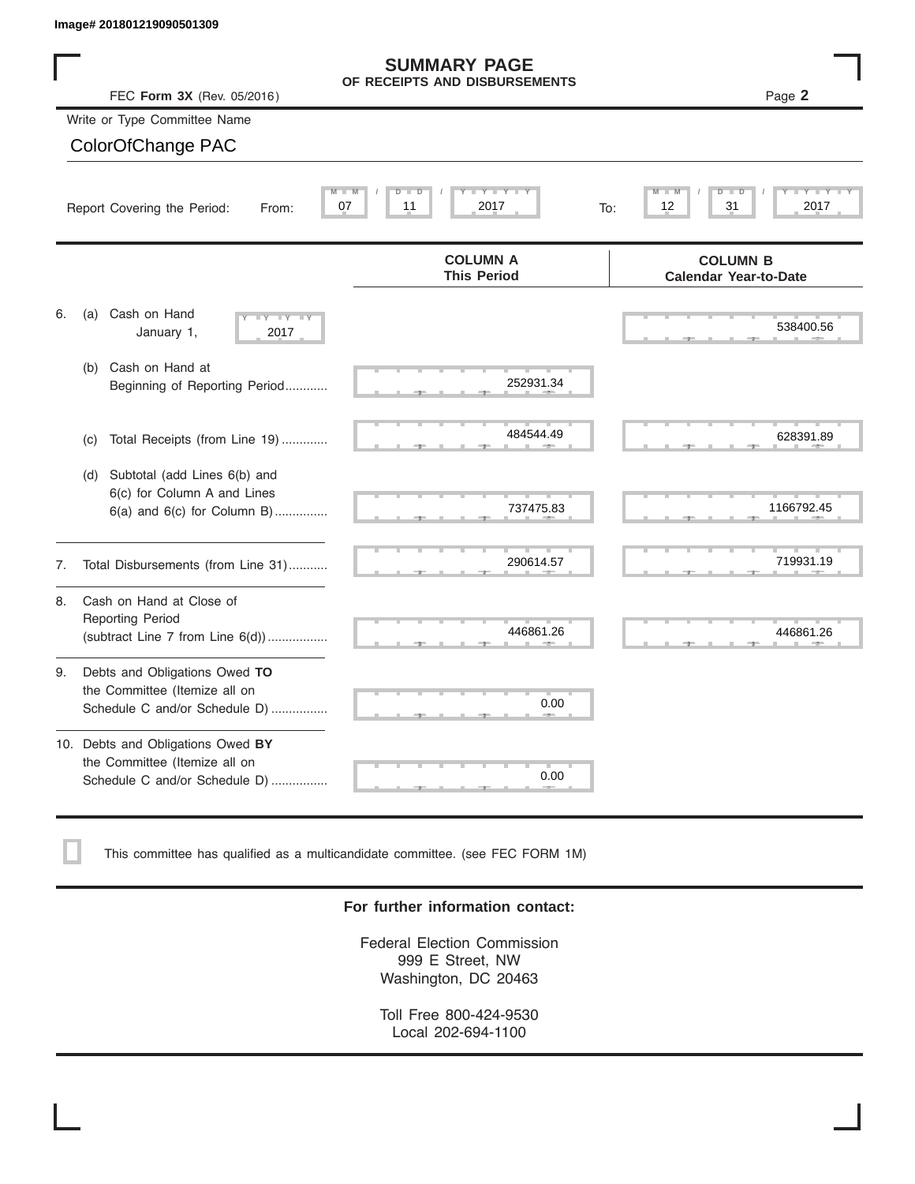Image# 201801219090501309

# SUMMARY PAGE
## OF RECEIPTS AND DISBURSEMENTS

FEC **Form 3X** (Rev. 05/2016)

Page **2**

Write or Type Committee Name

ColorOfChange PAC

Report Covering the Period: From: 07 / 11 / 2017 To: 12 / 31 / 2017

| | | COLUMN A This Period | COLUMN B Calendar Year-to-Date |
|---|---|---|---|
| 6. | (a) Cash on Hand January 1, 2017 | | 538400.56 |
| | (b) Cash on Hand at Beginning of Reporting Period............ | 252931.34 | |
| | (c) Total Receipts (from Line 19) ............. | 484544.49 | 628391.89 |
| | (d) Subtotal (add Lines 6(b) and 6(c) for Column A and Lines 6(a) and 6(c) for Column B)............... | 737475.83 | 1166792.45 |
| 7. | Total Disbursements (from Line 31)........... | 290614.57 | 719931.19 |
| 8. | Cash on Hand at Close of Reporting Period (subtract Line 7 from Line 6(d))................. | 446861.26 | 446861.26 |
| 9. | Debts and Obligations Owed **TO** the Committee (Itemize all on Schedule C and/or Schedule D)................ | 0.00 | |
| 10. | Debts and Obligations Owed **BY** the Committee (Itemize all on Schedule C and/or Schedule D)................ | 0.00 | |

☐ This committee has qualified as a multicandidate committee. (see FEC FORM 1M)

**For further information contact:**

Federal Election Commission
999 E Street, NW
Washington, DC 20463

Toll Free 800-424-9530
Local 202-694-1100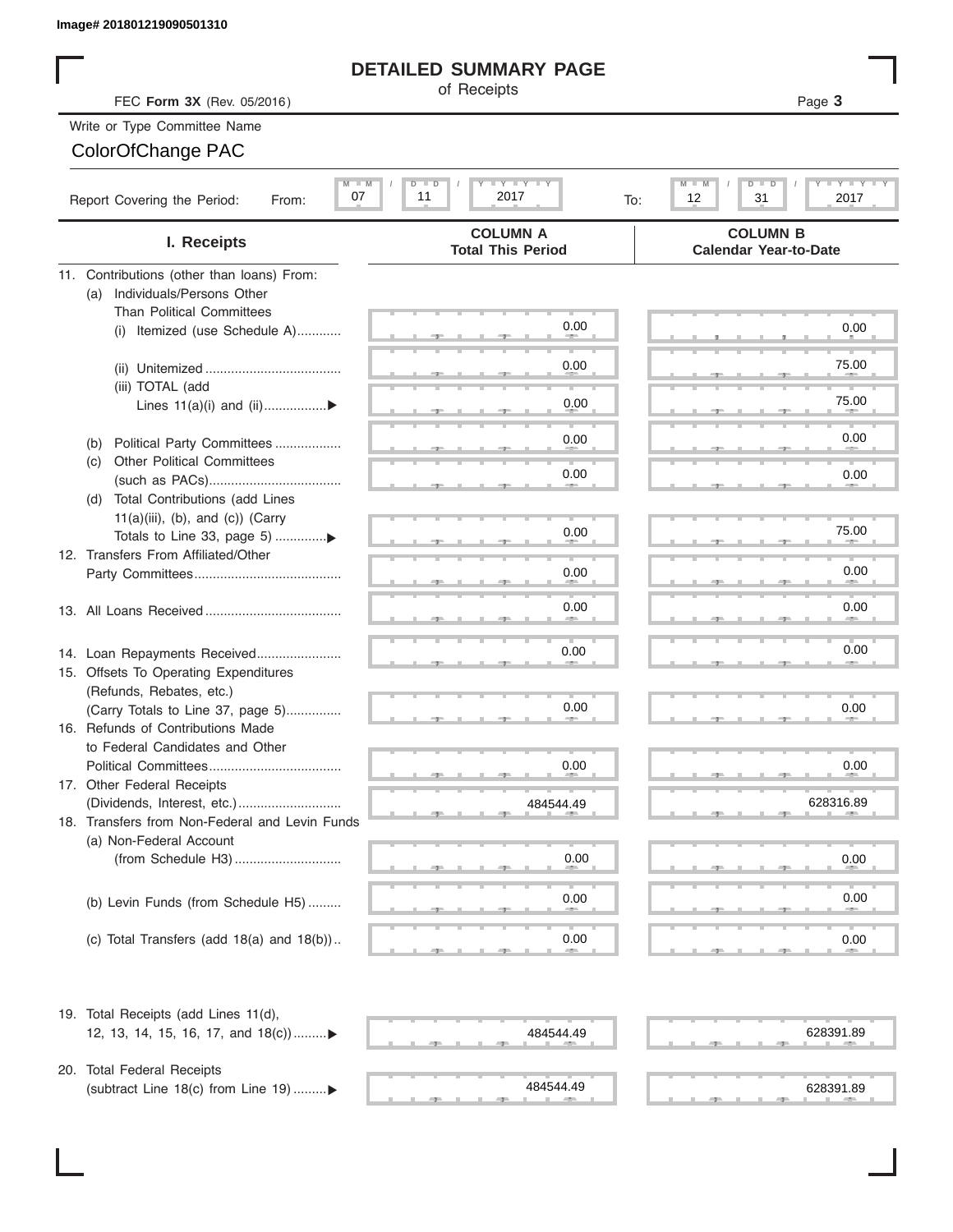Image# 201801219090501310

# DETAILED SUMMARY PAGE

of Receipts

FEC **Form 3X** (Rev. 05/2016)

Page **3**

Write or Type Committee Name

ColorOfChange PAC

Report Covering the Period: From: 07 / 11 / 2017 To: 12 / 31 / 2017

| I. Receipts | COLUMN A Total This Period | COLUMN B Calendar Year-to-Date |
|---|---|---|
| 11. Contributions (other than loans) From: | | |
| (a) Individuals/Persons Other Than Political Committees | | |
| (i) Itemized (use Schedule A) | 0.00 | 0.00 |
| (ii) Unitemized | 0.00 | 75.00 |
| (iii) TOTAL (add Lines 11(a)(i) and (ii) ▶ | 0.00 | 75.00 |
| (b) Political Party Committees | 0.00 | 0.00 |
| (c) Other Political Committees (such as PACs) | 0.00 | 0.00 |
| (d) Total Contributions (add Lines 11(a)(iii), (b), and (c)) (Carry Totals to Line 33, page 5) ▶ | 0.00 | 75.00 |
| 12. Transfers From Affiliated/Other Party Committees | 0.00 | 0.00 |
| 13. All Loans Received | 0.00 | 0.00 |
| 14. Loan Repayments Received | 0.00 | 0.00 |
| 15. Offsets To Operating Expenditures (Refunds, Rebates, etc.) (Carry Totals to Line 37, page 5) | 0.00 | 0.00 |
| 16. Refunds of Contributions Made to Federal Candidates and Other Political Committees | 0.00 | 0.00 |
| 17. Other Federal Receipts (Dividends, Interest, etc.) | 484544.49 | 628316.89 |
| 18. Transfers from Non-Federal and Levin Funds | | |
| (a) Non-Federal Account (from Schedule H3) | 0.00 | 0.00 |
| (b) Levin Funds (from Schedule H5) | 0.00 | 0.00 |
| (c) Total Transfers (add 18(a) and 18(b)) | 0.00 | 0.00 |
| 19. Total Receipts (add Lines 11(d), 12, 13, 14, 15, 16, 17, and 18(c)) ▶ | 484544.49 | 628391.89 |
| 20. Total Federal Receipts (subtract Line 18(c) from Line 19) ▶ | 484544.49 | 628391.89 |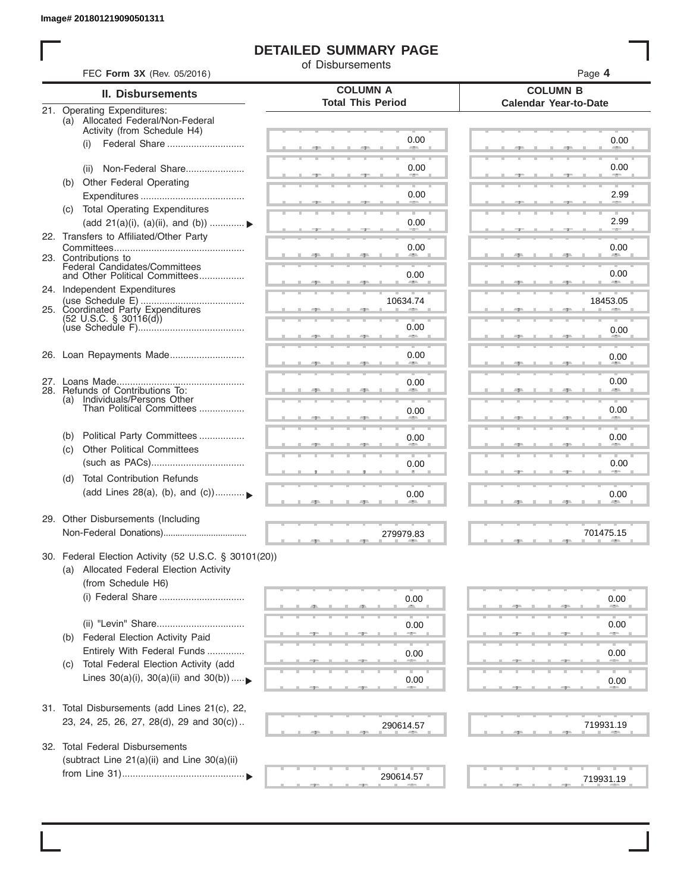Image# 201801219090501311

# DETAILED SUMMARY PAGE

of Disbursements

FEC **Form 3X** (Rev. 05/2016)

| II. Disbursements | COLUMN A Total This Period | COLUMN B Calendar Year-to-Date |
|---|---|---|
| 21. Operating Expenditures: | | |
| (a) Allocated Federal/Non-Federal Activity (from Schedule H4) | | |
| (i) Federal Share | 0.00 | 0.00 |
| (ii) Non-Federal Share | 0.00 | 0.00 |
| (b) Other Federal Operating Expenditures | 0.00 | 2.99 |
| (c) Total Operating Expenditures (add 21(a)(i), (a)(ii), and (b)) | 0.00 | 2.99 |
| 22. Transfers to Affiliated/Other Party Committees | 0.00 | 0.00 |
| 23. Contributions to Federal Candidates/Committees and Other Political Committees | 0.00 | 0.00 |
| 24. Independent Expenditures (use Schedule E) | 10634.74 | 18453.05 |
| 25. Coordinated Party Expenditures (52 U.S.C. § 30116(d)) (use Schedule F) | 0.00 | 0.00 |
| 26. Loan Repayments Made | 0.00 | 0.00 |
| 27. Loans Made | 0.00 | 0.00 |
| 28. Refunds of Contributions To: | | |
| (a) Individuals/Persons Other Than Political Committees | 0.00 | 0.00 |
| (b) Political Party Committees | 0.00 | 0.00 |
| (c) Other Political Committees (such as PACs) | 0.00 | 0.00 |
| (d) Total Contribution Refunds (add Lines 28(a), (b), and (c)) | 0.00 | 0.00 |
| 29. Other Disbursements (Including Non-Federal Donations) | 279979.83 | 701475.15 |
| 30. Federal Election Activity (52 U.S.C. § 30101(20)) | | |
| (a) Allocated Federal Election Activity (from Schedule H6) | | |
| (i) Federal Share | 0.00 | 0.00 |
| (ii) "Levin" Share | 0.00 | 0.00 |
| (b) Federal Election Activity Paid Entirely With Federal Funds | 0.00 | 0.00 |
| (c) Total Federal Election Activity (add Lines 30(a)(i), 30(a)(ii) and 30(b)) | 0.00 | 0.00 |
| 31. Total Disbursements (add Lines 21(c), 22, 23, 24, 25, 26, 27, 28(d), 29 and 30(c)) | 290614.57 | 719931.19 |
| 32. Total Federal Disbursements (subtract Line 21(a)(ii) and Line 30(a)(ii) from Line 31) | 290614.57 | 719931.19 |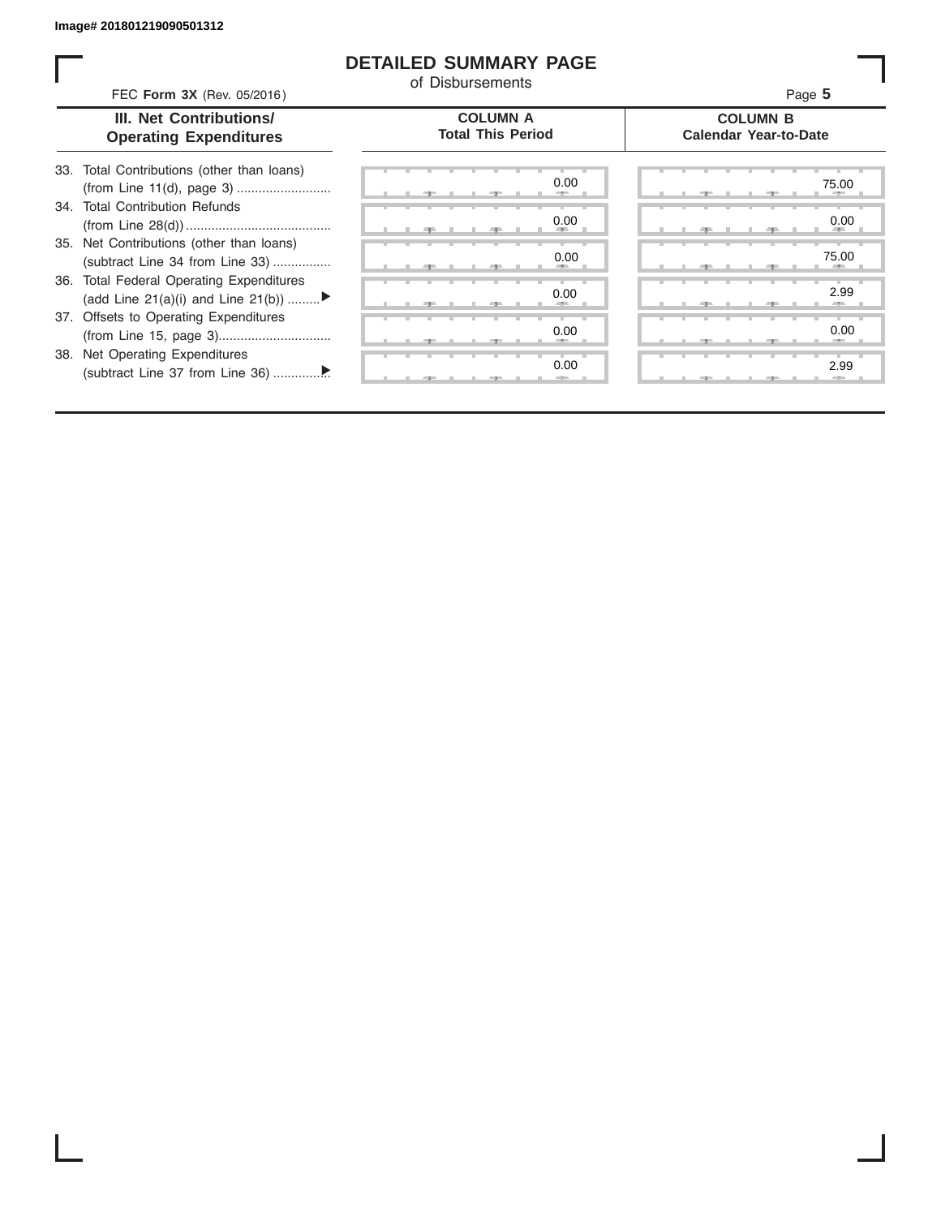Image# 201801219090501312

# DETAILED SUMMARY PAGE

of Disbursements

FEC **Form 3X** (Rev. 05/2016)

Page **5**

| III. Net Contributions/ Operating Expenditures | COLUMN A Total This Period | COLUMN B Calendar Year-to-Date |
|---|---|---|
| 33. Total Contributions (other than loans) (from Line 11(d), page 3) .......................... | 0.00 | 75.00 |
| 34. Total Contribution Refunds (from Line 28(d)) ........................................ | 0.00 | 0.00 |
| 35. Net Contributions (other than loans) (subtract Line 34 from Line 33) ................ | 0.00 | 75.00 |
| 36. Total Federal Operating Expenditures (add Line 21(a)(i) and Line 21(b)) .........▶ | 0.00 | 2.99 |
| 37. Offsets to Operating Expenditures (from Line 15, page 3)............................... | 0.00 | 0.00 |
| 38. Net Operating Expenditures (subtract Line 37 from Line 36) ..............▶ | 0.00 | 2.99 |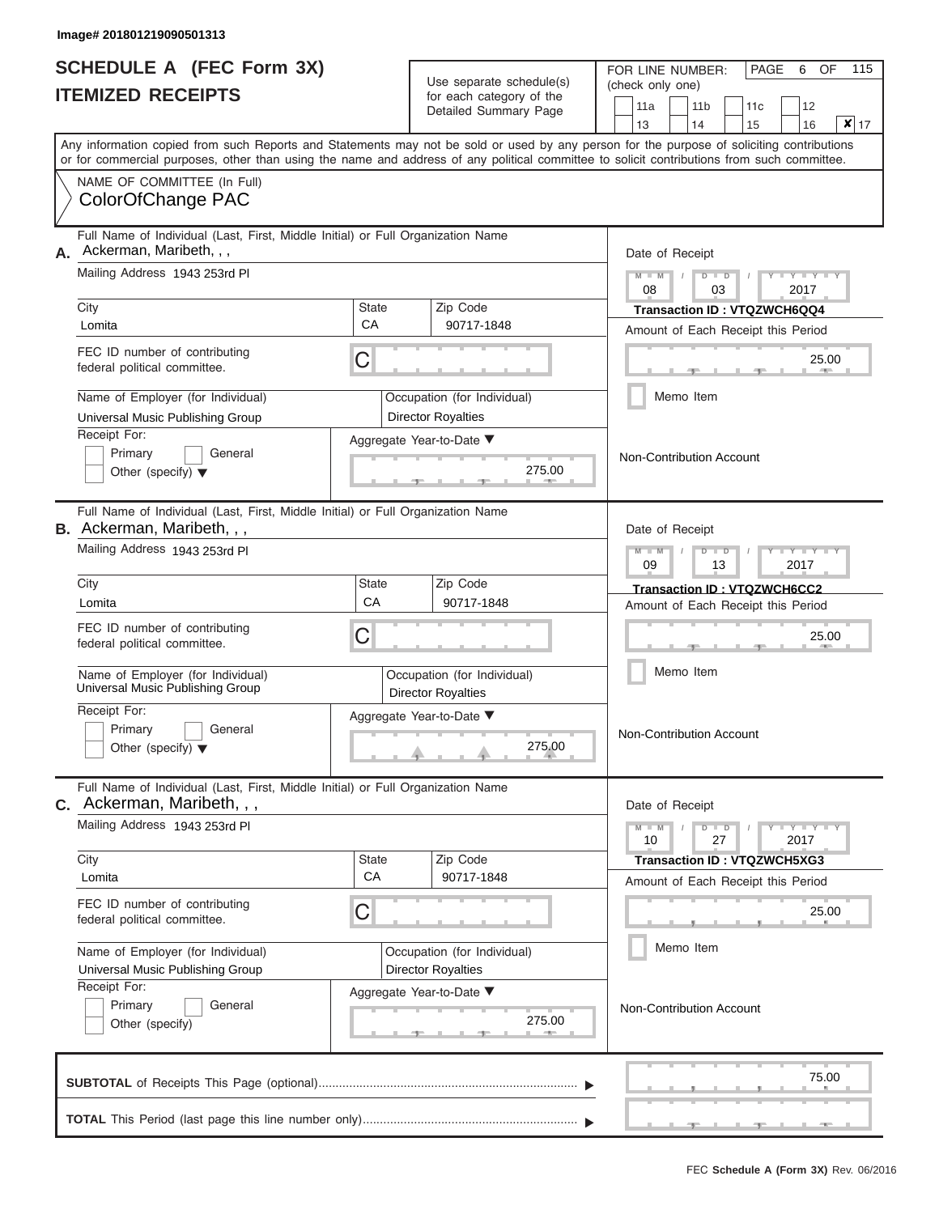Image# 201801219090501313

# SCHEDULE A (FEC Form 3X)
# ITEMIZED RECEIPTS

Use separate schedule(s) for each category of the Detailed Summary Page

FOR LINE NUMBER: (check only one)

11a | 11b | 11c | 12 | 13 | 14 | 15 | 16 | ✘ 17

PAGE 6 OF 115

Any information copied from such Reports and Statements may not be sold or used by any person for the purpose of soliciting contributions or for commercial purposes, other than using the name and address of any political committee to solicit contributions from such committee.

NAME OF COMMITTEE (In Full)
ColorOfChange PAC

---

**A.** Full Name of Individual (Last, First, Middle Initial) or Full Organization Name
Ackerman, Maribeth, , ,

Mailing Address 1943 253rd Pl

City: Lomita | State: CA | Zip Code: 90717-1848

FEC ID number of contributing federal political committee. C

Name of Employer (for Individual): Universal Music Publishing Group
Occupation (for Individual): Director Royalties

Receipt For: Primary / General / Other (specify)

Aggregate Year-to-Date: 275.00

Date of Receipt: 08 / 03 / 2017
**Transaction ID : VTQZWCH6QQ4**
Amount of Each Receipt this Period: 25.00
Memo Item
Non-Contribution Account

---

**B.** Full Name of Individual (Last, First, Middle Initial) or Full Organization Name
Ackerman, Maribeth, , ,

Mailing Address 1943 253rd Pl

City: Lomita | State: CA | Zip Code: 90717-1848

FEC ID number of contributing federal political committee. C

Name of Employer (for Individual): Universal Music Publishing Group
Occupation (for Individual): Director Royalties

Receipt For: Primary / General / Other (specify)

Aggregate Year-to-Date: 275.00

Date of Receipt: 09 / 13 / 2017
**Transaction ID : VTQZWCH6CC2**
Amount of Each Receipt this Period: 25.00
Memo Item
Non-Contribution Account

---

**C.** Full Name of Individual (Last, First, Middle Initial) or Full Organization Name
Ackerman, Maribeth, , ,

Mailing Address 1943 253rd Pl

City: Lomita | State: CA | Zip Code: 90717-1848

FEC ID number of contributing federal political committee. C

Name of Employer (for Individual): Universal Music Publishing Group
Occupation (for Individual): Director Royalties

Receipt For: Primary / General / Other (specify)

Aggregate Year-to-Date: 275.00

Date of Receipt: 10 / 27 / 2017
**Transaction ID : VTQZWCH5XG3**
Amount of Each Receipt this Period: 25.00
Memo Item
Non-Contribution Account

---

**SUBTOTAL** of Receipts This Page (optional): 75.00

**TOTAL** This Period (last page this line number only):

FEC **Schedule A (Form 3X)** Rev. 06/2016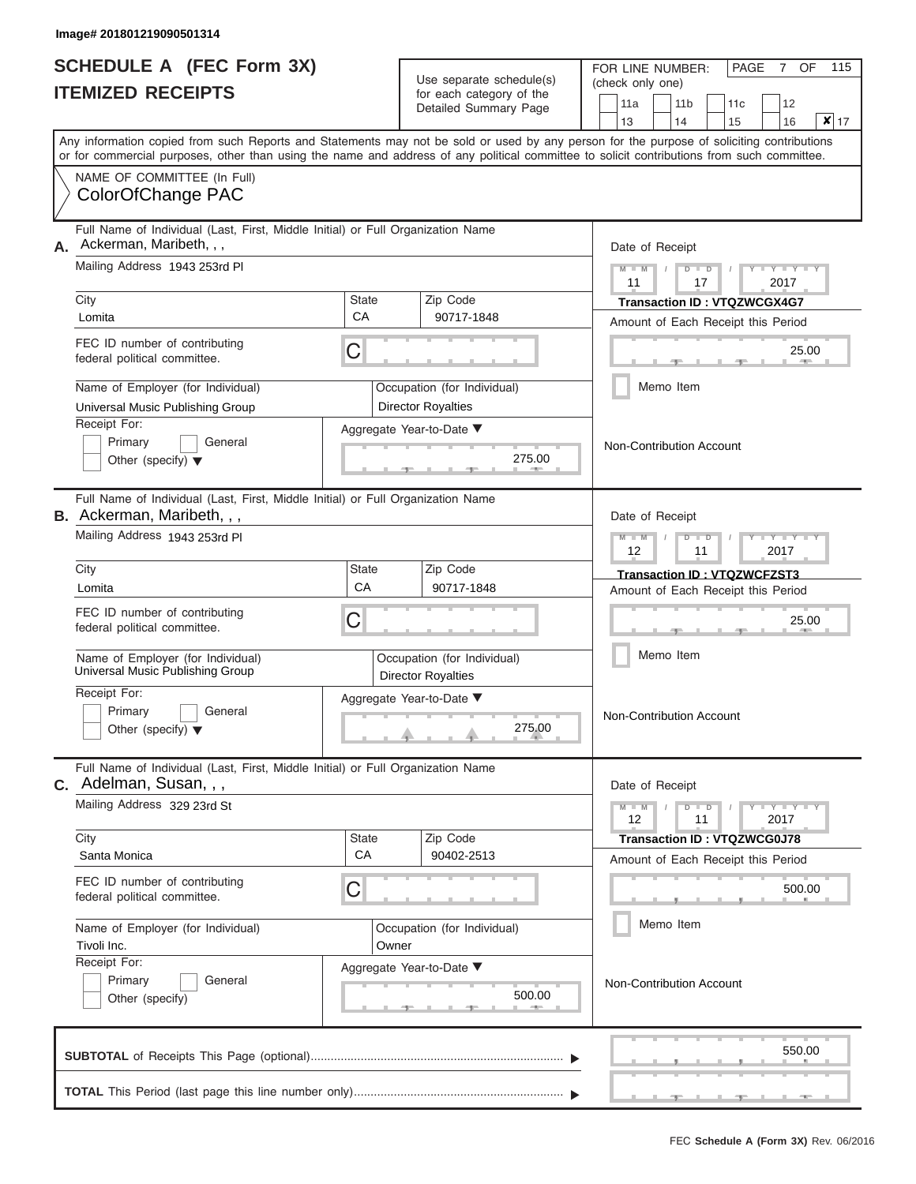Image# 201801219090501314

# SCHEDULE A (FEC Form 3X)
## ITEMIZED RECEIPTS

Use separate schedule(s) for each category of the Detailed Summary Page

FOR LINE NUMBER: (check only one)

11a | 11b | 11c | 12 | 13 | 14 | 15 | 16 | **X** 17

Any information copied from such Reports and Statements may not be sold or used by any person for the purpose of soliciting contributions or for commercial purposes, other than using the name and address of any political committee to solicit contributions from such committee.

NAME OF COMMITTEE (In Full)
ColorOfChange PAC

---

**A.** Full Name of Individual (Last, First, Middle Initial) or Full Organization Name: Ackerman, Maribeth, , ,

Mailing Address: 1943 253rd Pl

City: Lomita | State: CA | Zip Code: 90717-1848

FEC ID number of contributing federal political committee: C

Name of Employer (for Individual): Universal Music Publishing Group

Occupation (for Individual): Director Royalties

Receipt For: Primary / General / Other (specify)

Aggregate Year-to-Date: 275.00

Date of Receipt: 11 / 17 / 2017

Transaction ID : VTQZWCGX4G7

Amount of Each Receipt this Period: 25.00

Memo Item

Non-Contribution Account

---

**B.** Full Name of Individual (Last, First, Middle Initial) or Full Organization Name: Ackerman, Maribeth, , ,

Mailing Address: 1943 253rd Pl

City: Lomita | State: CA | Zip Code: 90717-1848

FEC ID number of contributing federal political committee: C

Name of Employer (for Individual): Universal Music Publishing Group

Occupation (for Individual): Director Royalties

Receipt For: Primary / General / Other (specify)

Aggregate Year-to-Date: 275.00

Date of Receipt: 12 / 11 / 2017

Transaction ID : VTQZWCFZST3

Amount of Each Receipt this Period: 25.00

Memo Item

Non-Contribution Account

---

**C.** Full Name of Individual (Last, First, Middle Initial) or Full Organization Name: Adelman, Susan, , ,

Mailing Address: 329 23rd St

City: Santa Monica | State: CA | Zip Code: 90402-2513

FEC ID number of contributing federal political committee: C

Name of Employer (for Individual): Tivoli Inc.

Occupation (for Individual): Owner

Receipt For: Primary / General / Other (specify)

Aggregate Year-to-Date: 500.00

Date of Receipt: 12 / 11 / 2017

Transaction ID : VTQZWCG0J78

Amount of Each Receipt this Period: 500.00

Memo Item

Non-Contribution Account

---

**SUBTOTAL** of Receipts This Page (optional): 550.00

**TOTAL** This Period (last page this line number only):

FEC Schedule A (Form 3X) Rev. 06/2016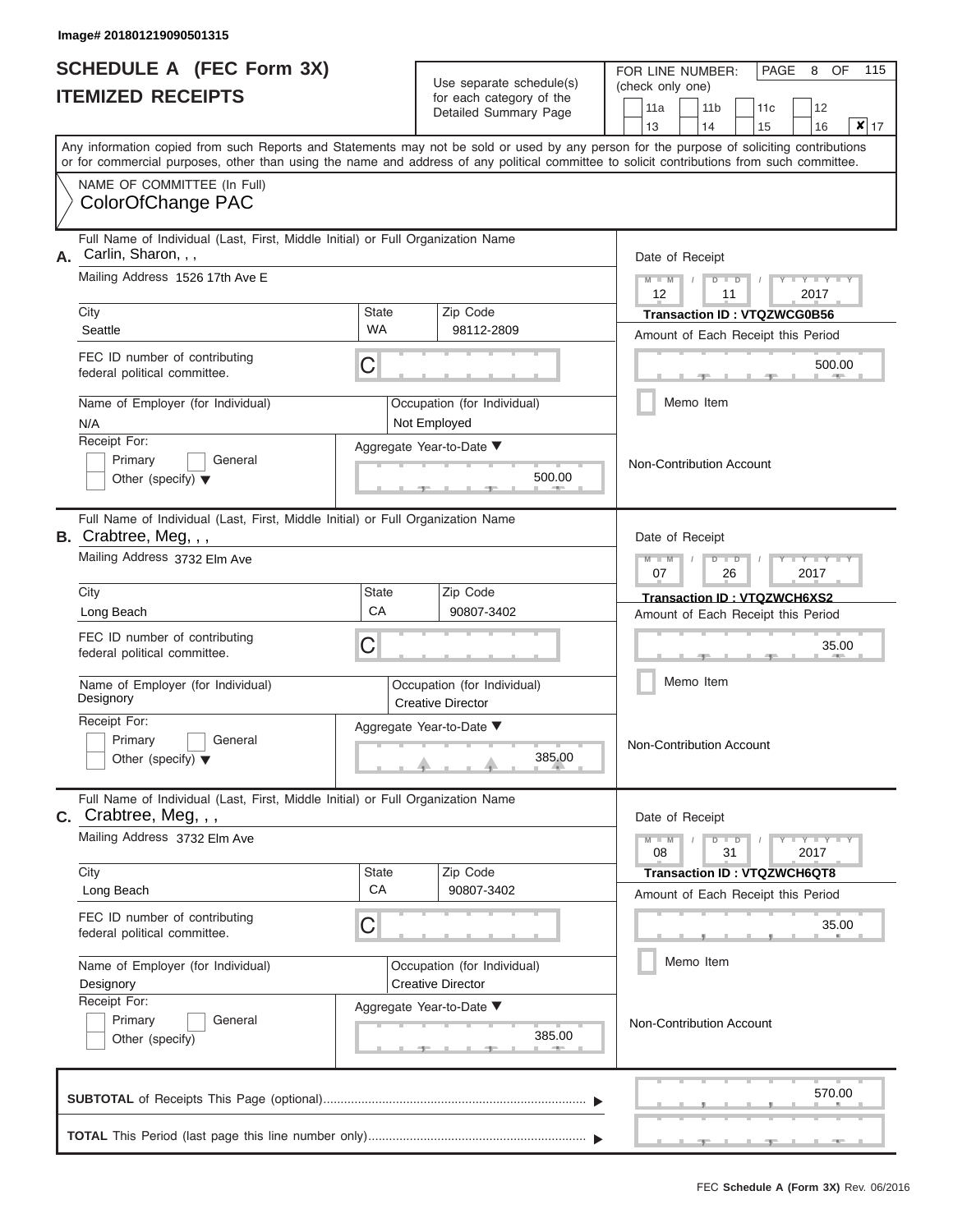Image# 201801219090501315

# SCHEDULE A (FEC Form 3X)
# ITEMIZED RECEIPTS

Use separate schedule(s) for each category of the Detailed Summary Page

FOR LINE NUMBER: (check only one)

11a | 11b | 11c | 12
13 | 14 | 15 | 16 | ✘ 17

PAGE 8 OF 115

Any information copied from such Reports and Statements may not be sold or used by any person for the purpose of soliciting contributions or for commercial purposes, other than using the name and address of any political committee to solicit contributions from such committee.

NAME OF COMMITTEE (In Full)
ColorOfChange PAC

---

**A.** Full Name of Individual (Last, First, Middle Initial) or Full Organization Name
Carlin, Sharon, , ,

Mailing Address 1526 17th Ave E

City: Seattle
State: WA
Zip Code: 98112-2809

FEC ID number of contributing federal political committee. C

Name of Employer (for Individual): N/A
Occupation (for Individual): Not Employed

Receipt For: Primary / General / Other (specify)

Aggregate Year-to-Date: 500.00

Date of Receipt: 12 / 11 / 2017
Transaction ID : VTQZWCG0B56
Amount of Each Receipt this Period: 500.00

Memo Item

Non-Contribution Account

---

**B.** Full Name of Individual (Last, First, Middle Initial) or Full Organization Name
Crabtree, Meg, , ,

Mailing Address 3732 Elm Ave

City: Long Beach
State: CA
Zip Code: 90807-3402

FEC ID number of contributing federal political committee. C

Name of Employer (for Individual): Designory
Occupation (for Individual): Creative Director

Receipt For: Primary / General / Other (specify)

Aggregate Year-to-Date: 385.00

Date of Receipt: 07 / 26 / 2017
Transaction ID : VTQZWCH6XS2
Amount of Each Receipt this Period: 35.00

Memo Item

Non-Contribution Account

---

**C.** Full Name of Individual (Last, First, Middle Initial) or Full Organization Name
Crabtree, Meg, , ,

Mailing Address 3732 Elm Ave

City: Long Beach
State: CA
Zip Code: 90807-3402

FEC ID number of contributing federal political committee. C

Name of Employer (for Individual): Designory
Occupation (for Individual): Creative Director

Receipt For: Primary / General / Other (specify)

Aggregate Year-to-Date: 385.00

Date of Receipt: 08 / 31 / 2017
Transaction ID : VTQZWCH6QT8
Amount of Each Receipt this Period: 35.00

Memo Item

Non-Contribution Account

---

**SUBTOTAL** of Receipts This Page (optional): 570.00

**TOTAL** This Period (last page this line number only):

FEC Schedule A (Form 3X) Rev. 06/2016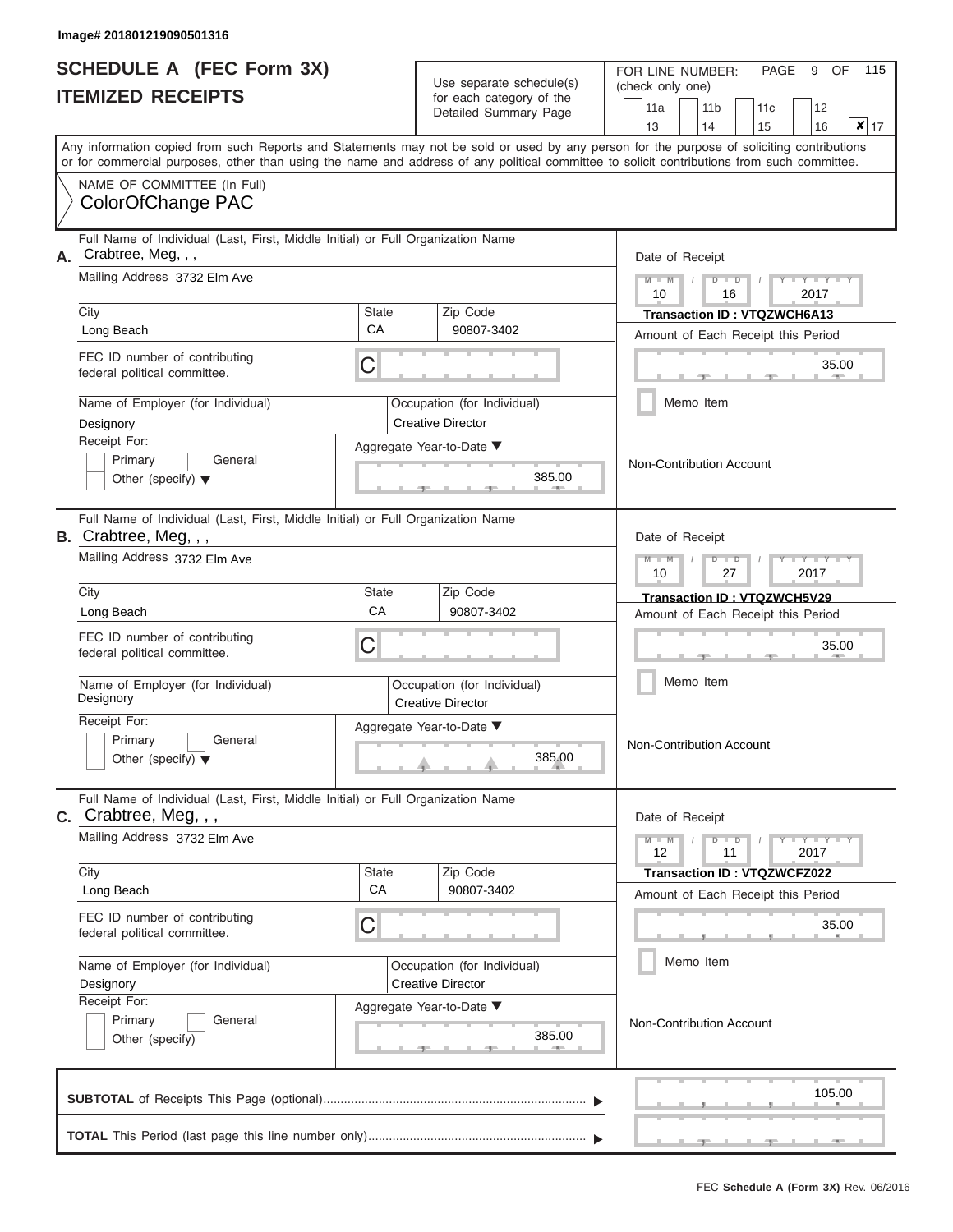Image# 201801219090501316

# SCHEDULE A (FEC Form 3X)
## ITEMIZED RECEIPTS

Use separate schedule(s) for each category of the Detailed Summary Page

FOR LINE NUMBER: (check only one)

11a | 11b | 11c | 12 | 13 | 14 | 15 | 16 | ✘ 17

PAGE 9 OF 115

Any information copied from such Reports and Statements may not be sold or used by any person for the purpose of soliciting contributions or for commercial purposes, other than using the name and address of any political committee to solicit contributions from such committee.

NAME OF COMMITTEE (In Full)
ColorOfChange PAC

---

**A.** Full Name of Individual (Last, First, Middle Initial) or Full Organization Name: Crabtree, Meg, , ,

Mailing Address: 3732 Elm Ave

City: Long Beach | State: CA | Zip Code: 90807-3402

FEC ID number of contributing federal political committee: C

Name of Employer (for Individual): Designory

Occupation (for Individual): Creative Director

Receipt For: Primary / General / Other (specify)

Aggregate Year-to-Date: 385.00

Date of Receipt: 10 / 16 / 2017

Transaction ID : VTQZWCH6A13

Amount of Each Receipt this Period: 35.00

Memo Item

Non-Contribution Account

---

**B.** Full Name of Individual (Last, First, Middle Initial) or Full Organization Name: Crabtree, Meg, , ,

Mailing Address: 3732 Elm Ave

City: Long Beach | State: CA | Zip Code: 90807-3402

FEC ID number of contributing federal political committee: C

Name of Employer (for Individual): Designory

Occupation (for Individual): Creative Director

Receipt For: Primary / General / Other (specify)

Aggregate Year-to-Date: 385.00

Date of Receipt: 10 / 27 / 2017

Transaction ID : VTQZWCH5V29

Amount of Each Receipt this Period: 35.00

Memo Item

Non-Contribution Account

---

**C.** Full Name of Individual (Last, First, Middle Initial) or Full Organization Name: Crabtree, Meg, , ,

Mailing Address: 3732 Elm Ave

City: Long Beach | State: CA | Zip Code: 90807-3402

FEC ID number of contributing federal political committee: C

Name of Employer (for Individual): Designory

Occupation (for Individual): Creative Director

Receipt For: Primary / General / Other (specify)

Aggregate Year-to-Date: 385.00

Date of Receipt: 12 / 11 / 2017

Transaction ID : VTQZWCFZ022

Amount of Each Receipt this Period: 35.00

Memo Item

Non-Contribution Account

---

**SUBTOTAL** of Receipts This Page (optional): 105.00

**TOTAL** This Period (last page this line number only):

FEC Schedule A (Form 3X) Rev. 06/2016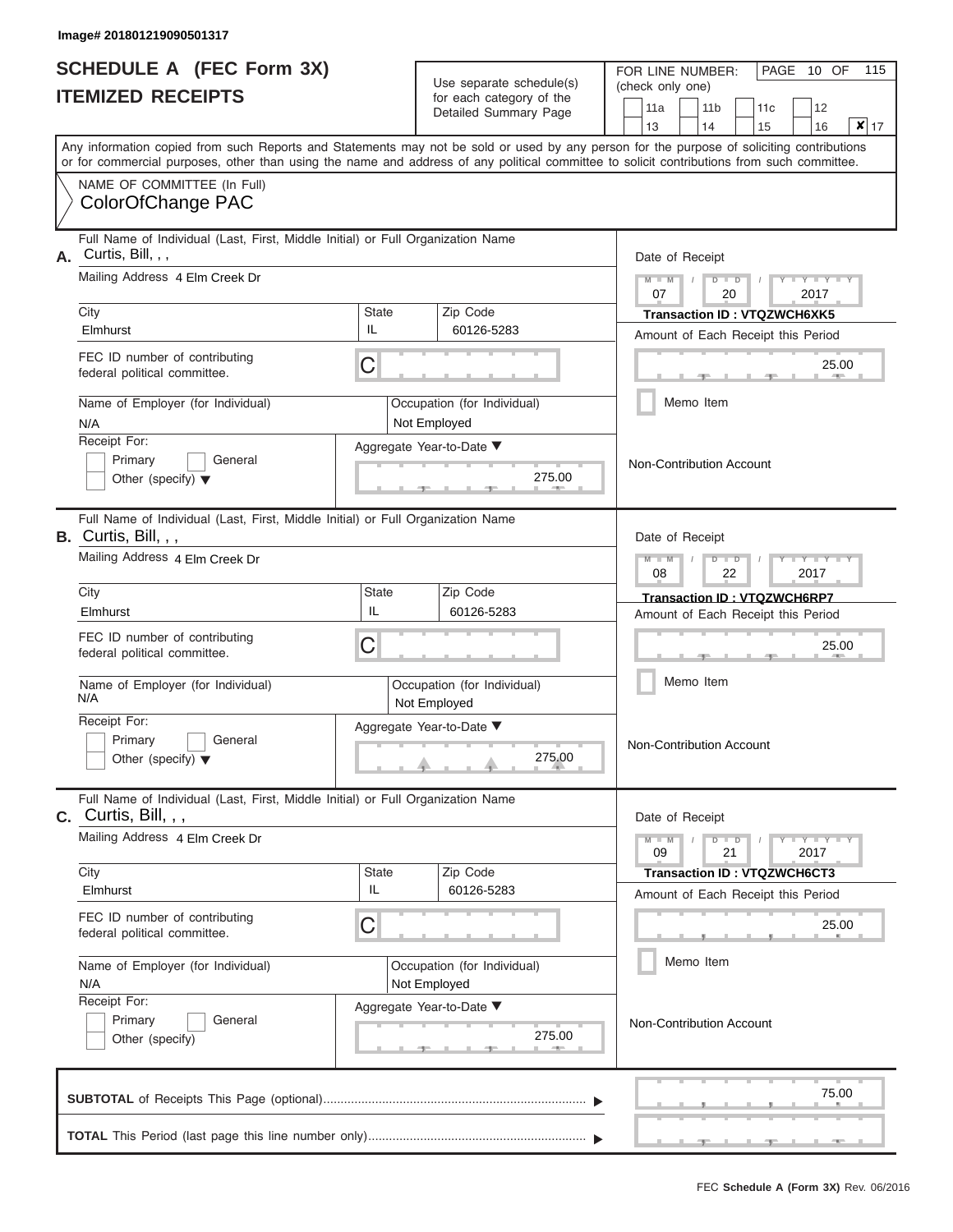Image# 201801219090501317

# SCHEDULE A (FEC Form 3X)
# ITEMIZED RECEIPTS

Use separate schedule(s) for each category of the Detailed Summary Page

FOR LINE NUMBER: (check only one)

| | | | |
|---|---|---|---|
| 11a | 11b | 11c | 12 |
| 13 | 14 | 15 | 16 |
| | | | ✘ 17 |

PAGE 10 OF 115

Any information copied from such Reports and Statements may not be sold or used by any person for the purpose of soliciting contributions or for commercial purposes, other than using the name and address of any political committee to solicit contributions from such committee.

NAME OF COMMITTEE (In Full)
ColorOfChange PAC

---

**A.** Full Name of Individual (Last, First, Middle Initial) or Full Organization Name
Curtis, Bill, , ,

Mailing Address 4 Elm Creek Dr

City: Elmhurst | State: IL | Zip Code: 60126-5283

FEC ID number of contributing federal political committee. C

Name of Employer (for Individual): N/A
Occupation (for Individual): Not Employed

Receipt For: Primary | General | Other (specify)

Aggregate Year-to-Date: 275.00

Date of Receipt: 07 / 20 / 2017
**Transaction ID : VTQZWCH6XK5**
Amount of Each Receipt this Period: 25.00

Memo Item

Non-Contribution Account

---

**B.** Full Name of Individual (Last, First, Middle Initial) or Full Organization Name
Curtis, Bill, , ,

Mailing Address 4 Elm Creek Dr

City: Elmhurst | State: IL | Zip Code: 60126-5283

FEC ID number of contributing federal political committee. C

Name of Employer (for Individual): N/A
Occupation (for Individual): Not Employed

Receipt For: Primary | General | Other (specify)

Aggregate Year-to-Date: 275.00

Date of Receipt: 08 / 22 / 2017
**Transaction ID : VTQZWCH6RP7**
Amount of Each Receipt this Period: 25.00

Memo Item

Non-Contribution Account

---

**C.** Full Name of Individual (Last, First, Middle Initial) or Full Organization Name
Curtis, Bill, , ,

Mailing Address 4 Elm Creek Dr

City: Elmhurst | State: IL | Zip Code: 60126-5283

FEC ID number of contributing federal political committee. C

Name of Employer (for Individual): N/A
Occupation (for Individual): Not Employed

Receipt For: Primary | General | Other (specify)

Aggregate Year-to-Date: 275.00

Date of Receipt: 09 / 21 / 2017
**Transaction ID : VTQZWCH6CT3**
Amount of Each Receipt this Period: 25.00

Memo Item

Non-Contribution Account

---

**SUBTOTAL** of Receipts This Page (optional)........ 75.00

**TOTAL** This Period (last page this line number only)........

FEC Schedule A (Form 3X) Rev. 06/2016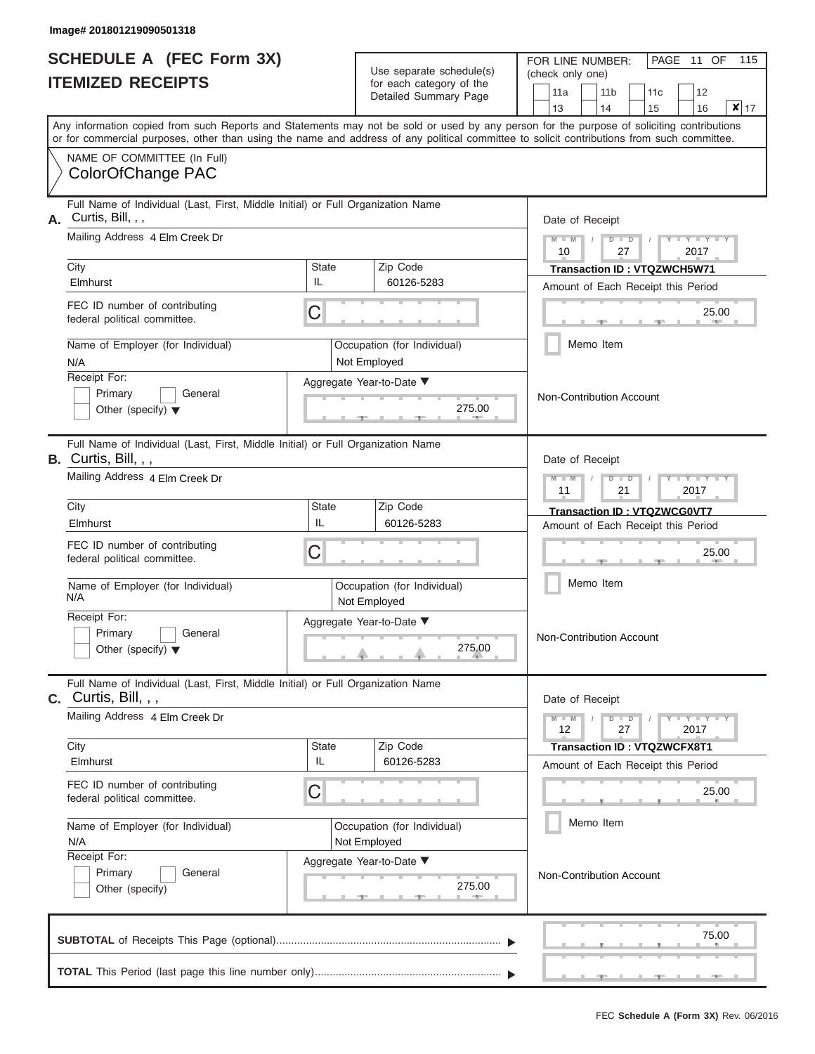Image# 201801219090501318

# SCHEDULE A (FEC Form 3X)
## ITEMIZED RECEIPTS

Use separate schedule(s) for each category of the Detailed Summary Page

FOR LINE NUMBER: (check only one)

PAGE 11 OF 115

11a | 11b | 11c | 12 | 13 | 14 | 15 | 16 | **X** 17

Any information copied from such Reports and Statements may not be sold or used by any person for the purpose of soliciting contributions or for commercial purposes, other than using the name and address of any political committee to solicit contributions from such committee.

NAME OF COMMITTEE (In Full)
ColorOfChange PAC

---

**A.** Full Name of Individual (Last, First, Middle Initial) or Full Organization Name: Curtis, Bill, , ,

Mailing Address: 4 Elm Creek Dr

City: Elmhurst | State: IL | Zip Code: 60126-5283

FEC ID number of contributing federal political committee: C

Name of Employer (for Individual): N/A

Occupation (for Individual): Not Employed

Receipt For: Primary / General / Other (specify)

Aggregate Year-to-Date: 275.00

Date of Receipt: 10 / 27 / 2017

Transaction ID : VTQZWCH5W71

Amount of Each Receipt this Period: 25.00

Memo Item

Non-Contribution Account

---

**B.** Full Name of Individual (Last, First, Middle Initial) or Full Organization Name: Curtis, Bill, , ,

Mailing Address: 4 Elm Creek Dr

City: Elmhurst | State: IL | Zip Code: 60126-5283

FEC ID number of contributing federal political committee: C

Name of Employer (for Individual): N/A

Occupation (for Individual): Not Employed

Receipt For: Primary / General / Other (specify)

Aggregate Year-to-Date: 275.00

Date of Receipt: 11 / 21 / 2017

Transaction ID : VTQZWCG0VT7

Amount of Each Receipt this Period: 25.00

Memo Item

Non-Contribution Account

---

**C.** Full Name of Individual (Last, First, Middle Initial) or Full Organization Name: Curtis, Bill, , ,

Mailing Address: 4 Elm Creek Dr

City: Elmhurst | State: IL | Zip Code: 60126-5283

FEC ID number of contributing federal political committee: C

Name of Employer (for Individual): N/A

Occupation (for Individual): Not Employed

Receipt For: Primary / General / Other (specify)

Aggregate Year-to-Date: 275.00

Date of Receipt: 12 / 27 / 2017

Transaction ID : VTQZWCFX8T1

Amount of Each Receipt this Period: 25.00

Memo Item

Non-Contribution Account

---

**SUBTOTAL** of Receipts This Page (optional): 75.00

**TOTAL** This Period (last page this line number only):

FEC **Schedule A (Form 3X)** Rev. 06/2016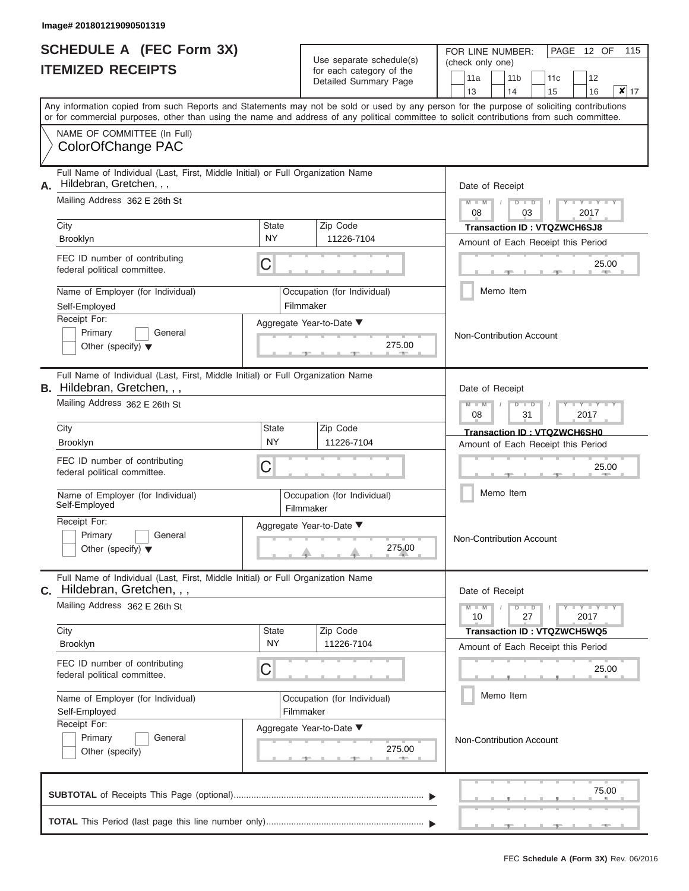Image# 201801219090501319

# SCHEDULE A (FEC Form 3X)
## ITEMIZED RECEIPTS

Use separate schedule(s) for each category of the Detailed Summary Page

FOR LINE NUMBER: (check only one)

11a | 11b | 11c | 12
13 | 14 | 15 | 16 | ✘ 17

PAGE 12 OF 115

Any information copied from such Reports and Statements may not be sold or used by any person for the purpose of soliciting contributions or for commercial purposes, other than using the name and address of any political committee to solicit contributions from such committee.

NAME OF COMMITTEE (In Full)
ColorOfChange PAC

---

**A.** Full Name of Individual (Last, First, Middle Initial) or Full Organization Name
Hildebran, Gretchen, , ,

Mailing Address 362 E 26th St

City: Brooklyn | State: NY | Zip Code: 11226-7104

FEC ID number of contributing federal political committee. C

Name of Employer (for Individual): Self-Employed
Occupation (for Individual): Filmmaker

Receipt For: Primary / General / Other (specify)

Aggregate Year-to-Date: 275.00

Date of Receipt: 08 / 03 / 2017
Transaction ID : VTQZWCH6SJ8
Amount of Each Receipt this Period: 25.00

Memo Item

Non-Contribution Account

---

**B.** Full Name of Individual (Last, First, Middle Initial) or Full Organization Name
Hildebran, Gretchen, , ,

Mailing Address 362 E 26th St

City: Brooklyn | State: NY | Zip Code: 11226-7104

FEC ID number of contributing federal political committee. C

Name of Employer (for Individual): Self-Employed
Occupation (for Individual): Filmmaker

Receipt For: Primary / General / Other (specify)

Aggregate Year-to-Date: 275.00

Date of Receipt: 08 / 31 / 2017
Transaction ID : VTQZWCH6SH0
Amount of Each Receipt this Period: 25.00

Memo Item

Non-Contribution Account

---

**C.** Full Name of Individual (Last, First, Middle Initial) or Full Organization Name
Hildebran, Gretchen, , ,

Mailing Address 362 E 26th St

City: Brooklyn | State: NY | Zip Code: 11226-7104

FEC ID number of contributing federal political committee. C

Name of Employer (for Individual): Self-Employed
Occupation (for Individual): Filmmaker

Receipt For: Primary / General / Other (specify)

Aggregate Year-to-Date: 275.00

Date of Receipt: 10 / 27 / 2017
Transaction ID : VTQZWCH5WQ5
Amount of Each Receipt this Period: 25.00

Memo Item

Non-Contribution Account

---

**SUBTOTAL** of Receipts This Page (optional): 75.00

**TOTAL** This Period (last page this line number only):

FEC Schedule A (Form 3X) Rev. 06/2016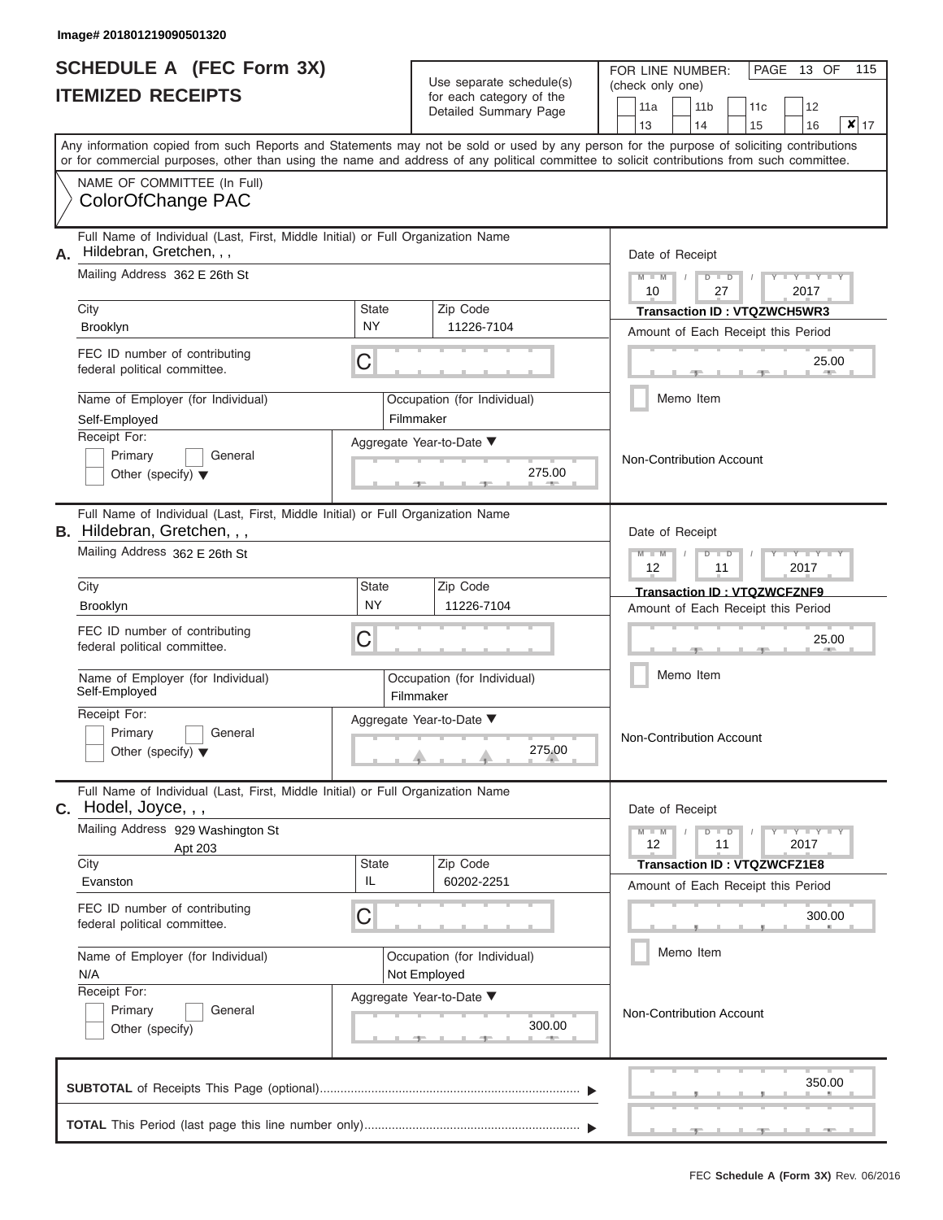Image# 201801219090501320

# SCHEDULE A (FEC Form 3X)
## ITEMIZED RECEIPTS

Use separate schedule(s) for each category of the Detailed Summary Page

FOR LINE NUMBER: (check only one)

11a | 11b | 11c | 12 | 13 | 14 | 15 | 16 | **X** 17

PAGE 13 OF 115

Any information copied from such Reports and Statements may not be sold or used by any person for the purpose of soliciting contributions or for commercial purposes, other than using the name and address of any political committee to solicit contributions from such committee.

NAME OF COMMITTEE (In Full)
ColorOfChange PAC

---

**A.** Full Name of Individual (Last, First, Middle Initial) or Full Organization Name
Hildebran, Gretchen, , ,

Mailing Address 362 E 26th St

City: Brooklyn | State: NY | Zip Code: 11226-7104

FEC ID number of contributing federal political committee. C

Name of Employer (for Individual): Self-Employed
Occupation (for Individual): Filmmaker

Receipt For: Primary / General / Other (specify)

Aggregate Year-to-Date: 275.00

Date of Receipt: 10 / 27 / 2017
**Transaction ID : VTQZWCH5WR3**
Amount of Each Receipt this Period: 25.00

Memo Item

Non-Contribution Account

---

**B.** Full Name of Individual (Last, First, Middle Initial) or Full Organization Name
Hildebran, Gretchen, , ,

Mailing Address 362 E 26th St

City: Brooklyn | State: NY | Zip Code: 11226-7104

FEC ID number of contributing federal political committee. C

Name of Employer (for Individual): Self-Employed
Occupation (for Individual): Filmmaker

Receipt For: Primary / General / Other (specify)

Aggregate Year-to-Date: 275.00

Date of Receipt: 12 / 11 / 2017
**Transaction ID : VTQZWCFZNF9**
Amount of Each Receipt this Period: 25.00

Memo Item

Non-Contribution Account

---

**C.** Full Name of Individual (Last, First, Middle Initial) or Full Organization Name
Hodel, Joyce, , ,

Mailing Address 929 Washington St
Apt 203

City: Evanston | State: IL | Zip Code: 60202-2251

FEC ID number of contributing federal political committee. C

Name of Employer (for Individual): N/A
Occupation (for Individual): Not Employed

Receipt For: Primary / General / Other (specify)

Aggregate Year-to-Date: 300.00

Date of Receipt: 12 / 11 / 2017
**Transaction ID : VTQZWCFZ1E8**
Amount of Each Receipt this Period: 300.00

Memo Item

Non-Contribution Account

---

**SUBTOTAL** of Receipts This Page (optional): 350.00

**TOTAL** This Period (last page this line number only):

FEC **Schedule A (Form 3X)** Rev. 06/2016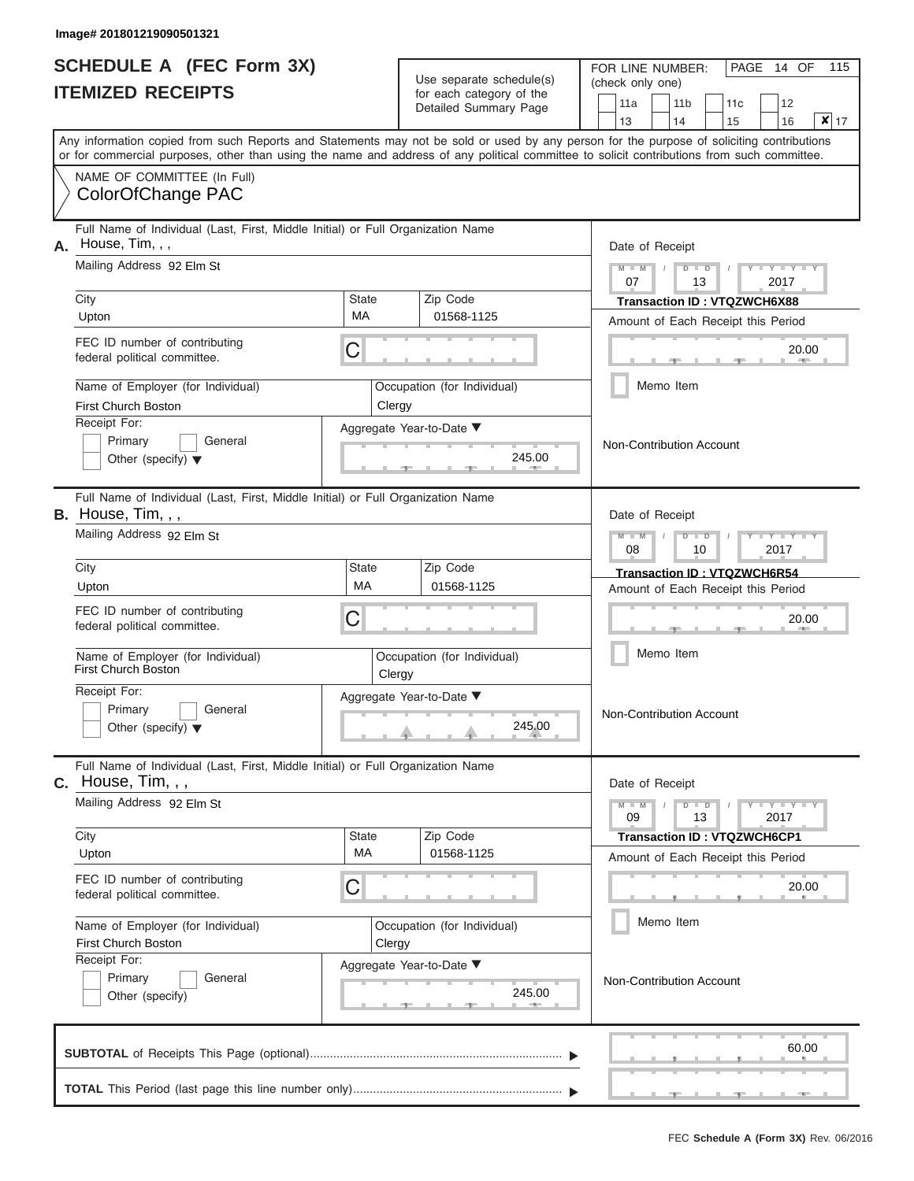Image# 201801219090501321

# SCHEDULE A (FEC Form 3X)
# ITEMIZED RECEIPTS

Use separate schedule(s) for each category of the Detailed Summary Page

FOR LINE NUMBER: (check only one)

11a | 11b | 11c | 12 | 13 | 14 | 15 | 16 | ☒ 17

PAGE 14 OF 115

Any information copied from such Reports and Statements may not be sold or used by any person for the purpose of soliciting contributions or for commercial purposes, other than using the name and address of any political committee to solicit contributions from such committee.

NAME OF COMMITTEE (In Full)
ColorOfChange PAC

---

**A.** Full Name of Individual (Last, First, Middle Initial) or Full Organization Name: House, Tim, , ,

Mailing Address: 92 Elm St

City: Upton | State: MA | Zip Code: 01568-1125

FEC ID number of contributing federal political committee: C

Name of Employer (for Individual): First Church Boston

Occupation (for Individual): Clergy

Receipt For: Primary / General / Other (specify)

Aggregate Year-to-Date: 245.00

Date of Receipt: 07 / 13 / 2017

Transaction ID : VTQZWCH6X88

Amount of Each Receipt this Period: 20.00

Memo Item

Non-Contribution Account

---

**B.** Full Name of Individual (Last, First, Middle Initial) or Full Organization Name: House, Tim, , ,

Mailing Address: 92 Elm St

City: Upton | State: MA | Zip Code: 01568-1125

FEC ID number of contributing federal political committee: C

Name of Employer (for Individual): First Church Boston

Occupation (for Individual): Clergy

Receipt For: Primary / General / Other (specify)

Aggregate Year-to-Date: 245.00

Date of Receipt: 08 / 10 / 2017

Transaction ID : VTQZWCH6R54

Amount of Each Receipt this Period: 20.00

Memo Item

Non-Contribution Account

---

**C.** Full Name of Individual (Last, First, Middle Initial) or Full Organization Name: House, Tim, , ,

Mailing Address: 92 Elm St

City: Upton | State: MA | Zip Code: 01568-1125

FEC ID number of contributing federal political committee: C

Name of Employer (for Individual): First Church Boston

Occupation (for Individual): Clergy

Receipt For: Primary / General / Other (specify)

Aggregate Year-to-Date: 245.00

Date of Receipt: 09 / 13 / 2017

Transaction ID : VTQZWCH6CP1

Amount of Each Receipt this Period: 20.00

Memo Item

Non-Contribution Account

---

**SUBTOTAL** of Receipts This Page (optional): 60.00

**TOTAL** This Period (last page this line number only):

FEC Schedule A (Form 3X) Rev. 06/2016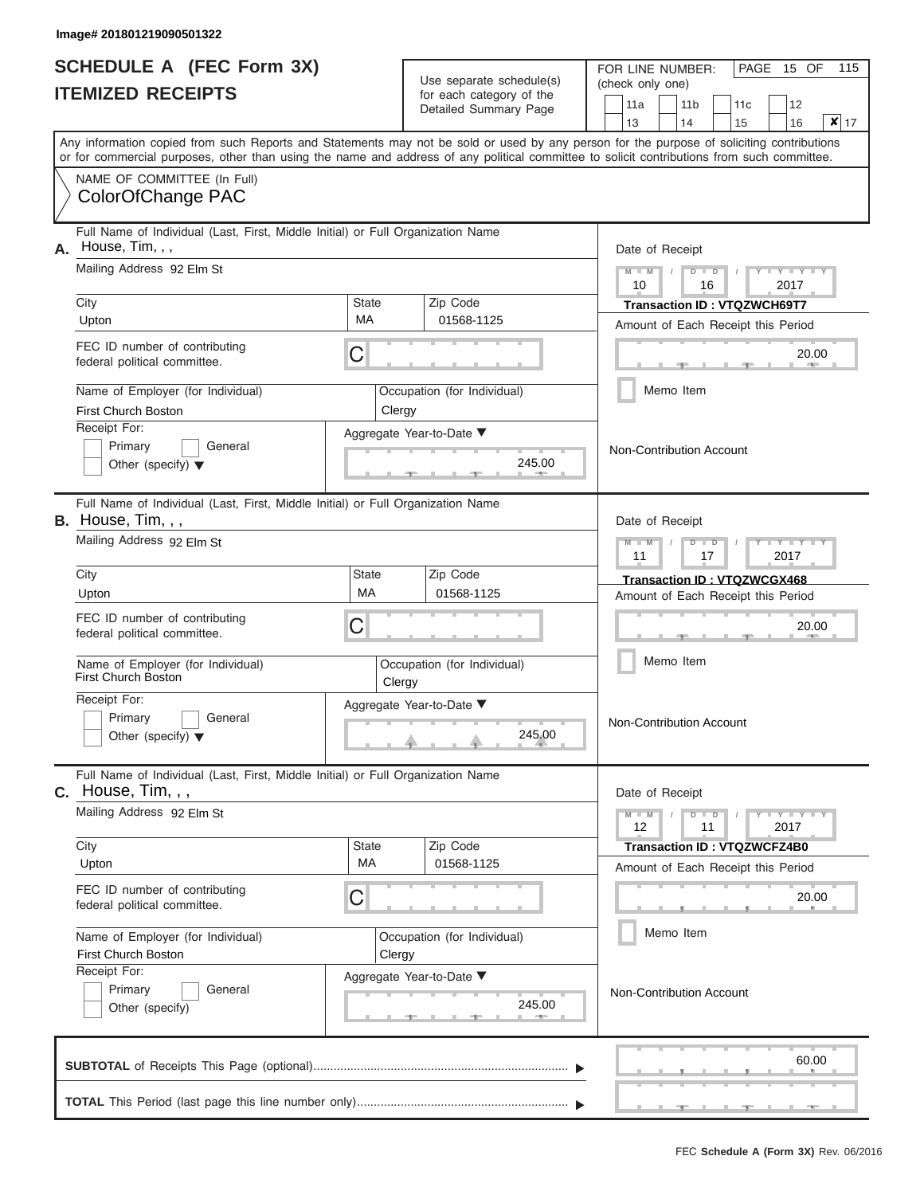Image# 201801219090501322

# SCHEDULE A (FEC Form 3X)
## ITEMIZED RECEIPTS

Use separate schedule(s) for each category of the Detailed Summary Page

FOR LINE NUMBER: (check only one)

11a | 11b | 11c | 12
13 | 14 | 15 | 16 | ✘ 17

PAGE 15 OF 115

Any information copied from such Reports and Statements may not be sold or used by any person for the purpose of soliciting contributions or for commercial purposes, other than using the name and address of any political committee to solicit contributions from such committee.

NAME OF COMMITTEE (In Full)
ColorOfChange PAC

---

**A.** Full Name of Individual (Last, First, Middle Initial) or Full Organization Name
House, Tim, , ,

Mailing Address 92 Elm St

City: Upton | State: MA | Zip Code: 01568-1125

FEC ID number of contributing federal political committee. C

Name of Employer (for Individual): First Church Boston
Occupation (for Individual): Clergy

Receipt For: Primary / General / Other (specify)

Aggregate Year-to-Date: 245.00

Date of Receipt: 10 / 16 / 2017
Transaction ID : VTQZWCH69T7
Amount of Each Receipt this Period: 20.00
Memo Item
Non-Contribution Account

---

**B.** Full Name of Individual (Last, First, Middle Initial) or Full Organization Name
House, Tim, , ,

Mailing Address 92 Elm St

City: Upton | State: MA | Zip Code: 01568-1125

FEC ID number of contributing federal political committee. C

Name of Employer (for Individual): First Church Boston
Occupation (for Individual): Clergy

Receipt For: Primary / General / Other (specify)

Aggregate Year-to-Date: 245.00

Date of Receipt: 11 / 17 / 2017
Transaction ID : VTQZWCGX468
Amount of Each Receipt this Period: 20.00
Memo Item
Non-Contribution Account

---

**C.** Full Name of Individual (Last, First, Middle Initial) or Full Organization Name
House, Tim, , ,

Mailing Address 92 Elm St

City: Upton | State: MA | Zip Code: 01568-1125

FEC ID number of contributing federal political committee. C

Name of Employer (for Individual): First Church Boston
Occupation (for Individual): Clergy

Receipt For: Primary / General / Other (specify)

Aggregate Year-to-Date: 245.00

Date of Receipt: 12 / 11 / 2017
Transaction ID : VTQZWCFZ4B0
Amount of Each Receipt this Period: 20.00
Memo Item
Non-Contribution Account

---

**SUBTOTAL** of Receipts This Page (optional): 60.00

**TOTAL** This Period (last page this line number only):

FEC Schedule A (Form 3X) Rev. 06/2016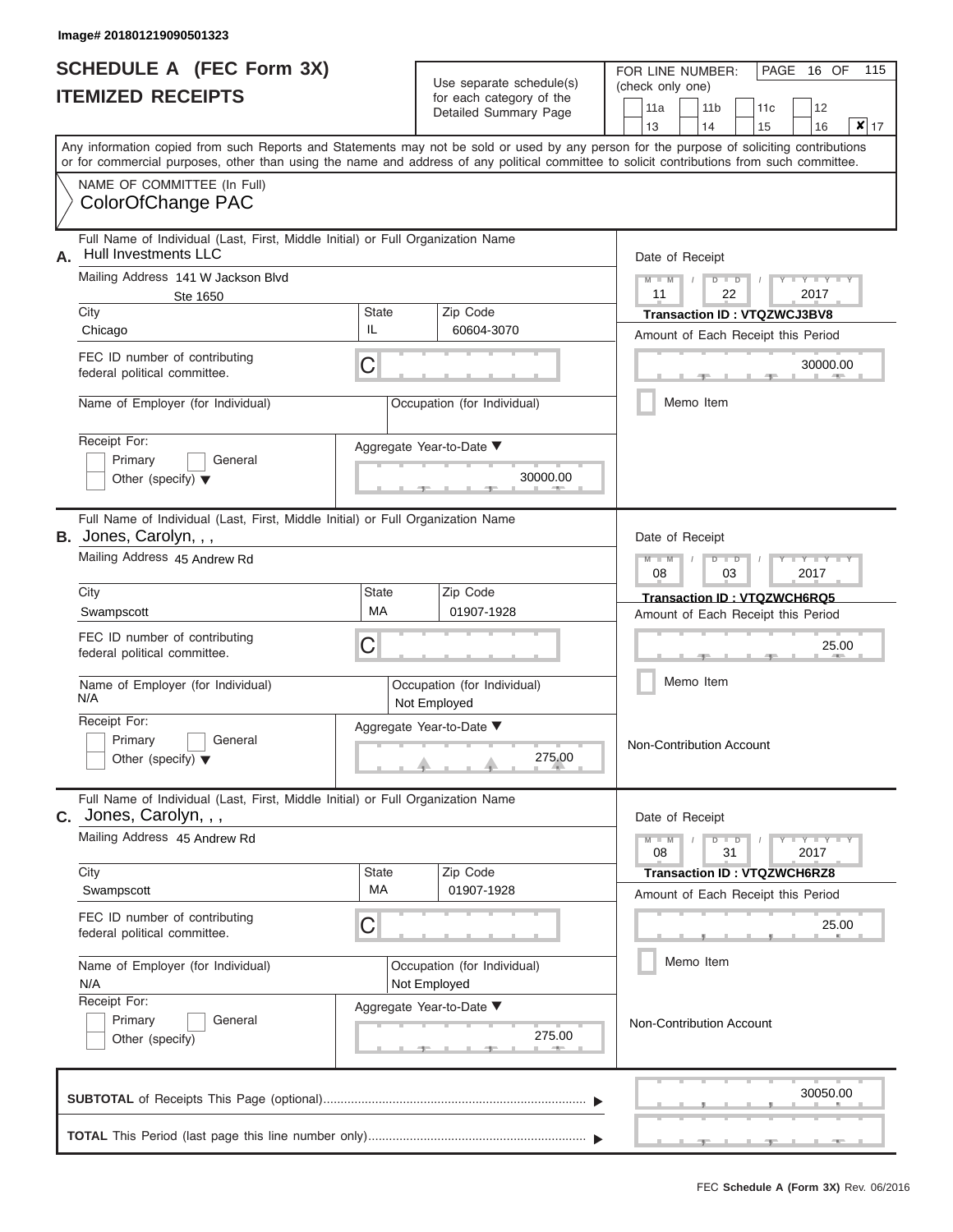Image# 201801219090501323

# SCHEDULE A (FEC Form 3X)
# ITEMIZED RECEIPTS

Use separate schedule(s) for each category of the Detailed Summary Page

FOR LINE NUMBER: (check only one)

11a | 11b | 11c | 12 | 13 | 14 | 15 | 16 | **X** 17

PAGE 16 OF 115

Any information copied from such Reports and Statements may not be sold or used by any person for the purpose of soliciting contributions or for commercial purposes, other than using the name and address of any political committee to solicit contributions from such committee.

NAME OF COMMITTEE (In Full)
ColorOfChange PAC

---

**A.** Full Name of Individual (Last, First, Middle Initial) or Full Organization Name: Hull Investments LLC

Mailing Address: 141 W Jackson Blvd, Ste 1650

City: Chicago | State: IL | Zip Code: 60604-3070

FEC ID number of contributing federal political committee: C

Name of Employer (for Individual):

Occupation (for Individual):

Receipt For: Primary / General / Other (specify)

Aggregate Year-to-Date: 30000.00

Date of Receipt: 11 / 22 / 2017

Transaction ID : VTQZWCJ3BV8

Amount of Each Receipt this Period: 30000.00

Memo Item

---

**B.** Full Name of Individual (Last, First, Middle Initial) or Full Organization Name: Jones, Carolyn, , ,

Mailing Address: 45 Andrew Rd

City: Swampscott | State: MA | Zip Code: 01907-1928

FEC ID number of contributing federal political committee: C

Name of Employer (for Individual): N/A

Occupation (for Individual): Not Employed

Receipt For: Primary / General / Other (specify)

Aggregate Year-to-Date: 275.00

Date of Receipt: 08 / 03 / 2017

Transaction ID : VTQZWCH6RQ5

Amount of Each Receipt this Period: 25.00

Memo Item

Non-Contribution Account

---

**C.** Full Name of Individual (Last, First, Middle Initial) or Full Organization Name: Jones, Carolyn, , ,

Mailing Address: 45 Andrew Rd

City: Swampscott | State: MA | Zip Code: 01907-1928

FEC ID number of contributing federal political committee: C

Name of Employer (for Individual): N/A

Occupation (for Individual): Not Employed

Receipt For: Primary / General / Other (specify)

Aggregate Year-to-Date: 275.00

Date of Receipt: 08 / 31 / 2017

Transaction ID : VTQZWCH6RZ8

Amount of Each Receipt this Period: 25.00

Memo Item

Non-Contribution Account

---

**SUBTOTAL** of Receipts This Page (optional): 30050.00

**TOTAL** This Period (last page this line number only):

FEC **Schedule A (Form 3X)** Rev. 06/2016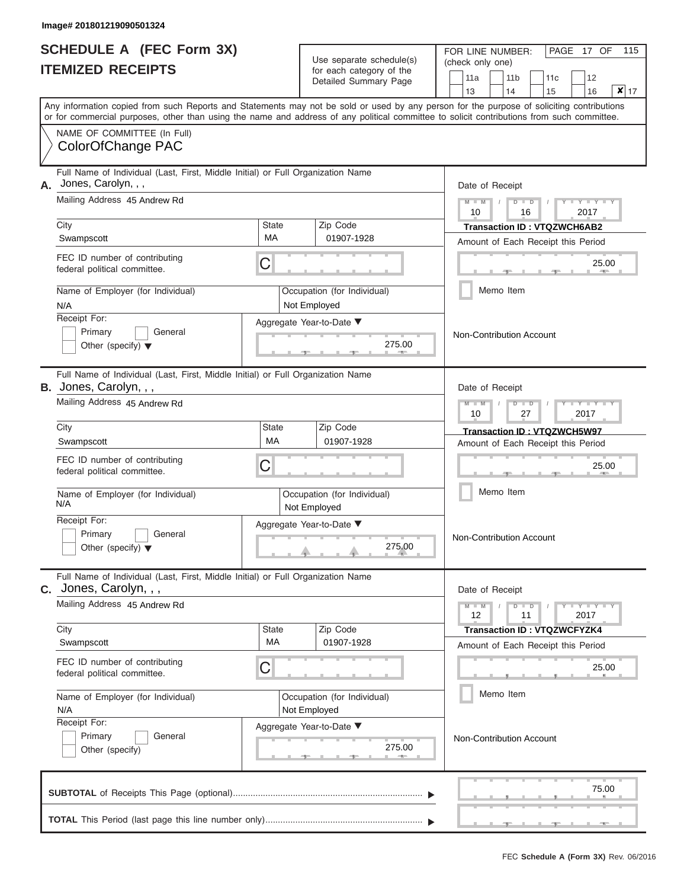Image# 201801219090501324

# SCHEDULE A (FEC Form 3X)
# ITEMIZED RECEIPTS

Use separate schedule(s) for each category of the Detailed Summary Page

FOR LINE NUMBER: (check only one)

PAGE 17 OF 115

- [ ] 11a
- [ ] 11b
- [ ] 11c
- [ ] 12
- [ ] 13
- [ ] 14
- [ ] 15
- [ ] 16
- [x] 17

Any information copied from such Reports and Statements may not be sold or used by any person for the purpose of soliciting contributions or for commercial purposes, other than using the name and address of any political committee to solicit contributions from such committee.

NAME OF COMMITTEE (In Full)
ColorOfChange PAC

---

**A.** Full Name of Individual (Last, First, Middle Initial) or Full Organization Name: Jones, Carolyn, , ,

Mailing Address: 45 Andrew Rd

City: Swampscott | State: MA | Zip Code: 01907-1928

FEC ID number of contributing federal political committee: C

Name of Employer (for Individual): N/A

Occupation (for Individual): Not Employed

Receipt For: Primary / General / Other (specify)

Aggregate Year-to-Date: 275.00

Date of Receipt: 10 / 16 / 2017

Transaction ID : VTQZWCH6AB2

Amount of Each Receipt this Period: 25.00

Memo Item

Non-Contribution Account

---

**B.** Full Name of Individual (Last, First, Middle Initial) or Full Organization Name: Jones, Carolyn, , ,

Mailing Address: 45 Andrew Rd

City: Swampscott | State: MA | Zip Code: 01907-1928

FEC ID number of contributing federal political committee: C

Name of Employer (for Individual): N/A

Occupation (for Individual): Not Employed

Receipt For: Primary / General / Other (specify)

Aggregate Year-to-Date: 275.00

Date of Receipt: 10 / 27 / 2017

Transaction ID : VTQZWCH5W97

Amount of Each Receipt this Period: 25.00

Memo Item

Non-Contribution Account

---

**C.** Full Name of Individual (Last, First, Middle Initial) or Full Organization Name: Jones, Carolyn, , ,

Mailing Address: 45 Andrew Rd

City: Swampscott | State: MA | Zip Code: 01907-1928

FEC ID number of contributing federal political committee: C

Name of Employer (for Individual): N/A

Occupation (for Individual): Not Employed

Receipt For: Primary / General / Other (specify)

Aggregate Year-to-Date: 275.00

Date of Receipt: 12 / 11 / 2017

Transaction ID : VTQZWCFYZK4

Amount of Each Receipt this Period: 25.00

Memo Item

Non-Contribution Account

---

**SUBTOTAL** of Receipts This Page (optional): 75.00

**TOTAL** This Period (last page this line number only):

FEC Schedule A (Form 3X) Rev. 06/2016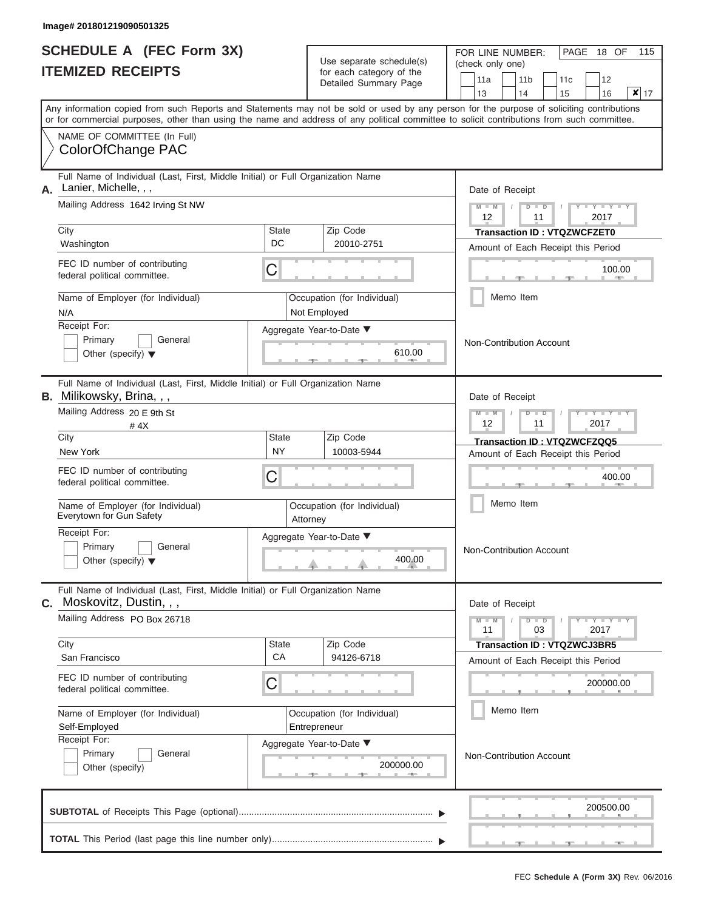Image# 201801219090501325

# SCHEDULE A (FEC Form 3X)
## ITEMIZED RECEIPTS

Use separate schedule(s) for each category of the Detailed Summary Page

FOR LINE NUMBER: (check only one)

11a | 11b | 11c | 12 | 13 | 14 | 15 | 16 | ☒ 17

PAGE 18 OF 115

Any information copied from such Reports and Statements may not be sold or used by any person for the purpose of soliciting contributions or for commercial purposes, other than using the name and address of any political committee to solicit contributions from such committee.

NAME OF COMMITTEE (In Full)
ColorOfChange PAC

---

**A.** Full Name of Individual (Last, First, Middle Initial) or Full Organization Name: Lanier, Michelle, , ,

Mailing Address: 1642 Irving St NW

City: Washington | State: DC | Zip Code: 20010-2751

FEC ID number of contributing federal political committee: C

Name of Employer (for Individual): N/A

Occupation (for Individual): Not Employed

Receipt For: Primary | General | Other (specify)

Aggregate Year-to-Date: 610.00

Date of Receipt: 12 / 11 / 2017

Transaction ID : VTQZWCFZET0

Amount of Each Receipt this Period: 100.00

Memo Item

Non-Contribution Account

---

**B.** Full Name of Individual (Last, First, Middle Initial) or Full Organization Name: Milikowsky, Brina, , ,

Mailing Address: 20 E 9th St # 4X

City: New York | State: NY | Zip Code: 10003-5944

FEC ID number of contributing federal political committee: C

Name of Employer (for Individual): Everytown for Gun Safety

Occupation (for Individual): Attorney

Receipt For: Primary | General | Other (specify)

Aggregate Year-to-Date: 400.00

Date of Receipt: 12 / 11 / 2017

Transaction ID : VTQZWCFZQQ5

Amount of Each Receipt this Period: 400.00

Memo Item

Non-Contribution Account

---

**C.** Full Name of Individual (Last, First, Middle Initial) or Full Organization Name: Moskovitz, Dustin, , ,

Mailing Address: PO Box 26718

City: San Francisco | State: CA | Zip Code: 94126-6718

FEC ID number of contributing federal political committee: C

Name of Employer (for Individual): Self-Employed

Occupation (for Individual): Entrepreneur

Receipt For: Primary | General | Other (specify)

Aggregate Year-to-Date: 200000.00

Date of Receipt: 11 / 03 / 2017

Transaction ID : VTQZWCJ3BR5

Amount of Each Receipt this Period: 200000.00

Memo Item

Non-Contribution Account

---

**SUBTOTAL** of Receipts This Page (optional): 200500.00

**TOTAL** This Period (last page this line number only):

FEC Schedule A (Form 3X) Rev. 06/2016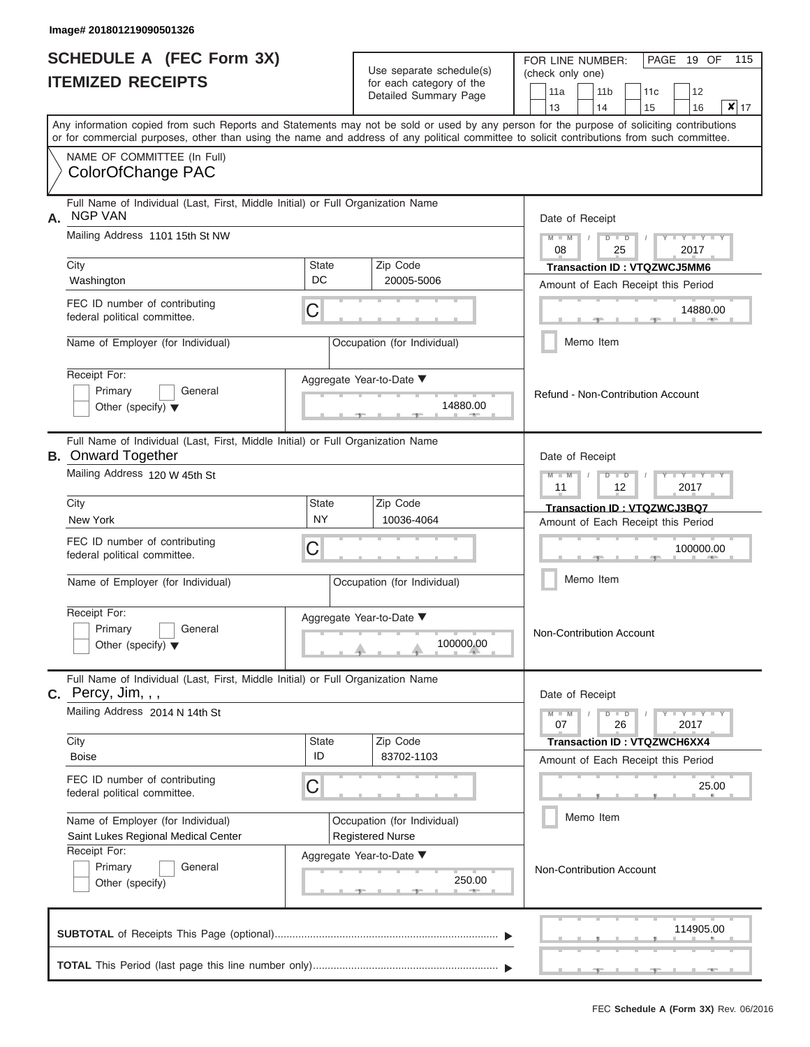Image# 201801219090501326

# SCHEDULE A (FEC Form 3X)
## ITEMIZED RECEIPTS

Use separate schedule(s) for each category of the Detailed Summary Page

FOR LINE NUMBER: (check only one)

11a | 11b | 11c | 12 | 13 | 14 | 15 | 16 | ✘ 17

Any information copied from such Reports and Statements may not be sold or used by any person for the purpose of soliciting contributions or for commercial purposes, other than using the name and address of any political committee to solicit contributions from such committee.

NAME OF COMMITTEE (In Full)
ColorOfChange PAC

---

**A.** Full Name of Individual (Last, First, Middle Initial) or Full Organization Name: NGP VAN

Mailing Address: 1101 15th St NW

City: Washington | State: DC | Zip Code: 20005-5006

FEC ID number of contributing federal political committee: C

Name of Employer (for Individual):

Occupation (for Individual):

Receipt For: Primary / General / Other (specify)

Aggregate Year-to-Date: 14880.00

Date of Receipt: 08 / 25 / 2017

Transaction ID : VTQZWCJ5MM6

Amount of Each Receipt this Period: 14880.00

Memo Item

Refund - Non-Contribution Account

---

**B.** Full Name of Individual (Last, First, Middle Initial) or Full Organization Name: Onward Together

Mailing Address: 120 W 45th St

City: New York | State: NY | Zip Code: 10036-4064

FEC ID number of contributing federal political committee: C

Name of Employer (for Individual):

Occupation (for Individual):

Receipt For: Primary / General / Other (specify)

Aggregate Year-to-Date: 100000.00

Date of Receipt: 11 / 12 / 2017

Transaction ID : VTQZWCJ3BQ7

Amount of Each Receipt this Period: 100000.00

Memo Item

Non-Contribution Account

---

**C.** Full Name of Individual (Last, First, Middle Initial) or Full Organization Name: Percy, Jim, , ,

Mailing Address: 2014 N 14th St

City: Boise | State: ID | Zip Code: 83702-1103

FEC ID number of contributing federal political committee: C

Name of Employer (for Individual): Saint Lukes Regional Medical Center

Occupation (for Individual): Registered Nurse

Receipt For: Primary / General / Other (specify)

Aggregate Year-to-Date: 250.00

Date of Receipt: 07 / 26 / 2017

Transaction ID : VTQZWCH6XX4

Amount of Each Receipt this Period: 25.00

Memo Item

Non-Contribution Account

---

**SUBTOTAL** of Receipts This Page (optional): 114905.00

**TOTAL** This Period (last page this line number only):

FEC Schedule A (Form 3X) Rev. 06/2016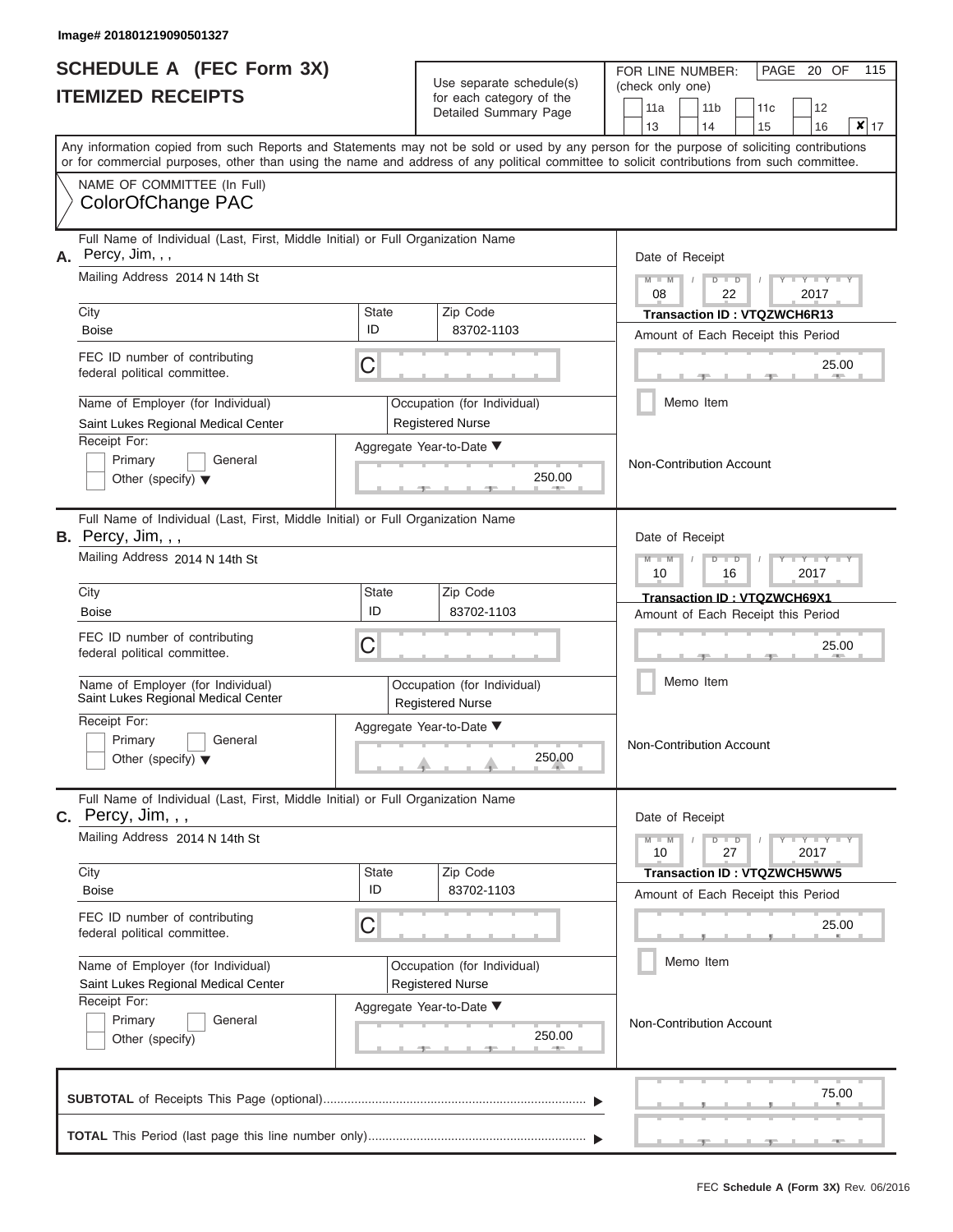Image# 201801219090501327

# SCHEDULE A (FEC Form 3X)
## ITEMIZED RECEIPTS

Use separate schedule(s) for each category of the Detailed Summary Page

FOR LINE NUMBER: (check only one)

11a | 11b | 11c | 12 | 13 | 14 | 15 | 16 | **X** 17

PAGE 20 OF 115

Any information copied from such Reports and Statements may not be sold or used by any person for the purpose of soliciting contributions or for commercial purposes, other than using the name and address of any political committee to solicit contributions from such committee.

NAME OF COMMITTEE (In Full)
ColorOfChange PAC

---

**A.** Full Name of Individual (Last, First, Middle Initial) or Full Organization Name: Percy, Jim, , ,

Mailing Address: 2014 N 14th St

City: Boise | State: ID | Zip Code: 83702-1103

FEC ID number of contributing federal political committee: C

Name of Employer (for Individual): Saint Lukes Regional Medical Center

Occupation (for Individual): Registered Nurse

Receipt For: Primary / General / Other (specify)

Aggregate Year-to-Date: 250.00

Date of Receipt: 08 / 22 / 2017

**Transaction ID : VTQZWCH6R13**

Amount of Each Receipt this Period: 25.00

Memo Item

Non-Contribution Account

---

**B.** Full Name of Individual (Last, First, Middle Initial) or Full Organization Name: Percy, Jim, , ,

Mailing Address: 2014 N 14th St

City: Boise | State: ID | Zip Code: 83702-1103

FEC ID number of contributing federal political committee: C

Name of Employer (for Individual): Saint Lukes Regional Medical Center

Occupation (for Individual): Registered Nurse

Receipt For: Primary / General / Other (specify)

Aggregate Year-to-Date: 250.00

Date of Receipt: 10 / 16 / 2017

**Transaction ID : VTQZWCH69X1**

Amount of Each Receipt this Period: 25.00

Memo Item

Non-Contribution Account

---

**C.** Full Name of Individual (Last, First, Middle Initial) or Full Organization Name: Percy, Jim, , ,

Mailing Address: 2014 N 14th St

City: Boise | State: ID | Zip Code: 83702-1103

FEC ID number of contributing federal political committee: C

Name of Employer (for Individual): Saint Lukes Regional Medical Center

Occupation (for Individual): Registered Nurse

Receipt For: Primary / General / Other (specify)

Aggregate Year-to-Date: 250.00

Date of Receipt: 10 / 27 / 2017

**Transaction ID : VTQZWCH5WW5**

Amount of Each Receipt this Period: 25.00

Memo Item

Non-Contribution Account

---

**SUBTOTAL** of Receipts This Page (optional): 75.00

**TOTAL** This Period (last page this line number only):

FEC Schedule A (Form 3X) Rev. 06/2016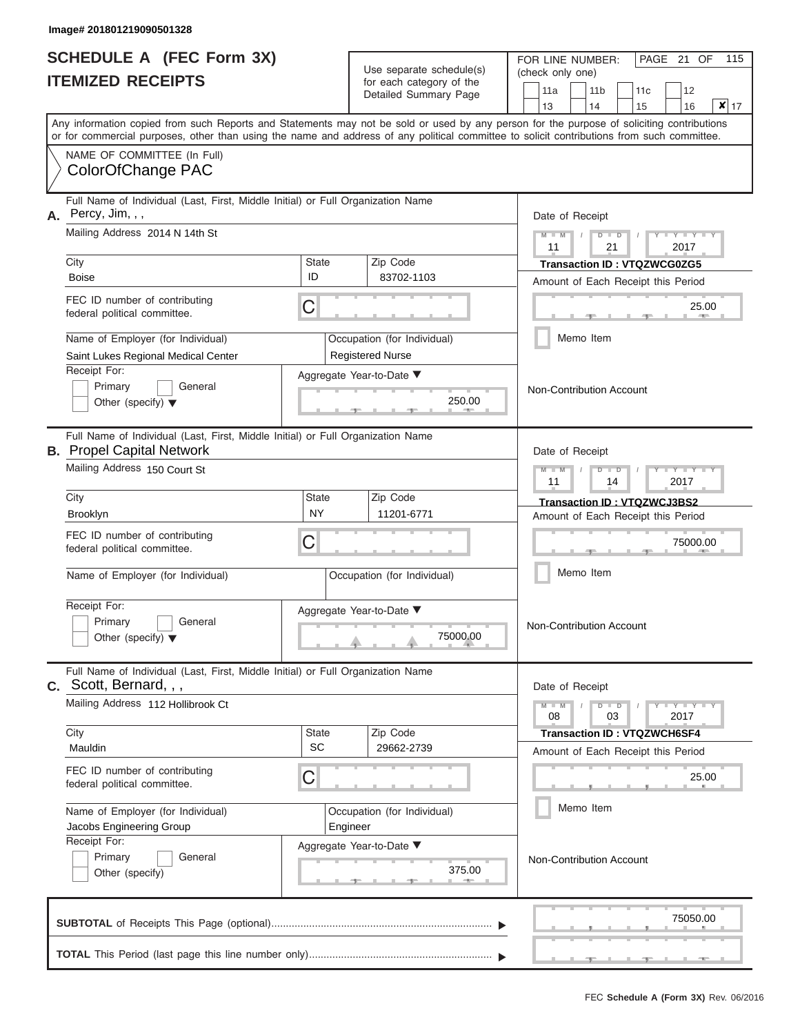Image# 201801219090501328

# SCHEDULE A (FEC Form 3X)
## ITEMIZED RECEIPTS

Use separate schedule(s) for each category of the Detailed Summary Page

FOR LINE NUMBER: (check only one)

11a | 11b | 11c | 12 | 13 | 14 | 15 | 16 | ✘ 17

PAGE 21 OF 115

Any information copied from such Reports and Statements may not be sold or used by any person for the purpose of soliciting contributions or for commercial purposes, other than using the name and address of any political committee to solicit contributions from such committee.

NAME OF COMMITTEE (In Full)
ColorOfChange PAC

---

**A.** Full Name of Individual (Last, First, Middle Initial) or Full Organization Name: Percy, Jim, , ,

Mailing Address: 2014 N 14th St

City: Boise | State: ID | Zip Code: 83702-1103

FEC ID number of contributing federal political committee: C

Name of Employer (for Individual): Saint Lukes Regional Medical Center

Occupation (for Individual): Registered Nurse

Receipt For: Primary / General / Other (specify)

Aggregate Year-to-Date: 250.00

Date of Receipt: 11 / 21 / 2017

Transaction ID : VTQZWCG0ZG5

Amount of Each Receipt this Period: 25.00

Memo Item

Non-Contribution Account

---

**B.** Full Name of Individual (Last, First, Middle Initial) or Full Organization Name: Propel Capital Network

Mailing Address: 150 Court St

City: Brooklyn | State: NY | Zip Code: 11201-6771

FEC ID number of contributing federal political committee: C

Name of Employer (for Individual):

Occupation (for Individual):

Receipt For: Primary / General / Other (specify)

Aggregate Year-to-Date: 75000.00

Date of Receipt: 11 / 14 / 2017

Transaction ID : VTQZWCJ3BS2

Amount of Each Receipt this Period: 75000.00

Memo Item

Non-Contribution Account

---

**C.** Full Name of Individual (Last, First, Middle Initial) or Full Organization Name: Scott, Bernard, , ,

Mailing Address: 112 Hollibrook Ct

City: Mauldin | State: SC | Zip Code: 29662-2739

FEC ID number of contributing federal political committee: C

Name of Employer (for Individual): Jacobs Engineering Group

Occupation (for Individual): Engineer

Receipt For: Primary / General / Other (specify)

Aggregate Year-to-Date: 375.00

Date of Receipt: 08 / 03 / 2017

Transaction ID : VTQZWCH6SF4

Amount of Each Receipt this Period: 25.00

Memo Item

Non-Contribution Account

---

**SUBTOTAL** of Receipts This Page (optional): 75050.00

**TOTAL** This Period (last page this line number only):

FEC Schedule A (Form 3X) Rev. 06/2016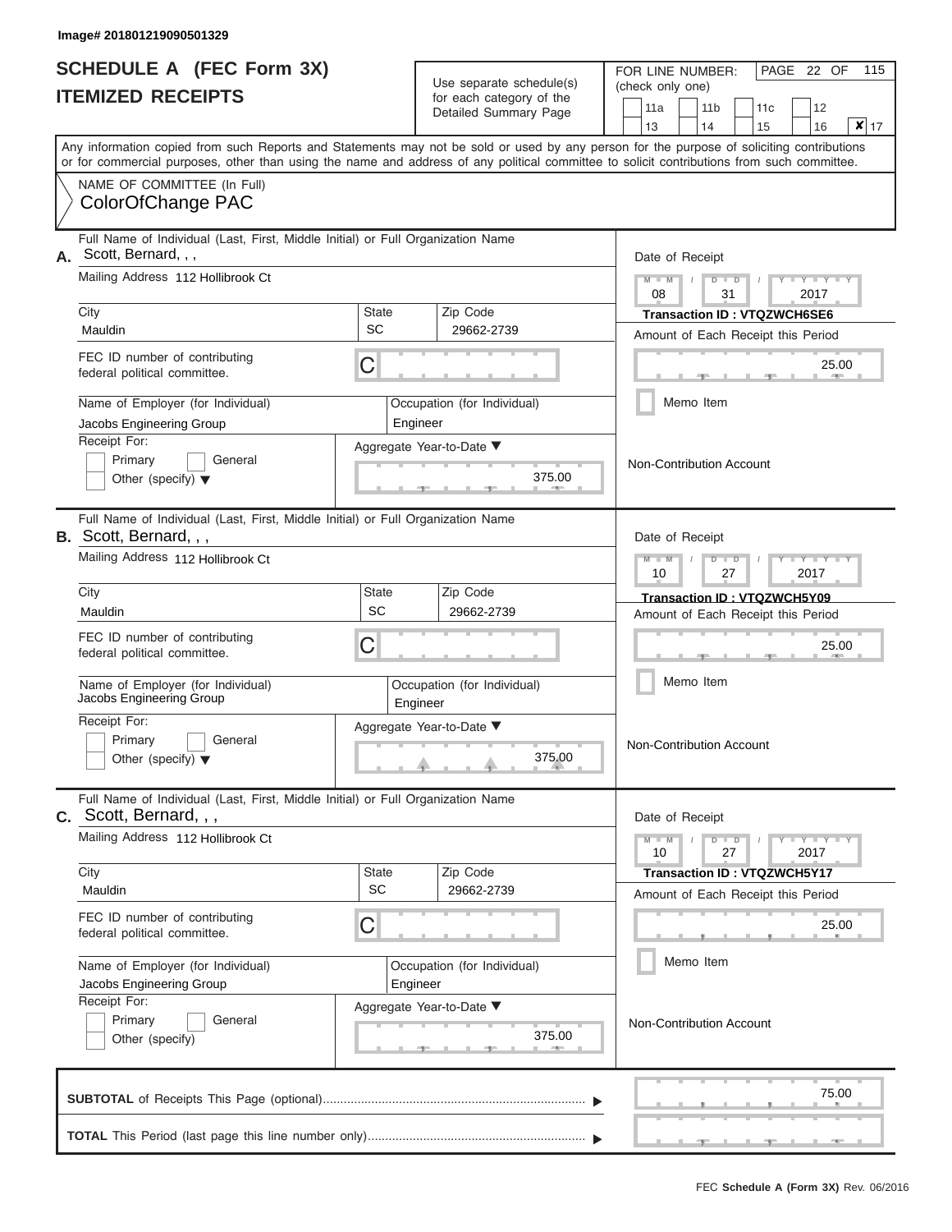Image# 201801219090501329

# SCHEDULE A (FEC Form 3X)
## ITEMIZED RECEIPTS

Use separate schedule(s) for each category of the Detailed Summary Page

FOR LINE NUMBER: (check only one)

11a | 11b | 11c | 12 | 13 | 14 | 15 | 16 | [X] 17

PAGE 22 OF 115

Any information copied from such Reports and Statements may not be sold or used by any person for the purpose of soliciting contributions or for commercial purposes, other than using the name and address of any political committee to solicit contributions from such committee.

NAME OF COMMITTEE (In Full)
ColorOfChange PAC

---

**A.** Full Name of Individual (Last, First, Middle Initial) or Full Organization Name: Scott, Bernard, , ,

Mailing Address: 112 Hollibrook Ct

City: Mauldin | State: SC | Zip Code: 29662-2739

FEC ID number of contributing federal political committee: C

Name of Employer (for Individual): Jacobs Engineering Group

Occupation (for Individual): Engineer

Receipt For: Primary / General / Other (specify)

Aggregate Year-to-Date: 375.00

Date of Receipt: 08 / 31 / 2017

Transaction ID : VTQZWCH6SE6

Amount of Each Receipt this Period: 25.00

Memo Item

Non-Contribution Account

---

**B.** Full Name of Individual (Last, First, Middle Initial) or Full Organization Name: Scott, Bernard, , ,

Mailing Address: 112 Hollibrook Ct

City: Mauldin | State: SC | Zip Code: 29662-2739

FEC ID number of contributing federal political committee: C

Name of Employer (for Individual): Jacobs Engineering Group

Occupation (for Individual): Engineer

Receipt For: Primary / General / Other (specify)

Aggregate Year-to-Date: 375.00

Date of Receipt: 10 / 27 / 2017

Transaction ID : VTQZWCH5Y09

Amount of Each Receipt this Period: 25.00

Memo Item

Non-Contribution Account

---

**C.** Full Name of Individual (Last, First, Middle Initial) or Full Organization Name: Scott, Bernard, , ,

Mailing Address: 112 Hollibrook Ct

City: Mauldin | State: SC | Zip Code: 29662-2739

FEC ID number of contributing federal political committee: C

Name of Employer (for Individual): Jacobs Engineering Group

Occupation (for Individual): Engineer

Receipt For: Primary / General / Other (specify)

Aggregate Year-to-Date: 375.00

Date of Receipt: 10 / 27 / 2017

Transaction ID : VTQZWCH5Y17

Amount of Each Receipt this Period: 25.00

Memo Item

Non-Contribution Account

---

**SUBTOTAL** of Receipts This Page (optional): 75.00

**TOTAL** This Period (last page this line number only):

FEC Schedule A (Form 3X) Rev. 06/2016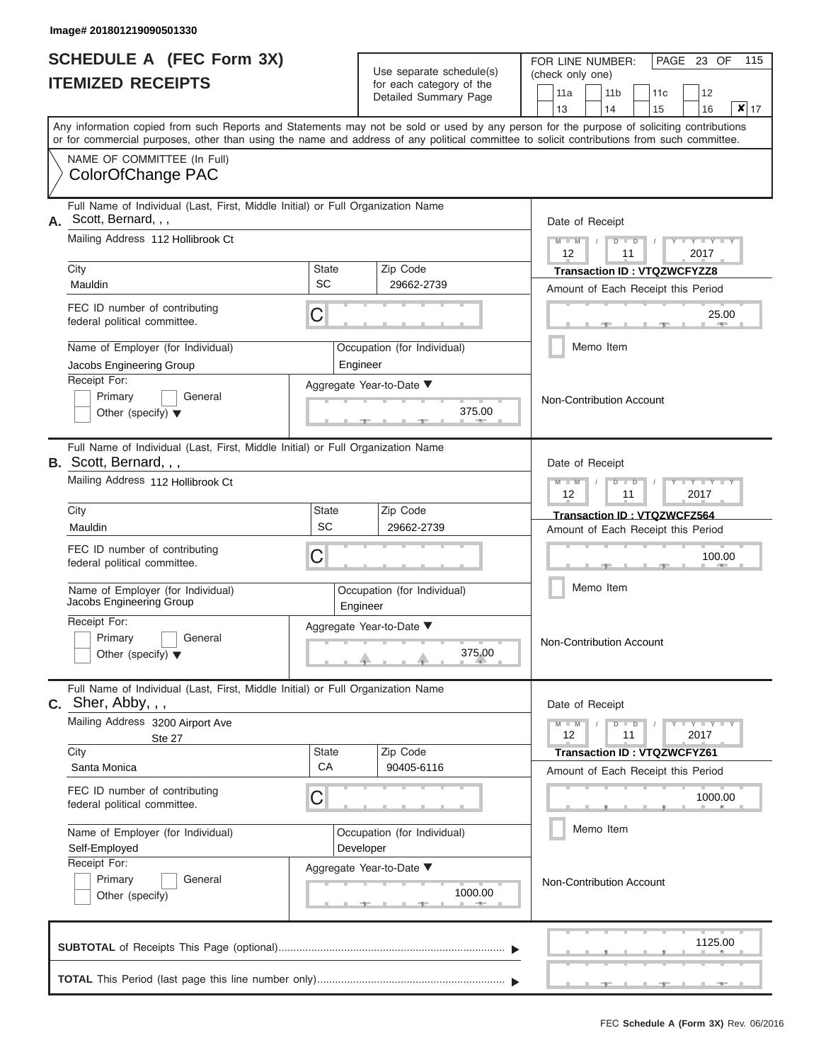Image# 201801219090501330

# SCHEDULE A (FEC Form 3X)
## ITEMIZED RECEIPTS

Use separate schedule(s) for each category of the Detailed Summary Page

FOR LINE NUMBER: (check only one)

11a | 11b | 11c | 12 | 13 | 14 | 15 | 16 | [X] 17

PAGE 23 OF 115

Any information copied from such Reports and Statements may not be sold or used by any person for the purpose of soliciting contributions or for commercial purposes, other than using the name and address of any political committee to solicit contributions from such committee.

NAME OF COMMITTEE (In Full)
ColorOfChange PAC

---

**A.** Full Name of Individual (Last, First, Middle Initial) or Full Organization Name: Scott, Bernard, , ,

Mailing Address: 112 Hollibrook Ct

City: Mauldin | State: SC | Zip Code: 29662-2739

FEC ID number of contributing federal political committee: C

Name of Employer (for Individual): Jacobs Engineering Group

Occupation (for Individual): Engineer

Receipt For: Primary / General / Other (specify)

Aggregate Year-to-Date: 375.00

Date of Receipt: 12 / 11 / 2017

Transaction ID : VTQZWCFYZZ8

Amount of Each Receipt this Period: 25.00

Memo Item

Non-Contribution Account

---

**B.** Full Name of Individual (Last, First, Middle Initial) or Full Organization Name: Scott, Bernard, , ,

Mailing Address: 112 Hollibrook Ct

City: Mauldin | State: SC | Zip Code: 29662-2739

FEC ID number of contributing federal political committee: C

Name of Employer (for Individual): Jacobs Engineering Group

Occupation (for Individual): Engineer

Receipt For: Primary / General / Other (specify)

Aggregate Year-to-Date: 375.00

Date of Receipt: 12 / 11 / 2017

Transaction ID : VTQZWCFZ564

Amount of Each Receipt this Period: 100.00

Memo Item

Non-Contribution Account

---

**C.** Full Name of Individual (Last, First, Middle Initial) or Full Organization Name: Sher, Abby, , ,

Mailing Address: 3200 Airport Ave, Ste 27

City: Santa Monica | State: CA | Zip Code: 90405-6116

FEC ID number of contributing federal political committee: C

Name of Employer (for Individual): Self-Employed

Occupation (for Individual): Developer

Receipt For: Primary / General / Other (specify)

Aggregate Year-to-Date: 1000.00

Date of Receipt: 12 / 11 / 2017

Transaction ID : VTQZWCFYZ61

Amount of Each Receipt this Period: 1000.00

Memo Item

Non-Contribution Account

---

**SUBTOTAL** of Receipts This Page (optional): 1125.00

**TOTAL** This Period (last page this line number only):

FEC Schedule A (Form 3X) Rev. 06/2016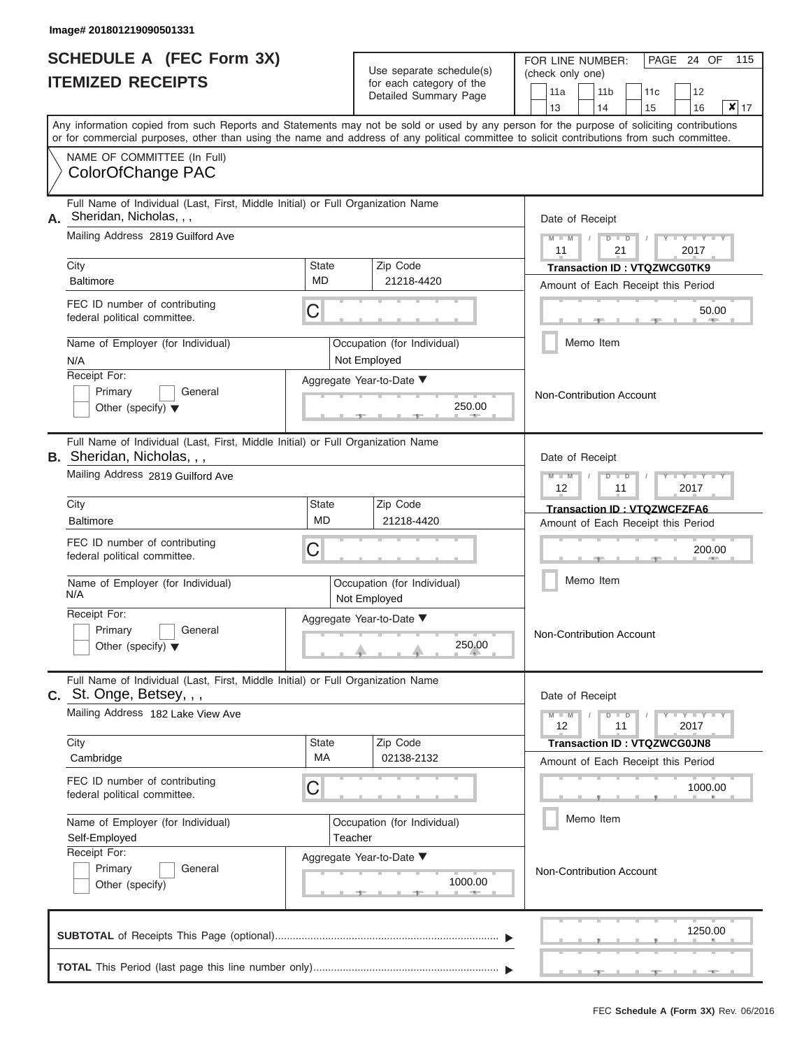Image# 201801219090501331

# SCHEDULE A (FEC Form 3X)
# ITEMIZED RECEIPTS

Use separate schedule(s) for each category of the Detailed Summary Page

FOR LINE NUMBER: (check only one)

11a | 11b | 11c | 12
13 | 14 | 15 | 16 | ✘ 17

PAGE 24 OF 115

Any information copied from such Reports and Statements may not be sold or used by any person for the purpose of soliciting contributions or for commercial purposes, other than using the name and address of any political committee to solicit contributions from such committee.

NAME OF COMMITTEE (In Full)
ColorOfChange PAC

---

**A.** Full Name of Individual (Last, First, Middle Initial) or Full Organization Name
Sheridan, Nicholas, , ,

Mailing Address 2819 Guilford Ave

| City | State | Zip Code |
|---|---|---|
| Baltimore | MD | 21218-4420 |

FEC ID number of contributing federal political committee. C

Name of Employer (for Individual): N/A
Occupation (for Individual): Not Employed

Receipt For: Primary / General / Other (specify)

Aggregate Year-to-Date: 250.00

Date of Receipt: 11 / 21 / 2017
Transaction ID : VTQZWCG0TK9
Amount of Each Receipt this Period: 50.00

Memo Item

Non-Contribution Account

---

**B.** Full Name of Individual (Last, First, Middle Initial) or Full Organization Name
Sheridan, Nicholas, , ,

Mailing Address 2819 Guilford Ave

| City | State | Zip Code |
|---|---|---|
| Baltimore | MD | 21218-4420 |

FEC ID number of contributing federal political committee. C

Name of Employer (for Individual): N/A
Occupation (for Individual): Not Employed

Receipt For: Primary / General / Other (specify)

Aggregate Year-to-Date: 250.00

Date of Receipt: 12 / 11 / 2017
Transaction ID : VTQZWCFZFA6
Amount of Each Receipt this Period: 200.00

Memo Item

Non-Contribution Account

---

**C.** Full Name of Individual (Last, First, Middle Initial) or Full Organization Name
St. Onge, Betsey, , ,

Mailing Address 182 Lake View Ave

| City | State | Zip Code |
|---|---|---|
| Cambridge | MA | 02138-2132 |

FEC ID number of contributing federal political committee. C

Name of Employer (for Individual): Self-Employed
Occupation (for Individual): Teacher

Receipt For: Primary / General / Other (specify)

Aggregate Year-to-Date: 1000.00

Date of Receipt: 12 / 11 / 2017
Transaction ID : VTQZWCG0JN8
Amount of Each Receipt this Period: 1000.00

Memo Item

Non-Contribution Account

---

**SUBTOTAL** of Receipts This Page (optional): 1250.00

**TOTAL** This Period (last page this line number only):

FEC **Schedule A (Form 3X)** Rev. 06/2016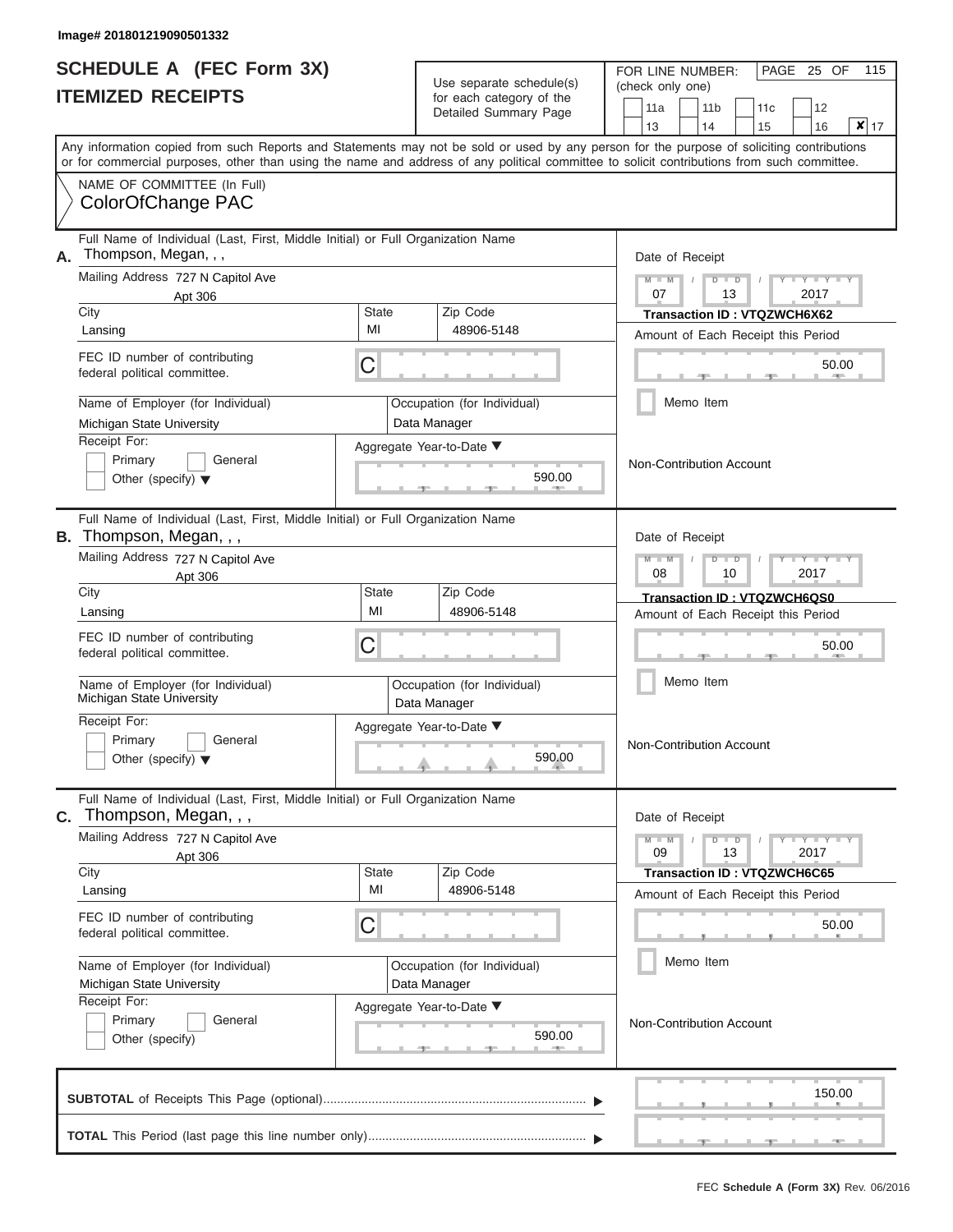Image# 201801219090501332

# SCHEDULE A (FEC Form 3X)
## ITEMIZED RECEIPTS

Use separate schedule(s) for each category of the Detailed Summary Page

FOR LINE NUMBER: (check only one)

11a | 11b | 11c | 12
13 | 14 | 15 | 16 | ✘ 17

Any information copied from such Reports and Statements may not be sold or used by any person for the purpose of soliciting contributions or for commercial purposes, other than using the name and address of any political committee to solicit contributions from such committee.

NAME OF COMMITTEE (In Full)
ColorOfChange PAC

**A.** Full Name of Individual (Last, First, Middle Initial) or Full Organization Name: Thompson, Megan, , ,

Mailing Address: 727 N Capitol Ave, Apt 306
City: Lansing | State: MI | Zip Code: 48906-5148

FEC ID number of contributing federal political committee: C

Name of Employer (for Individual): Michigan State University
Occupation (for Individual): Data Manager

Receipt For: Primary / General / Other (specify)
Aggregate Year-to-Date: 590.00

Date of Receipt: 07 / 13 / 2017
Transaction ID : VTQZWCH6X62
Amount of Each Receipt this Period: 50.00
Memo Item
Non-Contribution Account

**B.** Full Name of Individual (Last, First, Middle Initial) or Full Organization Name: Thompson, Megan, , ,

Mailing Address: 727 N Capitol Ave, Apt 306
City: Lansing | State: MI | Zip Code: 48906-5148

FEC ID number of contributing federal political committee: C

Name of Employer (for Individual): Michigan State University
Occupation (for Individual): Data Manager

Receipt For: Primary / General / Other (specify)
Aggregate Year-to-Date: 590.00

Date of Receipt: 08 / 10 / 2017
Transaction ID : VTQZWCH6QS0
Amount of Each Receipt this Period: 50.00
Memo Item
Non-Contribution Account

**C.** Full Name of Individual (Last, First, Middle Initial) or Full Organization Name: Thompson, Megan, , ,

Mailing Address: 727 N Capitol Ave, Apt 306
City: Lansing | State: MI | Zip Code: 48906-5148

FEC ID number of contributing federal political committee: C

Name of Employer (for Individual): Michigan State University
Occupation (for Individual): Data Manager

Receipt For: Primary / General / Other (specify)
Aggregate Year-to-Date: 590.00

Date of Receipt: 09 / 13 / 2017
Transaction ID : VTQZWCH6C65
Amount of Each Receipt this Period: 50.00
Memo Item
Non-Contribution Account

**SUBTOTAL** of Receipts This Page (optional): 150.00

**TOTAL** This Period (last page this line number only):

FEC Schedule A (Form 3X) Rev. 06/2016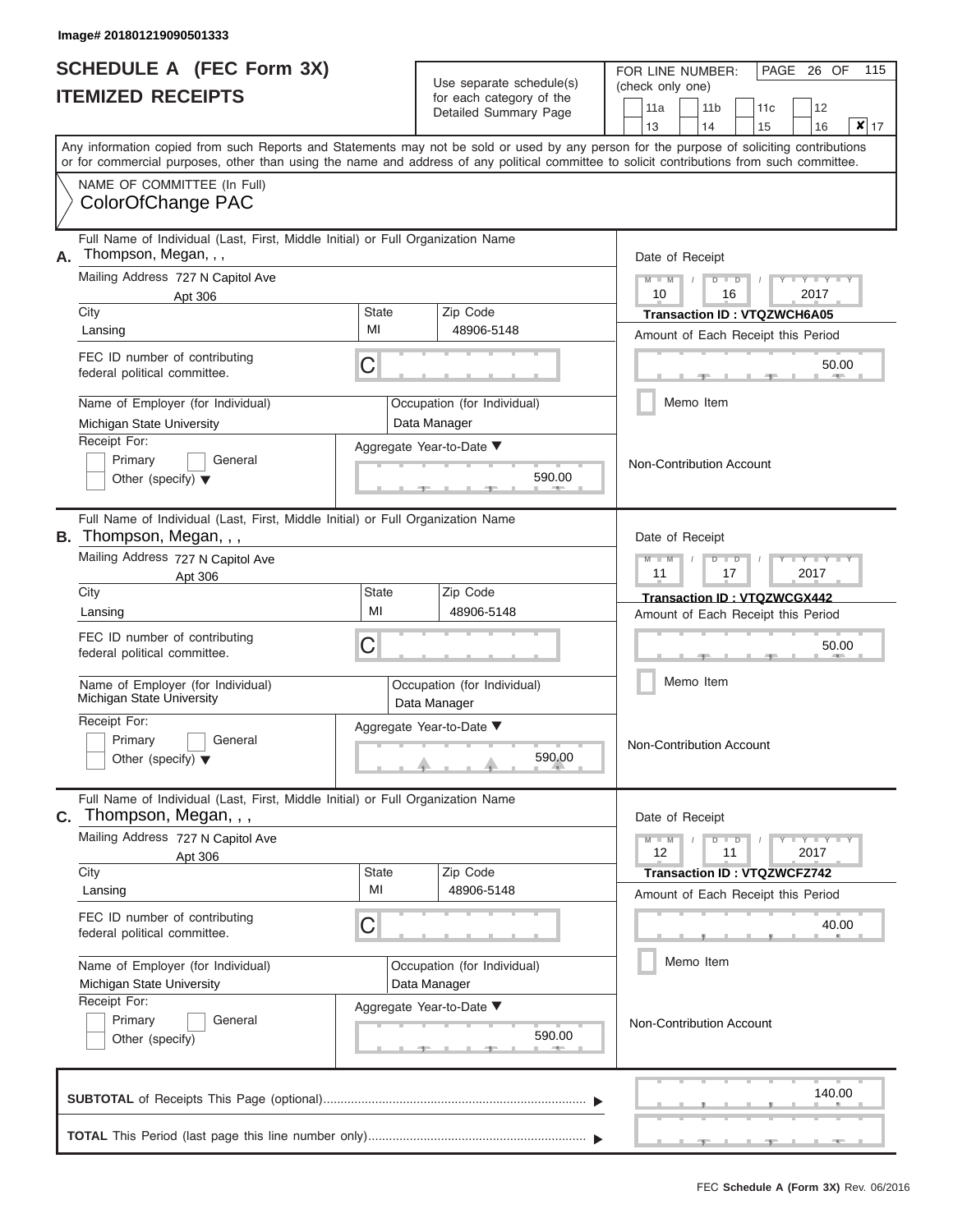Image# 201801219090501333

# SCHEDULE A (FEC Form 3X)
## ITEMIZED RECEIPTS

Use separate schedule(s) for each category of the Detailed Summary Page

FOR LINE NUMBER: (check only one)

11a | 11b | 11c | 12 | 13 | 14 | 15 | 16 | **X** 17

Any information copied from such Reports and Statements may not be sold or used by any person for the purpose of soliciting contributions or for commercial purposes, other than using the name and address of any political committee to solicit contributions from such committee.

NAME OF COMMITTEE (In Full)
ColorOfChange PAC

---

**A.** Full Name of Individual (Last, First, Middle Initial) or Full Organization Name: Thompson, Megan, , ,

Mailing Address: 727 N Capitol Ave, Apt 306

City: Lansing | State: MI | Zip Code: 48906-5148

FEC ID number of contributing federal political committee: C

Name of Employer (for Individual): Michigan State University

Occupation (for Individual): Data Manager

Receipt For: Primary / General / Other (specify)

Aggregate Year-to-Date: 590.00

Date of Receipt: 10 / 16 / 2017

Transaction ID : VTQZWCH6A05

Amount of Each Receipt this Period: 50.00

Memo Item

Non-Contribution Account

---

**B.** Full Name of Individual (Last, First, Middle Initial) or Full Organization Name: Thompson, Megan, , ,

Mailing Address: 727 N Capitol Ave, Apt 306

City: Lansing | State: MI | Zip Code: 48906-5148

FEC ID number of contributing federal political committee: C

Name of Employer (for Individual): Michigan State University

Occupation (for Individual): Data Manager

Receipt For: Primary / General / Other (specify)

Aggregate Year-to-Date: 590.00

Date of Receipt: 11 / 17 / 2017

Transaction ID : VTQZWCGX442

Amount of Each Receipt this Period: 50.00

Memo Item

Non-Contribution Account

---

**C.** Full Name of Individual (Last, First, Middle Initial) or Full Organization Name: Thompson, Megan, , ,

Mailing Address: 727 N Capitol Ave, Apt 306

City: Lansing | State: MI | Zip Code: 48906-5148

FEC ID number of contributing federal political committee: C

Name of Employer (for Individual): Michigan State University

Occupation (for Individual): Data Manager

Receipt For: Primary / General / Other (specify)

Aggregate Year-to-Date: 590.00

Date of Receipt: 12 / 11 / 2017

Transaction ID : VTQZWCFZ742

Amount of Each Receipt this Period: 40.00

Memo Item

Non-Contribution Account

---

**SUBTOTAL** of Receipts This Page (optional): 140.00

**TOTAL** This Period (last page this line number only):

FEC Schedule A (Form 3X) Rev. 06/2016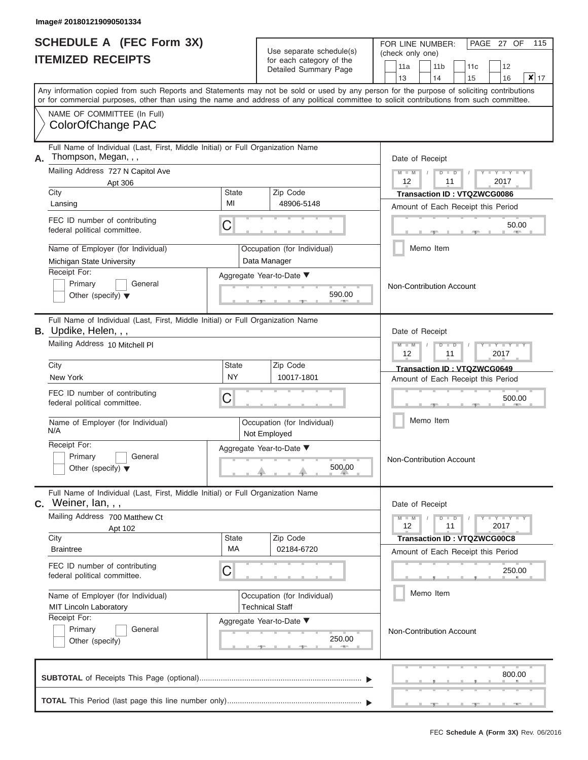Image# 201801219090501334

# SCHEDULE A (FEC Form 3X)
# ITEMIZED RECEIPTS

Use separate schedule(s) for each category of the Detailed Summary Page

FOR LINE NUMBER: (check only one)

11a | 11b | 11c | 12 | 13 | 14 | 15 | 16 | **X** 17

PAGE 27 OF 115

Any information copied from such Reports and Statements may not be sold or used by any person for the purpose of soliciting contributions or for commercial purposes, other than using the name and address of any political committee to solicit contributions from such committee.

NAME OF COMMITTEE (In Full)
ColorOfChange PAC

---

**A.** Full Name of Individual (Last, First, Middle Initial) or Full Organization Name: Thompson, Megan, , ,

Mailing Address: 727 N Capitol Ave, Apt 306

City: Lansing | State: MI | Zip Code: 48906-5148

FEC ID number of contributing federal political committee: C

Name of Employer (for Individual): Michigan State University

Occupation (for Individual): Data Manager

Receipt For: Primary / General / Other (specify)

Aggregate Year-to-Date: 590.00

Date of Receipt: 12 / 11 / 2017

Transaction ID : VTQZWCG0086

Amount of Each Receipt this Period: 50.00

Memo Item

Non-Contribution Account

---

**B.** Full Name of Individual (Last, First, Middle Initial) or Full Organization Name: Updike, Helen, , ,

Mailing Address: 10 Mitchell Pl

City: New York | State: NY | Zip Code: 10017-1801

FEC ID number of contributing federal political committee: C

Name of Employer (for Individual): N/A

Occupation (for Individual): Not Employed

Receipt For: Primary / General / Other (specify)

Aggregate Year-to-Date: 500.00

Date of Receipt: 12 / 11 / 2017

Transaction ID : VTQZWCG0649

Amount of Each Receipt this Period: 500.00

Memo Item

Non-Contribution Account

---

**C.** Full Name of Individual (Last, First, Middle Initial) or Full Organization Name: Weiner, Ian, , ,

Mailing Address: 700 Matthew Ct, Apt 102

City: Braintree | State: MA | Zip Code: 02184-6720

FEC ID number of contributing federal political committee: C

Name of Employer (for Individual): MIT Lincoln Laboratory

Occupation (for Individual): Technical Staff

Receipt For: Primary / General / Other (specify)

Aggregate Year-to-Date: 250.00

Date of Receipt: 12 / 11 / 2017

Transaction ID : VTQZWCG00C8

Amount of Each Receipt this Period: 250.00

Memo Item

Non-Contribution Account

---

**SUBTOTAL** of Receipts This Page (optional): 800.00

**TOTAL** This Period (last page this line number only):

FEC Schedule A (Form 3X) Rev. 06/2016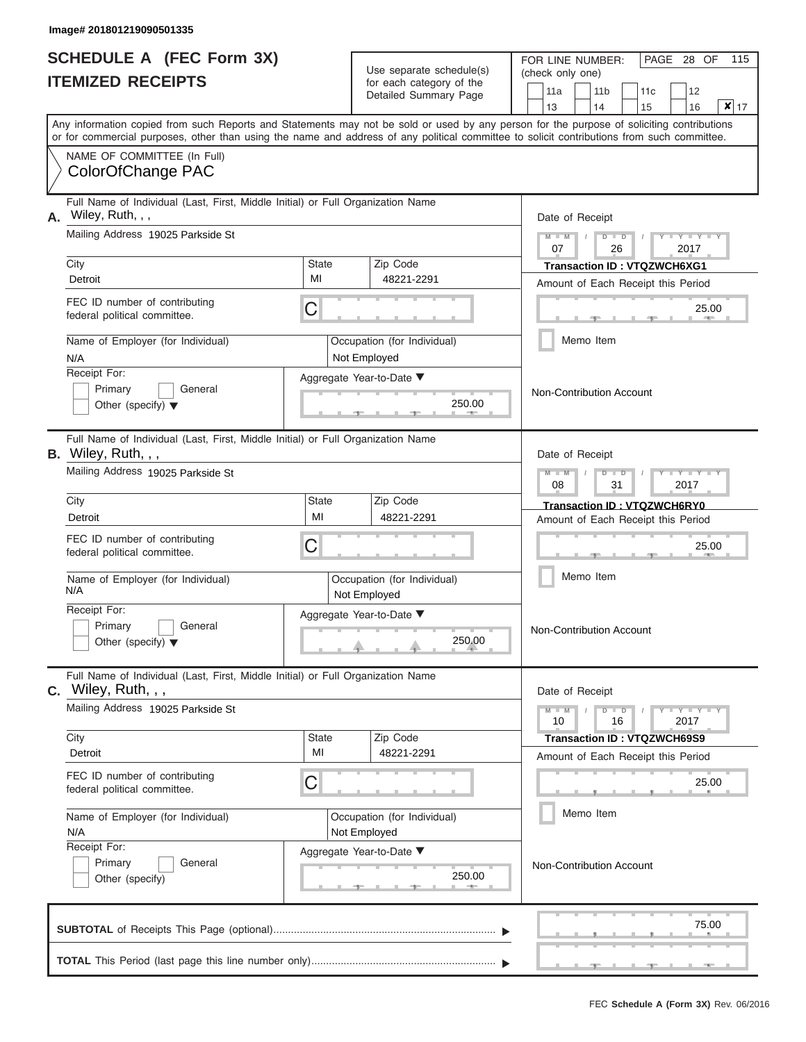Image# 201801219090501335

# SCHEDULE A (FEC Form 3X)
## ITEMIZED RECEIPTS

Use separate schedule(s) for each category of the Detailed Summary Page

FOR LINE NUMBER: (check only one)

| | | | |
|---|---|---|---|
| 11a | 11b | 11c | 12 |
| 13 | 14 | 15 | 16 |
| ✘ 17 | | | |

PAGE 28 OF 115

Any information copied from such Reports and Statements may not be sold or used by any person for the purpose of soliciting contributions or for commercial purposes, other than using the name and address of any political committee to solicit contributions from such committee.

NAME OF COMMITTEE (In Full)
ColorOfChange PAC

---

**A.** Full Name of Individual (Last, First, Middle Initial) or Full Organization Name
Wiley, Ruth, , ,

Mailing Address 19025 Parkside St

| City | State | Zip Code |
|---|---|---|
| Detroit | MI | 48221-2291 |

FEC ID number of contributing federal political committee. C

Name of Employer (for Individual): N/A
Occupation (for Individual): Not Employed

Receipt For: Primary / General / Other (specify)

Aggregate Year-to-Date: 250.00

Date of Receipt: 07 / 26 / 2017
Transaction ID : VTQZWCH6XG1
Amount of Each Receipt this Period: 25.00
Memo Item
Non-Contribution Account

---

**B.** Full Name of Individual (Last, First, Middle Initial) or Full Organization Name
Wiley, Ruth, , ,

Mailing Address 19025 Parkside St

| City | State | Zip Code |
|---|---|---|
| Detroit | MI | 48221-2291 |

FEC ID number of contributing federal political committee. C

Name of Employer (for Individual): N/A
Occupation (for Individual): Not Employed

Receipt For: Primary / General / Other (specify)

Aggregate Year-to-Date: 250.00

Date of Receipt: 08 / 31 / 2017
Transaction ID : VTQZWCH6RY0
Amount of Each Receipt this Period: 25.00
Memo Item
Non-Contribution Account

---

**C.** Full Name of Individual (Last, First, Middle Initial) or Full Organization Name
Wiley, Ruth, , ,

Mailing Address 19025 Parkside St

| City | State | Zip Code |
|---|---|---|
| Detroit | MI | 48221-2291 |

FEC ID number of contributing federal political committee. C

Name of Employer (for Individual): N/A
Occupation (for Individual): Not Employed

Receipt For: Primary / General / Other (specify)

Aggregate Year-to-Date: 250.00

Date of Receipt: 10 / 16 / 2017
Transaction ID : VTQZWCH69S9
Amount of Each Receipt this Period: 25.00
Memo Item
Non-Contribution Account

---

**SUBTOTAL** of Receipts This Page (optional): 75.00

**TOTAL** This Period (last page this line number only):

FEC Schedule A (Form 3X) Rev. 06/2016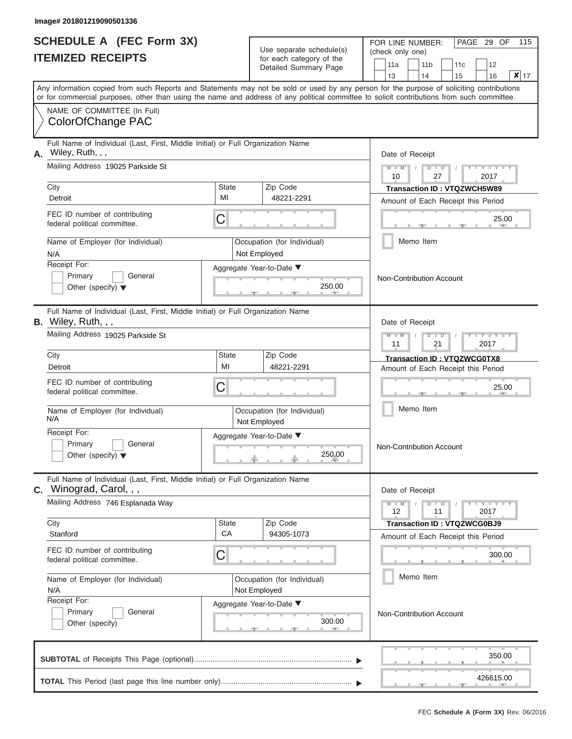Image# 201801219090501336

# SCHEDULE A (FEC Form 3X)
## ITEMIZED RECEIPTS

Use separate schedule(s) for each category of the Detailed Summary Page

FOR LINE NUMBER: (check only one)

11a | 11b | 11c | 12 | 13 | 14 | 15 | 16 | **X** 17

PAGE 29 OF 115

Any information copied from such Reports and Statements may not be sold or used by any person for the purpose of soliciting contributions or for commercial purposes, other than using the name and address of any political committee to solicit contributions from such committee.

NAME OF COMMITTEE (In Full)
ColorOfChange PAC

---

**A.** Full Name of Individual (Last, First, Middle Initial) or Full Organization Name: Wiley, Ruth, , ,

Mailing Address: 19025 Parkside St

City: Detroit | State: MI | Zip Code: 48221-2291

FEC ID number of contributing federal political committee: C

Name of Employer (for Individual): N/A

Occupation (for Individual): Not Employed

Receipt For: Primary / General / Other (specify)

Aggregate Year-to-Date: 250.00

Date of Receipt: 10 / 27 / 2017

Transaction ID : VTQZWCH5W89

Amount of Each Receipt this Period: 25.00

Memo Item

Non-Contribution Account

---

**B.** Full Name of Individual (Last, First, Middle Initial) or Full Organization Name: Wiley, Ruth, , ,

Mailing Address: 19025 Parkside St

City: Detroit | State: MI | Zip Code: 48221-2291

FEC ID number of contributing federal political committee: C

Name of Employer (for Individual): N/A

Occupation (for Individual): Not Employed

Receipt For: Primary / General / Other (specify)

Aggregate Year-to-Date: 250.00

Date of Receipt: 11 / 21 / 2017

Transaction ID : VTQZWCG0TX8

Amount of Each Receipt this Period: 25.00

Memo Item

Non-Contribution Account

---

**C.** Full Name of Individual (Last, First, Middle Initial) or Full Organization Name: Winograd, Carol, , ,

Mailing Address: 746 Esplanada Way

City: Stanford | State: CA | Zip Code: 94305-1073

FEC ID number of contributing federal political committee: C

Name of Employer (for Individual): N/A

Occupation (for Individual): Not Employed

Receipt For: Primary / General / Other (specify)

Aggregate Year-to-Date: 300.00

Date of Receipt: 12 / 11 / 2017

Transaction ID : VTQZWCG0BJ9

Amount of Each Receipt this Period: 300.00

Memo Item

Non-Contribution Account

---

**SUBTOTAL** of Receipts This Page (optional): 350.00

**TOTAL** This Period (last page this line number only): 426615.00

FEC Schedule A (Form 3X) Rev. 06/2016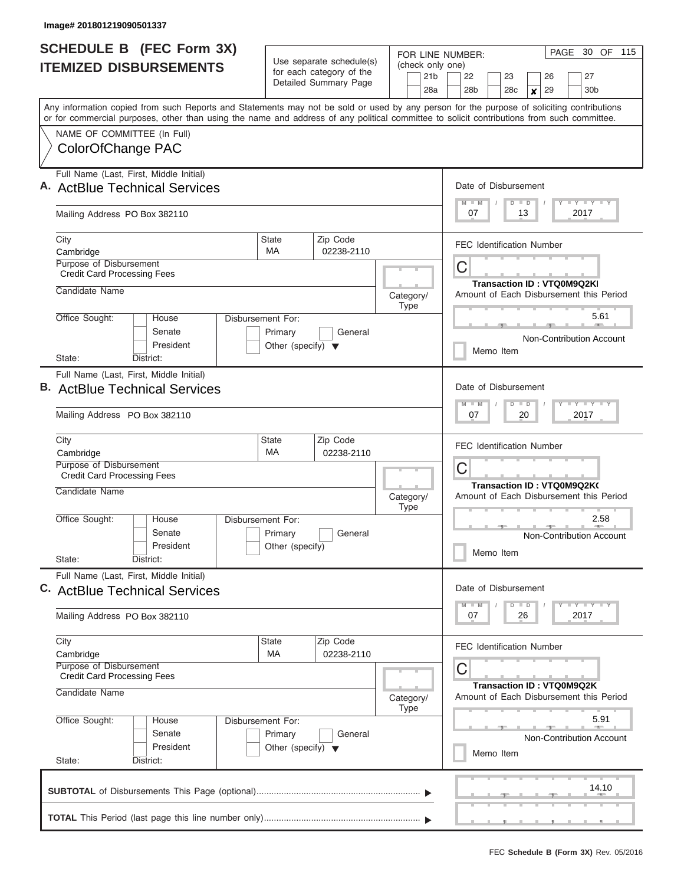Image# 201801219090501337

# SCHEDULE B (FEC Form 3X)
## ITEMIZED DISBURSEMENTS

Use separate schedule(s) for each category of the Detailed Summary Page

FOR LINE NUMBER: (check only one)

21b | 22 | 23 | 26 | 27
28a | 28b | 28c | ✘ 29 | 30b

Any information copied from such Reports and Statements may not be sold or used by any person for the purpose of soliciting contributions or for commercial purposes, other than using the name and address of any political committee to solicit contributions from such committee.

NAME OF COMMITTEE (In Full)
ColorOfChange PAC

---

**A.** Full Name (Last, First, Middle Initial): ActBlue Technical Services

Mailing Address: PO Box 382110

City: Cambridge | State: MA | Zip Code: 02238-2110

Purpose of Disbursement: Credit Card Processing Fees

Candidate Name:

Category/Type:

Office Sought: House / Senate / President

State: District:

Disbursement For: Primary / General / Other (specify)

Date of Disbursement: 07 / 13 / 2017

FEC Identification Number: C

Transaction ID : VTQ0M9Q2KI

Amount of Each Disbursement this Period: 5.61

Non-Contribution Account

Memo Item

---

**B.** Full Name (Last, First, Middle Initial): ActBlue Technical Services

Mailing Address: PO Box 382110

City: Cambridge | State: MA | Zip Code: 02238-2110

Purpose of Disbursement: Credit Card Processing Fees

Candidate Name:

Category/Type:

Office Sought: House / Senate / President

State: District:

Disbursement For: Primary / General / Other (specify)

Date of Disbursement: 07 / 20 / 2017

FEC Identification Number: C

Transaction ID : VTQ0M9Q2K0

Amount of Each Disbursement this Period: 2.58

Non-Contribution Account

Memo Item

---

**C.** Full Name (Last, First, Middle Initial): ActBlue Technical Services

Mailing Address: PO Box 382110

City: Cambridge | State: MA | Zip Code: 02238-2110

Purpose of Disbursement: Credit Card Processing Fees

Candidate Name:

Category/Type:

Office Sought: House / Senate / President

State: District:

Disbursement For: Primary / General / Other (specify)

Date of Disbursement: 07 / 26 / 2017

FEC Identification Number: C

Transaction ID : VTQ0M9Q2K

Amount of Each Disbursement this Period: 5.91

Non-Contribution Account

Memo Item

---

**SUBTOTAL** of Disbursements This Page (optional): 14.10

**TOTAL** This Period (last page this line number only):

FEC **Schedule B (Form 3X)** Rev. 05/2016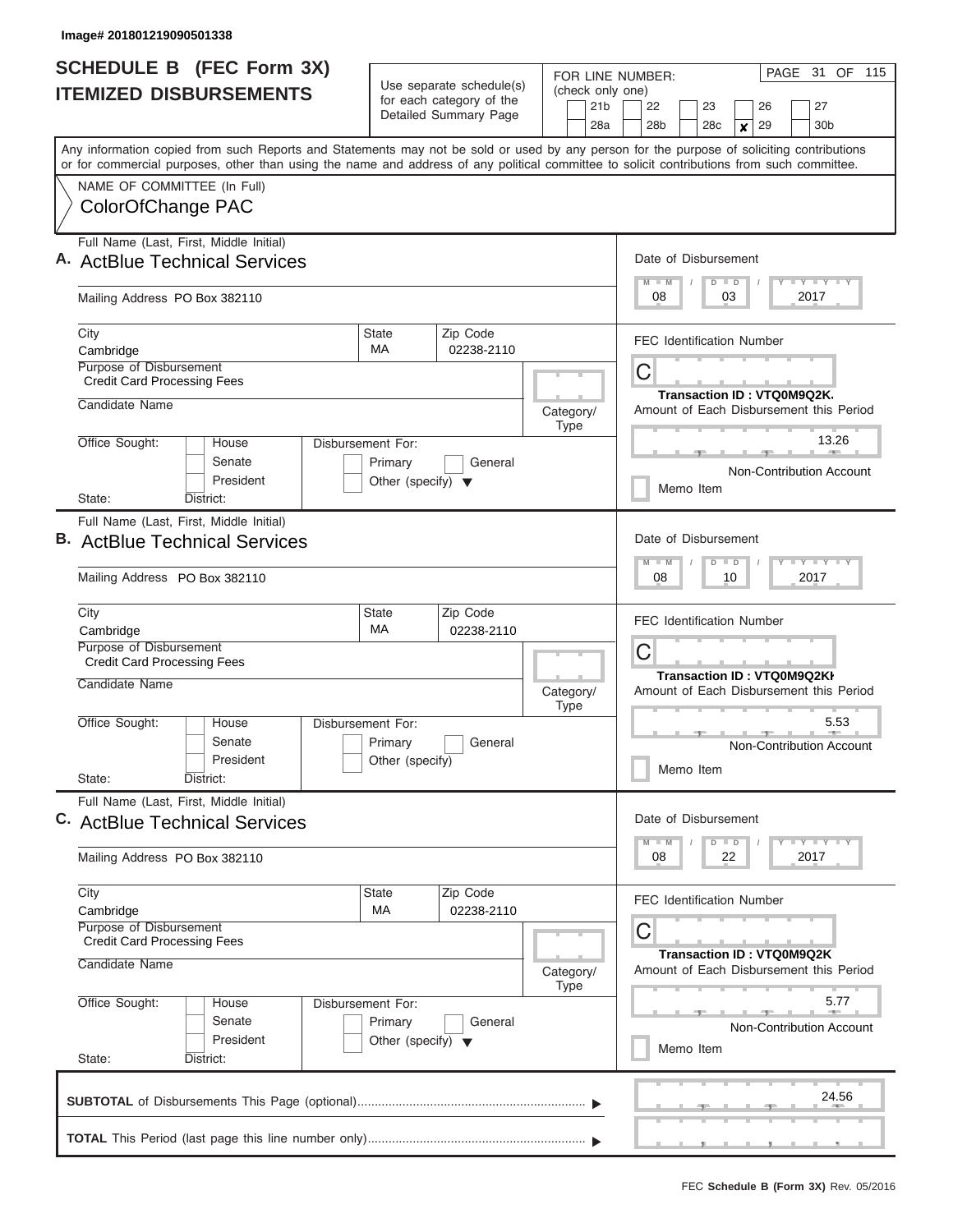Image# 201801219090501338

# SCHEDULE B (FEC Form 3X)
## ITEMIZED DISBURSEMENTS

Use separate schedule(s) for each category of the Detailed Summary Page

FOR LINE NUMBER: (check only one)
21b | 22 | 23 | 26 | 27 | 28a | 28b | 28c | **x** 29 | 30b

PAGE 31 OF 115

Any information copied from such Reports and Statements may not be sold or used by any person for the purpose of soliciting contributions or for commercial purposes, other than using the name and address of any political committee to solicit contributions from such committee.

NAME OF COMMITTEE (In Full)
ColorOfChange PAC

---

**A.** Full Name (Last, First, Middle Initial): ActBlue Technical Services

Mailing Address: PO Box 382110

City: Cambridge | State: MA | Zip Code: 02238-2110

Purpose of Disbursement: Credit Card Processing Fees

Candidate Name:

Category/Type:

Office Sought: House / Senate / President

State: District:

Disbursement For: Primary / General / Other (specify)

Date of Disbursement: 08/03/2017

FEC Identification Number: C

Transaction ID : VTQ0M9Q2K.

Amount of Each Disbursement this Period: 13.26

Non-Contribution Account

Memo Item

---

**B.** Full Name (Last, First, Middle Initial): ActBlue Technical Services

Mailing Address: PO Box 382110

City: Cambridge | State: MA | Zip Code: 02238-2110

Purpose of Disbursement: Credit Card Processing Fees

Candidate Name:

Category/Type:

Office Sought: House / Senate / President

State: District:

Disbursement For: Primary / General / Other (specify)

Date of Disbursement: 08/10/2017

FEC Identification Number: C

Transaction ID : VTQ0M9Q2KI

Amount of Each Disbursement this Period: 5.53

Non-Contribution Account

Memo Item

---

**C.** Full Name (Last, First, Middle Initial): ActBlue Technical Services

Mailing Address: PO Box 382110

City: Cambridge | State: MA | Zip Code: 02238-2110

Purpose of Disbursement: Credit Card Processing Fees

Candidate Name:

Category/Type:

Office Sought: House / Senate / President

State: District:

Disbursement For: Primary / General / Other (specify)

Date of Disbursement: 08/22/2017

FEC Identification Number: C

Transaction ID : VTQ0M9Q2K

Amount of Each Disbursement this Period: 5.77

Non-Contribution Account

Memo Item

---

**SUBTOTAL** of Disbursements This Page (optional): 24.56

**TOTAL** This Period (last page this line number only):

FEC **Schedule B (Form 3X)** Rev. 05/2016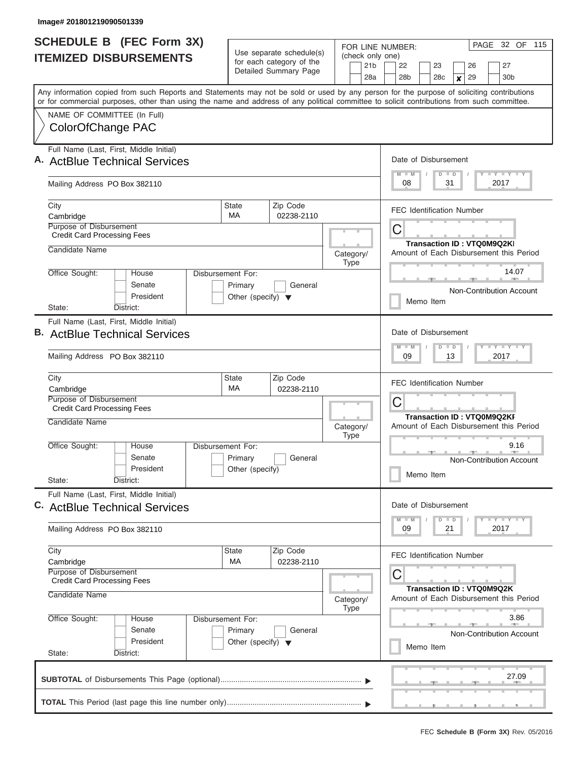Image# 201801219090501339

# SCHEDULE B (FEC Form 3X) ITEMIZED DISBURSEMENTS

Use separate schedule(s) for each category of the Detailed Summary Page

FOR LINE NUMBER: (check only one)

21b | 22 | 23 | 26 | 27
28a | 28b | 28c | **x** 29 | 30b

PAGE 32 OF 115

Any information copied from such Reports and Statements may not be sold or used by any person for the purpose of soliciting contributions or for commercial purposes, other than using the name and address of any political committee to solicit contributions from such committee.

NAME OF COMMITTEE (In Full)
ColorOfChange PAC

---

**A.** Full Name (Last, First, Middle Initial): ActBlue Technical Services

Mailing Address: PO Box 382110

City: Cambridge | State: MA | Zip Code: 02238-2110

Purpose of Disbursement: Credit Card Processing Fees

Candidate Name:

Category/Type:

Office Sought: House / Senate / President

State: District:

Disbursement For: Primary / General / Other (specify)

Date of Disbursement: 08 / 31 / 2017

FEC Identification Number: C

Transaction ID : VTQ0M9Q2KI

Amount of Each Disbursement this Period: 14.07

Non-Contribution Account

Memo Item

---

**B.** Full Name (Last, First, Middle Initial): ActBlue Technical Services

Mailing Address: PO Box 382110

City: Cambridge | State: MA | Zip Code: 02238-2110

Purpose of Disbursement: Credit Card Processing Fees

Candidate Name:

Category/Type:

Office Sought: House / Senate / President

State: District:

Disbursement For: Primary / General / Other (specify)

Date of Disbursement: 09 / 13 / 2017

FEC Identification Number: C

Transaction ID : VTQ0M9Q2KP

Amount of Each Disbursement this Period: 9.16

Non-Contribution Account

Memo Item

---

**C.** Full Name (Last, First, Middle Initial): ActBlue Technical Services

Mailing Address: PO Box 382110

City: Cambridge | State: MA | Zip Code: 02238-2110

Purpose of Disbursement: Credit Card Processing Fees

Candidate Name:

Category/Type:

Office Sought: House / Senate / President

State: District:

Disbursement For: Primary / General / Other (specify)

Date of Disbursement: 09 / 21 / 2017

FEC Identification Number: C

Transaction ID : VTQ0M9Q2K

Amount of Each Disbursement this Period: 3.86

Non-Contribution Account

Memo Item

---

**SUBTOTAL** of Disbursements This Page (optional): 27.09

**TOTAL** This Period (last page this line number only):

FEC **Schedule B (Form 3X)** Rev. 05/2016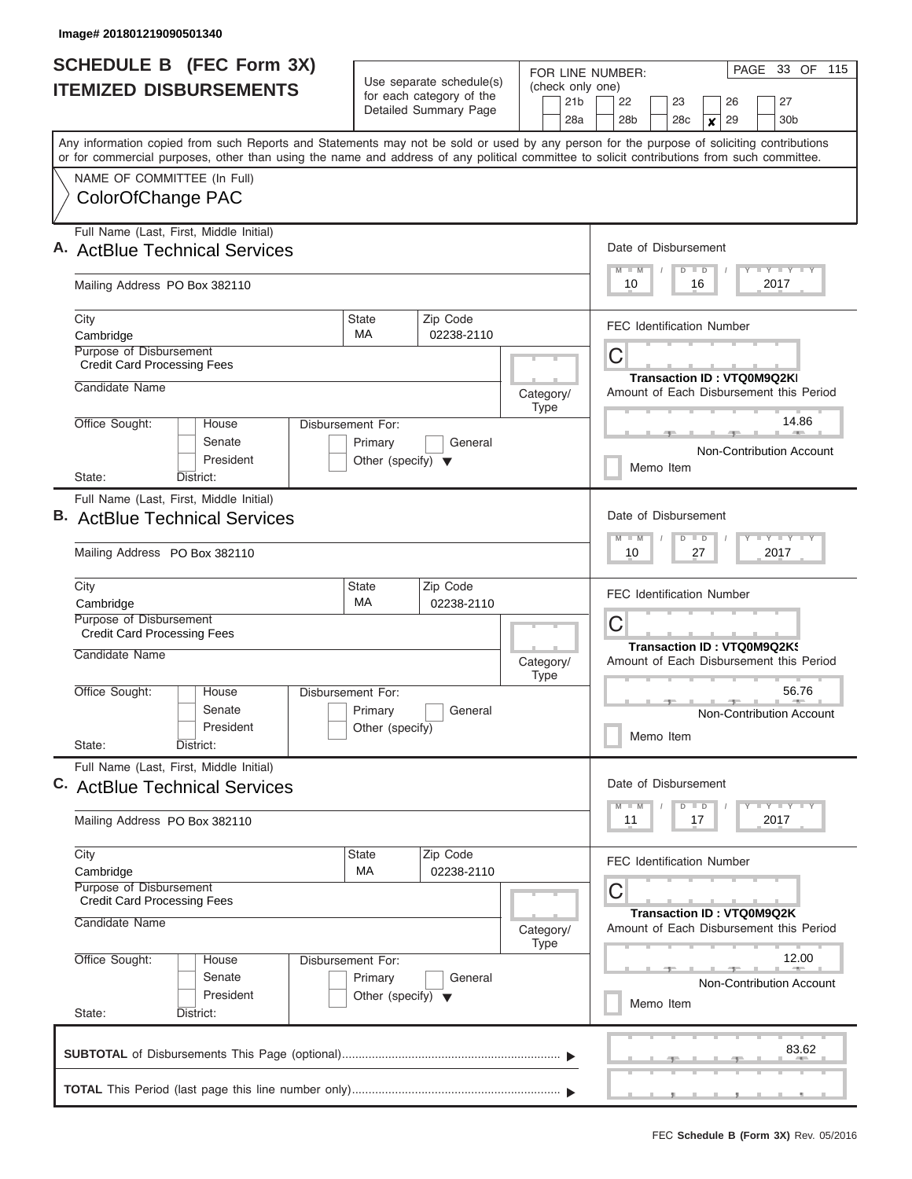Image# 201801219090501340

# SCHEDULE B (FEC Form 3X) ITEMIZED DISBURSEMENTS

Use separate schedule(s) for each category of the Detailed Summary Page

FOR LINE NUMBER: (check only one)

21b | 22 | 23 | 26 | 27
28a | 28b | 28c | ✘ 29 | 30b

PAGE 33 OF 115

Any information copied from such Reports and Statements may not be sold or used by any person for the purpose of soliciting contributions or for commercial purposes, other than using the name and address of any political committee to solicit contributions from such committee.

NAME OF COMMITTEE (In Full)
ColorOfChange PAC

## A.

Full Name (Last, First, Middle Initial): ActBlue Technical Services

Mailing Address: PO Box 382110

City: Cambridge | State: MA | Zip Code: 02238-2110

Purpose of Disbursement: Credit Card Processing Fees

Candidate Name:

Category/Type:

Office Sought: House / Senate / President

State: District:

Disbursement For: Primary / General / Other (specify)

Date of Disbursement: 10 / 16 / 2017

FEC Identification Number: C

Transaction ID : VTQ0M9Q2KI

Amount of Each Disbursement this Period: 14.86

Non-Contribution Account

Memo Item

## B.

Full Name (Last, First, Middle Initial): ActBlue Technical Services

Mailing Address: PO Box 382110

City: Cambridge | State: MA | Zip Code: 02238-2110

Purpose of Disbursement: Credit Card Processing Fees

Candidate Name:

Category/Type:

Office Sought: House / Senate / President

State: District:

Disbursement For: Primary / General / Other (specify)

Date of Disbursement: 10 / 27 / 2017

FEC Identification Number: C

Transaction ID : VTQ0M9Q2KS

Amount of Each Disbursement this Period: 56.76

Non-Contribution Account

Memo Item

## C.

Full Name (Last, First, Middle Initial): ActBlue Technical Services

Mailing Address: PO Box 382110

City: Cambridge | State: MA | Zip Code: 02238-2110

Purpose of Disbursement: Credit Card Processing Fees

Candidate Name:

Category/Type:

Office Sought: House / Senate / President

State: District:

Disbursement For: Primary / General / Other (specify)

Date of Disbursement: 11 / 17 / 2017

FEC Identification Number: C

Transaction ID : VTQ0M9Q2K

Amount of Each Disbursement this Period: 12.00

Non-Contribution Account

Memo Item

**SUBTOTAL** of Disbursements This Page (optional): 83.62

**TOTAL** This Period (last page this line number only):

FEC **Schedule B (Form 3X)** Rev. 05/2016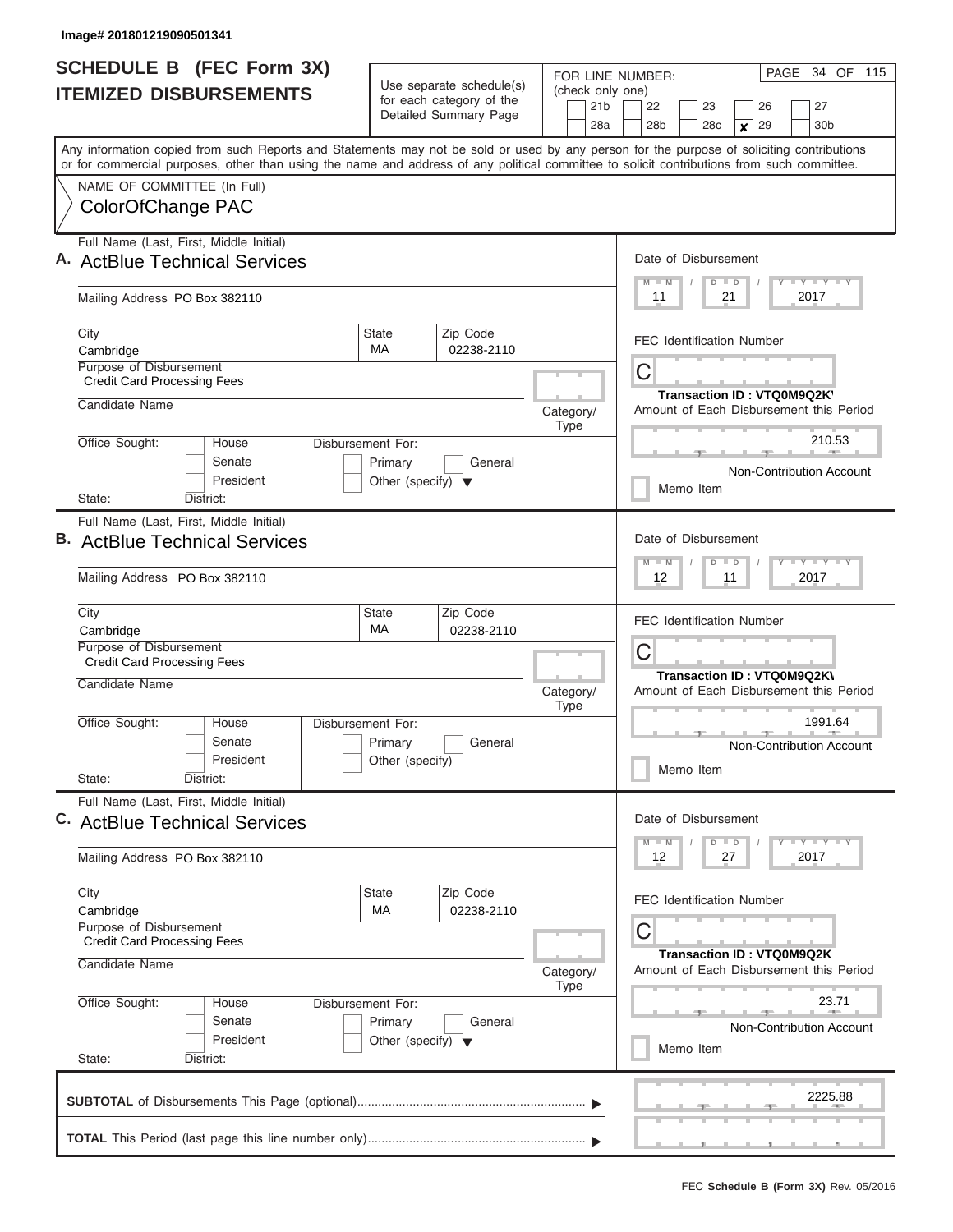Image# 201801219090501341

# SCHEDULE B (FEC Form 3X) ITEMIZED DISBURSEMENTS

Use separate schedule(s) for each category of the Detailed Summary Page

FOR LINE NUMBER: (check only one)

21b | 22 | 23 | 26 | 27
28a | 28b | 28c | **x** 29 | 30b

PAGE 34 OF 115

Any information copied from such Reports and Statements may not be sold or used by any person for the purpose of soliciting contributions or for commercial purposes, other than using the name and address of any political committee to solicit contributions from such committee.

NAME OF COMMITTEE (In Full)
ColorOfChange PAC

---

**A.** Full Name (Last, First, Middle Initial): ActBlue Technical Services

Mailing Address: PO Box 382110

City: Cambridge | State: MA | Zip Code: 02238-2110

Purpose of Disbursement: Credit Card Processing Fees

Candidate Name:

Category/Type:

Office Sought: House / Senate / President — State: — District:

Disbursement For: Primary / General / Other (specify)

Date of Disbursement: 11 / 21 / 2017

FEC Identification Number: C

Transaction ID : VTQ0M9Q2K\

Amount of Each Disbursement this Period: 210.53

Non-Contribution Account

Memo Item

---

**B.** Full Name (Last, First, Middle Initial): ActBlue Technical Services

Mailing Address: PO Box 382110

City: Cambridge | State: MA | Zip Code: 02238-2110

Purpose of Disbursement: Credit Card Processing Fees

Candidate Name:

Category/Type:

Office Sought: House / Senate / President — State: — District:

Disbursement For: Primary / General / Other (specify)

Date of Disbursement: 12 / 11 / 2017

FEC Identification Number: C

Transaction ID : VTQ0M9Q2K\

Amount of Each Disbursement this Period: 1991.64

Non-Contribution Account

Memo Item

---

**C.** Full Name (Last, First, Middle Initial): ActBlue Technical Services

Mailing Address: PO Box 382110

City: Cambridge | State: MA | Zip Code: 02238-2110

Purpose of Disbursement: Credit Card Processing Fees

Candidate Name:

Category/Type:

Office Sought: House / Senate / President — State: — District:

Disbursement For: Primary / General / Other (specify)

Date of Disbursement: 12 / 27 / 2017

FEC Identification Number: C

Transaction ID : VTQ0M9Q2K

Amount of Each Disbursement this Period: 23.71

Non-Contribution Account

Memo Item

---

**SUBTOTAL** of Disbursements This Page (optional) ▶ 2225.88

**TOTAL** This Period (last page this line number only) ▶

FEC **Schedule B (Form 3X)** Rev. 05/2016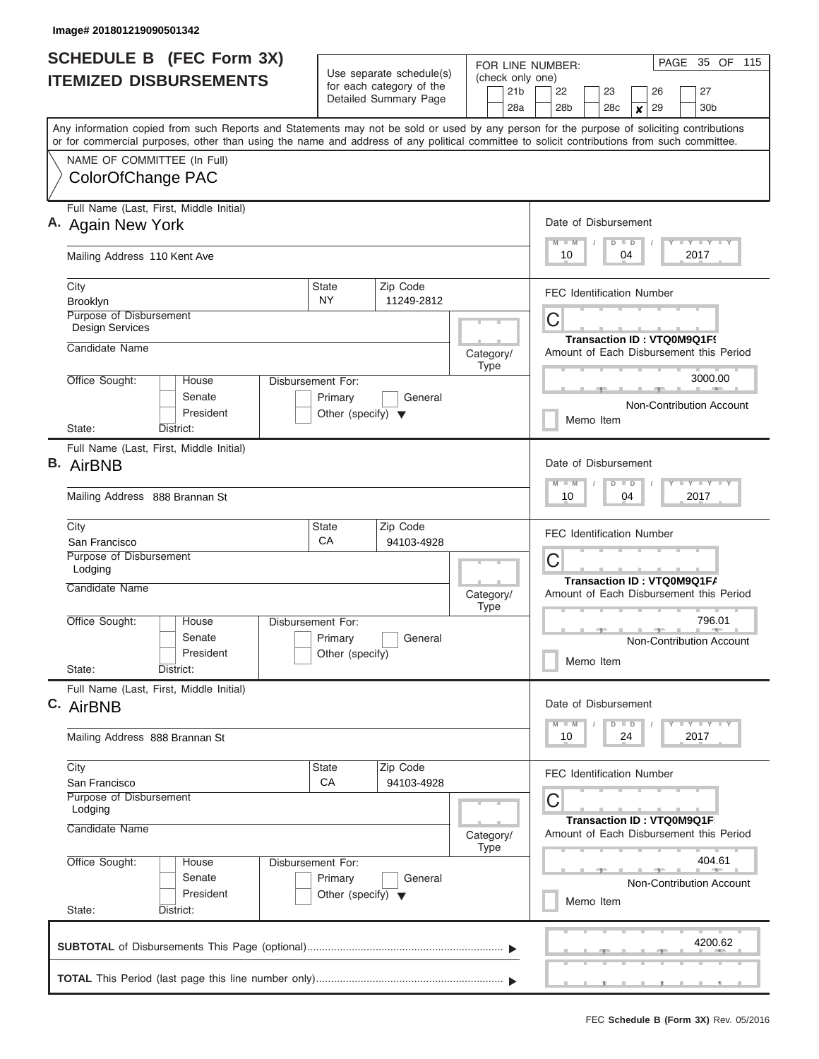Image# 201801219090501342

# SCHEDULE B (FEC Form 3X) ITEMIZED DISBURSEMENTS

Use separate schedule(s) for each category of the Detailed Summary Page

FOR LINE NUMBER: (check only one)

21b | 22 | 23 | 26 | 27
28a | 28b | 28c | **x** 29 | 30b

PAGE 35 OF 115

Any information copied from such Reports and Statements may not be sold or used by any person for the purpose of soliciting contributions or for commercial purposes, other than using the name and address of any political committee to solicit contributions from such committee.

NAME OF COMMITTEE (In Full)
ColorOfChange PAC

---

**A.** Full Name (Last, First, Middle Initial): Again New York

Mailing Address: 110 Kent Ave

City: Brooklyn | State: NY | Zip Code: 11249-2812

Purpose of Disbursement: Design Services

Candidate Name:

Category/Type:

Office Sought: House / Senate / President

Disbursement For: Primary / General / Other (specify)

State: | District:

Date of Disbursement: 10 / 04 / 2017

FEC Identification Number: C

Transaction ID : VTQ0M9Q1F9

Amount of Each Disbursement this Period: 3000.00

Non-Contribution Account

Memo Item

---

**B.** Full Name (Last, First, Middle Initial): AirBNB

Mailing Address: 888 Brannan St

City: San Francisco | State: CA | Zip Code: 94103-4928

Purpose of Disbursement: Lodging

Candidate Name:

Category/Type:

Office Sought: House / Senate / President

Disbursement For: Primary / General / Other (specify)

State: | District:

Date of Disbursement: 10 / 04 / 2017

FEC Identification Number: C

Transaction ID : VTQ0M9Q1FA

Amount of Each Disbursement this Period: 796.01

Non-Contribution Account

Memo Item

---

**C.** Full Name (Last, First, Middle Initial): AirBNB

Mailing Address: 888 Brannan St

City: San Francisco | State: CA | Zip Code: 94103-4928

Purpose of Disbursement: Lodging

Candidate Name:

Category/Type:

Office Sought: House / Senate / President

Disbursement For: Primary / General / Other (specify)

State: | District:

Date of Disbursement: 10 / 24 / 2017

FEC Identification Number: C

Transaction ID : VTQ0M9Q1F

Amount of Each Disbursement this Period: 404.61

Non-Contribution Account

Memo Item

---

**SUBTOTAL** of Disbursements This Page (optional): 4200.62

**TOTAL** This Period (last page this line number only):

FEC **Schedule B (Form 3X)** Rev. 05/2016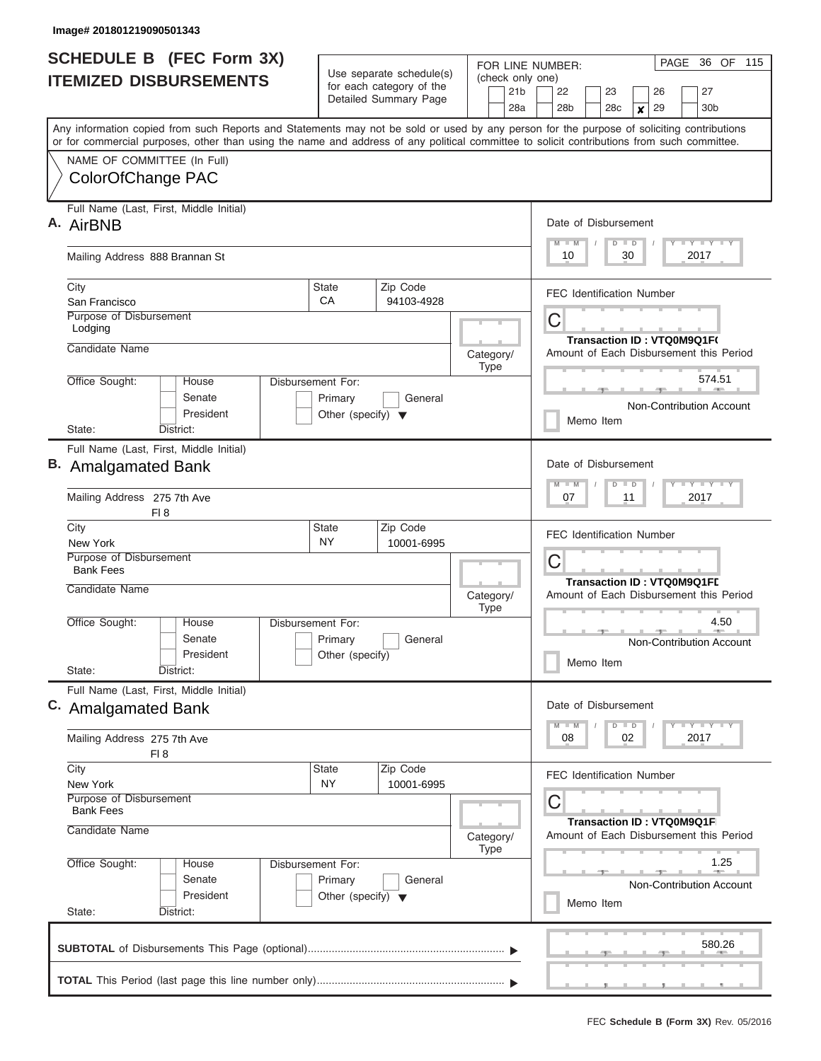Image# 201801219090501343

# SCHEDULE B (FEC Form 3X)
## ITEMIZED DISBURSEMENTS

Use separate schedule(s) for each category of the Detailed Summary Page

FOR LINE NUMBER: (check only one)

21b | 22 | 23 | 26 | 27 | 28a | 28b | 28c | **x** 29 | 30b

Any information copied from such Reports and Statements may not be sold or used by any person for the purpose of soliciting contributions or for commercial purposes, other than using the name and address of any political committee to solicit contributions from such committee.

NAME OF COMMITTEE (In Full)
ColorOfChange PAC

---

**A.** Full Name (Last, First, Middle Initial): AirBNB

Mailing Address: 888 Brannan St

City: San Francisco | State: CA | Zip Code: 94103-4928

Purpose of Disbursement: Lodging

Candidate Name:

Category/Type:

Office Sought: House / Senate / President

State: District:

Disbursement For: Primary / General / Other (specify)

Date of Disbursement: 10 / 30 / 2017

FEC Identification Number: C

Transaction ID : VTQ0M9Q1F(

Amount of Each Disbursement this Period: 574.51

Non-Contribution Account

Memo Item

---

**B.** Full Name (Last, First, Middle Initial): Amalgamated Bank

Mailing Address: 275 7th Ave
Fl 8

City: New York | State: NY | Zip Code: 10001-6995

Purpose of Disbursement: Bank Fees

Candidate Name:

Category/Type:

Office Sought: House / Senate / President

State: District:

Disbursement For: Primary / General / Other (specify)

Date of Disbursement: 07 / 11 / 2017

FEC Identification Number: C

Transaction ID : VTQ0M9Q1FD

Amount of Each Disbursement this Period: 4.50

Non-Contribution Account

Memo Item

---

**C.** Full Name (Last, First, Middle Initial): Amalgamated Bank

Mailing Address: 275 7th Ave
Fl 8

City: New York | State: NY | Zip Code: 10001-6995

Purpose of Disbursement: Bank Fees

Candidate Name:

Category/Type:

Office Sought: House / Senate / President

State: District:

Disbursement For: Primary / General / Other (specify)

Date of Disbursement: 08 / 02 / 2017

FEC Identification Number: C

Transaction ID : VTQ0M9Q1F

Amount of Each Disbursement this Period: 1.25

Non-Contribution Account

Memo Item

---

**SUBTOTAL** of Disbursements This Page (optional): 580.26

**TOTAL** This Period (last page this line number only):

FEC **Schedule B (Form 3X)** Rev. 05/2016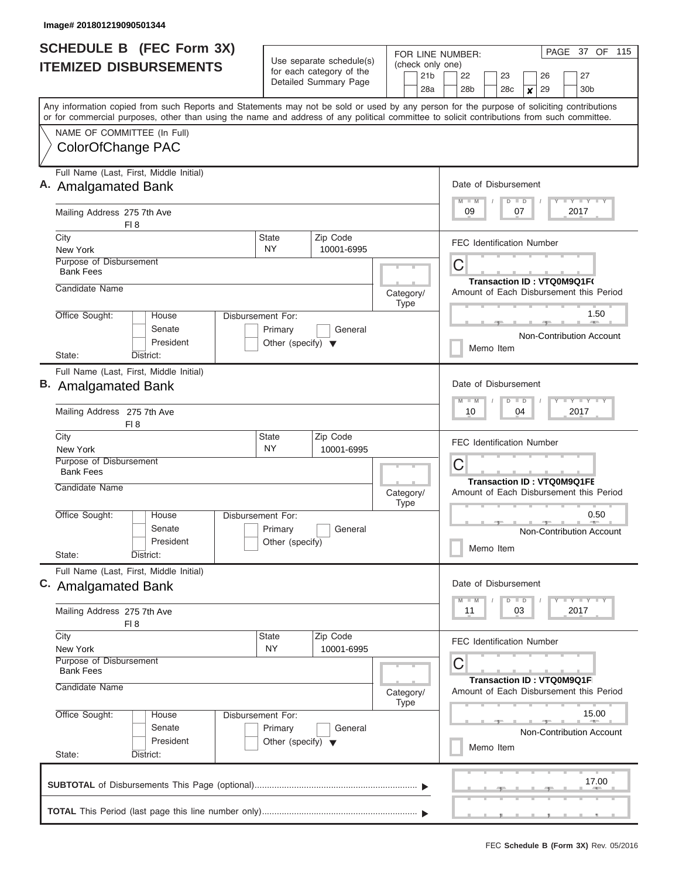Image# 201801219090501344

# SCHEDULE B (FEC Form 3X)
## ITEMIZED DISBURSEMENTS

Use separate schedule(s) for each category of the Detailed Summary Page

FOR LINE NUMBER: (check only one)

21b | 22 | 23 | 26 | 27
28a | 28b | 28c | ✘ 29 | 30b

Any information copied from such Reports and Statements may not be sold or used by any person for the purpose of soliciting contributions or for commercial purposes, other than using the name and address of any political committee to solicit contributions from such committee.

NAME OF COMMITTEE (In Full)
ColorOfChange PAC

---

**A.** Full Name (Last, First, Middle Initial): Amalgamated Bank

Mailing Address: 275 7th Ave, Fl 8

City: New York | State: NY | Zip Code: 10001-6995

Purpose of Disbursement: Bank Fees

Candidate Name:

Category/Type:

Office Sought: House / Senate / President

State: District:

Disbursement For: Primary / General / Other (specify)

Date of Disbursement: 09 / 07 / 2017

FEC Identification Number: C

Transaction ID : VTQ0M9Q1F(

Amount of Each Disbursement this Period: 1.50

Non-Contribution Account

Memo Item

---

**B.** Full Name (Last, First, Middle Initial): Amalgamated Bank

Mailing Address: 275 7th Ave, Fl 8

City: New York | State: NY | Zip Code: 10001-6995

Purpose of Disbursement: Bank Fees

Candidate Name:

Category/Type:

Office Sought: House / Senate / President

State: District:

Disbursement For: Primary / General / Other (specify)

Date of Disbursement: 10 / 04 / 2017

FEC Identification Number: C

Transaction ID : VTQ0M9Q1FE

Amount of Each Disbursement this Period: 0.50

Non-Contribution Account

Memo Item

---

**C.** Full Name (Last, First, Middle Initial): Amalgamated Bank

Mailing Address: 275 7th Ave, Fl 8

City: New York | State: NY | Zip Code: 10001-6995

Purpose of Disbursement: Bank Fees

Candidate Name:

Category/Type:

Office Sought: House / Senate / President

State: District:

Disbursement For: Primary / General / Other (specify)

Date of Disbursement: 11 / 03 / 2017

FEC Identification Number: C

Transaction ID : VTQ0M9Q1F

Amount of Each Disbursement this Period: 15.00

Non-Contribution Account

Memo Item

---

**SUBTOTAL** of Disbursements This Page (optional): 17.00

**TOTAL** This Period (last page this line number only):

FEC **Schedule B (Form 3X)** Rev. 05/2016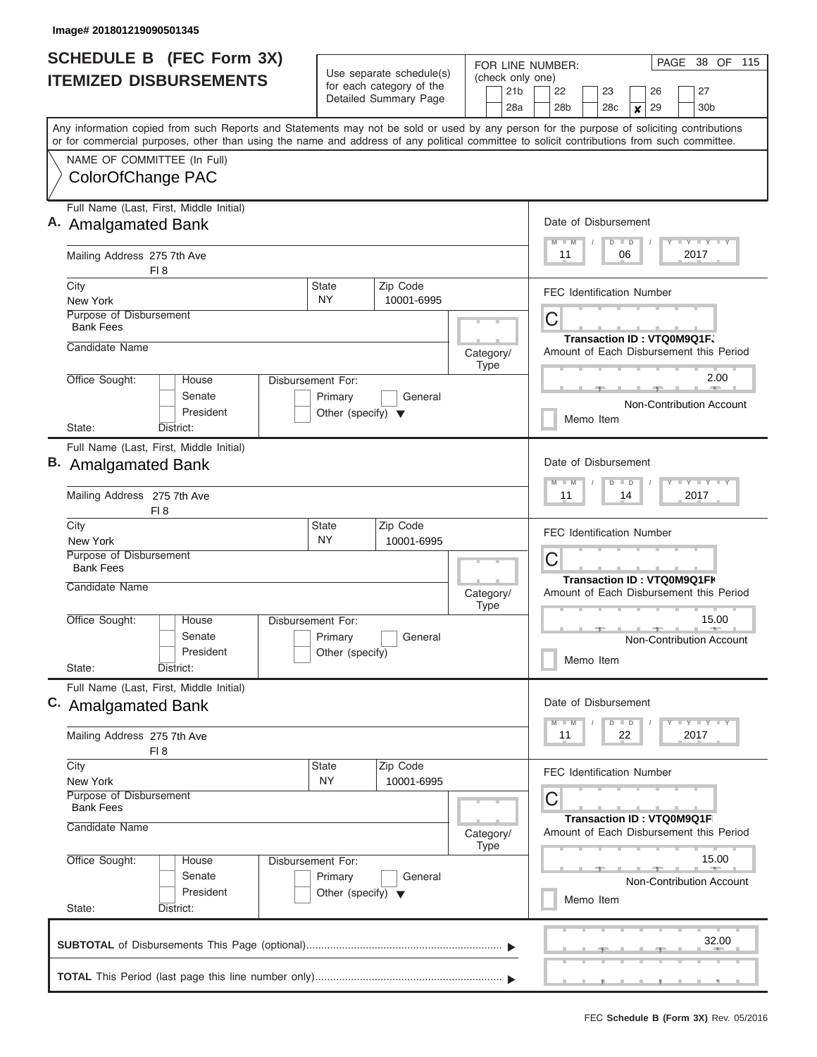Image# 201801219090501345

# SCHEDULE B (FEC Form 3X)
## ITEMIZED DISBURSEMENTS

Use separate schedule(s) for each category of the Detailed Summary Page

FOR LINE NUMBER: (check only one)

21b | 22 | 23 | 26 | 27 | 28a | 28b | 28c | **x** 29 | 30b

Any information copied from such Reports and Statements may not be sold or used by any person for the purpose of soliciting contributions or for commercial purposes, other than using the name and address of any political committee to solicit contributions from such committee.

NAME OF COMMITTEE (In Full)
ColorOfChange PAC

---

**A.** Full Name (Last, First, Middle Initial): Amalgamated Bank

Mailing Address: 275 7th Ave, Fl 8

City: New York | State: NY | Zip Code: 10001-6995

Purpose of Disbursement: Bank Fees

Candidate Name:

Category/Type:

Office Sought: House / Senate / President

Disbursement For: Primary / General / Other (specify)

State: District:

Date of Disbursement: 11 / 06 / 2017

FEC Identification Number: C

Transaction ID : VTQ0M9Q1FJ

Amount of Each Disbursement this Period: 2.00

Non-Contribution Account

Memo Item

---

**B.** Full Name (Last, First, Middle Initial): Amalgamated Bank

Mailing Address: 275 7th Ave, Fl 8

City: New York | State: NY | Zip Code: 10001-6995

Purpose of Disbursement: Bank Fees

Candidate Name:

Category/Type:

Office Sought: House / Senate / President

Disbursement For: Primary / General / Other (specify)

State: District:

Date of Disbursement: 11 / 14 / 2017

FEC Identification Number: C

Transaction ID : VTQ0M9Q1FK

Amount of Each Disbursement this Period: 15.00

Non-Contribution Account

Memo Item

---

**C.** Full Name (Last, First, Middle Initial): Amalgamated Bank

Mailing Address: 275 7th Ave, Fl 8

City: New York | State: NY | Zip Code: 10001-6995

Purpose of Disbursement: Bank Fees

Candidate Name:

Category/Type:

Office Sought: House / Senate / President

Disbursement For: Primary / General / Other (specify)

State: District:

Date of Disbursement: 11 / 22 / 2017

FEC Identification Number: C

Transaction ID : VTQ0M9Q1F

Amount of Each Disbursement this Period: 15.00

Non-Contribution Account

Memo Item

---

**SUBTOTAL** of Disbursements This Page (optional): 32.00

**TOTAL** This Period (last page this line number only):

FEC **Schedule B (Form 3X)** Rev. 05/2016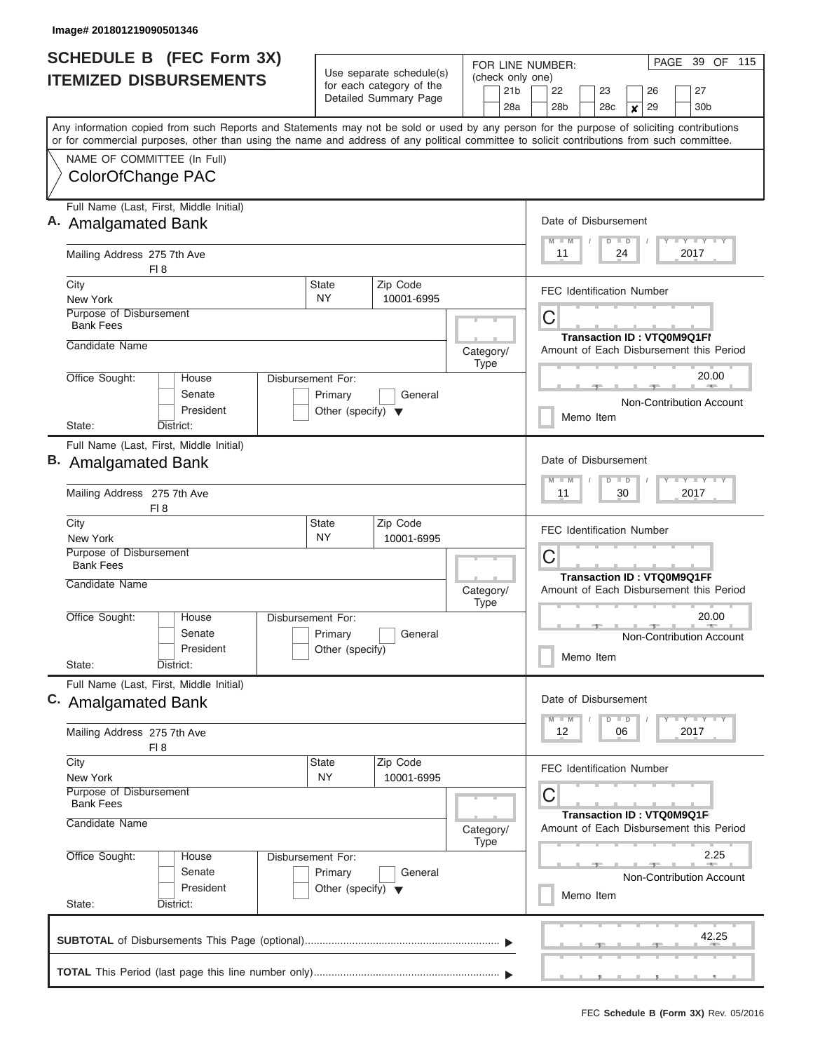Image# 201801219090501346

# SCHEDULE B (FEC Form 3X)
## ITEMIZED DISBURSEMENTS

Use separate schedule(s) for each category of the Detailed Summary Page

FOR LINE NUMBER: (check only one)

21b | 22 | 23 | 26 | 27 | 28a | 28b | 28c | x 29 | 30b

PAGE 39 OF 115

Any information copied from such Reports and Statements may not be sold or used by any person for the purpose of soliciting contributions or for commercial purposes, other than using the name and address of any political committee to solicit contributions from such committee.

NAME OF COMMITTEE (In Full)
ColorOfChange PAC

---

**A.** Full Name (Last, First, Middle Initial): Amalgamated Bank

Mailing Address: 275 7th Ave, Fl 8

City: New York | State: NY | Zip Code: 10001-6995

Purpose of Disbursement: Bank Fees

Candidate Name:

Category/Type:

Office Sought: House / Senate / President

State: District:

Disbursement For: Primary / General / Other (specify)

Date of Disbursement: 11 / 24 / 2017

FEC Identification Number: C

Transaction ID : VTQ0M9Q1FI

Amount of Each Disbursement this Period: 20.00

Non-Contribution Account

Memo Item

---

**B.** Full Name (Last, First, Middle Initial): Amalgamated Bank

Mailing Address: 275 7th Ave, Fl 8

City: New York | State: NY | Zip Code: 10001-6995

Purpose of Disbursement: Bank Fees

Candidate Name:

Category/Type:

Office Sought: House / Senate / President

State: District:

Disbursement For: Primary / General / Other (specify)

Date of Disbursement: 11 / 30 / 2017

FEC Identification Number: C

Transaction ID : VTQ0M9Q1FF

Amount of Each Disbursement this Period: 20.00

Non-Contribution Account

Memo Item

---

**C.** Full Name (Last, First, Middle Initial): Amalgamated Bank

Mailing Address: 275 7th Ave, Fl 8

City: New York | State: NY | Zip Code: 10001-6995

Purpose of Disbursement: Bank Fees

Candidate Name:

Category/Type:

Office Sought: House / Senate / President

State: District:

Disbursement For: Primary / General / Other (specify)

Date of Disbursement: 12 / 06 / 2017

FEC Identification Number: C

Transaction ID : VTQ0M9Q1F

Amount of Each Disbursement this Period: 2.25

Non-Contribution Account

Memo Item

---

**SUBTOTAL** of Disbursements This Page (optional): 42.25

**TOTAL** This Period (last page this line number only):

FEC **Schedule B (Form 3X)** Rev. 05/2016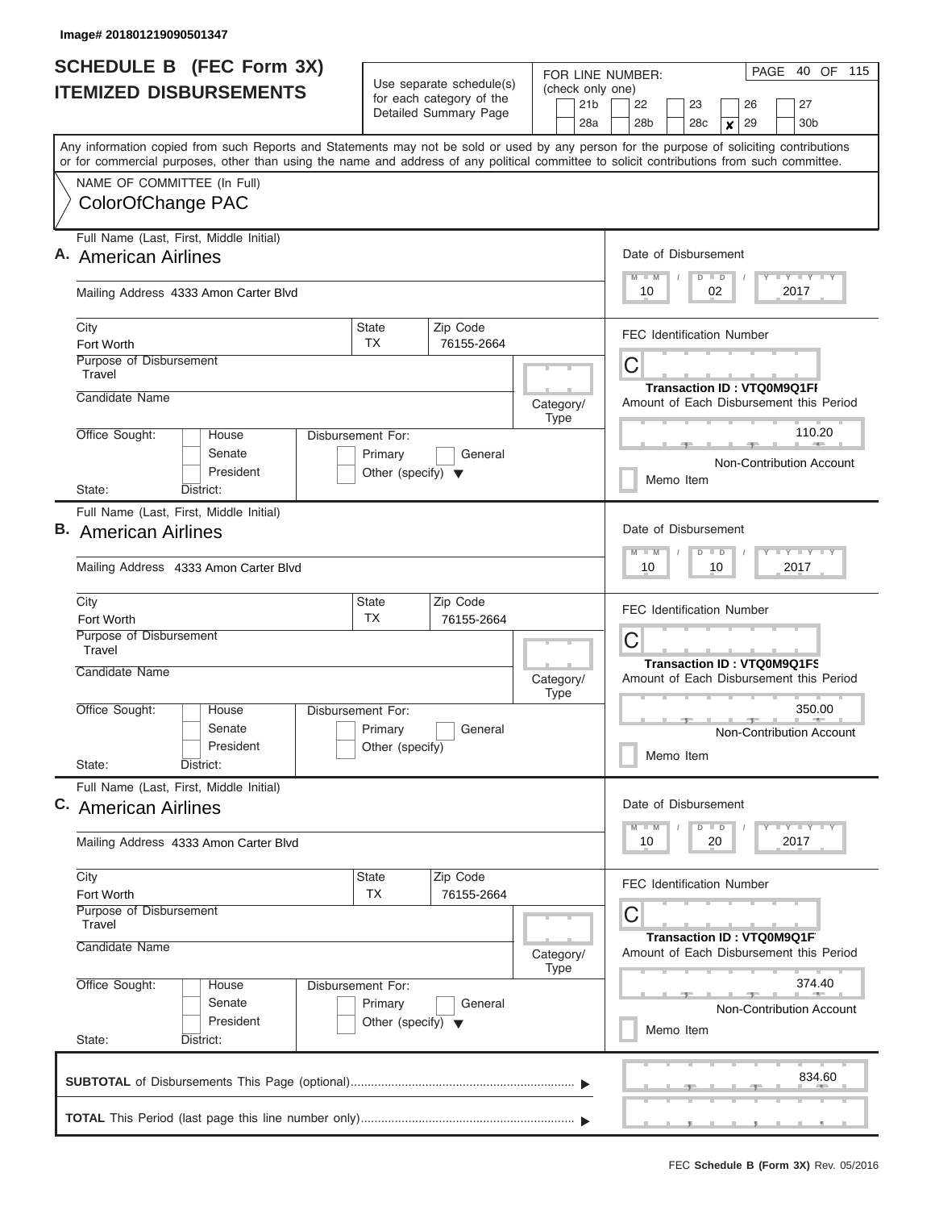Image# 201801219090501347

# SCHEDULE B (FEC Form 3X)
## ITEMIZED DISBURSEMENTS

Use separate schedule(s) for each category of the Detailed Summary Page

FOR LINE NUMBER: (check only one)

21b | 22 | 23 | 26 | 27
28a | 28b | 28c | **x** 29 | 30b

PAGE 40 OF 115

Any information copied from such Reports and Statements may not be sold or used by any person for the purpose of soliciting contributions or for commercial purposes, other than using the name and address of any political committee to solicit contributions from such committee.

NAME OF COMMITTEE (In Full)
ColorOfChange PAC

---

**A.** Full Name (Last, First, Middle Initial): American Airlines

Mailing Address: 4333 Amon Carter Blvd

City: Fort Worth | State: TX | Zip Code: 76155-2664

Purpose of Disbursement: Travel

Candidate Name:

Category/Type:

Office Sought: House / Senate / President

Disbursement For: Primary / General / Other (specify)

State: District:

Date of Disbursement: 10 / 02 / 2017

FEC Identification Number: C

Transaction ID : VTQ0M9Q1FI

Amount of Each Disbursement this Period: 110.20

Non-Contribution Account

Memo Item

---

**B.** Full Name (Last, First, Middle Initial): American Airlines

Mailing Address: 4333 Amon Carter Blvd

City: Fort Worth | State: TX | Zip Code: 76155-2664

Purpose of Disbursement: Travel

Candidate Name:

Category/Type:

Office Sought: House / Senate / President

Disbursement For: Primary / General / Other (specify)

State: District:

Date of Disbursement: 10 / 10 / 2017

FEC Identification Number: C

Transaction ID : VTQ0M9Q1FS

Amount of Each Disbursement this Period: 350.00

Non-Contribution Account

Memo Item

---

**C.** Full Name (Last, First, Middle Initial): American Airlines

Mailing Address: 4333 Amon Carter Blvd

City: Fort Worth | State: TX | Zip Code: 76155-2664

Purpose of Disbursement: Travel

Candidate Name:

Category/Type:

Office Sought: House / Senate / President

Disbursement For: Primary / General / Other (specify)

State: District:

Date of Disbursement: 10 / 20 / 2017

FEC Identification Number: C

Transaction ID : VTQ0M9Q1F

Amount of Each Disbursement this Period: 374.40

Non-Contribution Account

Memo Item

---

**SUBTOTAL** of Disbursements This Page (optional): 834.60

**TOTAL** This Period (last page this line number only):

FEC **Schedule B (Form 3X)** Rev. 05/2016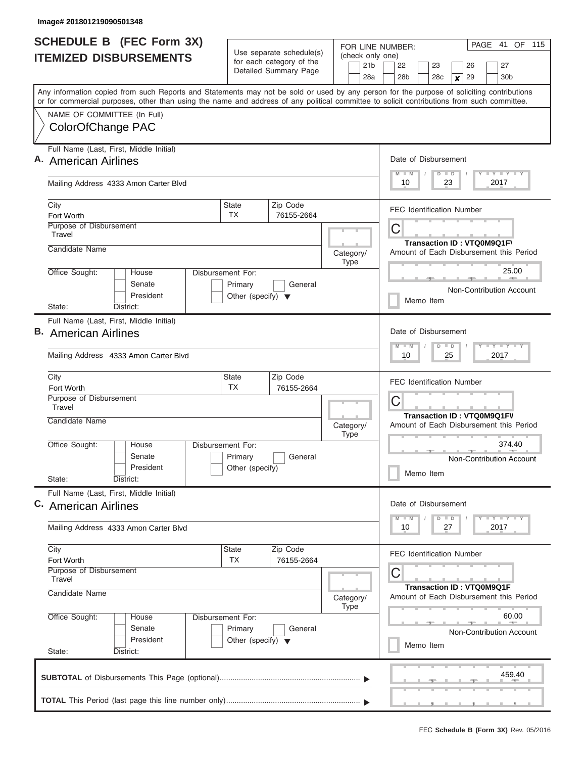Image# 201801219090501348

# SCHEDULE B (FEC Form 3X)
## ITEMIZED DISBURSEMENTS

Use separate schedule(s) for each category of the Detailed Summary Page

FOR LINE NUMBER: (check only one)

21b | 22 | 23 | 26 | 27
28a | 28b | 28c | **x** 29 | 30b

PAGE 41 OF 115

Any information copied from such Reports and Statements may not be sold or used by any person for the purpose of soliciting contributions or for commercial purposes, other than using the name and address of any political committee to solicit contributions from such committee.

NAME OF COMMITTEE (In Full)
ColorOfChange PAC

---

**A.** Full Name (Last, First, Middle Initial): American Airlines

Mailing Address: 4333 Amon Carter Blvd

City: Fort Worth | State: TX | Zip Code: 76155-2664

Purpose of Disbursement: Travel

Candidate Name:

Category/Type:

Office Sought: House / Senate / President

Disbursement For: Primary / General / Other (specify)

State: District:

Date of Disbursement: 10 / 23 / 2017

FEC Identification Number: C

Transaction ID : VTQ0M9Q1F\

Amount of Each Disbursement this Period: 25.00

Non-Contribution Account

Memo Item

---

**B.** Full Name (Last, First, Middle Initial): American Airlines

Mailing Address: 4333 Amon Carter Blvd

City: Fort Worth | State: TX | Zip Code: 76155-2664

Purpose of Disbursement: Travel

Candidate Name:

Category/Type:

Office Sought: House / Senate / President

Disbursement For: Primary / General / Other (specify)

State: District:

Date of Disbursement: 10 / 25 / 2017

FEC Identification Number: C

Transaction ID : VTQ0M9Q1FV

Amount of Each Disbursement this Period: 374.40

Non-Contribution Account

Memo Item

---

**C.** Full Name (Last, First, Middle Initial): American Airlines

Mailing Address: 4333 Amon Carter Blvd

City: Fort Worth | State: TX | Zip Code: 76155-2664

Purpose of Disbursement: Travel

Candidate Name:

Category/Type:

Office Sought: House / Senate / President

Disbursement For: Primary / General / Other (specify)

State: District:

Date of Disbursement: 10 / 27 / 2017

FEC Identification Number: C

Transaction ID : VTQ0M9Q1F.

Amount of Each Disbursement this Period: 60.00

Non-Contribution Account

Memo Item

---

**SUBTOTAL** of Disbursements This Page (optional): 459.40

**TOTAL** This Period (last page this line number only):

FEC **Schedule B (Form 3X)** Rev. 05/2016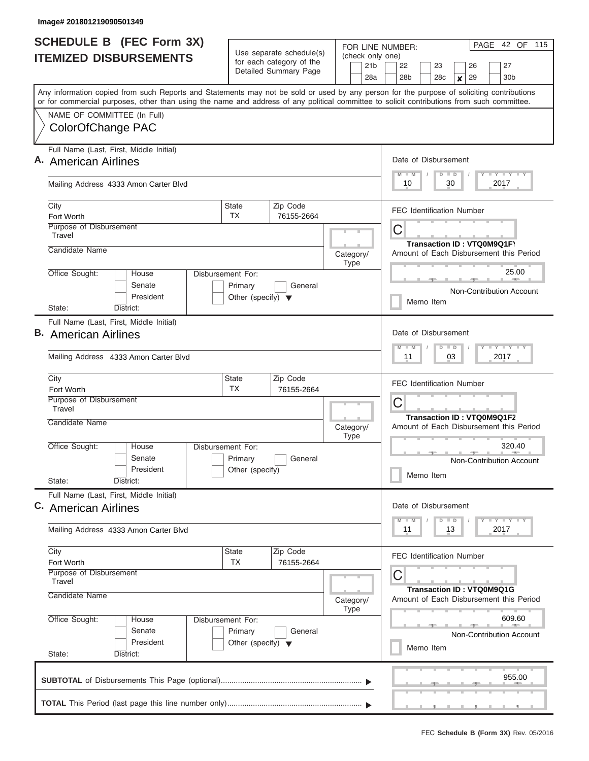Image# 201801219090501349

# SCHEDULE B (FEC Form 3X) ITEMIZED DISBURSEMENTS

Use separate schedule(s) for each category of the Detailed Summary Page

FOR LINE NUMBER: (check only one)

21b | 22 | 23 | 26 | 27 | 28a | 28b | 28c | **x** 29 | 30b

PAGE 42 OF 115

Any information copied from such Reports and Statements may not be sold or used by any person for the purpose of soliciting contributions or for commercial purposes, other than using the name and address of any political committee to solicit contributions from such committee.

NAME OF COMMITTEE (In Full)
ColorOfChange PAC

## A.

Full Name (Last, First, Middle Initial): American Airlines

Mailing Address: 4333 Amon Carter Blvd

City: Fort Worth | State: TX | Zip Code: 76155-2664

Purpose of Disbursement: Travel

Candidate Name:

Category/Type:

Office Sought: House / Senate / President

State: District:

Disbursement For: Primary / General / Other (specify)

Date of Disbursement: 10 / 30 / 2017

FEC Identification Number: C

Transaction ID : VTQ0M9Q1FY

Amount of Each Disbursement this Period: 25.00

Non-Contribution Account

Memo Item

## B.

Full Name (Last, First, Middle Initial): American Airlines

Mailing Address: 4333 Amon Carter Blvd

City: Fort Worth | State: TX | Zip Code: 76155-2664

Purpose of Disbursement: Travel

Candidate Name:

Category/Type:

Office Sought: House / Senate / President

State: District:

Disbursement For: Primary / General / Other (specify)

Date of Disbursement: 11 / 03 / 2017

FEC Identification Number: C

Transaction ID : VTQ0M9Q1F2

Amount of Each Disbursement this Period: 320.40

Non-Contribution Account

Memo Item

## C.

Full Name (Last, First, Middle Initial): American Airlines

Mailing Address: 4333 Amon Carter Blvd

City: Fort Worth | State: TX | Zip Code: 76155-2664

Purpose of Disbursement: Travel

Candidate Name:

Category/Type:

Office Sought: House / Senate / President

State: District:

Disbursement For: Primary / General / Other (specify)

Date of Disbursement: 11 / 13 / 2017

FEC Identification Number: C

Transaction ID : VTQ0M9Q1G

Amount of Each Disbursement this Period: 609.60

Non-Contribution Account

Memo Item

**SUBTOTAL** of Disbursements This Page (optional): 955.00

**TOTAL** This Period (last page this line number only):

FEC **Schedule B (Form 3X)** Rev. 05/2016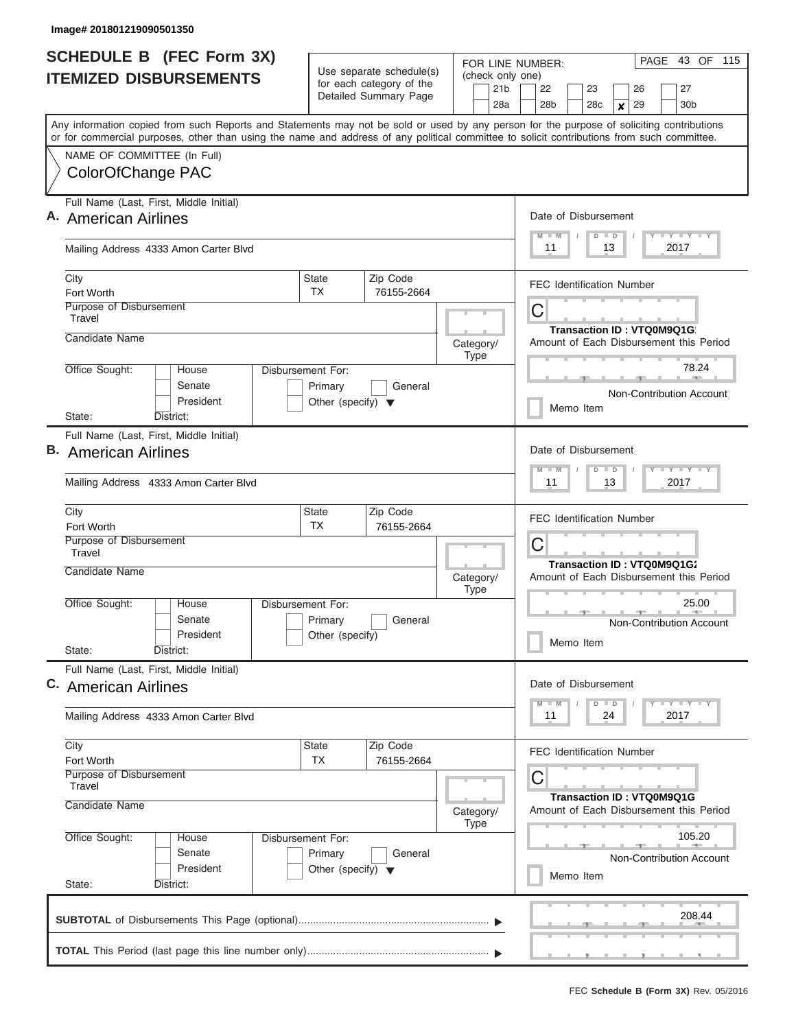Image# 201801219090501350

# SCHEDULE B (FEC Form 3X)
## ITEMIZED DISBURSEMENTS

Use separate schedule(s) for each category of the Detailed Summary Page

FOR LINE NUMBER: (check only one)

21b | 22 | 23 | 26 | 27 | 28a | 28b | 28c | **x** 29 | 30b

PAGE 43 OF 115

Any information copied from such Reports and Statements may not be sold or used by any person for the purpose of soliciting contributions or for commercial purposes, other than using the name and address of any political committee to solicit contributions from such committee.

NAME OF COMMITTEE (In Full)
ColorOfChange PAC

---

**A.** Full Name (Last, First, Middle Initial): American Airlines

Mailing Address: 4333 Amon Carter Blvd

City: Fort Worth | State: TX | Zip Code: 76155-2664

Purpose of Disbursement: Travel

Candidate Name:

Category/Type:

Office Sought: House / Senate / President

State: District:

Disbursement For: Primary / General / Other (specify)

Date of Disbursement: 11 / 13 / 2017

FEC Identification Number: C

Transaction ID : VTQ0M9Q1G

Amount of Each Disbursement this Period: 78.24

Non-Contribution Account

Memo Item

---

**B.** Full Name (Last, First, Middle Initial): American Airlines

Mailing Address: 4333 Amon Carter Blvd

City: Fort Worth | State: TX | Zip Code: 76155-2664

Purpose of Disbursement: Travel

Candidate Name:

Category/Type:

Office Sought: House / Senate / President

State: District:

Disbursement For: Primary / General / Other (specify)

Date of Disbursement: 11 / 13 / 2017

FEC Identification Number: C

Transaction ID : VTQ0M9Q1G

Amount of Each Disbursement this Period: 25.00

Non-Contribution Account

Memo Item

---

**C.** Full Name (Last, First, Middle Initial): American Airlines

Mailing Address: 4333 Amon Carter Blvd

City: Fort Worth | State: TX | Zip Code: 76155-2664

Purpose of Disbursement: Travel

Candidate Name:

Category/Type:

Office Sought: House / Senate / President

State: District:

Disbursement For: Primary / General / Other (specify)

Date of Disbursement: 11 / 24 / 2017

FEC Identification Number: C

Transaction ID : VTQ0M9Q1G

Amount of Each Disbursement this Period: 105.20

Non-Contribution Account

Memo Item

---

**SUBTOTAL** of Disbursements This Page (optional): 208.44

**TOTAL** This Period (last page this line number only):

FEC **Schedule B (Form 3X)** Rev. 05/2016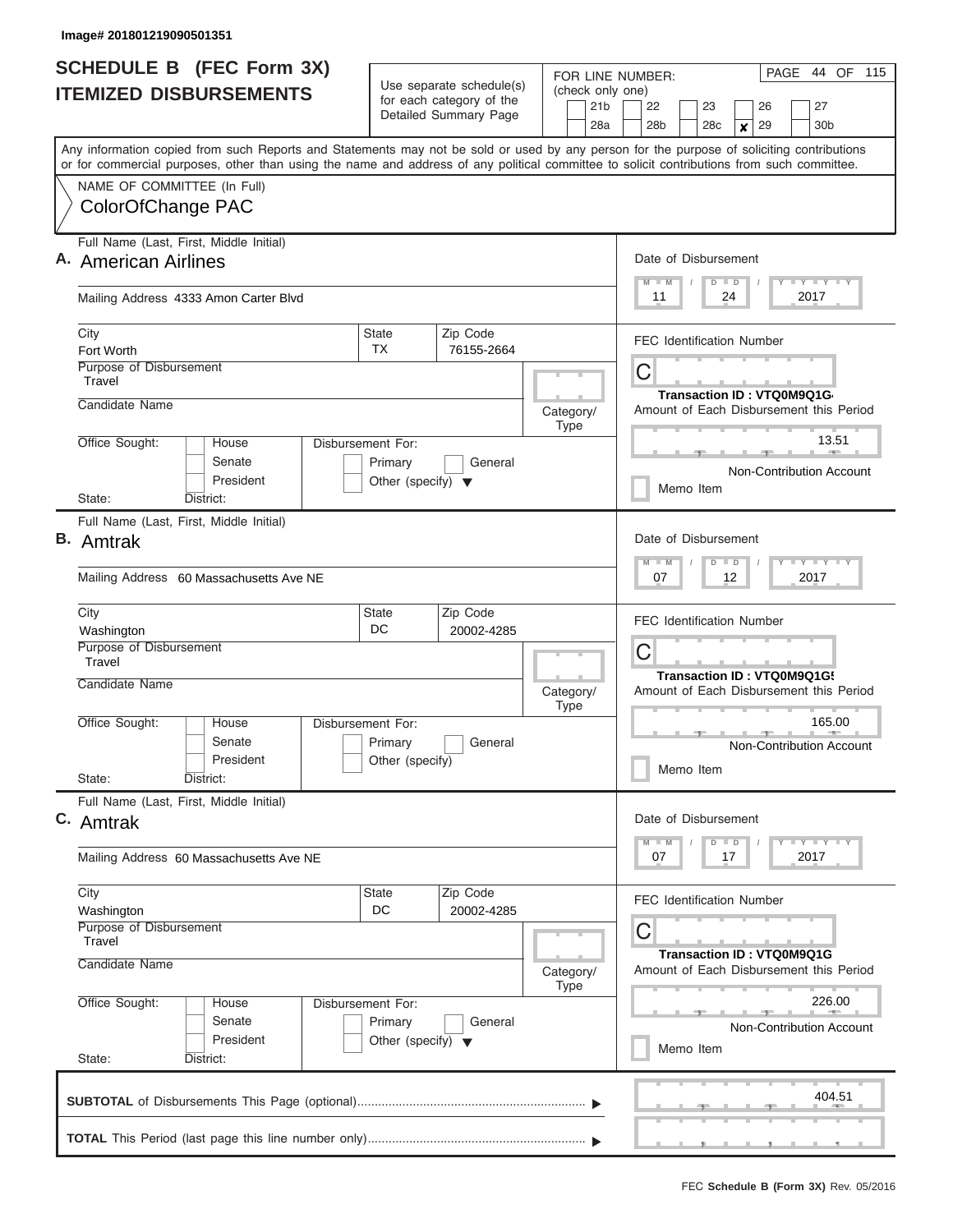Image# 201801219090501351

# SCHEDULE B (FEC Form 3X)
## ITEMIZED DISBURSEMENTS

Use separate schedule(s) for each category of the Detailed Summary Page

FOR LINE NUMBER: (check only one)

21b | 22 | 23 | 26 | 27 | 28a | 28b | 28c | **x** 29 | 30b

Any information copied from such Reports and Statements may not be sold or used by any person for the purpose of soliciting contributions or for commercial purposes, other than using the name and address of any political committee to solicit contributions from such committee.

NAME OF COMMITTEE (In Full)
ColorOfChange PAC

---

**A.** Full Name (Last, First, Middle Initial): American Airlines

Mailing Address: 4333 Amon Carter Blvd

City: Fort Worth | State: TX | Zip Code: 76155-2664

Purpose of Disbursement: Travel

Candidate Name:

Category/Type:

Office Sought: House / Senate / President

State: District:

Disbursement For: Primary / General / Other (specify)

Date of Disbursement: 11 / 24 / 2017

FEC Identification Number: C

Transaction ID : VTQ0M9Q1G4

Amount of Each Disbursement this Period: 13.51

Non-Contribution Account

Memo Item

---

**B.** Full Name (Last, First, Middle Initial): Amtrak

Mailing Address: 60 Massachusetts Ave NE

City: Washington | State: DC | Zip Code: 20002-4285

Purpose of Disbursement: Travel

Candidate Name:

Category/Type:

Office Sought: House / Senate / President

State: District:

Disbursement For: Primary / General / Other (specify)

Date of Disbursement: 07 / 12 / 2017

FEC Identification Number: C

Transaction ID : VTQ0M9Q1G5

Amount of Each Disbursement this Period: 165.00

Non-Contribution Account

Memo Item

---

**C.** Full Name (Last, First, Middle Initial): Amtrak

Mailing Address: 60 Massachusetts Ave NE

City: Washington | State: DC | Zip Code: 20002-4285

Purpose of Disbursement: Travel

Candidate Name:

Category/Type:

Office Sought: House / Senate / President

State: District:

Disbursement For: Primary / General / Other (specify)

Date of Disbursement: 07 / 17 / 2017

FEC Identification Number: C

Transaction ID : VTQ0M9Q1G

Amount of Each Disbursement this Period: 226.00

Non-Contribution Account

Memo Item

---

**SUBTOTAL** of Disbursements This Page (optional): 404.51

**TOTAL** This Period (last page this line number only):

FEC **Schedule B (Form 3X)** Rev. 05/2016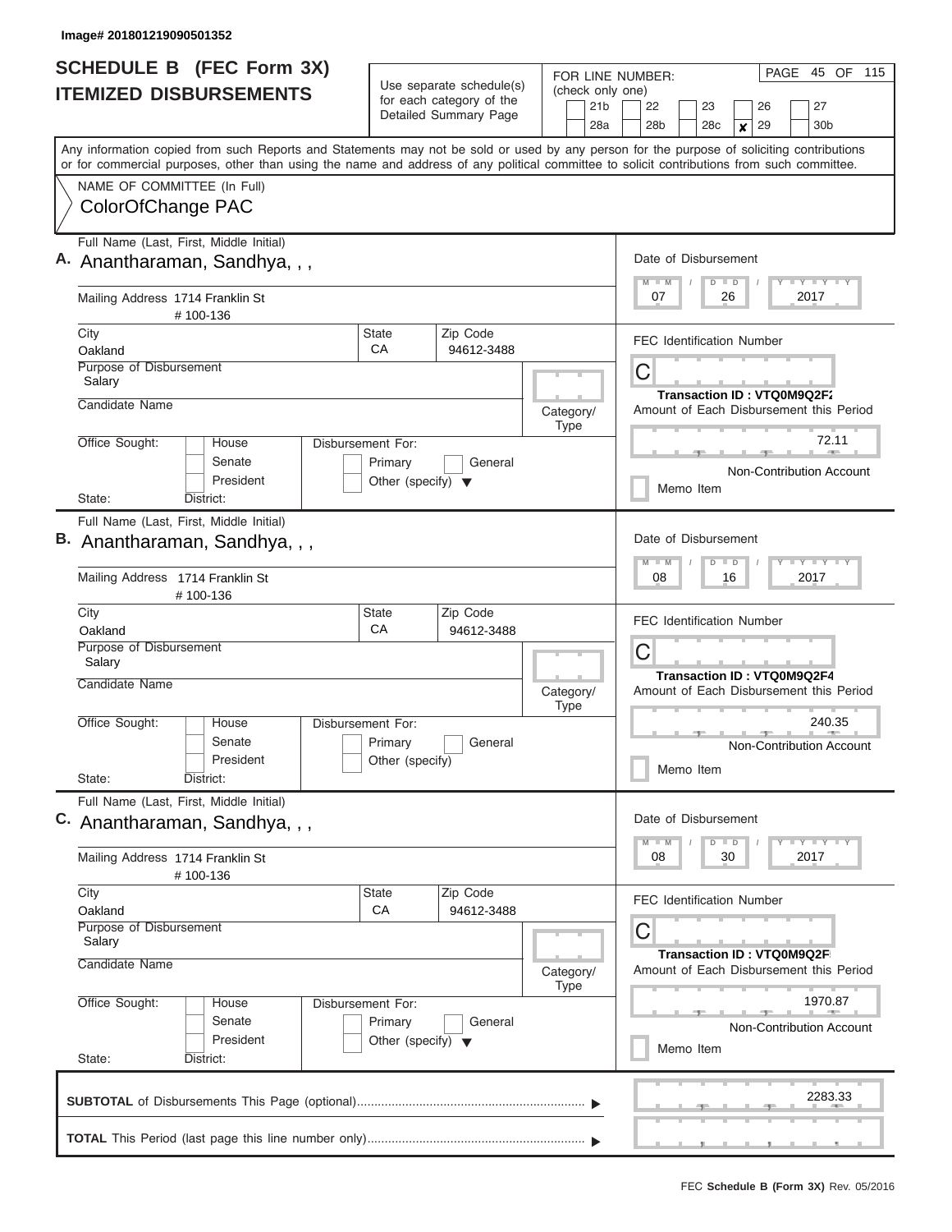Image# 201801219090501352

# SCHEDULE B (FEC Form 3X) ITEMIZED DISBURSEMENTS

Use separate schedule(s) for each category of the Detailed Summary Page

FOR LINE NUMBER: (check only one)

21b | 22 | 23 | 26 | 27
28a | 28b | 28c | x 29 | 30b

Any information copied from such Reports and Statements may not be sold or used by any person for the purpose of soliciting contributions or for commercial purposes, other than using the name and address of any political committee to solicit contributions from such committee.

NAME OF COMMITTEE (In Full)
ColorOfChange PAC

---

**A.** Full Name (Last, First, Middle Initial)
Anantharaman, Sandhya, , ,

Mailing Address 1714 Franklin St
# 100-136

City: Oakland | State: CA | Zip Code: 94612-3488

Purpose of Disbursement: Salary

Candidate Name

Category/Type

Office Sought: House / Senate / President
State: District:

Disbursement For: Primary / General / Other (specify)

Date of Disbursement: 07 / 26 / 2017

FEC Identification Number: C

Transaction ID : VTQ0M9Q2F2

Amount of Each Disbursement this Period: 72.11

Non-Contribution Account

Memo Item

---

**B.** Full Name (Last, First, Middle Initial)
Anantharaman, Sandhya, , ,

Mailing Address 1714 Franklin St
# 100-136

City: Oakland | State: CA | Zip Code: 94612-3488

Purpose of Disbursement: Salary

Candidate Name

Category/Type

Office Sought: House / Senate / President
State: District:

Disbursement For: Primary / General / Other (specify)

Date of Disbursement: 08 / 16 / 2017

FEC Identification Number: C

Transaction ID : VTQ0M9Q2F4

Amount of Each Disbursement this Period: 240.35

Non-Contribution Account

Memo Item

---

**C.** Full Name (Last, First, Middle Initial)
Anantharaman, Sandhya, , ,

Mailing Address 1714 Franklin St
# 100-136

City: Oakland | State: CA | Zip Code: 94612-3488

Purpose of Disbursement: Salary

Candidate Name

Category/Type

Office Sought: House / Senate / President
State: District:

Disbursement For: Primary / General / Other (specify)

Date of Disbursement: 08 / 30 / 2017

FEC Identification Number: C

Transaction ID : VTQ0M9Q2F

Amount of Each Disbursement this Period: 1970.87

Non-Contribution Account

Memo Item

---

**SUBTOTAL** of Disbursements This Page (optional): 2283.33

**TOTAL** This Period (last page this line number only):

FEC **Schedule B (Form 3X)** Rev. 05/2016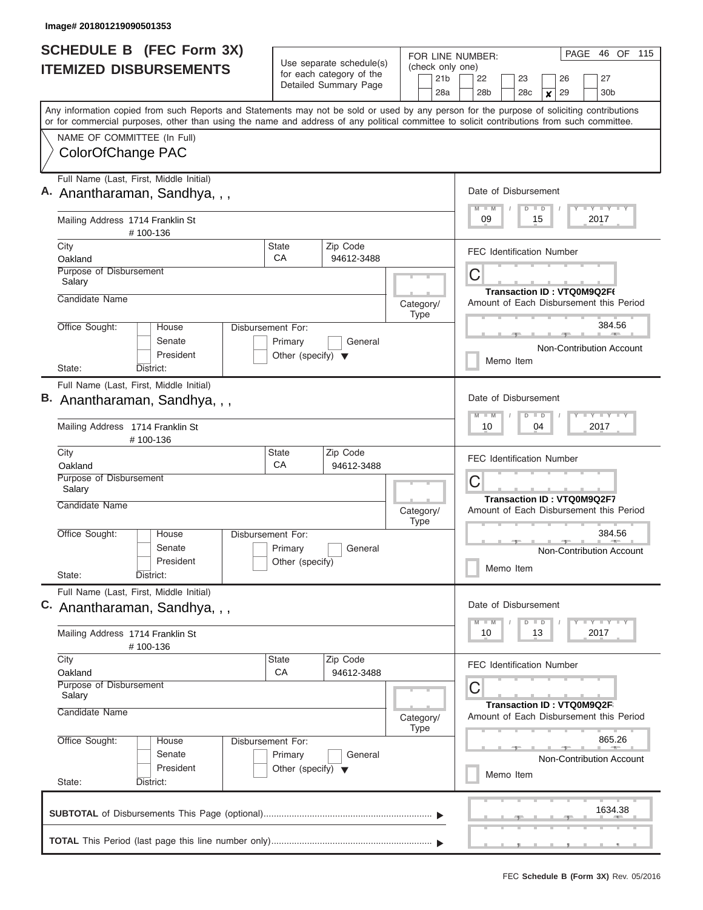Image# 201801219090501353

# SCHEDULE B (FEC Form 3X)
## ITEMIZED DISBURSEMENTS

Use separate schedule(s) for each category of the Detailed Summary Page

FOR LINE NUMBER: (check only one)

21b | 22 | 23 | 26 | 27
28a | 28b | 28c | **x** 29 | 30b

PAGE 46 OF 115

Any information copied from such Reports and Statements may not be sold or used by any person for the purpose of soliciting contributions or for commercial purposes, other than using the name and address of any political committee to solicit contributions from such committee.

NAME OF COMMITTEE (In Full)
ColorOfChange PAC

---

**A.** Full Name (Last, First, Middle Initial)
Anantharaman, Sandhya, , ,

Mailing Address 1714 Franklin St
# 100-136

City: Oakland | State: CA | Zip Code: 94612-3488

Purpose of Disbursement: Salary

Candidate Name:

Category/Type:

Office Sought: House / Senate / President
State: District:

Disbursement For: Primary / General / Other (specify)

Date of Disbursement: 09 / 15 / 2017

FEC Identification Number: C

Transaction ID : VTQ0M9Q2F6

Amount of Each Disbursement this Period: 384.56

Non-Contribution Account

Memo Item

---

**B.** Full Name (Last, First, Middle Initial)
Anantharaman, Sandhya, , ,

Mailing Address 1714 Franklin St
# 100-136

City: Oakland | State: CA | Zip Code: 94612-3488

Purpose of Disbursement: Salary

Candidate Name:

Category/Type:

Office Sought: House / Senate / President
State: District:

Disbursement For: Primary / General / Other (specify)

Date of Disbursement: 10 / 04 / 2017

FEC Identification Number: C

Transaction ID : VTQ0M9Q2F7

Amount of Each Disbursement this Period: 384.56

Non-Contribution Account

Memo Item

---

**C.** Full Name (Last, First, Middle Initial)
Anantharaman, Sandhya, , ,

Mailing Address 1714 Franklin St
# 100-136

City: Oakland | State: CA | Zip Code: 94612-3488

Purpose of Disbursement: Salary

Candidate Name:

Category/Type:

Office Sought: House / Senate / President
State: District:

Disbursement For: Primary / General / Other (specify)

Date of Disbursement: 10 / 13 / 2017

FEC Identification Number: C

Transaction ID : VTQ0M9Q2F8

Amount of Each Disbursement this Period: 865.26

Non-Contribution Account

Memo Item

---

**SUBTOTAL** of Disbursements This Page (optional): 1634.38

**TOTAL** This Period (last page this line number only):

FEC **Schedule B (Form 3X)** Rev. 05/2016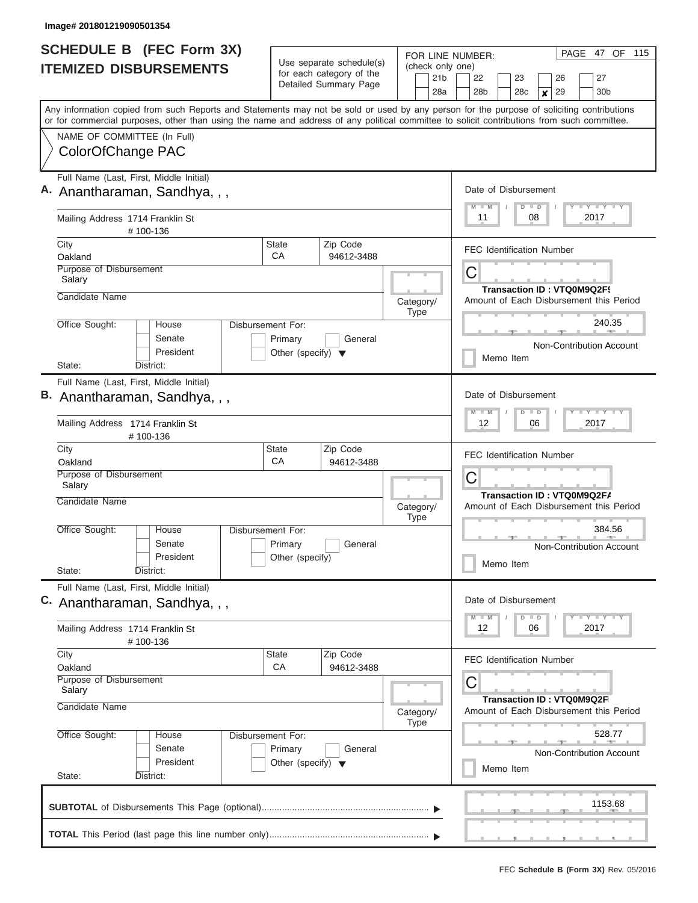Image# 201801219090501354

# SCHEDULE B (FEC Form 3X)
## ITEMIZED DISBURSEMENTS

Use separate schedule(s) for each category of the Detailed Summary Page

FOR LINE NUMBER: (check only one)

21b | 22 | 23 | 26 | 27
28a | 28b | 28c | x 29 | 30b

PAGE 47 OF 115

Any information copied from such Reports and Statements may not be sold or used by any person for the purpose of soliciting contributions or for commercial purposes, other than using the name and address of any political committee to solicit contributions from such committee.

NAME OF COMMITTEE (In Full)
ColorOfChange PAC

**A.** Full Name (Last, First, Middle Initial): Anantharaman, Sandhya, , ,

Mailing Address: 1714 Franklin St # 100-136

City: Oakland | State: CA | Zip Code: 94612-3488

Purpose of Disbursement: Salary

Candidate Name:

Category/Type:

Office Sought: House / Senate / President

State: District:

Disbursement For: Primary / General / Other (specify)

Date of Disbursement: 11 / 08 / 2017

FEC Identification Number: C

Transaction ID : VTQ0M9Q2F9

Amount of Each Disbursement this Period: 240.35

Non-Contribution Account

Memo Item

**B.** Full Name (Last, First, Middle Initial): Anantharaman, Sandhya, , ,

Mailing Address: 1714 Franklin St # 100-136

City: Oakland | State: CA | Zip Code: 94612-3488

Purpose of Disbursement: Salary

Candidate Name:

Category/Type:

Office Sought: House / Senate / President

State: District:

Disbursement For: Primary / General / Other (specify)

Date of Disbursement: 12 / 06 / 2017

FEC Identification Number: C

Transaction ID : VTQ0M9Q2FA

Amount of Each Disbursement this Period: 384.56

Non-Contribution Account

Memo Item

**C.** Full Name (Last, First, Middle Initial): Anantharaman, Sandhya, , ,

Mailing Address: 1714 Franklin St # 100-136

City: Oakland | State: CA | Zip Code: 94612-3488

Purpose of Disbursement: Salary

Candidate Name:

Category/Type:

Office Sought: House / Senate / President

State: District:

Disbursement For: Primary / General / Other (specify)

Date of Disbursement: 12 / 06 / 2017

FEC Identification Number: C

Transaction ID : VTQ0M9Q2F

Amount of Each Disbursement this Period: 528.77

Non-Contribution Account

Memo Item

**SUBTOTAL** of Disbursements This Page (optional): 1153.68

**TOTAL** This Period (last page this line number only):

FEC **Schedule B (Form 3X)** Rev. 05/2016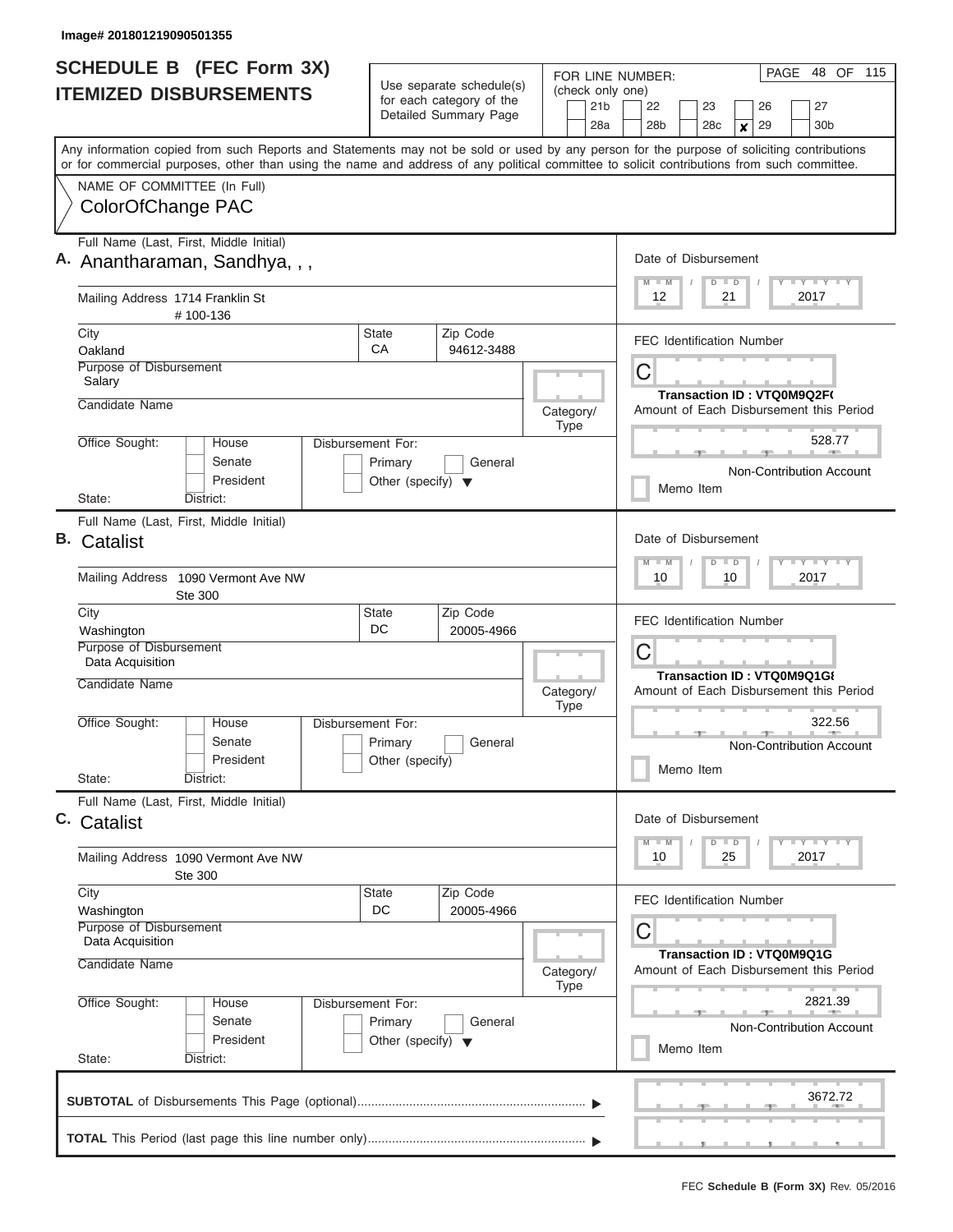Image# 201801219090501355

# SCHEDULE B (FEC Form 3X)
## ITEMIZED DISBURSEMENTS

Use separate schedule(s) for each category of the Detailed Summary Page

FOR LINE NUMBER: (check only one)

21b | 22 | 23 | 26 | 27
28a | 28b | 28c | **x** 29 | 30b

PAGE 48 OF 115

Any information copied from such Reports and Statements may not be sold or used by any person for the purpose of soliciting contributions or for commercial purposes, other than using the name and address of any political committee to solicit contributions from such committee.

NAME OF COMMITTEE (In Full)
ColorOfChange PAC

---

**A.** Full Name (Last, First, Middle Initial): Anantharaman, Sandhya, , ,

Mailing Address: 1714 Franklin St # 100-136

City: Oakland | State: CA | Zip Code: 94612-3488

Purpose of Disbursement: Salary

Candidate Name:

Category/Type:

Office Sought: House / Senate / President

Disbursement For: Primary / General / Other (specify)

State: District:

Date of Disbursement: 12 / 21 / 2017

FEC Identification Number: C

Transaction ID : VTQ0M9Q2F(

Amount of Each Disbursement this Period: 528.77

Non-Contribution Account

Memo Item

---

**B.** Full Name (Last, First, Middle Initial): Catalist

Mailing Address: 1090 Vermont Ave NW Ste 300

City: Washington | State: DC | Zip Code: 20005-4966

Purpose of Disbursement: Data Acquisition

Candidate Name:

Category/Type:

Office Sought: House / Senate / President

Disbursement For: Primary / General / Other (specify)

State: District:

Date of Disbursement: 10 / 10 / 2017

FEC Identification Number: C

Transaction ID : VTQ0M9Q1G8

Amount of Each Disbursement this Period: 322.56

Non-Contribution Account

Memo Item

---

**C.** Full Name (Last, First, Middle Initial): Catalist

Mailing Address: 1090 Vermont Ave NW Ste 300

City: Washington | State: DC | Zip Code: 20005-4966

Purpose of Disbursement: Data Acquisition

Candidate Name:

Category/Type:

Office Sought: House / Senate / President

Disbursement For: Primary / General / Other (specify)

State: District:

Date of Disbursement: 10 / 25 / 2017

FEC Identification Number: C

Transaction ID : VTQ0M9Q1G

Amount of Each Disbursement this Period: 2821.39

Non-Contribution Account

Memo Item

---

**SUBTOTAL** of Disbursements This Page (optional): 3672.72

**TOTAL** This Period (last page this line number only):

FEC **Schedule B (Form 3X)** Rev. 05/2016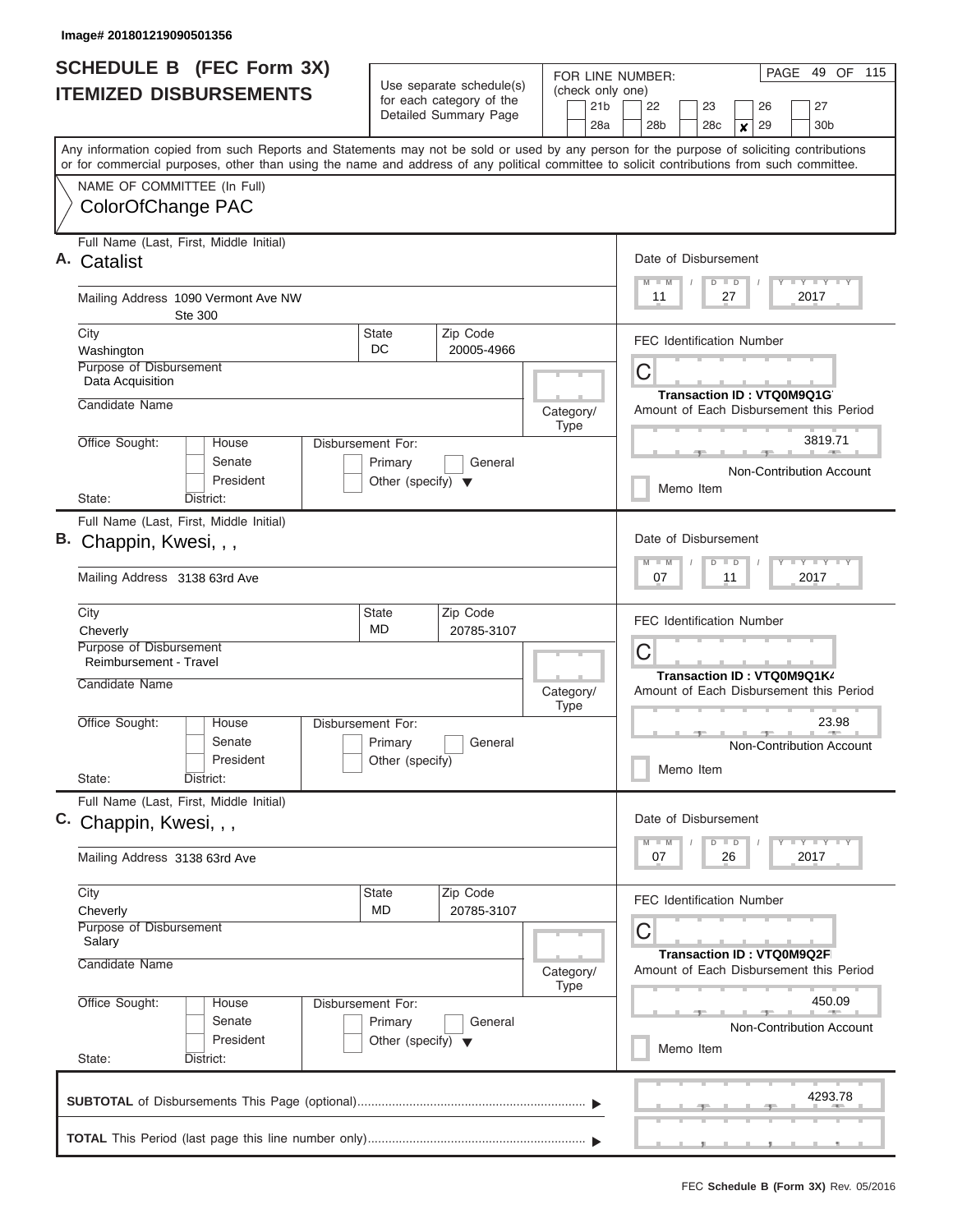Image# 201801219090501356

# SCHEDULE B (FEC Form 3X) ITEMIZED DISBURSEMENTS

Use separate schedule(s) for each category of the Detailed Summary Page

FOR LINE NUMBER: (check only one)

21b, 22, 23, 26, 27, 28a, 28b, 28c, **x** 29, 30b

PAGE 49 OF 115

Any information copied from such Reports and Statements may not be sold or used by any person for the purpose of soliciting contributions or for commercial purposes, other than using the name and address of any political committee to solicit contributions from such committee.

NAME OF COMMITTEE (In Full)

ColorOfChange PAC

---

**A.** Full Name (Last, First, Middle Initial): Catalist

Mailing Address: 1090 Vermont Ave NW, Ste 300

City: Washington | State: DC | Zip Code: 20005-4966

Purpose of Disbursement: Data Acquisition

Candidate Name:

Category/Type:

Office Sought: House / Senate / President

State: District:

Disbursement For: Primary / General / Other (specify)

Date of Disbursement: 11 / 27 / 2017

FEC Identification Number: C

Transaction ID : VTQ0M9Q1G

Amount of Each Disbursement this Period: 3819.71

Non-Contribution Account

Memo Item

---

**B.** Full Name (Last, First, Middle Initial): Chappin, Kwesi, , ,

Mailing Address: 3138 63rd Ave

City: Cheverly | State: MD | Zip Code: 20785-3107

Purpose of Disbursement: Reimbursement - Travel

Candidate Name:

Category/Type:

Office Sought: House / Senate / President

State: District:

Disbursement For: Primary / General / Other (specify)

Date of Disbursement: 07 / 11 / 2017

FEC Identification Number: C

Transaction ID : VTQ0M9Q1K4

Amount of Each Disbursement this Period: 23.98

Non-Contribution Account

Memo Item

---

**C.** Full Name (Last, First, Middle Initial): Chappin, Kwesi, , ,

Mailing Address: 3138 63rd Ave

City: Cheverly | State: MD | Zip Code: 20785-3107

Purpose of Disbursement: Salary

Candidate Name:

Category/Type:

Office Sought: House / Senate / President

State: District:

Disbursement For: Primary / General / Other (specify)

Date of Disbursement: 07 / 26 / 2017

FEC Identification Number: C

Transaction ID : VTQ0M9Q2F

Amount of Each Disbursement this Period: 450.09

Non-Contribution Account

Memo Item

---

**SUBTOTAL** of Disbursements This Page (optional): 4293.78

**TOTAL** This Period (last page this line number only):

FEC **Schedule B (Form 3X)** Rev. 05/2016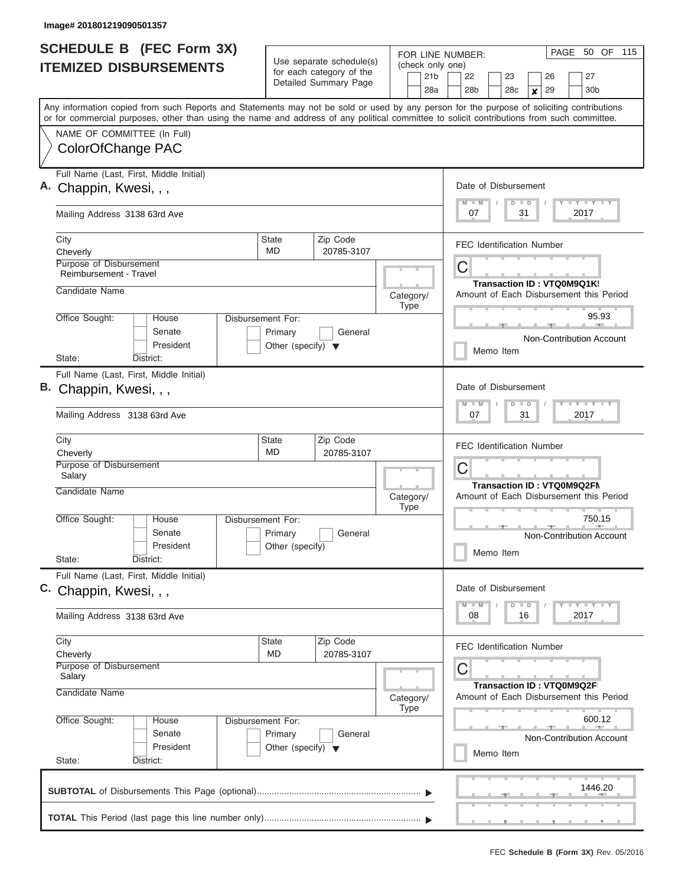Image# 201801219090501357

# SCHEDULE B (FEC Form 3X)
## ITEMIZED DISBURSEMENTS

Use separate schedule(s) for each category of the Detailed Summary Page

FOR LINE NUMBER: (check only one)

21b | 22 | 23 | 26 | 27
28a | 28b | 28c | **x** 29 | 30b

PAGE 50 OF 115

Any information copied from such Reports and Statements may not be sold or used by any person for the purpose of soliciting contributions or for commercial purposes, other than using the name and address of any political committee to solicit contributions from such committee.

NAME OF COMMITTEE (In Full)
ColorOfChange PAC

---

**A.** Full Name (Last, First, Middle Initial): Chappin, Kwesi, , ,

Mailing Address: 3138 63rd Ave

City: Cheverly | State: MD | Zip Code: 20785-3107

Purpose of Disbursement: Reimbursement - Travel

Candidate Name:

Category/Type:

Office Sought: House / Senate / President

State: District:

Disbursement For: Primary / General / Other (specify)

Date of Disbursement: 07 / 31 / 2017

FEC Identification Number: C

Transaction ID : VTQ0M9Q1K!

Amount of Each Disbursement this Period: 95.93

Non-Contribution Account

Memo Item

---

**B.** Full Name (Last, First, Middle Initial): Chappin, Kwesi, , ,

Mailing Address: 3138 63rd Ave

City: Cheverly | State: MD | Zip Code: 20785-3107

Purpose of Disbursement: Salary

Candidate Name:

Category/Type:

Office Sought: House / Senate / President

State: District:

Disbursement For: Primary / General / Other (specify)

Date of Disbursement: 07 / 31 / 2017

FEC Identification Number: C

Transaction ID : VTQ0M9Q2FN

Amount of Each Disbursement this Period: 750.15

Non-Contribution Account

Memo Item

---

**C.** Full Name (Last, First, Middle Initial): Chappin, Kwesi, , ,

Mailing Address: 3138 63rd Ave

City: Cheverly | State: MD | Zip Code: 20785-3107

Purpose of Disbursement: Salary

Candidate Name:

Category/Type:

Office Sought: House / Senate / President

State: District:

Disbursement For: Primary / General / Other (specify)

Date of Disbursement: 08 / 16 / 2017

FEC Identification Number: C

Transaction ID : VTQ0M9Q2F

Amount of Each Disbursement this Period: 600.12

Non-Contribution Account

Memo Item

---

**SUBTOTAL** of Disbursements This Page (optional): 1446.20

**TOTAL** This Period (last page this line number only):

FEC **Schedule B (Form 3X)** Rev. 05/2016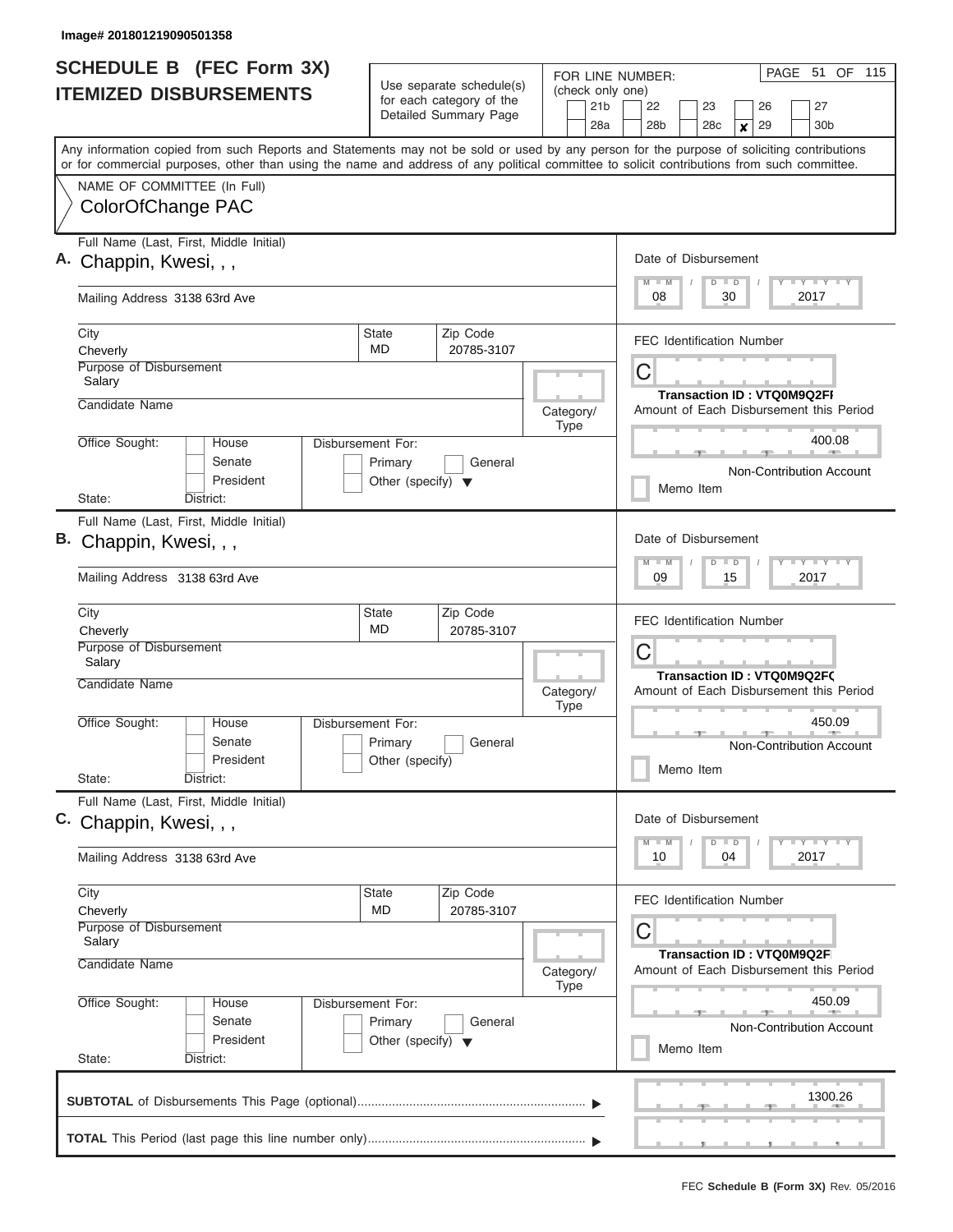Image# 201801219090501358

# SCHEDULE B (FEC Form 3X) ITEMIZED DISBURSEMENTS

Use separate schedule(s) for each category of the Detailed Summary Page

FOR LINE NUMBER: (check only one)

21b | 22 | 23 | 26 | 27
28a | 28b | 28c | **x** 29 | 30b

PAGE 51 OF 115

Any information copied from such Reports and Statements may not be sold or used by any person for the purpose of soliciting contributions or for commercial purposes, other than using the name and address of any political committee to solicit contributions from such committee.

NAME OF COMMITTEE (In Full)
ColorOfChange PAC

---

**A.** Full Name (Last, First, Middle Initial): Chappin, Kwesi, , ,

Mailing Address: 3138 63rd Ave

City: Cheverly | State: MD | Zip Code: 20785-3107

Purpose of Disbursement: Salary

Candidate Name:

Category/Type:

Office Sought: House / Senate / President

Disbursement For: Primary / General / Other (specify)

State: District:

Date of Disbursement: 08 / 30 / 2017

FEC Identification Number: C

Transaction ID : VTQ0M9Q2FI

Amount of Each Disbursement this Period: 400.08

Non-Contribution Account

Memo Item

---

**B.** Full Name (Last, First, Middle Initial): Chappin, Kwesi, , ,

Mailing Address: 3138 63rd Ave

City: Cheverly | State: MD | Zip Code: 20785-3107

Purpose of Disbursement: Salary

Candidate Name:

Category/Type:

Office Sought: House / Senate / President

Disbursement For: Primary / General / Other (specify)

State: District:

Date of Disbursement: 09 / 15 / 2017

FEC Identification Number: C

Transaction ID : VTQ0M9Q2FQ

Amount of Each Disbursement this Period: 450.09

Non-Contribution Account

Memo Item

---

**C.** Full Name (Last, First, Middle Initial): Chappin, Kwesi, , ,

Mailing Address: 3138 63rd Ave

City: Cheverly | State: MD | Zip Code: 20785-3107

Purpose of Disbursement: Salary

Candidate Name:

Category/Type:

Office Sought: House / Senate / President

Disbursement For: Primary / General / Other (specify)

State: District:

Date of Disbursement: 10 / 04 / 2017

FEC Identification Number: C

Transaction ID : VTQ0M9Q2F

Amount of Each Disbursement this Period: 450.09

Non-Contribution Account

Memo Item

---

**SUBTOTAL** of Disbursements This Page (optional): 1300.26

**TOTAL** This Period (last page this line number only):

FEC **Schedule B (Form 3X)** Rev. 05/2016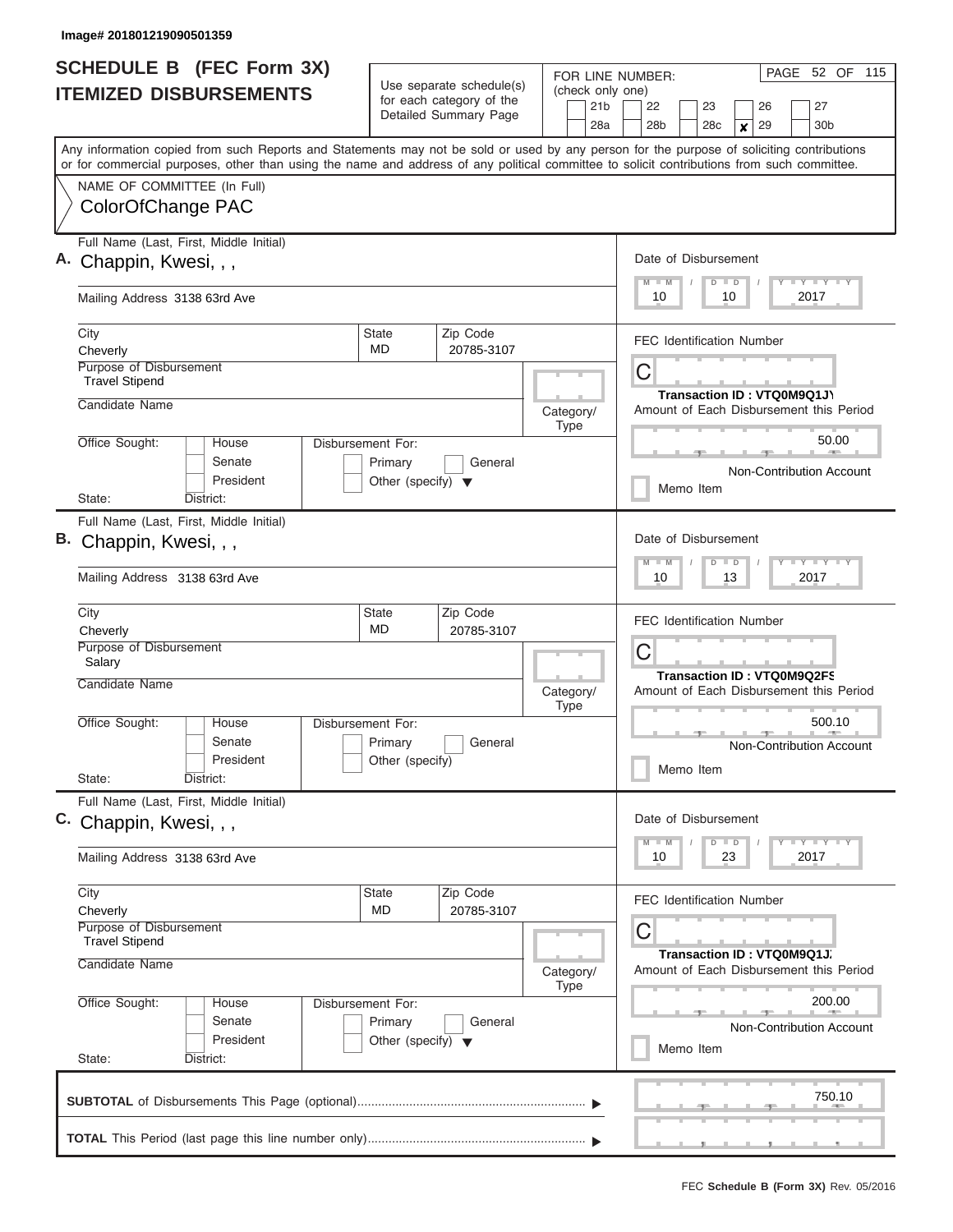Image# 201801219090501359

# SCHEDULE B (FEC Form 3X) ITEMIZED DISBURSEMENTS

Use separate schedule(s) for each category of the Detailed Summary Page

FOR LINE NUMBER: (check only one)

21b | 22 | 23 | 26 | 27
28a | 28b | 28c | **X** 29 | 30b

PAGE 52 OF 115

Any information copied from such Reports and Statements may not be sold or used by any person for the purpose of soliciting contributions or for commercial purposes, other than using the name and address of any political committee to solicit contributions from such committee.

NAME OF COMMITTEE (In Full)
ColorOfChange PAC

---

**A.** Full Name (Last, First, Middle Initial): Chappin, Kwesi, , ,

Mailing Address: 3138 63rd Ave

City: Cheverly | State: MD | Zip Code: 20785-3107

Purpose of Disbursement: Travel Stipend

Candidate Name:

Category/Type:

Office Sought: House / Senate / President

State: District:

Disbursement For: Primary / General / Other (specify)

Date of Disbursement: 10 / 10 / 2017

FEC Identification Number: C

Transaction ID : VTQ0M9Q1JY

Amount of Each Disbursement this Period: 50.00

Non-Contribution Account

Memo Item

---

**B.** Full Name (Last, First, Middle Initial): Chappin, Kwesi, , ,

Mailing Address: 3138 63rd Ave

City: Cheverly | State: MD | Zip Code: 20785-3107

Purpose of Disbursement: Salary

Candidate Name:

Category/Type:

Office Sought: House / Senate / President

State: District:

Disbursement For: Primary / General / Other (specify)

Date of Disbursement: 10 / 13 / 2017

FEC Identification Number: C

Transaction ID : VTQ0M9Q2FS

Amount of Each Disbursement this Period: 500.10

Non-Contribution Account

Memo Item

---

**C.** Full Name (Last, First, Middle Initial): Chappin, Kwesi, , ,

Mailing Address: 3138 63rd Ave

City: Cheverly | State: MD | Zip Code: 20785-3107

Purpose of Disbursement: Travel Stipend

Candidate Name:

Category/Type:

Office Sought: House / Senate / President

State: District:

Disbursement For: Primary / General / Other (specify)

Date of Disbursement: 10 / 23 / 2017

FEC Identification Number: C

Transaction ID : VTQ0M9Q1J

Amount of Each Disbursement this Period: 200.00

Non-Contribution Account

Memo Item

---

**SUBTOTAL** of Disbursements This Page (optional): 750.10

**TOTAL** This Period (last page this line number only):

FEC **Schedule B (Form 3X)** Rev. 05/2016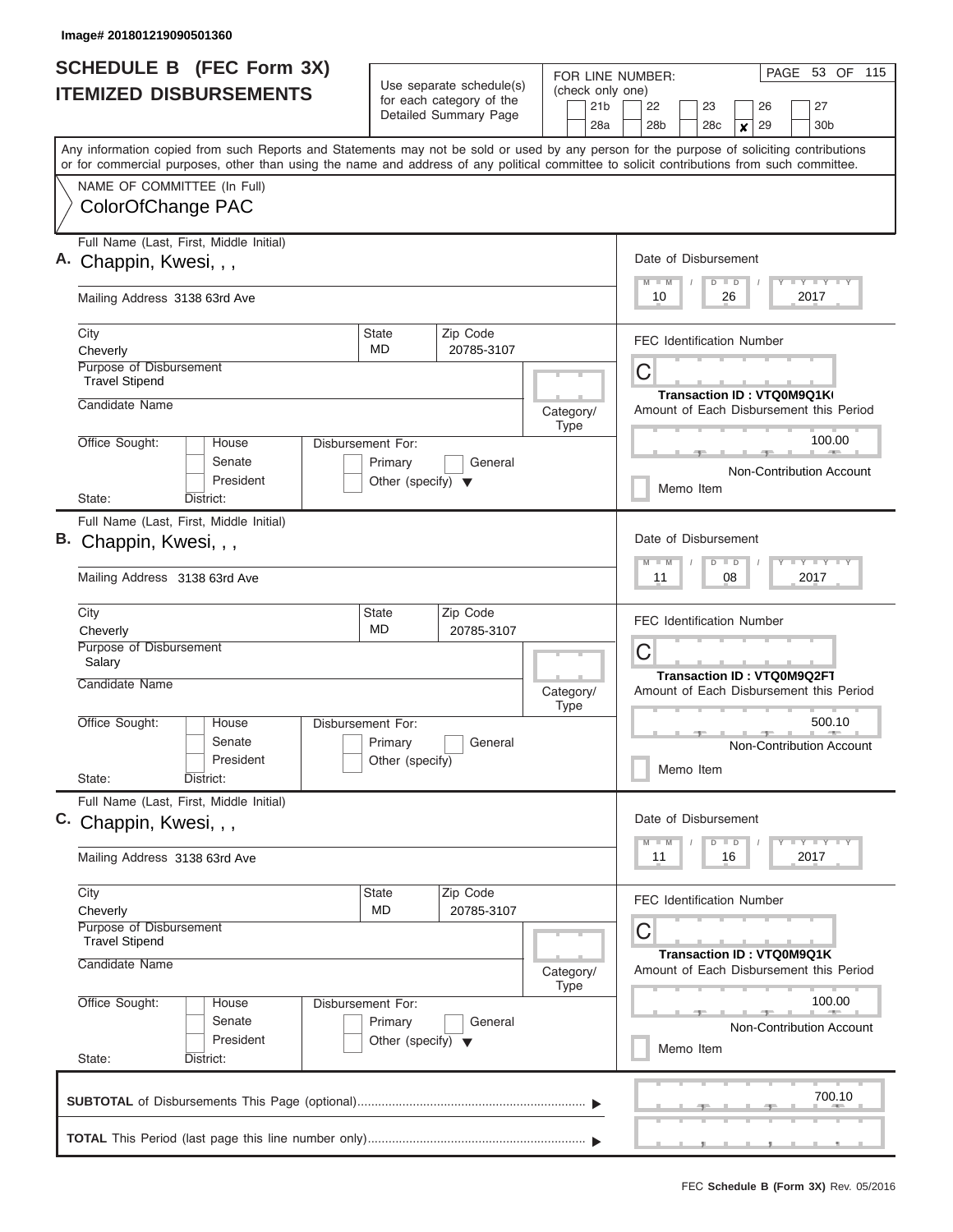Image# 201801219090501360

# SCHEDULE B (FEC Form 3X)
## ITEMIZED DISBURSEMENTS

Use separate schedule(s) for each category of the Detailed Summary Page

FOR LINE NUMBER: (check only one)

21b | 22 | 23 | 26 | 27 | 28a | 28b | 28c | **x** 29 | 30b

Any information copied from such Reports and Statements may not be sold or used by any person for the purpose of soliciting contributions or for commercial purposes, other than using the name and address of any political committee to solicit contributions from such committee.

NAME OF COMMITTEE (In Full)
ColorOfChange PAC

---

**A.** Full Name (Last, First, Middle Initial): Chappin, Kwesi, , ,

Mailing Address: 3138 63rd Ave

City: Cheverly | State: MD | Zip Code: 20785-3107

Purpose of Disbursement: Travel Stipend

Candidate Name:

Category/Type:

Office Sought: House / Senate / President — State: District:

Disbursement For: Primary / General / Other (specify)

Date of Disbursement: 10 / 26 / 2017

FEC Identification Number: C

Transaction ID : VTQ0M9Q1K(

Amount of Each Disbursement this Period: 100.00

Non-Contribution Account

Memo Item

---

**B.** Full Name (Last, First, Middle Initial): Chappin, Kwesi, , ,

Mailing Address: 3138 63rd Ave

City: Cheverly | State: MD | Zip Code: 20785-3107

Purpose of Disbursement: Salary

Candidate Name:

Category/Type:

Office Sought: House / Senate / President — State: District:

Disbursement For: Primary / General / Other (specify)

Date of Disbursement: 11 / 08 / 2017

FEC Identification Number: C

Transaction ID : VTQ0M9Q2FT

Amount of Each Disbursement this Period: 500.10

Non-Contribution Account

Memo Item

---

**C.** Full Name (Last, First, Middle Initial): Chappin, Kwesi, , ,

Mailing Address: 3138 63rd Ave

City: Cheverly | State: MD | Zip Code: 20785-3107

Purpose of Disbursement: Travel Stipend

Candidate Name:

Category/Type:

Office Sought: House / Senate / President — State: District:

Disbursement For: Primary / General / Other (specify)

Date of Disbursement: 11 / 16 / 2017

FEC Identification Number: C

Transaction ID : VTQ0M9Q1K

Amount of Each Disbursement this Period: 100.00

Non-Contribution Account

Memo Item

---

**SUBTOTAL** of Disbursements This Page (optional): 700.10

**TOTAL** This Period (last page this line number only):

FEC **Schedule B (Form 3X)** Rev. 05/2016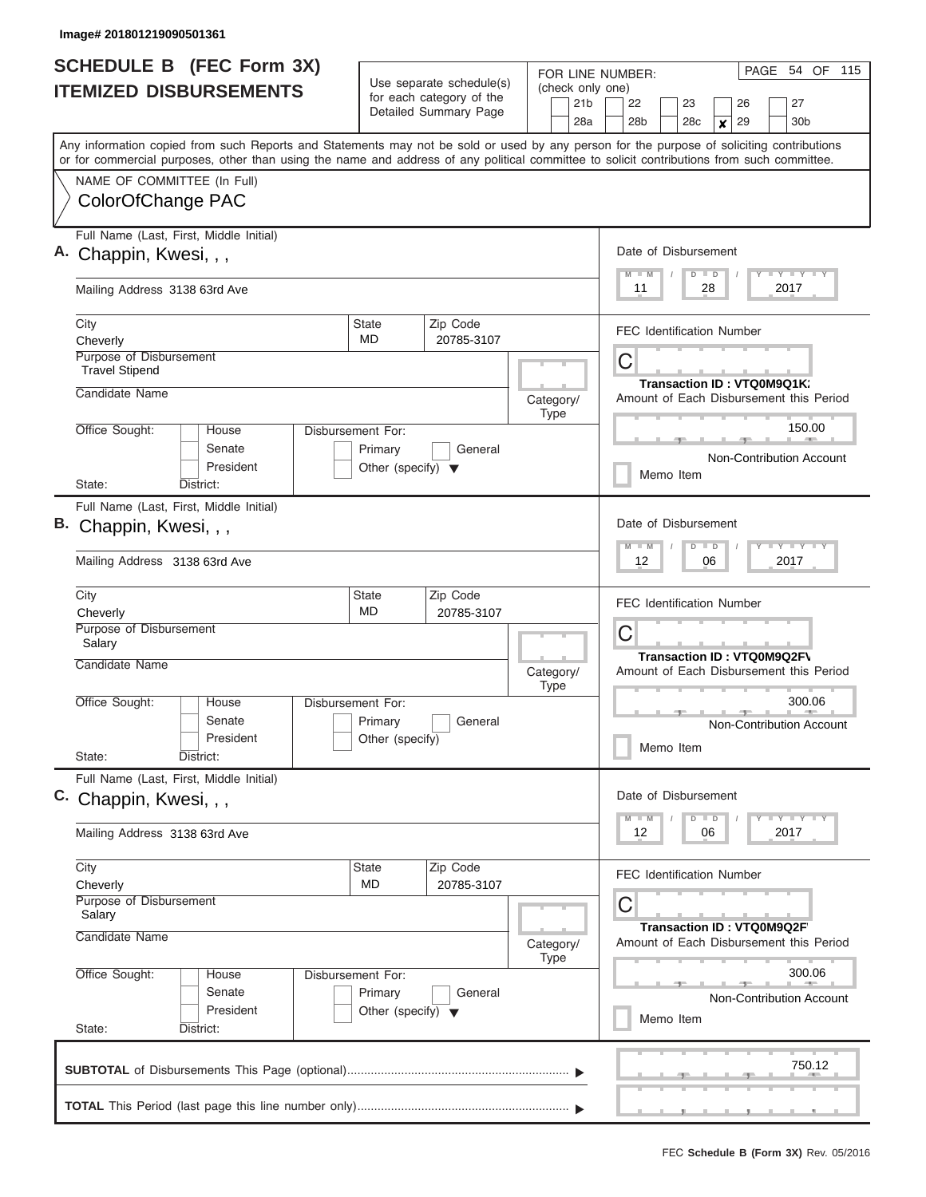Image# 201801219090501361

# SCHEDULE B (FEC Form 3X)
## ITEMIZED DISBURSEMENTS

Use separate schedule(s) for each category of the Detailed Summary Page

FOR LINE NUMBER: (check only one)

21b | 22 | 23 | 26 | 27
28a | 28b | 28c | x 29 | 30b

PAGE 54 OF 115

Any information copied from such Reports and Statements may not be sold or used by any person for the purpose of soliciting contributions or for commercial purposes, other than using the name and address of any political committee to solicit contributions from such committee.

NAME OF COMMITTEE (In Full)
ColorOfChange PAC

---

**A.** Full Name (Last, First, Middle Initial): Chappin, Kwesi, , ,

Mailing Address: 3138 63rd Ave

City: Cheverly | State: MD | Zip Code: 20785-3107

Purpose of Disbursement: Travel Stipend

Candidate Name:

Category/Type:

Office Sought: House / Senate / President

State: District:

Disbursement For: Primary / General / Other (specify)

Date of Disbursement: 11 / 28 / 2017

FEC Identification Number: C

Transaction ID : VTQ0M9Q1K/

Amount of Each Disbursement this Period: 150.00

Non-Contribution Account

Memo Item

---

**B.** Full Name (Last, First, Middle Initial): Chappin, Kwesi, , ,

Mailing Address: 3138 63rd Ave

City: Cheverly | State: MD | Zip Code: 20785-3107

Purpose of Disbursement: Salary

Candidate Name:

Category/Type:

Office Sought: House / Senate / President

State: District:

Disbursement For: Primary / General / Other (specify)

Date of Disbursement: 12 / 06 / 2017

FEC Identification Number: C

Transaction ID : VTQ0M9Q2FV

Amount of Each Disbursement this Period: 300.06

Non-Contribution Account

Memo Item

---

**C.** Full Name (Last, First, Middle Initial): Chappin, Kwesi, , ,

Mailing Address: 3138 63rd Ave

City: Cheverly | State: MD | Zip Code: 20785-3107

Purpose of Disbursement: Salary

Candidate Name:

Category/Type:

Office Sought: House / Senate / President

State: District:

Disbursement For: Primary / General / Other (specify)

Date of Disbursement: 12 / 06 / 2017

FEC Identification Number: C

Transaction ID : VTQ0M9Q2F

Amount of Each Disbursement this Period: 300.06

Non-Contribution Account

Memo Item

---

**SUBTOTAL** of Disbursements This Page (optional): 750.12

**TOTAL** This Period (last page this line number only):

FEC **Schedule B (Form 3X)** Rev. 05/2016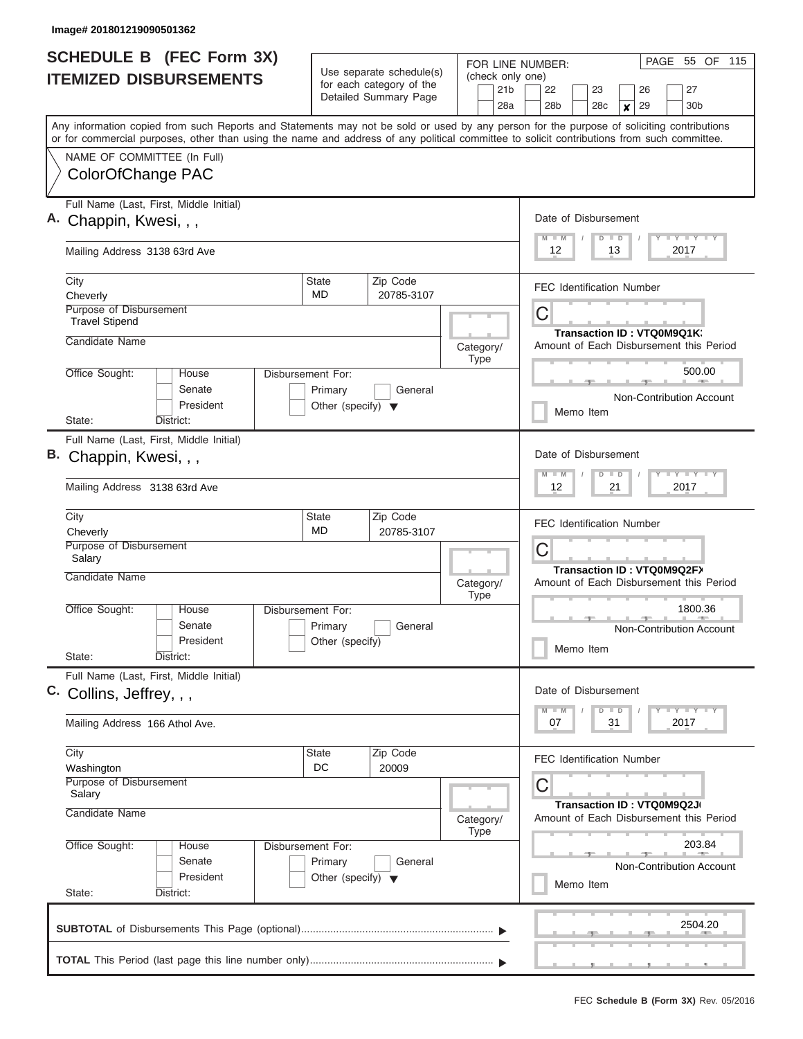Image# 201801219090501362

# SCHEDULE B (FEC Form 3X)
## ITEMIZED DISBURSEMENTS

Use separate schedule(s) for each category of the Detailed Summary Page

FOR LINE NUMBER: (check only one)

21b | 22 | 23 | 26 | 27
28a | 28b | 28c | **x** 29 | 30b

Any information copied from such Reports and Statements may not be sold or used by any person for the purpose of soliciting contributions or for commercial purposes, other than using the name and address of any political committee to solicit contributions from such committee.

NAME OF COMMITTEE (In Full)
ColorOfChange PAC

---

**A.** Full Name (Last, First, Middle Initial): Chappin, Kwesi, , ,

Mailing Address: 3138 63rd Ave

City: Cheverly | State: MD | Zip Code: 20785-3107

Purpose of Disbursement: Travel Stipend

Candidate Name:

Category/Type:

Office Sought: House / Senate / President — State: District:

Disbursement For: Primary / General / Other (specify)

Date of Disbursement: 12 / 13 / 2017

FEC Identification Number: C

Transaction ID : VTQ0M9Q1K

Amount of Each Disbursement this Period: 500.00

Non-Contribution Account

Memo Item

---

**B.** Full Name (Last, First, Middle Initial): Chappin, Kwesi, , ,

Mailing Address: 3138 63rd Ave

City: Cheverly | State: MD | Zip Code: 20785-3107

Purpose of Disbursement: Salary

Candidate Name:

Category/Type:

Office Sought: House / Senate / President — State: District:

Disbursement For: Primary / General / Other (specify)

Date of Disbursement: 12 / 21 / 2017

FEC Identification Number: C

Transaction ID : VTQ0M9Q2F

Amount of Each Disbursement this Period: 1800.36

Non-Contribution Account

Memo Item

---

**C.** Full Name (Last, First, Middle Initial): Collins, Jeffrey, , ,

Mailing Address: 166 Athol Ave.

City: Washington | State: DC | Zip Code: 20009

Purpose of Disbursement: Salary

Candidate Name:

Category/Type:

Office Sought: House / Senate / President — State: District:

Disbursement For: Primary / General / Other (specify)

Date of Disbursement: 07 / 31 / 2017

FEC Identification Number: C

Transaction ID : VTQ0M9Q2J

Amount of Each Disbursement this Period: 203.84

Non-Contribution Account

Memo Item

---

**SUBTOTAL** of Disbursements This Page (optional): 2504.20

**TOTAL** This Period (last page this line number only):

FEC **Schedule B (Form 3X)** Rev. 05/2016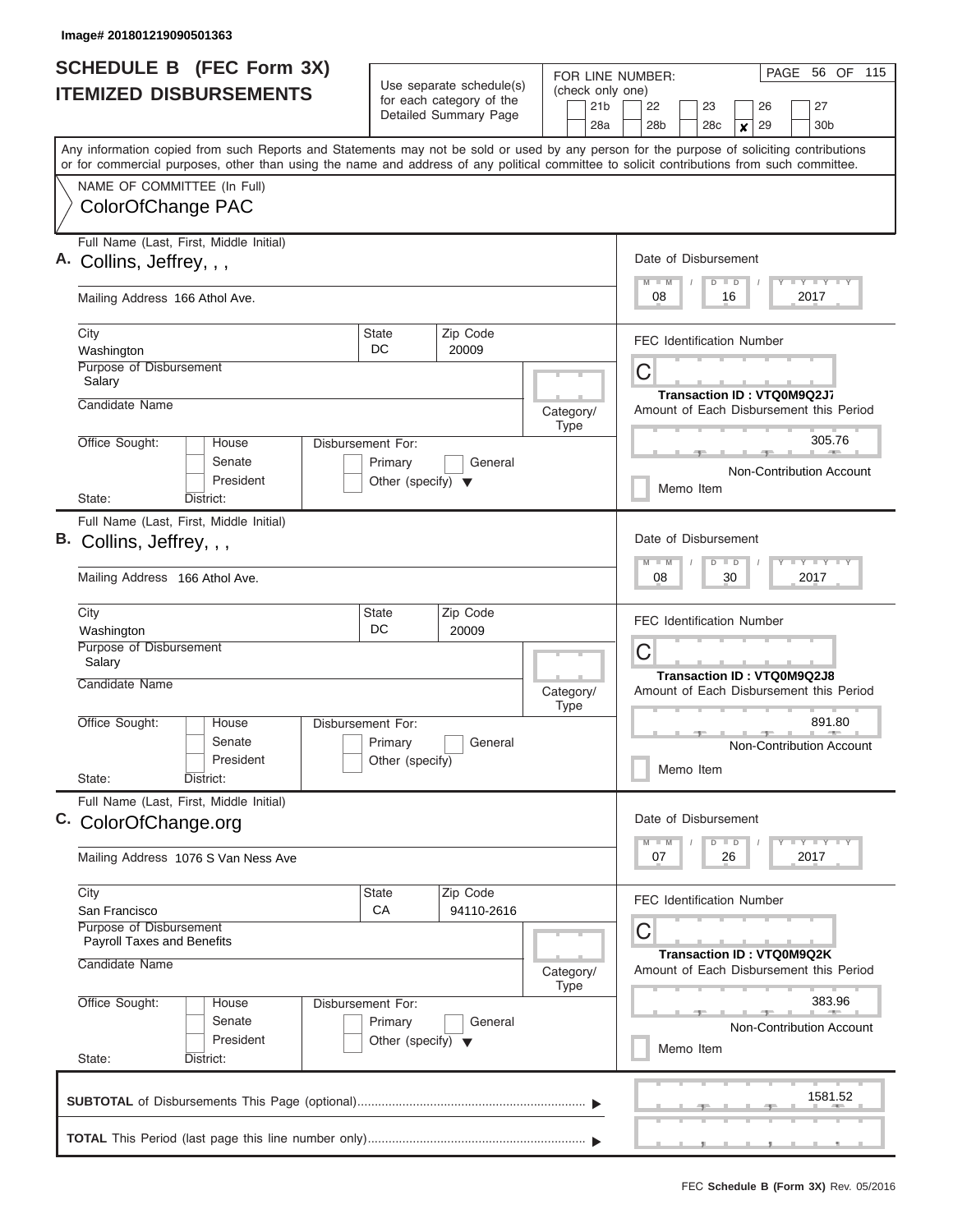Image# 201801219090501363

# SCHEDULE B (FEC Form 3X)
## ITEMIZED DISBURSEMENTS

Use separate schedule(s) for each category of the Detailed Summary Page

FOR LINE NUMBER: (check only one)

21b | 22 | 23 | 26 | 27
28a | 28b | 28c | X 29 | 30b

PAGE 56 OF 115

Any information copied from such Reports and Statements may not be sold or used by any person for the purpose of soliciting contributions or for commercial purposes, other than using the name and address of any political committee to solicit contributions from such committee.

NAME OF COMMITTEE (In Full)
ColorOfChange PAC

---

**A.** Full Name (Last, First, Middle Initial): Collins, Jeffrey, , ,

Mailing Address: 166 Athol Ave.

City: Washington | State: DC | Zip Code: 20009

Purpose of Disbursement: Salary

Candidate Name:

Category/Type:

Office Sought: House / Senate / President

State: District:

Disbursement For: Primary / General / Other (specify)

Date of Disbursement: 08 / 16 / 2017

FEC Identification Number: C

Transaction ID : VTQ0M9Q2J7

Amount of Each Disbursement this Period: 305.76

Non-Contribution Account

Memo Item

---

**B.** Full Name (Last, First, Middle Initial): Collins, Jeffrey, , ,

Mailing Address: 166 Athol Ave.

City: Washington | State: DC | Zip Code: 20009

Purpose of Disbursement: Salary

Candidate Name:

Category/Type:

Office Sought: House / Senate / President

State: District:

Disbursement For: Primary / General / Other (specify)

Date of Disbursement: 08 / 30 / 2017

FEC Identification Number: C

Transaction ID : VTQ0M9Q2J8

Amount of Each Disbursement this Period: 891.80

Non-Contribution Account

Memo Item

---

**C.** Full Name (Last, First, Middle Initial): ColorOfChange.org

Mailing Address: 1076 S Van Ness Ave

City: San Francisco | State: CA | Zip Code: 94110-2616

Purpose of Disbursement: Payroll Taxes and Benefits

Candidate Name:

Category/Type:

Office Sought: House / Senate / President

State: District:

Disbursement For: Primary / General / Other (specify)

Date of Disbursement: 07 / 26 / 2017

FEC Identification Number: C

Transaction ID : VTQ0M9Q2K

Amount of Each Disbursement this Period: 383.96

Non-Contribution Account

Memo Item

---

**SUBTOTAL** of Disbursements This Page (optional): 1581.52

**TOTAL** This Period (last page this line number only):

FEC Schedule B (Form 3X) Rev. 05/2016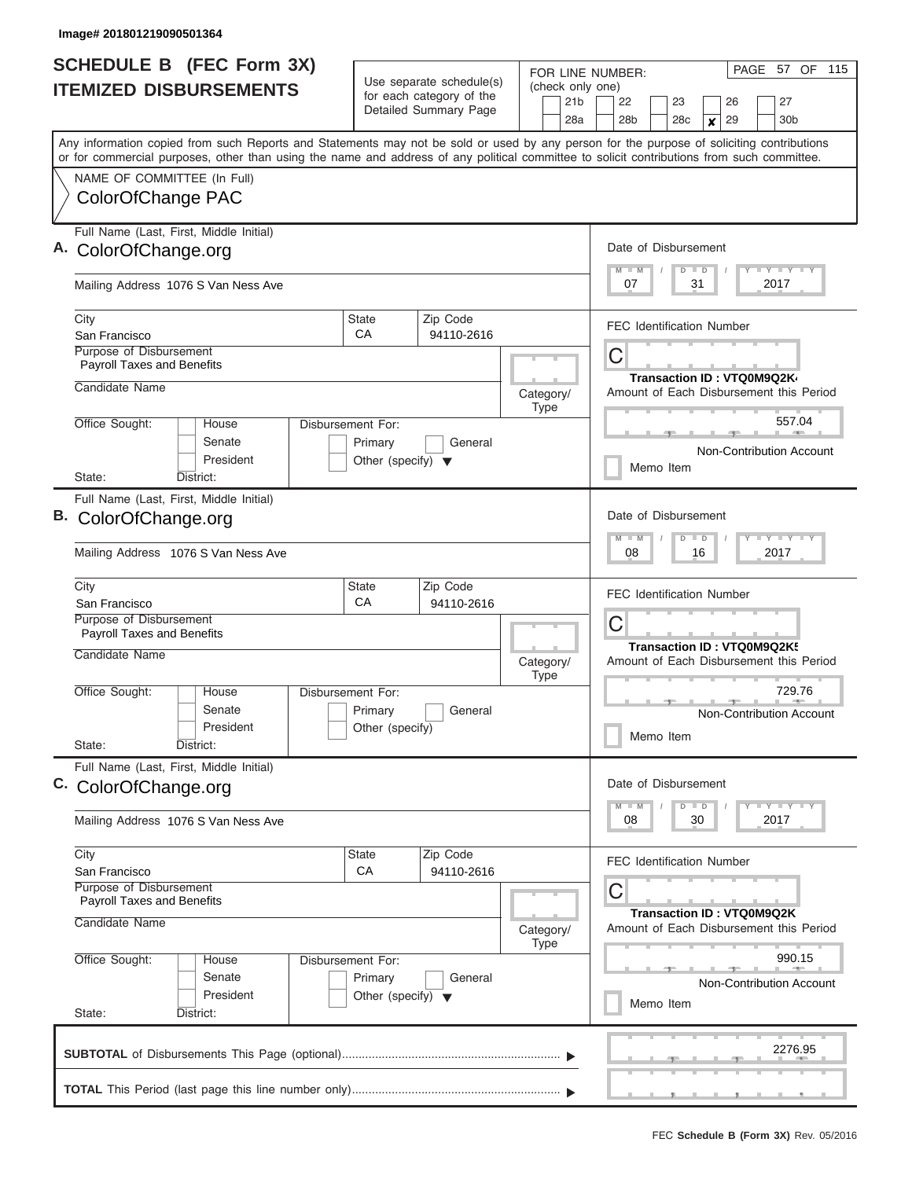Image# 201801219090501364

# SCHEDULE B (FEC Form 3X)
## ITEMIZED DISBURSEMENTS

Use separate schedule(s) for each category of the Detailed Summary Page

FOR LINE NUMBER: (check only one)

21b | 22 | 23 | 26 | 27
28a | 28b | 28c | **x** 29 | 30b

PAGE 57 OF 115

Any information copied from such Reports and Statements may not be sold or used by any person for the purpose of soliciting contributions or for commercial purposes, other than using the name and address of any political committee to solicit contributions from such committee.

NAME OF COMMITTEE (In Full)
ColorOfChange PAC

---

**A.** Full Name (Last, First, Middle Initial)
ColorOfChange.org

Mailing Address 1076 S Van Ness Ave

City: San Francisco | State: CA | Zip Code: 94110-2616

Purpose of Disbursement: Payroll Taxes and Benefits

Candidate Name

Category/Type

Office Sought: House / Senate / President
State: District:

Disbursement For: Primary / General / Other (specify)

Date of Disbursement: 07 / 31 / 2017

FEC Identification Number: C

Transaction ID : VTQ0M9Q2K4

Amount of Each Disbursement this Period: 557.04

Non-Contribution Account

Memo Item

---

**B.** Full Name (Last, First, Middle Initial)
ColorOfChange.org

Mailing Address 1076 S Van Ness Ave

City: San Francisco | State: CA | Zip Code: 94110-2616

Purpose of Disbursement: Payroll Taxes and Benefits

Candidate Name

Category/Type

Office Sought: House / Senate / President
State: District:

Disbursement For: Primary / General / Other (specify)

Date of Disbursement: 08 / 16 / 2017

FEC Identification Number: C

Transaction ID : VTQ0M9Q2K5

Amount of Each Disbursement this Period: 729.76

Non-Contribution Account

Memo Item

---

**C.** Full Name (Last, First, Middle Initial)
ColorOfChange.org

Mailing Address 1076 S Van Ness Ave

City: San Francisco | State: CA | Zip Code: 94110-2616

Purpose of Disbursement: Payroll Taxes and Benefits

Candidate Name

Category/Type

Office Sought: House / Senate / President
State: District:

Disbursement For: Primary / General / Other (specify)

Date of Disbursement: 08 / 30 / 2017

FEC Identification Number: C

Transaction ID : VTQ0M9Q2K

Amount of Each Disbursement this Period: 990.15

Non-Contribution Account

Memo Item

---

**SUBTOTAL** of Disbursements This Page (optional) ▶ 2276.95

**TOTAL** This Period (last page this line number only) ▶

FEC **Schedule B (Form 3X)** Rev. 05/2016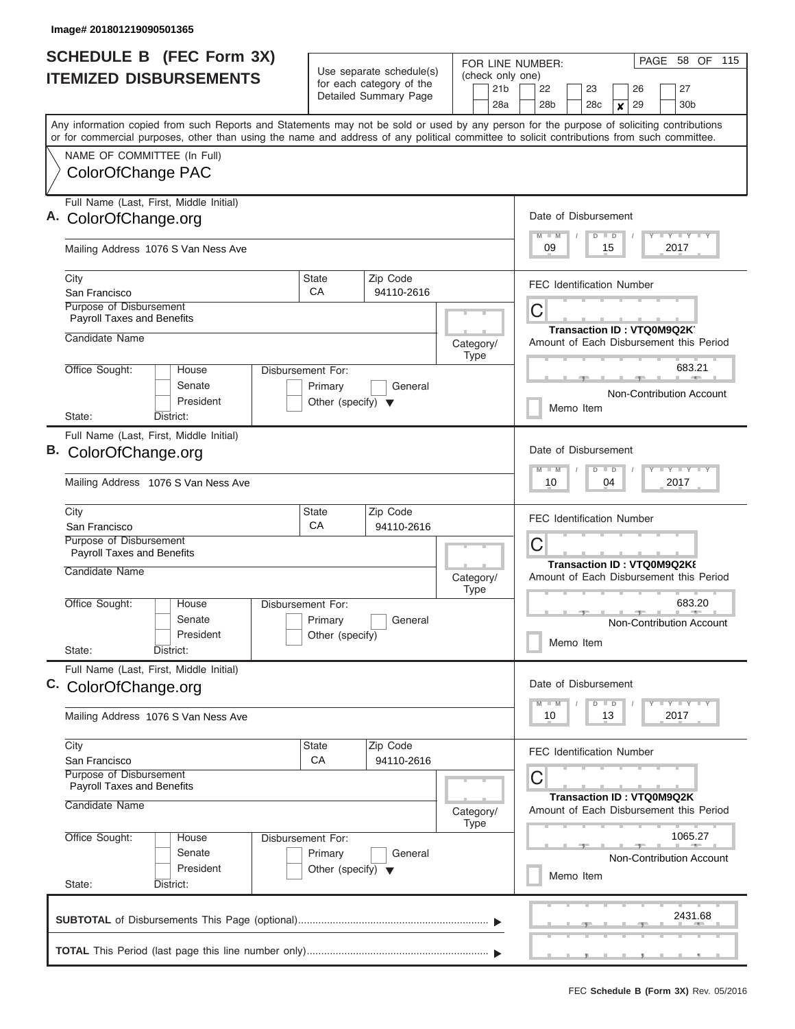Image# 201801219090501365

# SCHEDULE B (FEC Form 3X)
## ITEMIZED DISBURSEMENTS

Use separate schedule(s) for each category of the Detailed Summary Page

FOR LINE NUMBER: (check only one)

21b | 22 | 23 | 26 | 27
28a | 28b | 28c | x 29 | 30b

PAGE 58 OF 115

Any information copied from such Reports and Statements may not be sold or used by any person for the purpose of soliciting contributions or for commercial purposes, other than using the name and address of any political committee to solicit contributions from such committee.

NAME OF COMMITTEE (In Full)
ColorOfChange PAC

---

**A.** Full Name (Last, First, Middle Initial): ColorOfChange.org

Mailing Address: 1076 S Van Ness Ave

City: San Francisco | State: CA | Zip Code: 94110-2616

Purpose of Disbursement: Payroll Taxes and Benefits

Candidate Name:

Category/Type:

Office Sought: House / Senate / President — State: District:

Disbursement For: Primary / General / Other (specify)

Date of Disbursement: 09 / 15 / 2017

FEC Identification Number: C

Transaction ID : VTQ0M9Q2K7

Amount of Each Disbursement this Period: 683.21

Non-Contribution Account

Memo Item

---

**B.** Full Name (Last, First, Middle Initial): ColorOfChange.org

Mailing Address: 1076 S Van Ness Ave

City: San Francisco | State: CA | Zip Code: 94110-2616

Purpose of Disbursement: Payroll Taxes and Benefits

Candidate Name:

Category/Type:

Office Sought: House / Senate / President — State: District:

Disbursement For: Primary / General / Other (specify)

Date of Disbursement: 10 / 04 / 2017

FEC Identification Number: C

Transaction ID : VTQ0M9Q2K8

Amount of Each Disbursement this Period: 683.20

Non-Contribution Account

Memo Item

---

**C.** Full Name (Last, First, Middle Initial): ColorOfChange.org

Mailing Address: 1076 S Van Ness Ave

City: San Francisco | State: CA | Zip Code: 94110-2616

Purpose of Disbursement: Payroll Taxes and Benefits

Candidate Name:

Category/Type:

Office Sought: House / Senate / President — State: District:

Disbursement For: Primary / General / Other (specify)

Date of Disbursement: 10 / 13 / 2017

FEC Identification Number: C

Transaction ID : VTQ0M9Q2K

Amount of Each Disbursement this Period: 1065.27

Non-Contribution Account

Memo Item

---

**SUBTOTAL** of Disbursements This Page (optional): 2431.68

**TOTAL** This Period (last page this line number only):

FEC **Schedule B (Form 3X)** Rev. 05/2016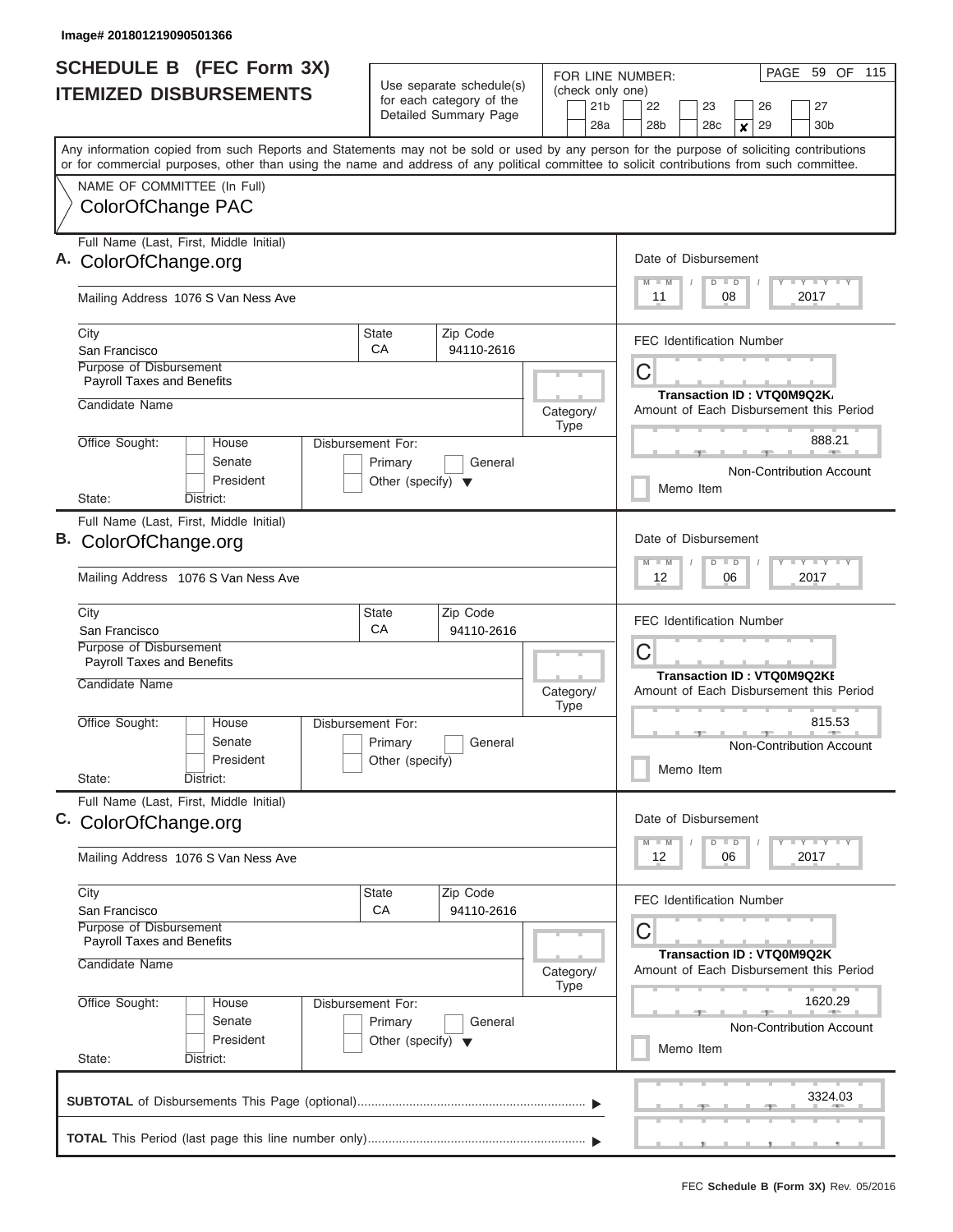Image# 201801219090501366

# SCHEDULE B (FEC Form 3X)
## ITEMIZED DISBURSEMENTS

Use separate schedule(s) for each category of the Detailed Summary Page

FOR LINE NUMBER: (check only one)

21b | 22 | 23 | 26 | 27
28a | 28b | 28c | **X** 29 | 30b

PAGE 59 OF 115

Any information copied from such Reports and Statements may not be sold or used by any person for the purpose of soliciting contributions or for commercial purposes, other than using the name and address of any political committee to solicit contributions from such committee.

NAME OF COMMITTEE (In Full)
ColorOfChange PAC

---

**A.** Full Name (Last, First, Middle Initial): ColorOfChange.org

Mailing Address: 1076 S Van Ness Ave

City: San Francisco | State: CA | Zip Code: 94110-2616

Purpose of Disbursement: Payroll Taxes and Benefits

Candidate Name:

Category/Type:

Office Sought: House / Senate / President

State: District:

Disbursement For: Primary / General / Other (specify)

Date of Disbursement: 11 / 08 / 2017

FEC Identification Number: C

Transaction ID : VTQ0M9Q2K/

Amount of Each Disbursement this Period: 888.21

Non-Contribution Account

Memo Item

---

**B.** Full Name (Last, First, Middle Initial): ColorOfChange.org

Mailing Address: 1076 S Van Ness Ave

City: San Francisco | State: CA | Zip Code: 94110-2616

Purpose of Disbursement: Payroll Taxes and Benefits

Candidate Name:

Category/Type:

Office Sought: House / Senate / President

State: District:

Disbursement For: Primary / General / Other (specify)

Date of Disbursement: 12 / 06 / 2017

FEC Identification Number: C

Transaction ID : VTQ0M9Q2KE

Amount of Each Disbursement this Period: 815.53

Non-Contribution Account

Memo Item

---

**C.** Full Name (Last, First, Middle Initial): ColorOfChange.org

Mailing Address: 1076 S Van Ness Ave

City: San Francisco | State: CA | Zip Code: 94110-2616

Purpose of Disbursement: Payroll Taxes and Benefits

Candidate Name:

Category/Type:

Office Sought: House / Senate / President

State: District:

Disbursement For: Primary / General / Other (specify)

Date of Disbursement: 12 / 06 / 2017

FEC Identification Number: C

Transaction ID : VTQ0M9Q2K

Amount of Each Disbursement this Period: 1620.29

Non-Contribution Account

Memo Item

---

**SUBTOTAL** of Disbursements This Page (optional): 3324.03

**TOTAL** This Period (last page this line number only):

FEC **Schedule B (Form 3X)** Rev. 05/2016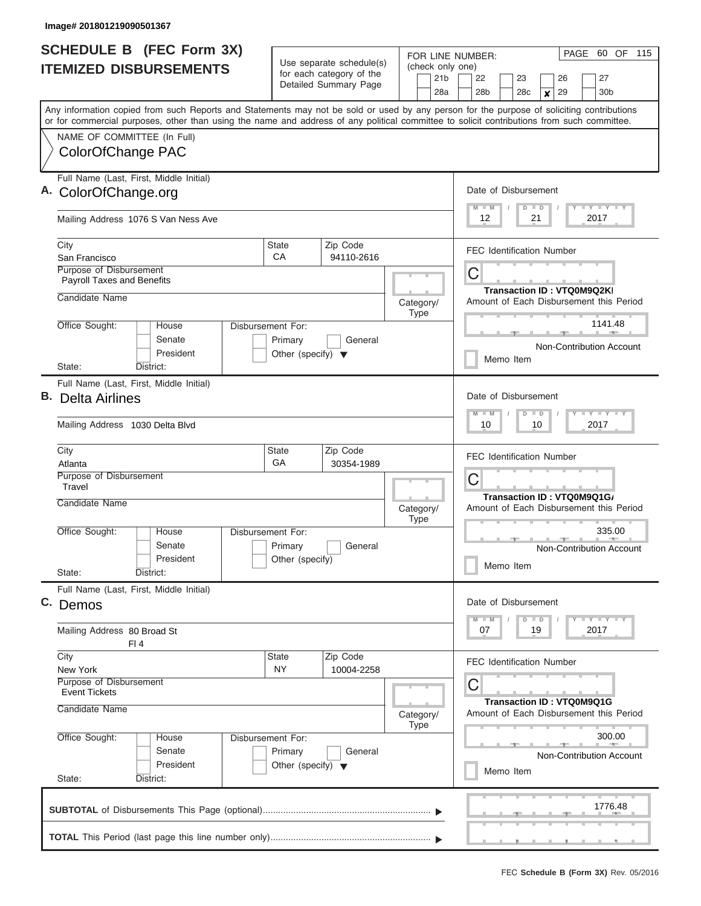Image# 201801219090501367

# SCHEDULE B (FEC Form 3X)
## ITEMIZED DISBURSEMENTS

Use separate schedule(s) for each category of the Detailed Summary Page

FOR LINE NUMBER: (check only one)

21b | 22 | 23 | 26 | 27
28a | 28b | 28c | x 29 | 30b

PAGE 60 OF 115

Any information copied from such Reports and Statements may not be sold or used by any person for the purpose of soliciting contributions or for commercial purposes, other than using the name and address of any political committee to solicit contributions from such committee.

NAME OF COMMITTEE (In Full)
ColorOfChange PAC

---

**A.** Full Name (Last, First, Middle Initial): ColorOfChange.org

Mailing Address: 1076 S Van Ness Ave

City: San Francisco | State: CA | Zip Code: 94110-2616

Purpose of Disbursement: Payroll Taxes and Benefits

Candidate Name:

Category/Type:

Office Sought: House / Senate / President

State: District:

Disbursement For: Primary / General / Other (specify)

Date of Disbursement: 12 / 21 / 2017

FEC Identification Number: C

Transaction ID : VTQ0M9Q2KI

Amount of Each Disbursement this Period: 1141.48

Non-Contribution Account

Memo Item

---

**B.** Full Name (Last, First, Middle Initial): Delta Airlines

Mailing Address: 1030 Delta Blvd

City: Atlanta | State: GA | Zip Code: 30354-1989

Purpose of Disbursement: Travel

Candidate Name:

Category/Type:

Office Sought: House / Senate / President

State: District:

Disbursement For: Primary / General / Other (specify)

Date of Disbursement: 10 / 10 / 2017

FEC Identification Number: C

Transaction ID : VTQ0M9Q1GA

Amount of Each Disbursement this Period: 335.00

Non-Contribution Account

Memo Item

---

**C.** Full Name (Last, First, Middle Initial): Demos

Mailing Address: 80 Broad St, Fl 4

City: New York | State: NY | Zip Code: 10004-2258

Purpose of Disbursement: Event Tickets

Candidate Name:

Category/Type:

Office Sought: House / Senate / President

State: District:

Disbursement For: Primary / General / Other (specify)

Date of Disbursement: 07 / 19 / 2017

FEC Identification Number: C

Transaction ID : VTQ0M9Q1G

Amount of Each Disbursement this Period: 300.00

Non-Contribution Account

Memo Item

---

**SUBTOTAL** of Disbursements This Page (optional): 1776.48

**TOTAL** This Period (last page this line number only):

FEC **Schedule B (Form 3X)** Rev. 05/2016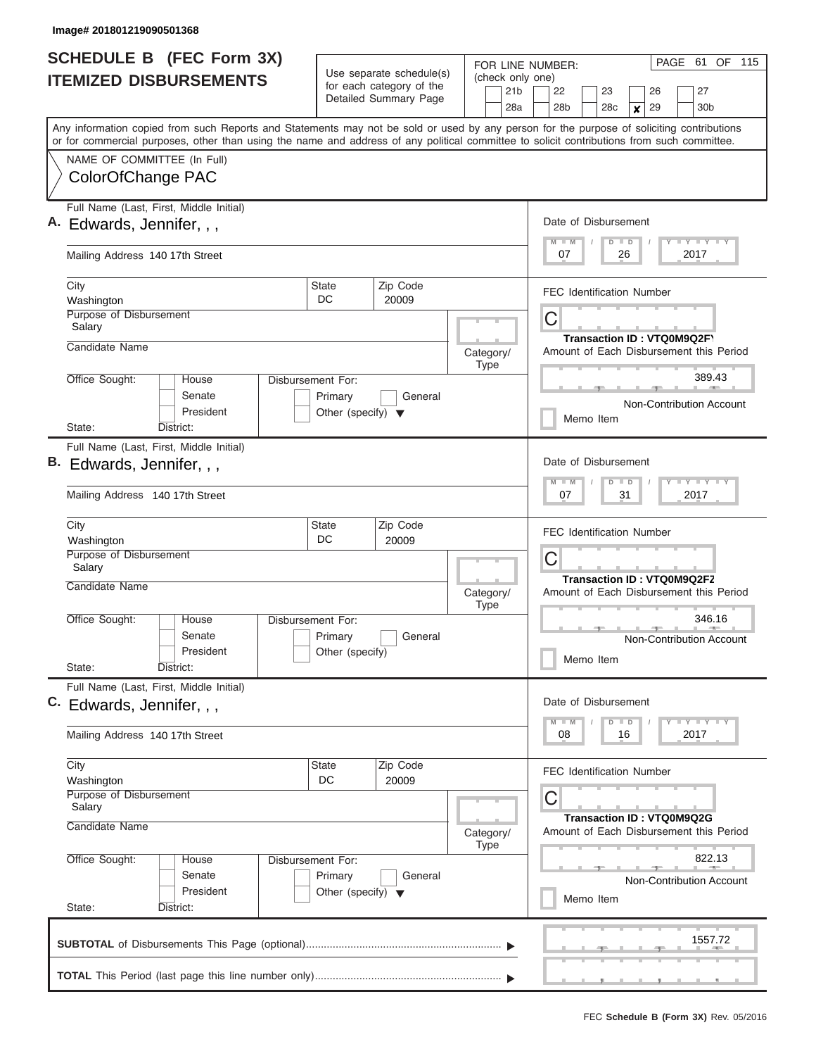Image# 201801219090501368

# SCHEDULE B (FEC Form 3X)
## ITEMIZED DISBURSEMENTS

Use separate schedule(s) for each category of the Detailed Summary Page

FOR LINE NUMBER: (check only one)

21b | 22 | 23 | 26 | 27 | 28a | 28b | 28c | **x** 29 | 30b

PAGE 61 OF 115

Any information copied from such Reports and Statements may not be sold or used by any person for the purpose of soliciting contributions or for commercial purposes, other than using the name and address of any political committee to solicit contributions from such committee.

NAME OF COMMITTEE (In Full)
ColorOfChange PAC

---

**A.** Full Name (Last, First, Middle Initial)
Edwards, Jennifer, , ,

Mailing Address 140 17th Street

City: Washington | State: DC | Zip Code: 20009

Purpose of Disbursement: Salary

Candidate Name:

Category/Type:

Office Sought: House / Senate / President
State: District:

Disbursement For: Primary / General / Other (specify)

Date of Disbursement: 07 / 26 / 2017

FEC Identification Number: C

Transaction ID : VTQ0M9Q2FY

Amount of Each Disbursement this Period: 389.43

Non-Contribution Account

Memo Item

---

**B.** Full Name (Last, First, Middle Initial)
Edwards, Jennifer, , ,

Mailing Address 140 17th Street

City: Washington | State: DC | Zip Code: 20009

Purpose of Disbursement: Salary

Candidate Name:

Category/Type:

Office Sought: House / Senate / President
State: District:

Disbursement For: Primary / General / Other (specify)

Date of Disbursement: 07 / 31 / 2017

FEC Identification Number: C

Transaction ID : VTQ0M9Q2FZ

Amount of Each Disbursement this Period: 346.16

Non-Contribution Account

Memo Item

---

**C.** Full Name (Last, First, Middle Initial)
Edwards, Jennifer, , ,

Mailing Address 140 17th Street

City: Washington | State: DC | Zip Code: 20009

Purpose of Disbursement: Salary

Candidate Name:

Category/Type:

Office Sought: House / Senate / President
State: District:

Disbursement For: Primary / General / Other (specify)

Date of Disbursement: 08 / 16 / 2017

FEC Identification Number: C

Transaction ID : VTQ0M9Q2G

Amount of Each Disbursement this Period: 822.13

Non-Contribution Account

Memo Item

---

**SUBTOTAL** of Disbursements This Page (optional): 1557.72

**TOTAL** This Period (last page this line number only):

FEC **Schedule B (Form 3X)** Rev. 05/2016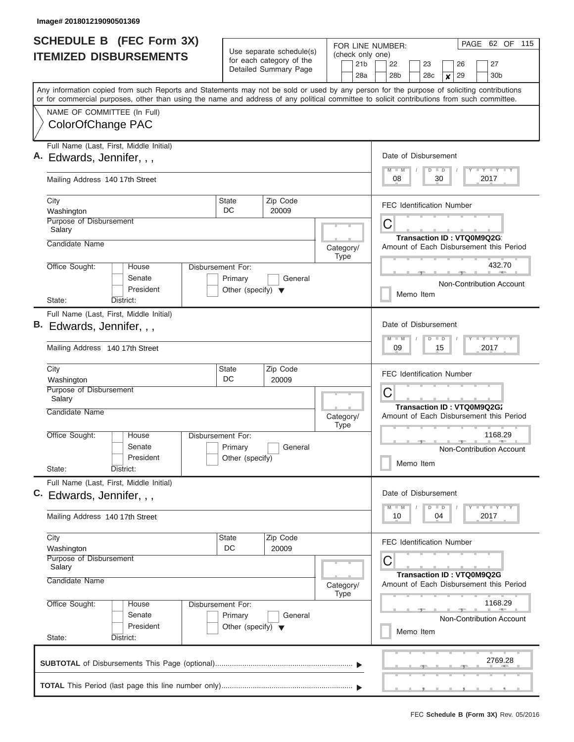Image# 201801219090501369

# SCHEDULE B (FEC Form 3X)
## ITEMIZED DISBURSEMENTS

Use separate schedule(s) for each category of the Detailed Summary Page

FOR LINE NUMBER: (check only one)

21b | 22 | 23 | 26 | 27 | 28a | 28b | 28c | **x** 29 | 30b

PAGE 62 OF 115

Any information copied from such Reports and Statements may not be sold or used by any person for the purpose of soliciting contributions or for commercial purposes, other than using the name and address of any political committee to solicit contributions from such committee.

NAME OF COMMITTEE (In Full)
ColorOfChange PAC

---

**A.** Full Name (Last, First, Middle Initial): Edwards, Jennifer, , ,

Mailing Address: 140 17th Street

City: Washington | State: DC | Zip Code: 20009

Purpose of Disbursement: Salary

Candidate Name:

Category/Type:

Office Sought: House / Senate / President

State: District:

Disbursement For: Primary / General / Other (specify)

Date of Disbursement: 08 / 30 / 2017

FEC Identification Number: C

Transaction ID : VTQ0M9Q2G

Amount of Each Disbursement this Period: 432.70

Non-Contribution Account

Memo Item

---

**B.** Full Name (Last, First, Middle Initial): Edwards, Jennifer, , ,

Mailing Address: 140 17th Street

City: Washington | State: DC | Zip Code: 20009

Purpose of Disbursement: Salary

Candidate Name:

Category/Type:

Office Sought: House / Senate / President

State: District:

Disbursement For: Primary / General / Other (specify)

Date of Disbursement: 09 / 15 / 2017

FEC Identification Number: C

Transaction ID : VTQ0M9Q2G

Amount of Each Disbursement this Period: 1168.29

Non-Contribution Account

Memo Item

---

**C.** Full Name (Last, First, Middle Initial): Edwards, Jennifer, , ,

Mailing Address: 140 17th Street

City: Washington | State: DC | Zip Code: 20009

Purpose of Disbursement: Salary

Candidate Name:

Category/Type:

Office Sought: House / Senate / President

State: District:

Disbursement For: Primary / General / Other (specify)

Date of Disbursement: 10 / 04 / 2017

FEC Identification Number: C

Transaction ID : VTQ0M9Q2G

Amount of Each Disbursement this Period: 1168.29

Non-Contribution Account

Memo Item

---

**SUBTOTAL** of Disbursements This Page (optional): 2769.28

**TOTAL** This Period (last page this line number only):

FEC **Schedule B (Form 3X)** Rev. 05/2016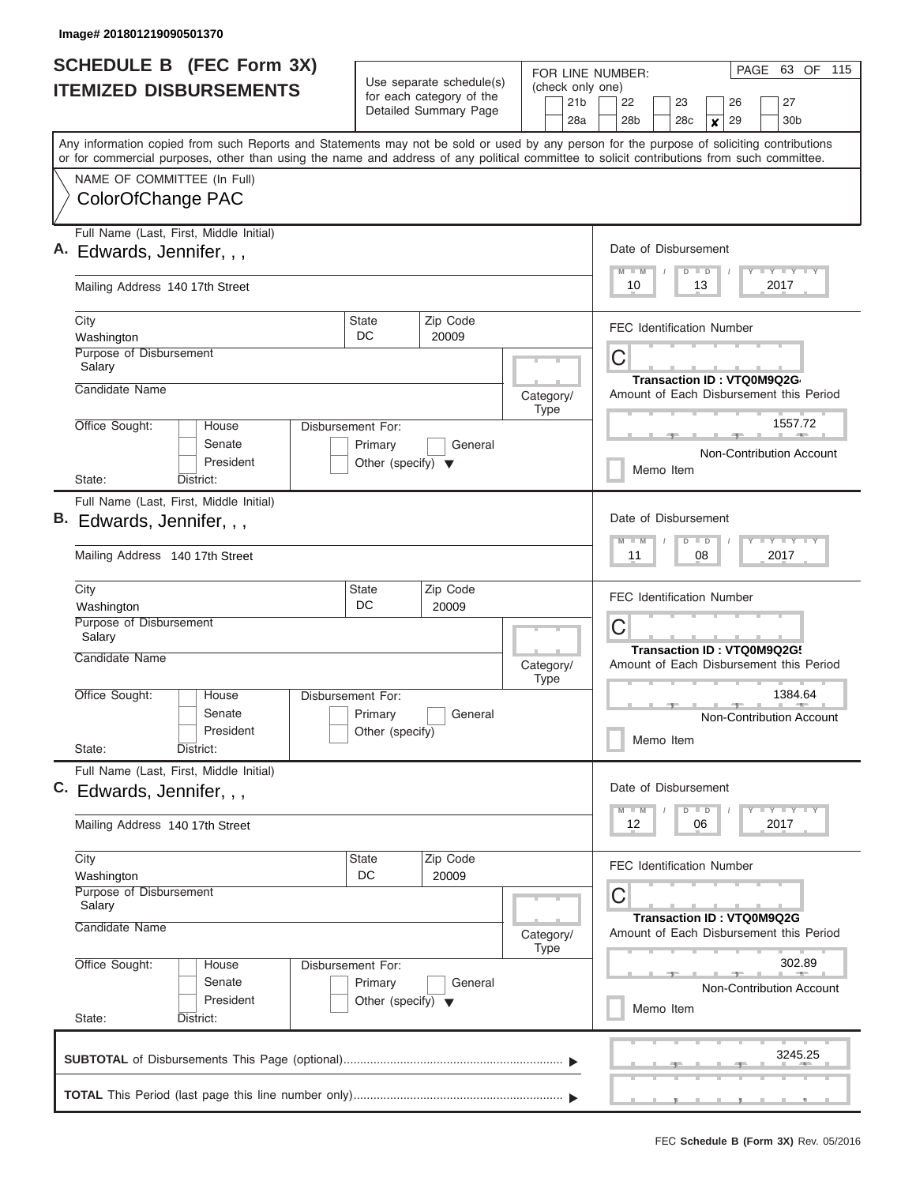Image# 201801219090501370

# SCHEDULE B (FEC Form 3X)
## ITEMIZED DISBURSEMENTS

Use separate schedule(s) for each category of the Detailed Summary Page

FOR LINE NUMBER: (check only one)

21b | 22 | 23 | 26 | 27 | 28a | 28b | 28c | **x** 29 | 30b

PAGE 63 OF 115

Any information copied from such Reports and Statements may not be sold or used by any person for the purpose of soliciting contributions or for commercial purposes, other than using the name and address of any political committee to solicit contributions from such committee.

NAME OF COMMITTEE (In Full)
ColorOfChange PAC

---

**A.** Full Name (Last, First, Middle Initial)
Edwards, Jennifer, , ,

Mailing Address 140 17th Street

City: Washington | State: DC | Zip Code: 20009

Purpose of Disbursement: Salary

Candidate Name

Category/Type

Office Sought: House / Senate / President

Disbursement For: Primary / General / Other (specify)

State: District:

Date of Disbursement: 10 / 13 / 2017

FEC Identification Number: C

Transaction ID : VTQ0M9Q2G4

Amount of Each Disbursement this Period: 1557.72

Non-Contribution Account

Memo Item

---

**B.** Full Name (Last, First, Middle Initial)
Edwards, Jennifer, , ,

Mailing Address 140 17th Street

City: Washington | State: DC | Zip Code: 20009

Purpose of Disbursement: Salary

Candidate Name

Category/Type

Office Sought: House / Senate / President

Disbursement For: Primary / General / Other (specify)

State: District:

Date of Disbursement: 11 / 08 / 2017

FEC Identification Number: C

Transaction ID : VTQ0M9Q2G5

Amount of Each Disbursement this Period: 1384.64

Non-Contribution Account

Memo Item

---

**C.** Full Name (Last, First, Middle Initial)
Edwards, Jennifer, , ,

Mailing Address 140 17th Street

City: Washington | State: DC | Zip Code: 20009

Purpose of Disbursement: Salary

Candidate Name

Category/Type

Office Sought: House / Senate / President

Disbursement For: Primary / General / Other (specify)

State: District:

Date of Disbursement: 12 / 06 / 2017

FEC Identification Number: C

Transaction ID : VTQ0M9Q2G

Amount of Each Disbursement this Period: 302.89

Non-Contribution Account

Memo Item

---

**SUBTOTAL** of Disbursements This Page (optional): 3245.25

**TOTAL** This Period (last page this line number only):

FEC **Schedule B (Form 3X)** Rev. 05/2016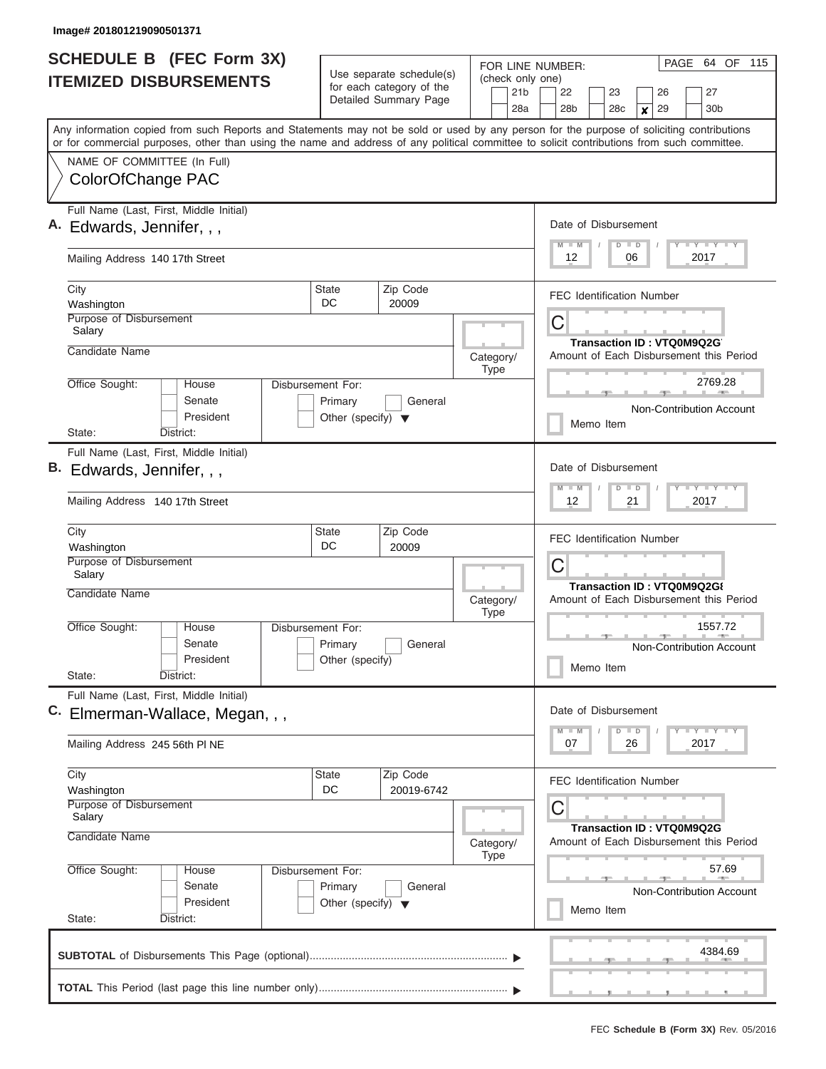Image# 201801219090501371

# SCHEDULE B (FEC Form 3X)
## ITEMIZED DISBURSEMENTS

Use separate schedule(s) for each category of the Detailed Summary Page

FOR LINE NUMBER: (check only one)

21b, 22, 23, 26, 27, 28a, 28b, 28c, **X** 29, 30b

PAGE 64 OF 115

Any information copied from such Reports and Statements may not be sold or used by any person for the purpose of soliciting contributions or for commercial purposes, other than using the name and address of any political committee to solicit contributions from such committee.

NAME OF COMMITTEE (In Full)

ColorOfChange PAC

---

**A.** Full Name (Last, First, Middle Initial): Edwards, Jennifer, , ,

Mailing Address: 140 17th Street

City: Washington | State: DC | Zip Code: 20009

Purpose of Disbursement: Salary

Candidate Name:

Category/Type:

Office Sought: House / Senate / President

Disbursement For: Primary / General / Other (specify)

State: District:

Date of Disbursement: 12 / 06 / 2017

FEC Identification Number: C

Transaction ID : VTQ0M9Q2G

Amount of Each Disbursement this Period: 2769.28

Non-Contribution Account

Memo Item

---

**B.** Full Name (Last, First, Middle Initial): Edwards, Jennifer, , ,

Mailing Address: 140 17th Street

City: Washington | State: DC | Zip Code: 20009

Purpose of Disbursement: Salary

Candidate Name:

Category/Type:

Office Sought: House / Senate / President

Disbursement For: Primary / General / Other (specify)

State: District:

Date of Disbursement: 12 / 21 / 2017

FEC Identification Number: C

Transaction ID : VTQ0M9Q2G8

Amount of Each Disbursement this Period: 1557.72

Non-Contribution Account

Memo Item

---

**C.** Full Name (Last, First, Middle Initial): Elmerman-Wallace, Megan, , ,

Mailing Address: 245 56th Pl NE

City: Washington | State: DC | Zip Code: 20019-6742

Purpose of Disbursement: Salary

Candidate Name:

Category/Type:

Office Sought: House / Senate / President

Disbursement For: Primary / General / Other (specify)

State: District:

Date of Disbursement: 07 / 26 / 2017

FEC Identification Number: C

Transaction ID : VTQ0M9Q2G

Amount of Each Disbursement this Period: 57.69

Non-Contribution Account

Memo Item

---

**SUBTOTAL** of Disbursements This Page (optional): 4384.69

**TOTAL** This Period (last page this line number only):

FEC **Schedule B (Form 3X)** Rev. 05/2016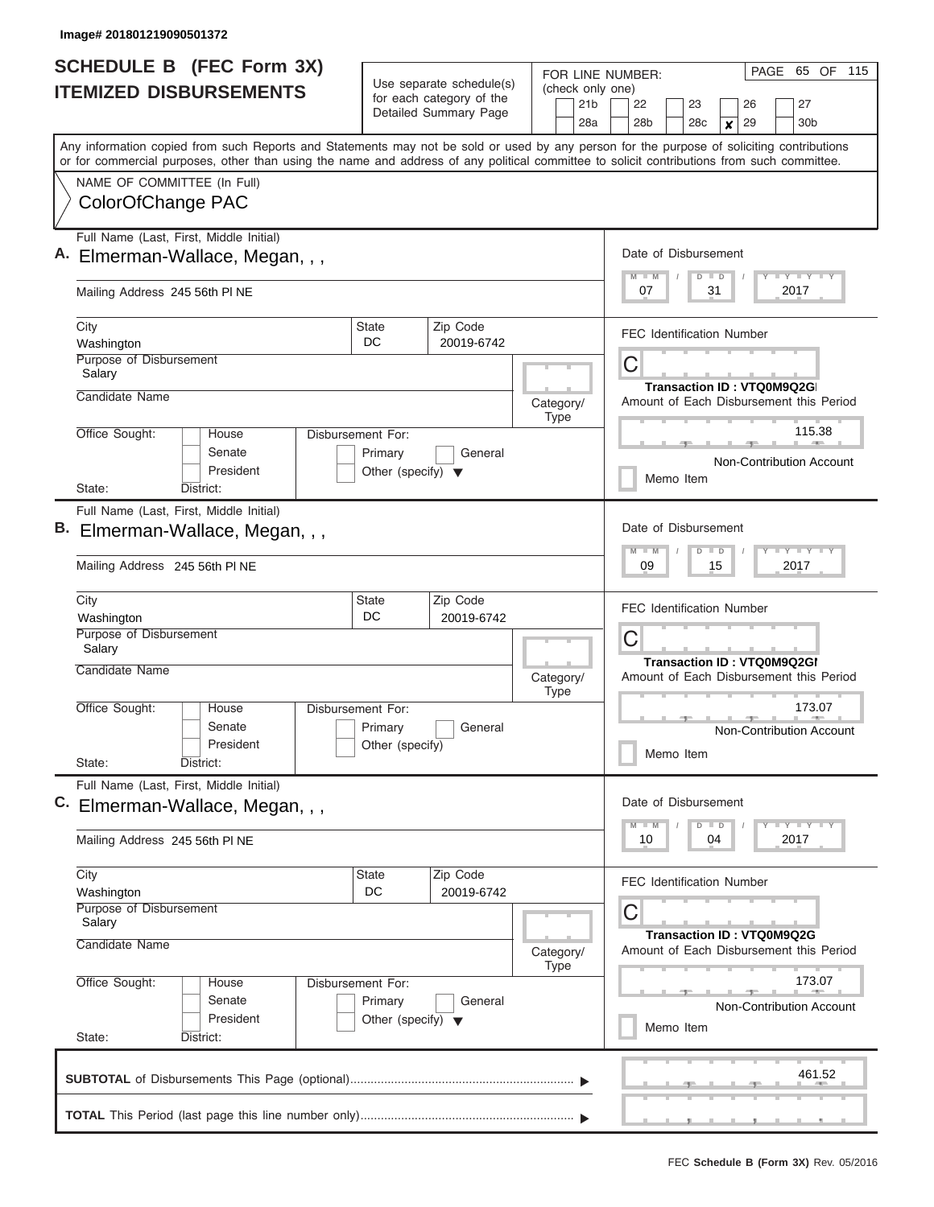Image# 201801219090501372

# SCHEDULE B (FEC Form 3X) ITEMIZED DISBURSEMENTS

Use separate schedule(s) for each category of the Detailed Summary Page

FOR LINE NUMBER: (check only one)

21b | 22 | 23 | 26 | 27
28a | 28b | 28c | **x** 29 | 30b

PAGE 65 OF 115

Any information copied from such Reports and Statements may not be sold or used by any person for the purpose of soliciting contributions or for commercial purposes, other than using the name and address of any political committee to solicit contributions from such committee.

NAME OF COMMITTEE (In Full)
ColorOfChange PAC

---

**A.** Full Name (Last, First, Middle Initial)
Elmerman-Wallace, Megan, , ,

Mailing Address 245 56th Pl NE

City: Washington | State: DC | Zip Code: 20019-6742

Purpose of Disbursement: Salary

Candidate Name

Category/Type

Office Sought: House / Senate / President
State: District:

Disbursement For: Primary / General / Other (specify)

Date of Disbursement: 07 / 31 / 2017

FEC Identification Number: C

Transaction ID : VTQ0M9Q2GI

Amount of Each Disbursement this Period: 115.38

Non-Contribution Account

Memo Item

---

**B.** Full Name (Last, First, Middle Initial)
Elmerman-Wallace, Megan, , ,

Mailing Address 245 56th Pl NE

City: Washington | State: DC | Zip Code: 20019-6742

Purpose of Disbursement: Salary

Candidate Name

Category/Type

Office Sought: House / Senate / President
State: District:

Disbursement For: Primary / General / Other (specify)

Date of Disbursement: 09 / 15 / 2017

FEC Identification Number: C

Transaction ID : VTQ0M9Q2GI

Amount of Each Disbursement this Period: 173.07

Non-Contribution Account

Memo Item

---

**C.** Full Name (Last, First, Middle Initial)
Elmerman-Wallace, Megan, , ,

Mailing Address 245 56th Pl NE

City: Washington | State: DC | Zip Code: 20019-6742

Purpose of Disbursement: Salary

Candidate Name

Category/Type

Office Sought: House / Senate / President
State: District:

Disbursement For: Primary / General / Other (specify)

Date of Disbursement: 10 / 04 / 2017

FEC Identification Number: C

Transaction ID : VTQ0M9Q2G

Amount of Each Disbursement this Period: 173.07

Non-Contribution Account

Memo Item

---

**SUBTOTAL** of Disbursements This Page (optional) ▶ 461.52

**TOTAL** This Period (last page this line number only) ▶

FEC **Schedule B (Form 3X)** Rev. 05/2016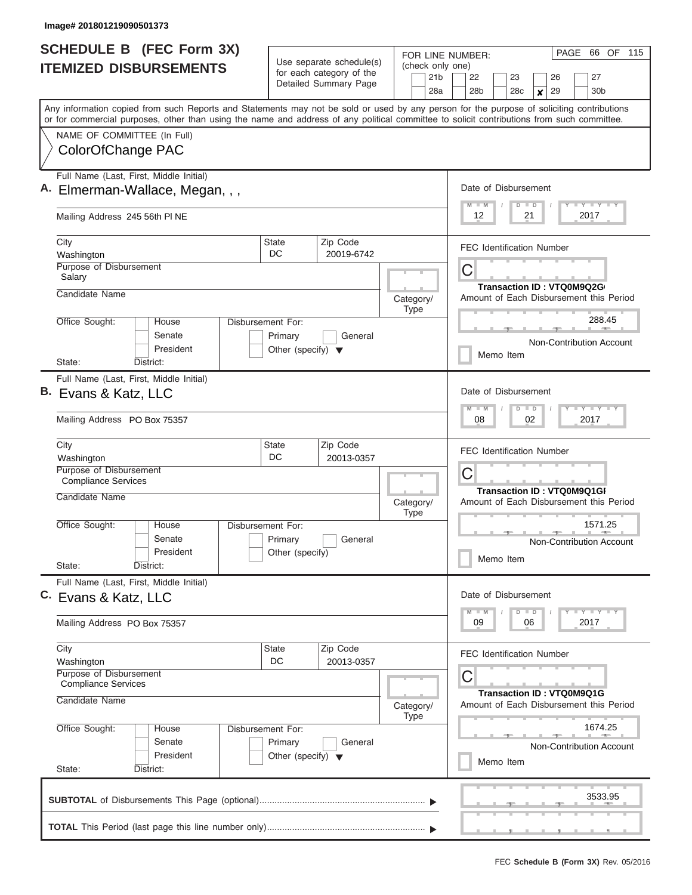Image# 201801219090501373

# SCHEDULE B (FEC Form 3X) ITEMIZED DISBURSEMENTS

Use separate schedule(s) for each category of the Detailed Summary Page

FOR LINE NUMBER: (check only one)

21b | 22 | 23 | 26 | 27
28a | 28b | 28c | **x** 29 | 30b

PAGE 66 OF 115

Any information copied from such Reports and Statements may not be sold or used by any person for the purpose of soliciting contributions or for commercial purposes, other than using the name and address of any political committee to solicit contributions from such committee.

NAME OF COMMITTEE (In Full)

ColorOfChange PAC

---

**A.** Full Name (Last, First, Middle Initial): Elmerman-Wallace, Megan, , ,

Mailing Address: 245 56th Pl NE

City: Washington | State: DC | Zip Code: 20019-6742

Purpose of Disbursement: Salary

Candidate Name:

Category/Type:

Office Sought: House / Senate / President

State: District:

Disbursement For: Primary / General / Other (specify)

Date of Disbursement: 12 / 21 / 2017

FEC Identification Number: C

Transaction ID : VTQ0M9Q2G

Amount of Each Disbursement this Period: 288.45

Non-Contribution Account

Memo Item

---

**B.** Full Name (Last, First, Middle Initial): Evans & Katz, LLC

Mailing Address: PO Box 75357

City: Washington | State: DC | Zip Code: 20013-0357

Purpose of Disbursement: Compliance Services

Candidate Name:

Category/Type:

Office Sought: House / Senate / President

State: District:

Disbursement For: Primary / General / Other (specify)

Date of Disbursement: 08 / 02 / 2017

FEC Identification Number: C

Transaction ID : VTQ0M9Q1GI

Amount of Each Disbursement this Period: 1571.25

Non-Contribution Account

Memo Item

---

**C.** Full Name (Last, First, Middle Initial): Evans & Katz, LLC

Mailing Address: PO Box 75357

City: Washington | State: DC | Zip Code: 20013-0357

Purpose of Disbursement: Compliance Services

Candidate Name:

Category/Type:

Office Sought: House / Senate / President

State: District:

Disbursement For: Primary / General / Other (specify)

Date of Disbursement: 09 / 06 / 2017

FEC Identification Number: C

Transaction ID : VTQ0M9Q1G

Amount of Each Disbursement this Period: 1674.25

Non-Contribution Account

Memo Item

---

**SUBTOTAL** of Disbursements This Page (optional): 3533.95

**TOTAL** This Period (last page this line number only):

FEC **Schedule B (Form 3X)** Rev. 05/2016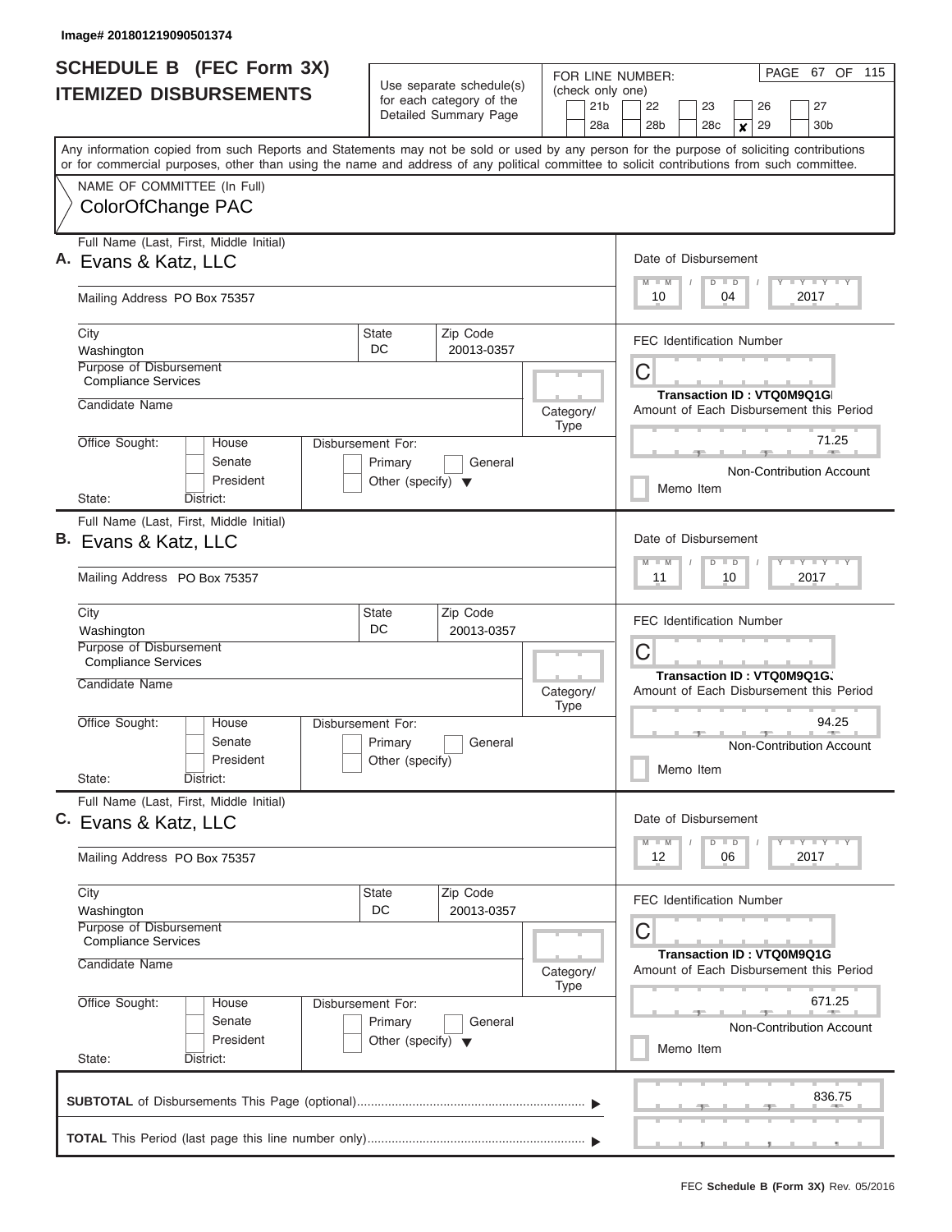Image# 201801219090501374

# SCHEDULE B (FEC Form 3X)
## ITEMIZED DISBURSEMENTS

Use separate schedule(s) for each category of the Detailed Summary Page

FOR LINE NUMBER: (check only one)

21b | 22 | 23 | 26 | 27
28a | 28b | 28c | x 29 | 30b

PAGE 67 OF 115

Any information copied from such Reports and Statements may not be sold or used by any person for the purpose of soliciting contributions or for commercial purposes, other than using the name and address of any political committee to solicit contributions from such committee.

NAME OF COMMITTEE (In Full)
ColorOfChange PAC

---

**A.** Full Name (Last, First, Middle Initial)
Evans & Katz, LLC

Mailing Address PO Box 75357

City: Washington | State: DC | Zip Code: 20013-0357

Purpose of Disbursement: Compliance Services

Candidate Name

Category/Type

Office Sought: House / Senate / President

Disbursement For: Primary / General / Other (specify)

State: District:

Date of Disbursement: 10 / 04 / 2017

FEC Identification Number: C

Transaction ID : VTQ0M9Q1GI

Amount of Each Disbursement this Period: 71.25

Non-Contribution Account

Memo Item

---

**B.** Full Name (Last, First, Middle Initial)
Evans & Katz, LLC

Mailing Address PO Box 75357

City: Washington | State: DC | Zip Code: 20013-0357

Purpose of Disbursement: Compliance Services

Candidate Name

Category/Type

Office Sought: House / Senate / President

Disbursement For: Primary / General / Other (specify)

State: District:

Date of Disbursement: 11 / 10 / 2017

FEC Identification Number: C

Transaction ID : VTQ0M9Q1GJ

Amount of Each Disbursement this Period: 94.25

Non-Contribution Account

Memo Item

---

**C.** Full Name (Last, First, Middle Initial)
Evans & Katz, LLC

Mailing Address PO Box 75357

City: Washington | State: DC | Zip Code: 20013-0357

Purpose of Disbursement: Compliance Services

Candidate Name

Category/Type

Office Sought: House / Senate / President

Disbursement For: Primary / General / Other (specify)

State: District:

Date of Disbursement: 12 / 06 / 2017

FEC Identification Number: C

Transaction ID : VTQ0M9Q1G

Amount of Each Disbursement this Period: 671.25

Non-Contribution Account

Memo Item

---

**SUBTOTAL** of Disbursements This Page (optional): 836.75

**TOTAL** This Period (last page this line number only):

FEC **Schedule B (Form 3X)** Rev. 05/2016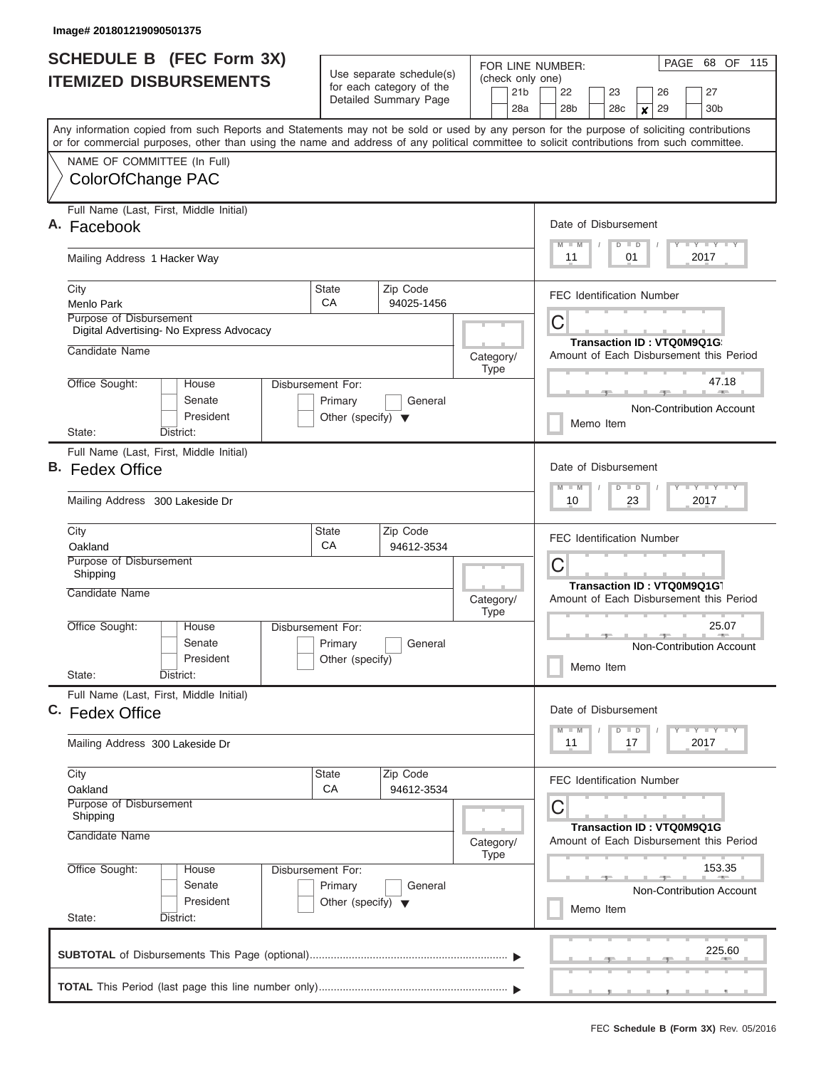Image# 201801219090501375

# SCHEDULE B (FEC Form 3X)
## ITEMIZED DISBURSEMENTS

Use separate schedule(s) for each category of the Detailed Summary Page

FOR LINE NUMBER: (check only one)

21b | 22 | 23 | 26 | 27
28a | 28b | 28c | ✘ 29 | 30b

PAGE 68 OF 115

Any information copied from such Reports and Statements may not be sold or used by any person for the purpose of soliciting contributions or for commercial purposes, other than using the name and address of any political committee to solicit contributions from such committee.

NAME OF COMMITTEE (In Full)
ColorOfChange PAC

---

**A.** Full Name (Last, First, Middle Initial): Facebook

Mailing Address: 1 Hacker Way

City: Menlo Park | State: CA | Zip Code: 94025-1456

Purpose of Disbursement: Digital Advertising- No Express Advocacy

Candidate Name:

Category/Type:

Office Sought: House / Senate / President

State: | District:

Disbursement For: Primary / General / Other (specify)

Date of Disbursement: 11 / 01 / 2017

FEC Identification Number: C

Transaction ID : VTQ0M9Q1G

Amount of Each Disbursement this Period: 47.18

Non-Contribution Account

Memo Item

---

**B.** Full Name (Last, First, Middle Initial): Fedex Office

Mailing Address: 300 Lakeside Dr

City: Oakland | State: CA | Zip Code: 94612-3534

Purpose of Disbursement: Shipping

Candidate Name:

Category/Type:

Office Sought: House / Senate / President

State: | District:

Disbursement For: Primary / General / Other (specify)

Date of Disbursement: 10 / 23 / 2017

FEC Identification Number: C

Transaction ID : VTQ0M9Q1G

Amount of Each Disbursement this Period: 25.07

Non-Contribution Account

Memo Item

---

**C.** Full Name (Last, First, Middle Initial): Fedex Office

Mailing Address: 300 Lakeside Dr

City: Oakland | State: CA | Zip Code: 94612-3534

Purpose of Disbursement: Shipping

Candidate Name:

Category/Type:

Office Sought: House / Senate / President

State: | District:

Disbursement For: Primary / General / Other (specify)

Date of Disbursement: 11 / 17 / 2017

FEC Identification Number: C

Transaction ID : VTQ0M9Q1G

Amount of Each Disbursement this Period: 153.35

Non-Contribution Account

Memo Item

---

**SUBTOTAL** of Disbursements This Page (optional) ▶ 225.60

**TOTAL** This Period (last page this line number only) ▶

FEC **Schedule B (Form 3X)** Rev. 05/2016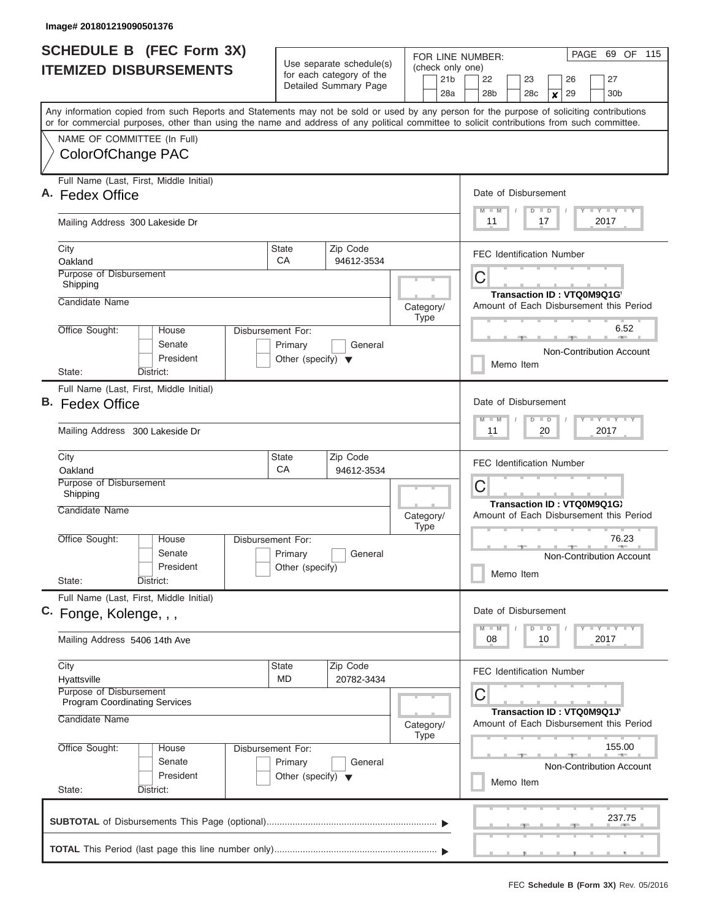Image# 201801219090501376

# SCHEDULE B (FEC Form 3X)
## ITEMIZED DISBURSEMENTS

Use separate schedule(s) for each category of the Detailed Summary Page

FOR LINE NUMBER: (check only one)
21b | 22 | 23 | 26 | 27 | 28a | 28b | 28c | **x** 29 | 30b

PAGE 69 OF 115

Any information copied from such Reports and Statements may not be sold or used by any person for the purpose of soliciting contributions or for commercial purposes, other than using the name and address of any political committee to solicit contributions from such committee.

NAME OF COMMITTEE (In Full)
ColorOfChange PAC

---

**A.** Full Name (Last, First, Middle Initial): Fedex Office

Mailing Address: 300 Lakeside Dr

City: Oakland | State: CA | Zip Code: 94612-3534

Purpose of Disbursement: Shipping

Candidate Name:

Category/Type:

Office Sought: House / Senate / President

State: District:

Disbursement For: Primary / General / Other (specify)

Date of Disbursement: 11 / 17 / 2017

FEC Identification Number: C

Transaction ID : VTQ0M9Q1G\

Amount of Each Disbursement this Period: 6.52

Non-Contribution Account

Memo Item

---

**B.** Full Name (Last, First, Middle Initial): Fedex Office

Mailing Address: 300 Lakeside Dr

City: Oakland | State: CA | Zip Code: 94612-3534

Purpose of Disbursement: Shipping

Candidate Name:

Category/Type:

Office Sought: House / Senate / President

State: District:

Disbursement For: Primary / General / Other (specify)

Date of Disbursement: 11 / 20 / 2017

FEC Identification Number: C

Transaction ID : VTQ0M9Q1G)

Amount of Each Disbursement this Period: 76.23

Non-Contribution Account

Memo Item

---

**C.** Full Name (Last, First, Middle Initial): Fonge, Kolenge, , ,

Mailing Address: 5406 14th Ave

City: Hyattsville | State: MD | Zip Code: 20782-3434

Purpose of Disbursement: Program Coordinating Services

Candidate Name:

Category/Type:

Office Sought: House / Senate / President

State: District:

Disbursement For: Primary / General / Other (specify)

Date of Disbursement: 08 / 10 / 2017

FEC Identification Number: C

Transaction ID : VTQ0M9Q1J'

Amount of Each Disbursement this Period: 155.00

Non-Contribution Account

Memo Item

---

**SUBTOTAL** of Disbursements This Page (optional): 237.75

**TOTAL** This Period (last page this line number only):

FEC **Schedule B (Form 3X)** Rev. 05/2016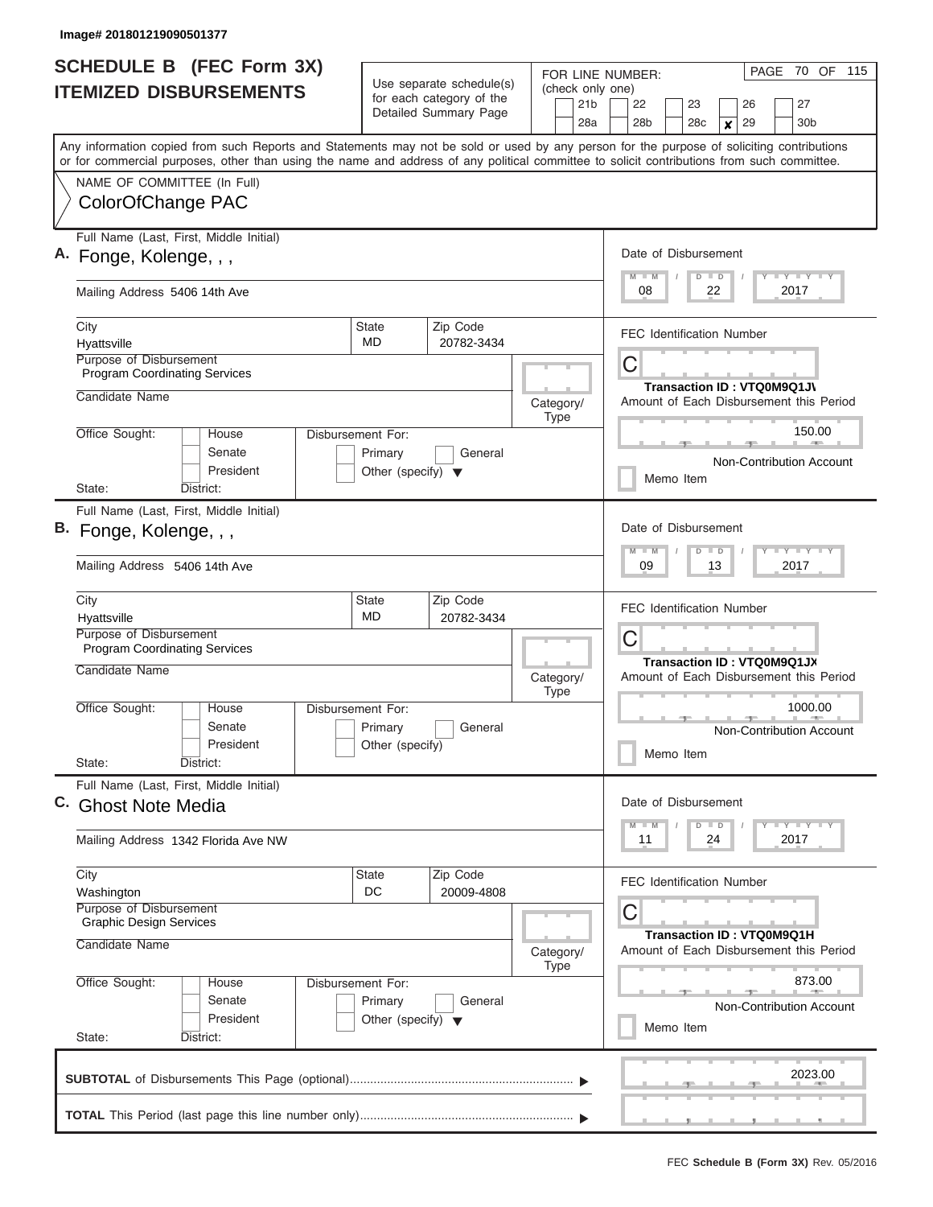Image# 201801219090501377

# SCHEDULE B (FEC Form 3X)
## ITEMIZED DISBURSEMENTS

Use separate schedule(s) for each category of the Detailed Summary Page

FOR LINE NUMBER: (check only one)

21b | 22 | 23 | 26 | 27 | 28a | 28b | 28c | **x** 29 | 30b

PAGE 70 OF 115

Any information copied from such Reports and Statements may not be sold or used by any person for the purpose of soliciting contributions or for commercial purposes, other than using the name and address of any political committee to solicit contributions from such committee.

NAME OF COMMITTEE (In Full)
ColorOfChange PAC

---

**A.** Full Name (Last, First, Middle Initial): Fonge, Kolenge, , ,

Mailing Address: 5406 14th Ave

City: Hyattsville | State: MD | Zip Code: 20782-3434

Purpose of Disbursement: Program Coordinating Services

Candidate Name:

Category/Type:

Office Sought: House / Senate / President

Disbursement For: Primary / General / Other (specify)

State: District:

Date of Disbursement: 08 / 22 / 2017

FEC Identification Number: C

Transaction ID : VTQ0M9Q1JV

Amount of Each Disbursement this Period: 150.00

Non-Contribution Account

Memo Item

---

**B.** Full Name (Last, First, Middle Initial): Fonge, Kolenge, , ,

Mailing Address: 5406 14th Ave

City: Hyattsville | State: MD | Zip Code: 20782-3434

Purpose of Disbursement: Program Coordinating Services

Candidate Name:

Category/Type:

Office Sought: House / Senate / President

Disbursement For: Primary / General / Other (specify)

State: District:

Date of Disbursement: 09 / 13 / 2017

FEC Identification Number: C

Transaction ID : VTQ0M9Q1JX

Amount of Each Disbursement this Period: 1000.00

Non-Contribution Account

Memo Item

---

**C.** Full Name (Last, First, Middle Initial): Ghost Note Media

Mailing Address: 1342 Florida Ave NW

City: Washington | State: DC | Zip Code: 20009-4808

Purpose of Disbursement: Graphic Design Services

Candidate Name:

Category/Type:

Office Sought: House / Senate / President

Disbursement For: Primary / General / Other (specify)

State: District:

Date of Disbursement: 11 / 24 / 2017

FEC Identification Number: C

Transaction ID : VTQ0M9Q1H

Amount of Each Disbursement this Period: 873.00

Non-Contribution Account

Memo Item

---

**SUBTOTAL** of Disbursements This Page (optional): 2023.00

**TOTAL** This Period (last page this line number only):

FEC **Schedule B (Form 3X)** Rev. 05/2016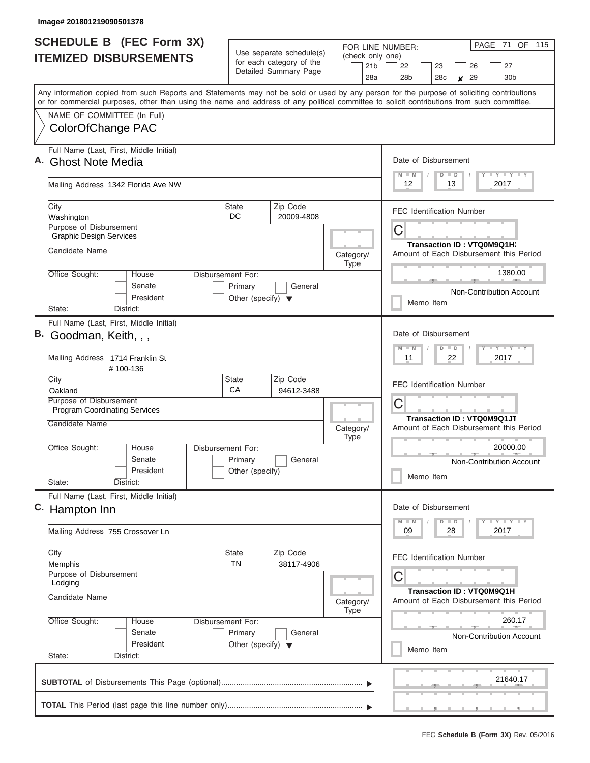Image# 201801219090501378

# SCHEDULE B (FEC Form 3X) ITEMIZED DISBURSEMENTS

Use separate schedule(s) for each category of the Detailed Summary Page

FOR LINE NUMBER: (check only one)

21b | 22 | 23 | 26 | 27
28a | 28b | 28c | ✘ 29 | 30b

PAGE 71 OF 115

Any information copied from such Reports and Statements may not be sold or used by any person for the purpose of soliciting contributions or for commercial purposes, other than using the name and address of any political committee to solicit contributions from such committee.

NAME OF COMMITTEE (In Full)
ColorOfChange PAC

---

**A.** Full Name (Last, First, Middle Initial): Ghost Note Media

Mailing Address: 1342 Florida Ave NW

City: Washington | State: DC | Zip Code: 20009-4808

Purpose of Disbursement: Graphic Design Services

Candidate Name:

Category/Type:

Office Sought: House / Senate / President
State: District:

Disbursement For: Primary / General / Other (specify)

Date of Disbursement: 12/13/2017

FEC Identification Number: C

Transaction ID : VTQ0M9Q1H/

Amount of Each Disbursement this Period: 1380.00

Non-Contribution Account

Memo Item

---

**B.** Full Name (Last, First, Middle Initial): Goodman, Keith, , ,

Mailing Address: 1714 Franklin St # 100-136

City: Oakland | State: CA | Zip Code: 94612-3488

Purpose of Disbursement: Program Coordinating Services

Candidate Name:

Category/Type:

Office Sought: House / Senate / President
State: District:

Disbursement For: Primary / General / Other (specify)

Date of Disbursement: 11/22/2017

FEC Identification Number: C

Transaction ID : VTQ0M9Q1JT

Amount of Each Disbursement this Period: 20000.00

Non-Contribution Account

Memo Item

---

**C.** Full Name (Last, First, Middle Initial): Hampton Inn

Mailing Address: 755 Crossover Ln

City: Memphis | State: TN | Zip Code: 38117-4906

Purpose of Disbursement: Lodging

Candidate Name:

Category/Type:

Office Sought: House / Senate / President
State: District:

Disbursement For: Primary / General / Other (specify)

Date of Disbursement: 09/28/2017

FEC Identification Number: C

Transaction ID : VTQ0M9Q1H

Amount of Each Disbursement this Period: 260.17

Non-Contribution Account

Memo Item

---

**SUBTOTAL** of Disbursements This Page (optional): 21640.17

**TOTAL** This Period (last page this line number only):

FEC **Schedule B (Form 3X)** Rev. 05/2016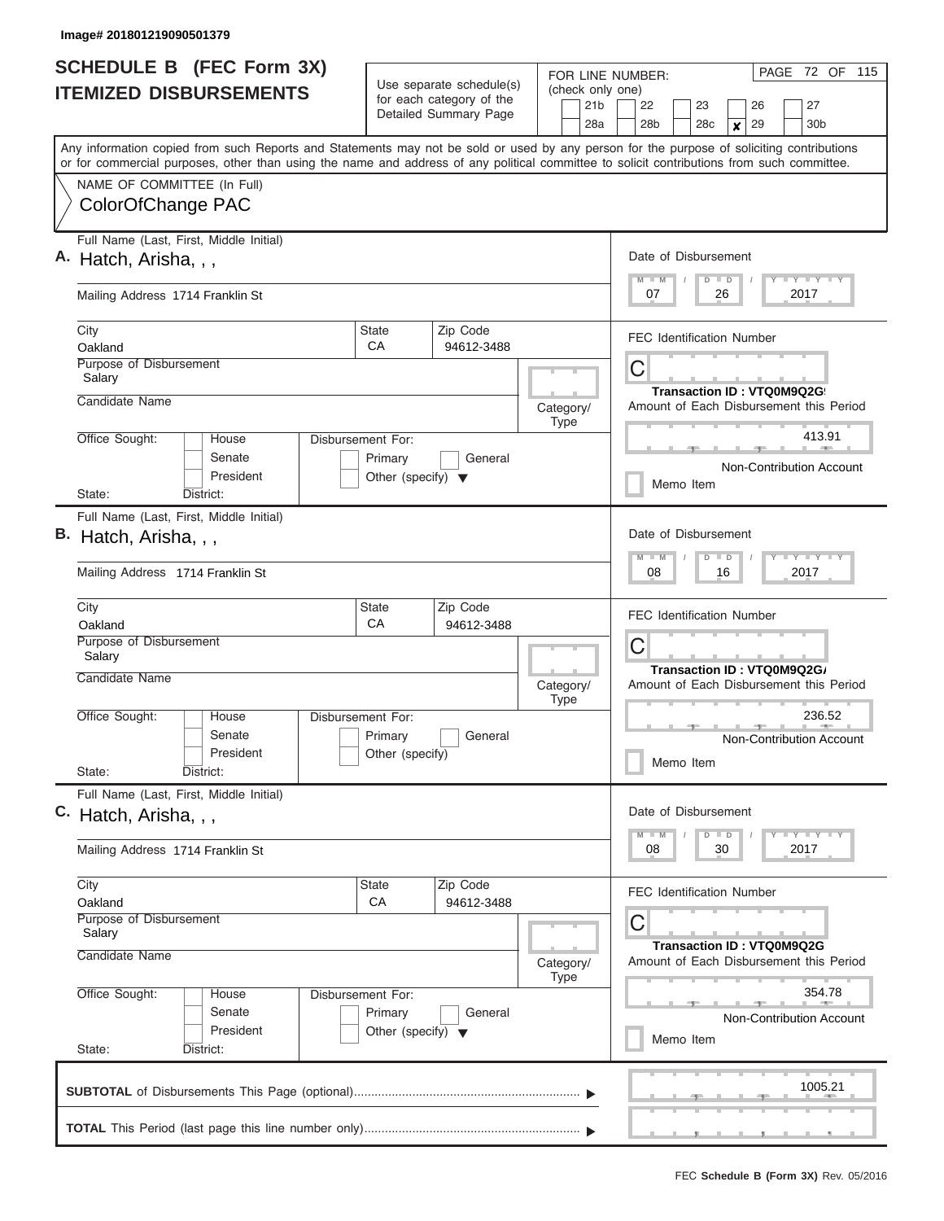Image# 201801219090501379

# SCHEDULE B (FEC Form 3X)
## ITEMIZED DISBURSEMENTS

Use separate schedule(s) for each category of the Detailed Summary Page

FOR LINE NUMBER: (check only one)

21b | 22 | 23 | 26 | 27
28a | 28b | 28c | **x** 29 | 30b

PAGE 72 OF 115

Any information copied from such Reports and Statements may not be sold or used by any person for the purpose of soliciting contributions or for commercial purposes, other than using the name and address of any political committee to solicit contributions from such committee.

NAME OF COMMITTEE (In Full)
ColorOfChange PAC

---

**A.** Full Name (Last, First, Middle Initial): Hatch, Arisha, , ,

Mailing Address: 1714 Franklin St

City: Oakland | State: CA | Zip Code: 94612-3488

Purpose of Disbursement: Salary

Candidate Name:

Category/Type:

Office Sought: House / Senate / President

State: District:

Disbursement For: Primary / General / Other (specify)

Date of Disbursement: 07 / 26 / 2017

FEC Identification Number: C

Transaction ID : VTQ0M9Q2G9

Amount of Each Disbursement this Period: 413.91

Non-Contribution Account

Memo Item

---

**B.** Full Name (Last, First, Middle Initial): Hatch, Arisha, , ,

Mailing Address: 1714 Franklin St

City: Oakland | State: CA | Zip Code: 94612-3488

Purpose of Disbursement: Salary

Candidate Name:

Category/Type:

Office Sought: House / Senate / President

State: District:

Disbursement For: Primary / General / Other (specify)

Date of Disbursement: 08 / 16 / 2017

FEC Identification Number: C

Transaction ID : VTQ0M9Q2GA

Amount of Each Disbursement this Period: 236.52

Non-Contribution Account

Memo Item

---

**C.** Full Name (Last, First, Middle Initial): Hatch, Arisha, , ,

Mailing Address: 1714 Franklin St

City: Oakland | State: CA | Zip Code: 94612-3488

Purpose of Disbursement: Salary

Candidate Name:

Category/Type:

Office Sought: House / Senate / President

State: District:

Disbursement For: Primary / General / Other (specify)

Date of Disbursement: 08 / 30 / 2017

FEC Identification Number: C

Transaction ID : VTQ0M9Q2G

Amount of Each Disbursement this Period: 354.78

Non-Contribution Account

Memo Item

---

**SUBTOTAL** of Disbursements This Page (optional): 1005.21

**TOTAL** This Period (last page this line number only):

FEC **Schedule B (Form 3X)** Rev. 05/2016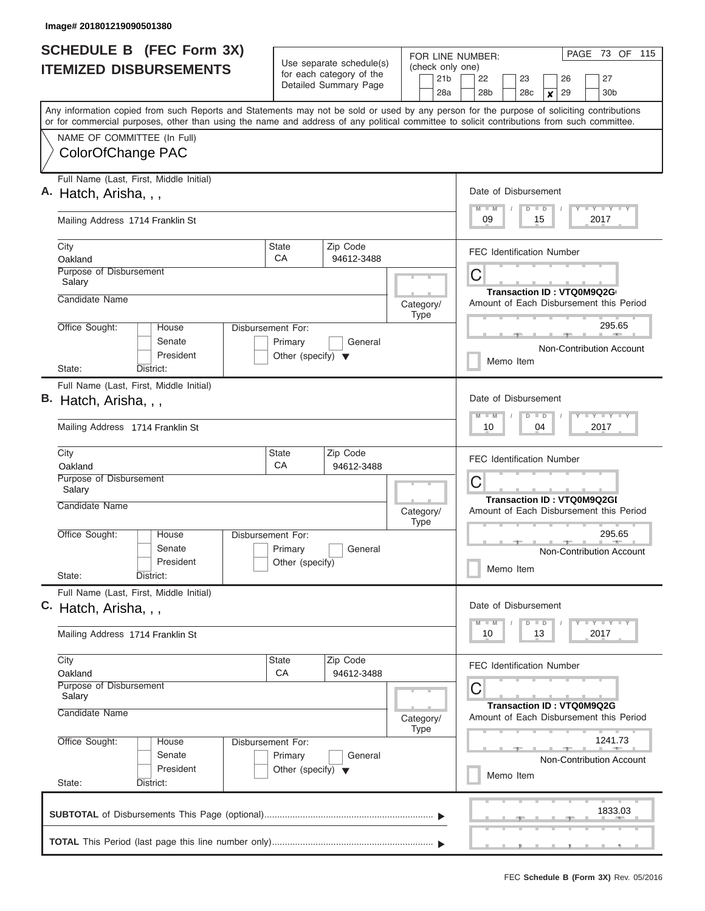Image# 201801219090501380

# SCHEDULE B (FEC Form 3X)
## ITEMIZED DISBURSEMENTS

Use separate schedule(s) for each category of the Detailed Summary Page

FOR LINE NUMBER: (check only one)
21b | 22 | 23 | 26 | 27
28a | 28b | 28c | x 29 | 30b

PAGE 73 OF 115

Any information copied from such Reports and Statements may not be sold or used by any person for the purpose of soliciting contributions or for commercial purposes, other than using the name and address of any political committee to solicit contributions from such committee.

NAME OF COMMITTEE (In Full)
ColorOfChange PAC

---

**A.** Full Name (Last, First, Middle Initial): Hatch, Arisha, , ,

Mailing Address: 1714 Franklin St

City: Oakland | State: CA | Zip Code: 94612-3488

Purpose of Disbursement: Salary

Candidate Name:

Category/Type:

Office Sought: House / Senate / President — State: District:

Disbursement For: Primary / General / Other (specify)

Date of Disbursement: 09 / 15 / 2017

FEC Identification Number: C

Transaction ID : VTQ0M9Q2G

Amount of Each Disbursement this Period: 295.65

Non-Contribution Account

Memo Item

---

**B.** Full Name (Last, First, Middle Initial): Hatch, Arisha, , ,

Mailing Address: 1714 Franklin St

City: Oakland | State: CA | Zip Code: 94612-3488

Purpose of Disbursement: Salary

Candidate Name:

Category/Type:

Office Sought: House / Senate / President — State: District:

Disbursement For: Primary / General / Other (specify)

Date of Disbursement: 10 / 04 / 2017

FEC Identification Number: C

Transaction ID : VTQ0M9Q2GI

Amount of Each Disbursement this Period: 295.65

Non-Contribution Account

Memo Item

---

**C.** Full Name (Last, First, Middle Initial): Hatch, Arisha, , ,

Mailing Address: 1714 Franklin St

City: Oakland | State: CA | Zip Code: 94612-3488

Purpose of Disbursement: Salary

Candidate Name:

Category/Type:

Office Sought: House / Senate / President — State: District:

Disbursement For: Primary / General / Other (specify)

Date of Disbursement: 10 / 13 / 2017

FEC Identification Number: C

Transaction ID : VTQ0M9Q2G

Amount of Each Disbursement this Period: 1241.73

Non-Contribution Account

Memo Item

---

**SUBTOTAL** of Disbursements This Page (optional): 1833.03

**TOTAL** This Period (last page this line number only):

FEC **Schedule B (Form 3X)** Rev. 05/2016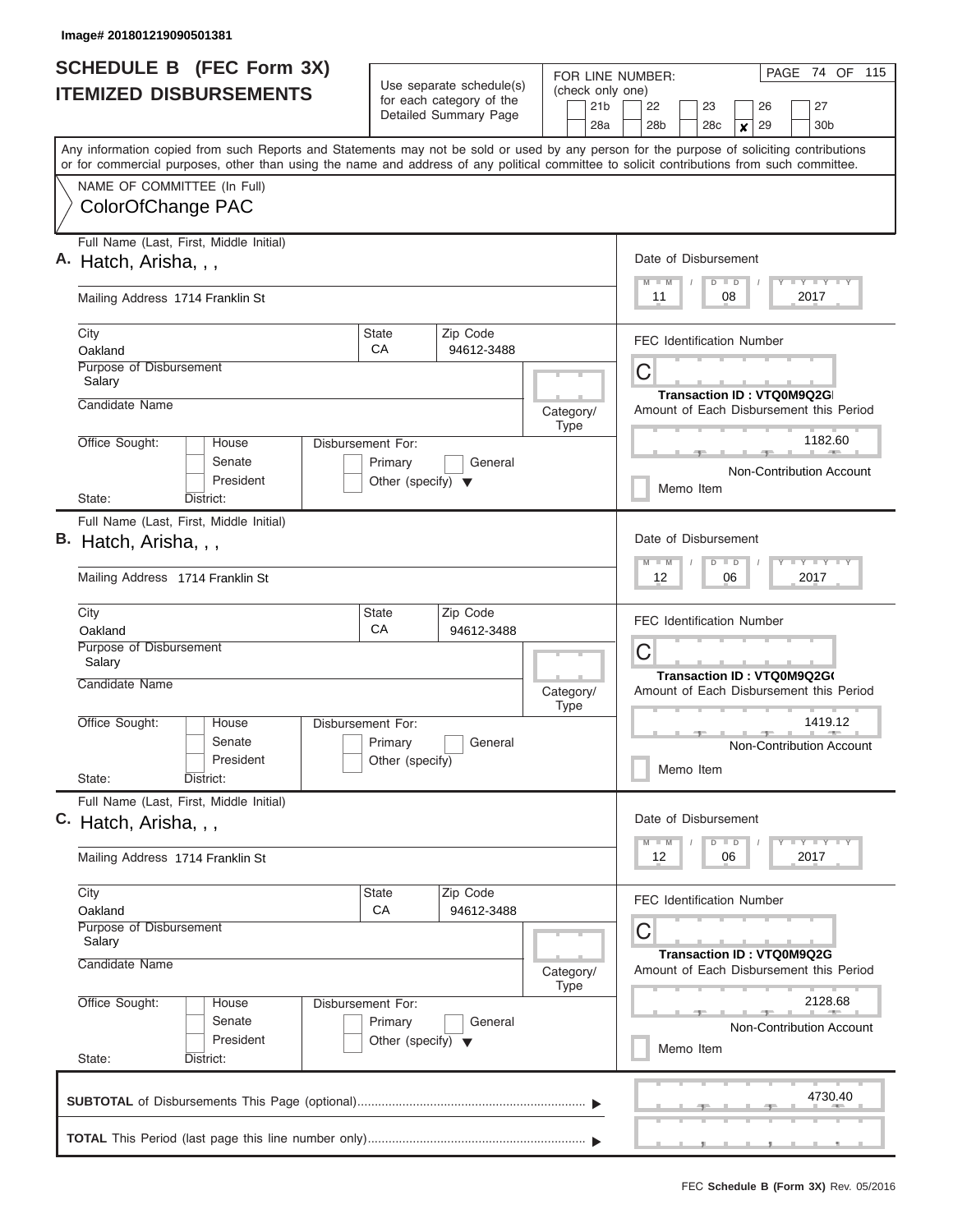Image# 201801219090501381

# SCHEDULE B (FEC Form 3X) ITEMIZED DISBURSEMENTS

Use separate schedule(s) for each category of the Detailed Summary Page

FOR LINE NUMBER: (check only one)

21b | 22 | 23 | 26 | 27 | 28a | 28b | 28c | **X** 29 | 30b

PAGE 74 OF 115

Any information copied from such Reports and Statements may not be sold or used by any person for the purpose of soliciting contributions or for commercial purposes, other than using the name and address of any political committee to solicit contributions from such committee.

NAME OF COMMITTEE (In Full)
ColorOfChange PAC

---

**A.** Full Name (Last, First, Middle Initial): Hatch, Arisha, , ,

Mailing Address: 1714 Franklin St

City: Oakland | State: CA | Zip Code: 94612-3488

Purpose of Disbursement: Salary

Candidate Name:

Category/Type:

Office Sought: House / Senate / President

State: District:

Disbursement For: Primary / General / Other (specify)

Date of Disbursement: 11 / 08 / 2017

FEC Identification Number: C

Transaction ID : VTQ0M9Q2GI

Amount of Each Disbursement this Period: 1182.60

Non-Contribution Account

Memo Item

---

**B.** Full Name (Last, First, Middle Initial): Hatch, Arisha, , ,

Mailing Address: 1714 Franklin St

City: Oakland | State: CA | Zip Code: 94612-3488

Purpose of Disbursement: Salary

Candidate Name:

Category/Type:

Office Sought: House / Senate / President

State: District:

Disbursement For: Primary / General / Other (specify)

Date of Disbursement: 12 / 06 / 2017

FEC Identification Number: C

Transaction ID : VTQ0M9Q2G0

Amount of Each Disbursement this Period: 1419.12

Non-Contribution Account

Memo Item

---

**C.** Full Name (Last, First, Middle Initial): Hatch, Arisha, , ,

Mailing Address: 1714 Franklin St

City: Oakland | State: CA | Zip Code: 94612-3488

Purpose of Disbursement: Salary

Candidate Name:

Category/Type:

Office Sought: House / Senate / President

State: District:

Disbursement For: Primary / General / Other (specify)

Date of Disbursement: 12 / 06 / 2017

FEC Identification Number: C

Transaction ID : VTQ0M9Q2G

Amount of Each Disbursement this Period: 2128.68

Non-Contribution Account

Memo Item

---

**SUBTOTAL** of Disbursements This Page (optional): 4730.40

**TOTAL** This Period (last page this line number only):

FEC **Schedule B (Form 3X)** Rev. 05/2016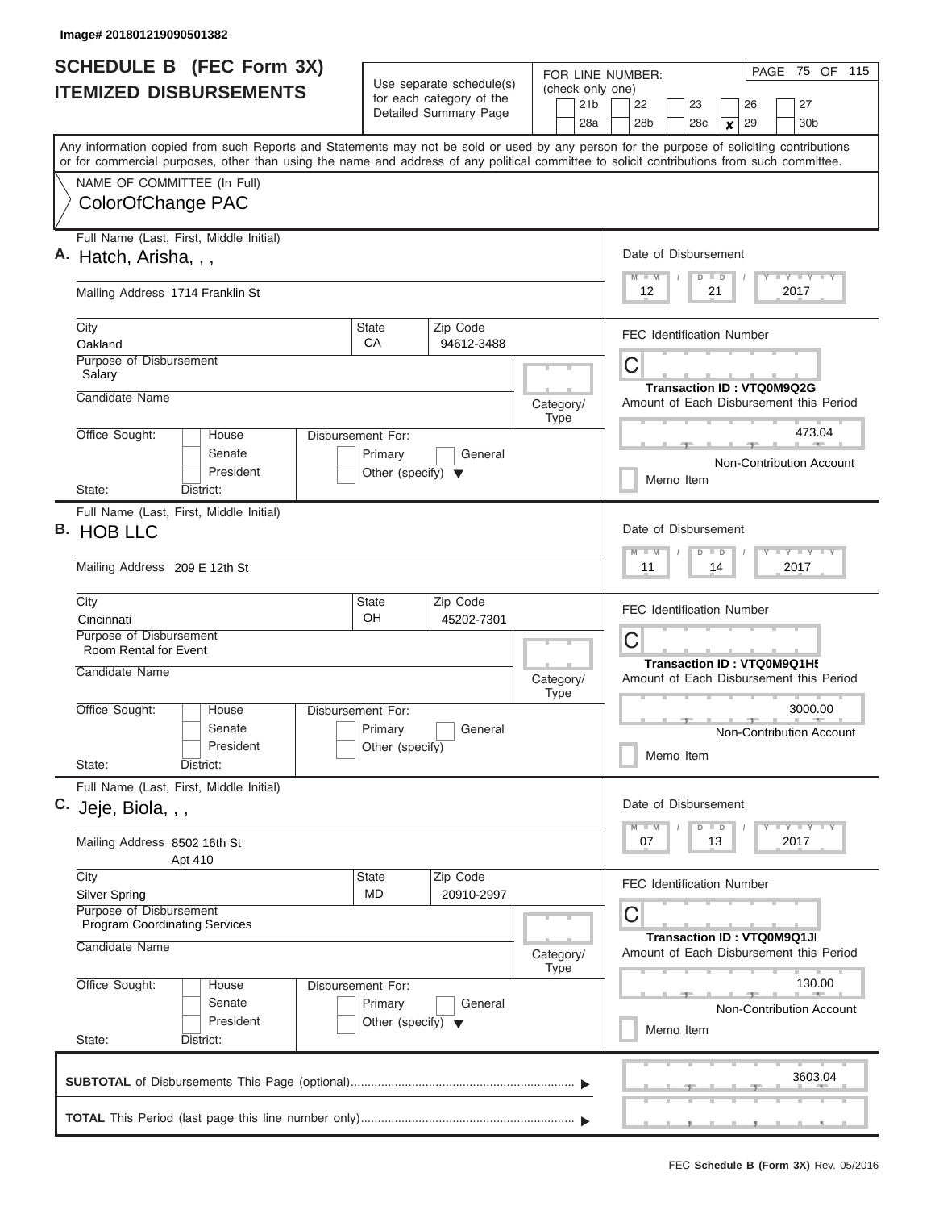Image# 201801219090501382

# SCHEDULE B (FEC Form 3X)
## ITEMIZED DISBURSEMENTS

Use separate schedule(s) for each category of the Detailed Summary Page

FOR LINE NUMBER: (check only one)

21b | 22 | 23 | 26 | 27
28a | 28b | 28c | **x** 29 | 30b

Any information copied from such Reports and Statements may not be sold or used by any person for the purpose of soliciting contributions or for commercial purposes, other than using the name and address of any political committee to solicit contributions from such committee.

NAME OF COMMITTEE (In Full)
ColorOfChange PAC

---

**A.** Full Name (Last, First, Middle Initial): Hatch, Arisha, , ,

Mailing Address: 1714 Franklin St

City: Oakland | State: CA | Zip Code: 94612-3488

Purpose of Disbursement: Salary

Candidate Name:

Category/Type:

Office Sought: House / Senate / President
State: District:

Disbursement For: Primary / General / Other (specify)

Date of Disbursement: 12 / 21 / 2017

FEC Identification Number: C

Transaction ID : VTQ0M9Q2G

Amount of Each Disbursement this Period: 473.04

Non-Contribution Account

Memo Item

---

**B.** Full Name (Last, First, Middle Initial): HOB LLC

Mailing Address: 209 E 12th St

City: Cincinnati | State: OH | Zip Code: 45202-7301

Purpose of Disbursement: Room Rental for Event

Candidate Name:

Category/Type:

Office Sought: House / Senate / President
State: District:

Disbursement For: Primary / General / Other (specify)

Date of Disbursement: 11 / 14 / 2017

FEC Identification Number: C

Transaction ID : VTQ0M9Q1H5

Amount of Each Disbursement this Period: 3000.00

Non-Contribution Account

Memo Item

---

**C.** Full Name (Last, First, Middle Initial): Jeje, Biola, , ,

Mailing Address: 8502 16th St
Apt 410

City: Silver Spring | State: MD | Zip Code: 20910-2997

Purpose of Disbursement: Program Coordinating Services

Candidate Name:

Category/Type:

Office Sought: House / Senate / President
State: District:

Disbursement For: Primary / General / Other (specify)

Date of Disbursement: 07 / 13 / 2017

FEC Identification Number: C

Transaction ID : VTQ0M9Q1J

Amount of Each Disbursement this Period: 130.00

Non-Contribution Account

Memo Item

---

**SUBTOTAL** of Disbursements This Page (optional): 3603.04

**TOTAL** This Period (last page this line number only):

FEC **Schedule B (Form 3X)** Rev. 05/2016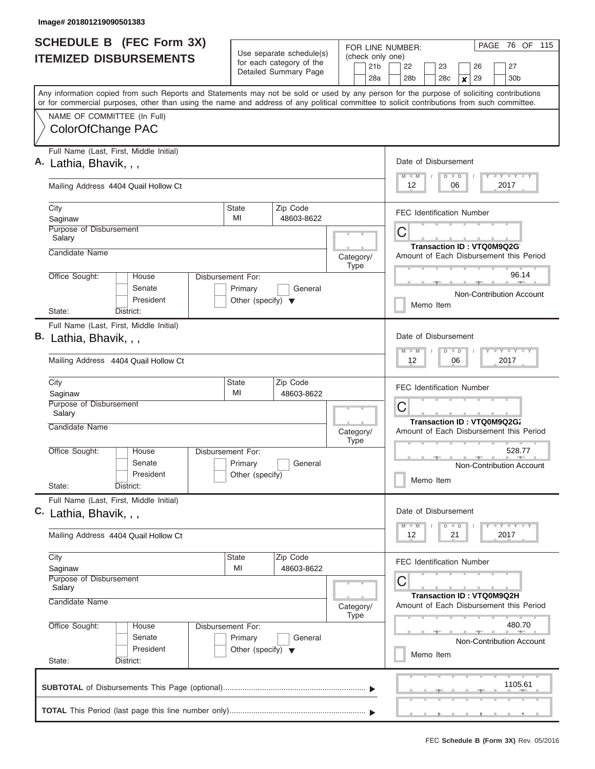Image# 201801219090501383

# SCHEDULE B (FEC Form 3X)
## ITEMIZED DISBURSEMENTS

Use separate schedule(s) for each category of the Detailed Summary Page

FOR LINE NUMBER: (check only one)

21b | 22 | 23 | 26 | 27
28a | 28b | 28c | **x** 29 | 30b

Any information copied from such Reports and Statements may not be sold or used by any person for the purpose of soliciting contributions or for commercial purposes, other than using the name and address of any political committee to solicit contributions from such committee.

NAME OF COMMITTEE (In Full)
ColorOfChange PAC

---

**A.** Full Name (Last, First, Middle Initial): Lathia, Bhavik, , ,

Mailing Address: 4404 Quail Hollow Ct

City: Saginaw | State: MI | Zip Code: 48603-8622

Purpose of Disbursement: Salary

Candidate Name:

Category/Type:

Office Sought: House / Senate / President

Disbursement For: Primary / General / Other (specify)

State: | District:

Date of Disbursement: 12 / 06 / 2017

FEC Identification Number: C

Transaction ID : VTQ0M9Q2G

Amount of Each Disbursement this Period: 96.14

Non-Contribution Account

Memo Item

---

**B.** Full Name (Last, First, Middle Initial): Lathia, Bhavik, , ,

Mailing Address: 4404 Quail Hollow Ct

City: Saginaw | State: MI | Zip Code: 48603-8622

Purpose of Disbursement: Salary

Candidate Name:

Category/Type:

Office Sought: House / Senate / President

Disbursement For: Primary / General / Other (specify)

State: | District:

Date of Disbursement: 12 / 06 / 2017

FEC Identification Number: C

Transaction ID : VTQ0M9Q2G

Amount of Each Disbursement this Period: 528.77

Non-Contribution Account

Memo Item

---

**C.** Full Name (Last, First, Middle Initial): Lathia, Bhavik, , ,

Mailing Address: 4404 Quail Hollow Ct

City: Saginaw | State: MI | Zip Code: 48603-8622

Purpose of Disbursement: Salary

Candidate Name:

Category/Type:

Office Sought: House / Senate / President

Disbursement For: Primary / General / Other (specify)

State: | District:

Date of Disbursement: 12 / 21 / 2017

FEC Identification Number: C

Transaction ID : VTQ0M9Q2H

Amount of Each Disbursement this Period: 480.70

Non-Contribution Account

Memo Item

---

**SUBTOTAL** of Disbursements This Page (optional): 1105.61

**TOTAL** This Period (last page this line number only):

FEC **Schedule B (Form 3X)** Rev. 05/2016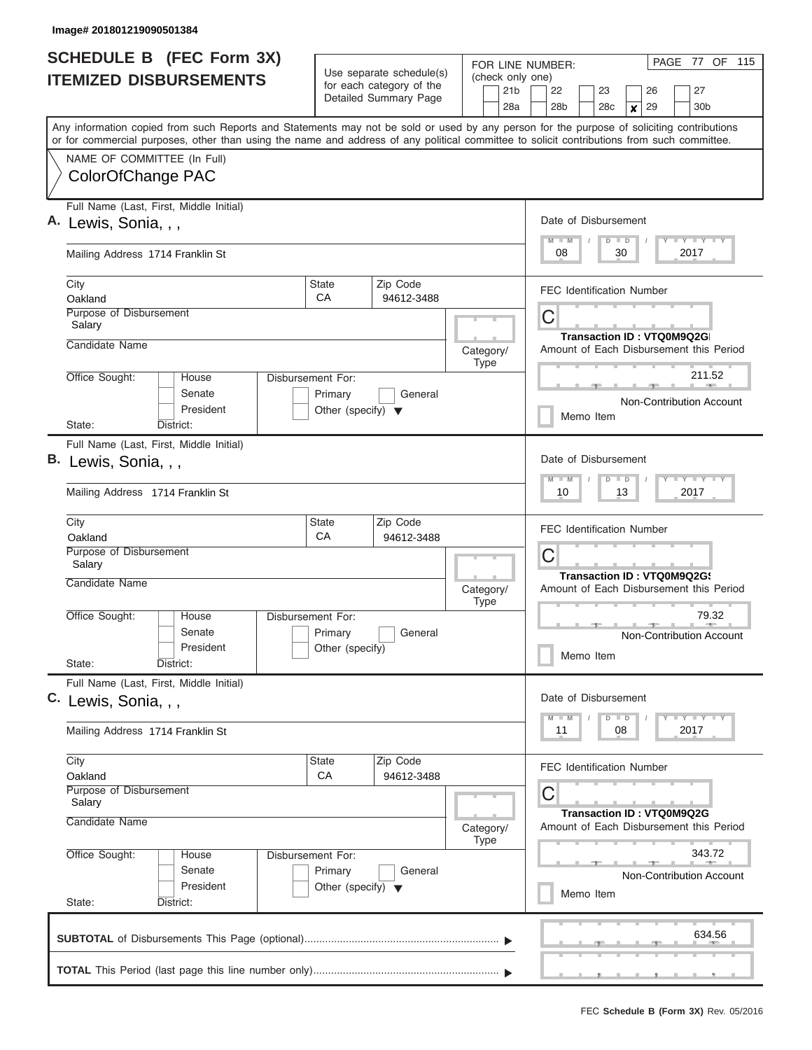Image# 201801219090501384

# SCHEDULE B (FEC Form 3X)
## ITEMIZED DISBURSEMENTS

Use separate schedule(s) for each category of the Detailed Summary Page

FOR LINE NUMBER: (check only one)

21b | 22 | 23 | 26 | 27
28a | 28b | 28c | **X** 29 | 30b

PAGE 77 OF 115

Any information copied from such Reports and Statements may not be sold or used by any person for the purpose of soliciting contributions or for commercial purposes, other than using the name and address of any political committee to solicit contributions from such committee.

NAME OF COMMITTEE (In Full)
ColorOfChange PAC

---

**A.** Full Name (Last, First, Middle Initial): Lewis, Sonia, , ,

Mailing Address: 1714 Franklin St

City: Oakland | State: CA | Zip Code: 94612-3488

Purpose of Disbursement: Salary

Candidate Name:

Category/Type:

Office Sought: House / Senate / President

State: District:

Disbursement For: Primary / General / Other (specify)

Date of Disbursement: 08 / 30 / 2017

FEC Identification Number: C

Transaction ID : VTQ0M9Q2GI

Amount of Each Disbursement this Period: 211.52

Non-Contribution Account

Memo Item

---

**B.** Full Name (Last, First, Middle Initial): Lewis, Sonia, , ,

Mailing Address: 1714 Franklin St

City: Oakland | State: CA | Zip Code: 94612-3488

Purpose of Disbursement: Salary

Candidate Name:

Category/Type:

Office Sought: House / Senate / President

State: District:

Disbursement For: Primary / General / Other (specify)

Date of Disbursement: 10 / 13 / 2017

FEC Identification Number: C

Transaction ID : VTQ0M9Q2GS

Amount of Each Disbursement this Period: 79.32

Non-Contribution Account

Memo Item

---

**C.** Full Name (Last, First, Middle Initial): Lewis, Sonia, , ,

Mailing Address: 1714 Franklin St

City: Oakland | State: CA | Zip Code: 94612-3488

Purpose of Disbursement: Salary

Candidate Name:

Category/Type:

Office Sought: House / Senate / President

State: District:

Disbursement For: Primary / General / Other (specify)

Date of Disbursement: 11 / 08 / 2017

FEC Identification Number: C

Transaction ID : VTQ0M9Q2G

Amount of Each Disbursement this Period: 343.72

Non-Contribution Account

Memo Item

---

**SUBTOTAL** of Disbursements This Page (optional): 634.56

**TOTAL** This Period (last page this line number only):

FEC **Schedule B (Form 3X)** Rev. 05/2016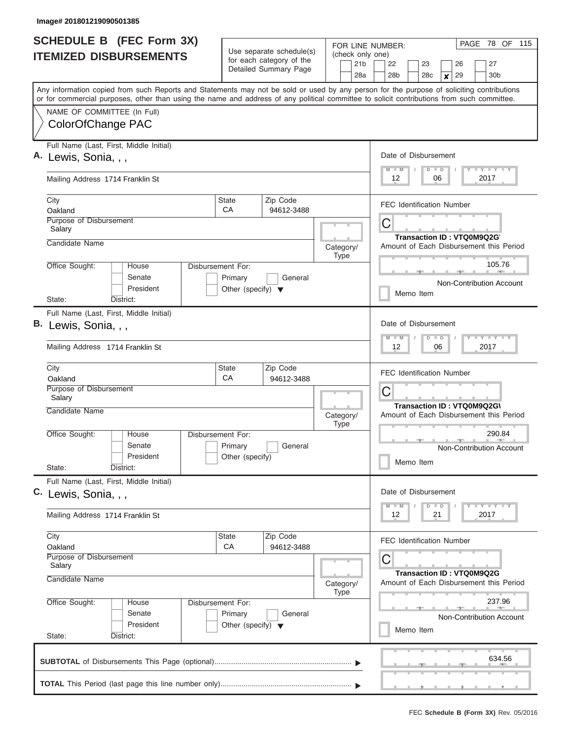Image# 201801219090501385

# SCHEDULE B (FEC Form 3X)
## ITEMIZED DISBURSEMENTS

Use separate schedule(s) for each category of the Detailed Summary Page

FOR LINE NUMBER: (check only one)

21b | 22 | 23 | 26 | 27
28a | 28b | 28c | **x** 29 | 30b

PAGE 78 OF 115

Any information copied from such Reports and Statements may not be sold or used by any person for the purpose of soliciting contributions or for commercial purposes, other than using the name and address of any political committee to solicit contributions from such committee.

NAME OF COMMITTEE (In Full)
ColorOfChange PAC

---

**A.** Full Name (Last, First, Middle Initial): Lewis, Sonia, , ,

Mailing Address: 1714 Franklin St

City: Oakland | State: CA | Zip Code: 94612-3488

Purpose of Disbursement: Salary

Candidate Name:

Category/Type:

Office Sought: House / Senate / President

Disbursement For: Primary / General / Other (specify)

State: District:

Date of Disbursement: 12 / 06 / 2017

FEC Identification Number: C

Transaction ID : VTQ0M9Q2G'

Amount of Each Disbursement this Period: 105.76

Non-Contribution Account

Memo Item

---

**B.** Full Name (Last, First, Middle Initial): Lewis, Sonia, , ,

Mailing Address: 1714 Franklin St

City: Oakland | State: CA | Zip Code: 94612-3488

Purpose of Disbursement: Salary

Candidate Name:

Category/Type:

Office Sought: House / Senate / President

Disbursement For: Primary / General / Other (specify)

State: District:

Date of Disbursement: 12 / 06 / 2017

FEC Identification Number: C

Transaction ID : VTQ0M9Q2G\

Amount of Each Disbursement this Period: 290.84

Non-Contribution Account

Memo Item

---

**C.** Full Name (Last, First, Middle Initial): Lewis, Sonia, , ,

Mailing Address: 1714 Franklin St

City: Oakland | State: CA | Zip Code: 94612-3488

Purpose of Disbursement: Salary

Candidate Name:

Category/Type:

Office Sought: House / Senate / President

Disbursement For: Primary / General / Other (specify)

State: District:

Date of Disbursement: 12 / 21 / 2017

FEC Identification Number: C

Transaction ID : VTQ0M9Q2G

Amount of Each Disbursement this Period: 237.96

Non-Contribution Account

Memo Item

---

**SUBTOTAL** of Disbursements This Page (optional): 634.56

**TOTAL** This Period (last page this line number only):

FEC **Schedule B (Form 3X)** Rev. 05/2016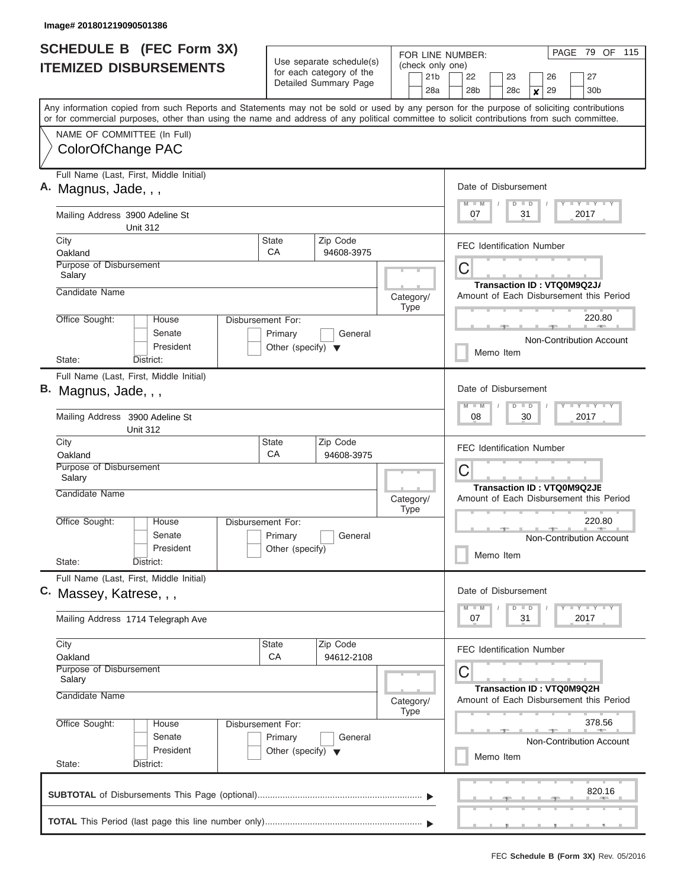Image# 201801219090501386

# SCHEDULE B (FEC Form 3X)
## ITEMIZED DISBURSEMENTS

Use separate schedule(s) for each category of the Detailed Summary Page

FOR LINE NUMBER: (check only one)

21b | 22 | 23 | 26 | 27 | 28a | 28b | 28c | **x** 29 | 30b

Any information copied from such Reports and Statements may not be sold or used by any person for the purpose of soliciting contributions or for commercial purposes, other than using the name and address of any political committee to solicit contributions from such committee.

NAME OF COMMITTEE (In Full)
ColorOfChange PAC

---

**A.** Full Name (Last, First, Middle Initial): Magnus, Jade, , ,

Mailing Address: 3900 Adeline St, Unit 312

City: Oakland | State: CA | Zip Code: 94608-3975

Purpose of Disbursement: Salary

Candidate Name:

Category/Type:

Office Sought: House / Senate / President

Disbursement For: Primary / General / Other (specify)

State: District:

Date of Disbursement: 07/31/2017

FEC Identification Number: C

Transaction ID : VTQ0M9Q2JA

Amount of Each Disbursement this Period: 220.80

Non-Contribution Account

Memo Item

---

**B.** Full Name (Last, First, Middle Initial): Magnus, Jade, , ,

Mailing Address: 3900 Adeline St, Unit 312

City: Oakland | State: CA | Zip Code: 94608-3975

Purpose of Disbursement: Salary

Candidate Name:

Category/Type:

Office Sought: House / Senate / President

Disbursement For: Primary / General / Other (specify)

State: District:

Date of Disbursement: 08/30/2017

FEC Identification Number: C

Transaction ID : VTQ0M9Q2JE

Amount of Each Disbursement this Period: 220.80

Non-Contribution Account

Memo Item

---

**C.** Full Name (Last, First, Middle Initial): Massey, Katrese, , ,

Mailing Address: 1714 Telegraph Ave

City: Oakland | State: CA | Zip Code: 94612-2108

Purpose of Disbursement: Salary

Candidate Name:

Category/Type:

Office Sought: House / Senate / President

Disbursement For: Primary / General / Other (specify)

State: District:

Date of Disbursement: 07/31/2017

FEC Identification Number: C

Transaction ID : VTQ0M9Q2H

Amount of Each Disbursement this Period: 378.56

Non-Contribution Account

Memo Item

---

**SUBTOTAL** of Disbursements This Page (optional): 820.16

**TOTAL** This Period (last page this line number only):

FEC **Schedule B (Form 3X)** Rev. 05/2016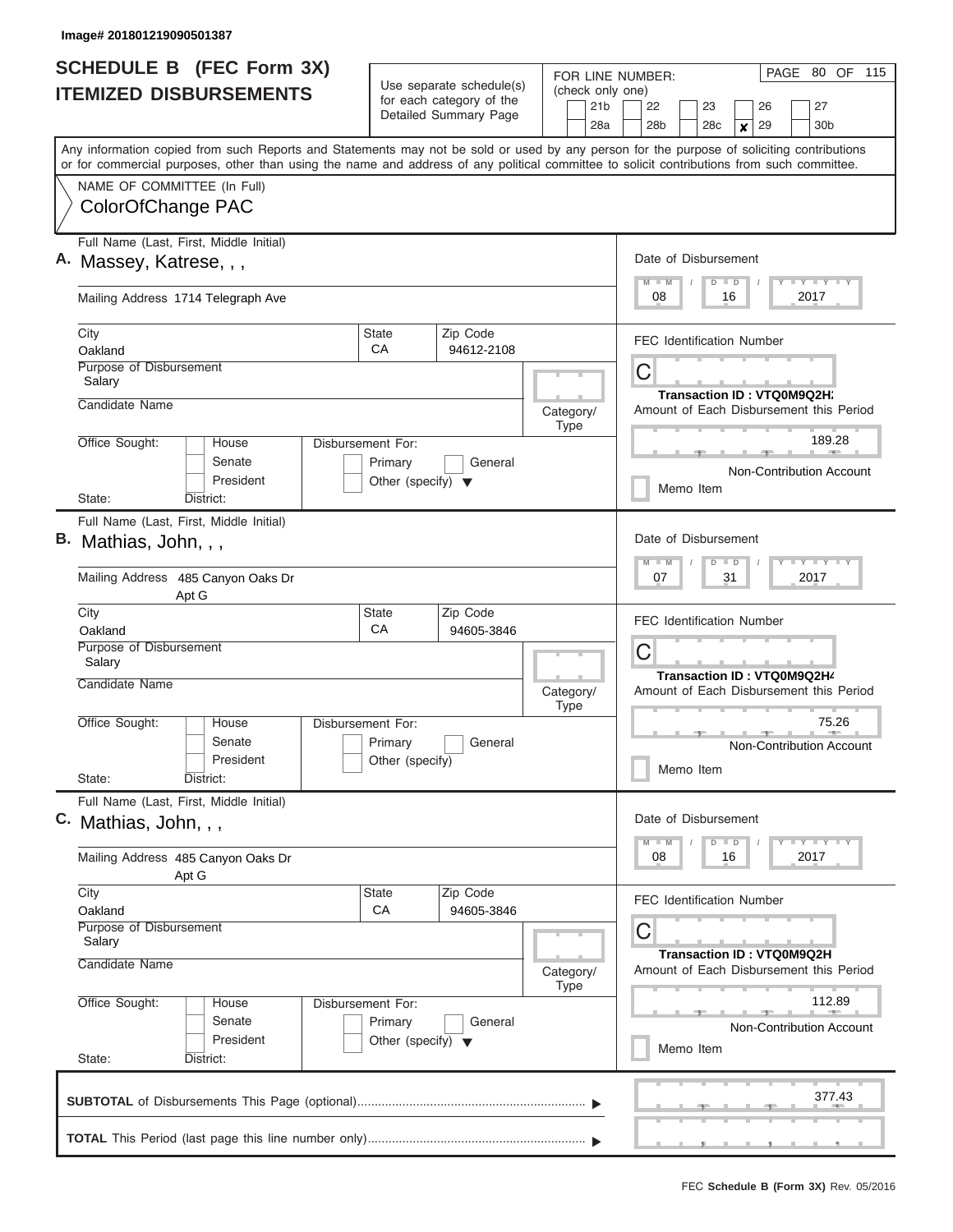Image# 201801219090501387

# SCHEDULE B (FEC Form 3X)
## ITEMIZED DISBURSEMENTS

Use separate schedule(s) for each category of the Detailed Summary Page

FOR LINE NUMBER: (check only one)

21b | 22 | 23 | 26 | 27
28a | 28b | 28c | ✘ 29 | 30b

PAGE 80 OF 115

Any information copied from such Reports and Statements may not be sold or used by any person for the purpose of soliciting contributions or for commercial purposes, other than using the name and address of any political committee to solicit contributions from such committee.

NAME OF COMMITTEE (In Full)
ColorOfChange PAC

---

**A.** Full Name (Last, First, Middle Initial): Massey, Katrese, , ,

Mailing Address: 1714 Telegraph Ave

City: Oakland | State: CA | Zip Code: 94612-2108

Purpose of Disbursement: Salary

Candidate Name:

Category/Type:

Office Sought: House / Senate / President | State: | District:

Disbursement For: Primary / General / Other (specify)

Date of Disbursement: 08 / 16 / 2017

FEC Identification Number: C

Transaction ID : VTQ0M9Q2H:

Amount of Each Disbursement this Period: 189.28

Non-Contribution Account

Memo Item

---

**B.** Full Name (Last, First, Middle Initial): Mathias, John, , ,

Mailing Address: 485 Canyon Oaks Dr Apt G

City: Oakland | State: CA | Zip Code: 94605-3846

Purpose of Disbursement: Salary

Candidate Name:

Category/Type:

Office Sought: House / Senate / President | State: | District:

Disbursement For: Primary / General / Other (specify)

Date of Disbursement: 07 / 31 / 2017

FEC Identification Number: C

Transaction ID : VTQ0M9Q2H4

Amount of Each Disbursement this Period: 75.26

Non-Contribution Account

Memo Item

---

**C.** Full Name (Last, First, Middle Initial): Mathias, John, , ,

Mailing Address: 485 Canyon Oaks Dr Apt G

City: Oakland | State: CA | Zip Code: 94605-3846

Purpose of Disbursement: Salary

Candidate Name:

Category/Type:

Office Sought: House / Senate / President | State: | District:

Disbursement For: Primary / General / Other (specify)

Date of Disbursement: 08 / 16 / 2017

FEC Identification Number: C

Transaction ID : VTQ0M9Q2H

Amount of Each Disbursement this Period: 112.89

Non-Contribution Account

Memo Item

---

**SUBTOTAL** of Disbursements This Page (optional): 377.43

**TOTAL** This Period (last page this line number only):

FEC **Schedule B (Form 3X)** Rev. 05/2016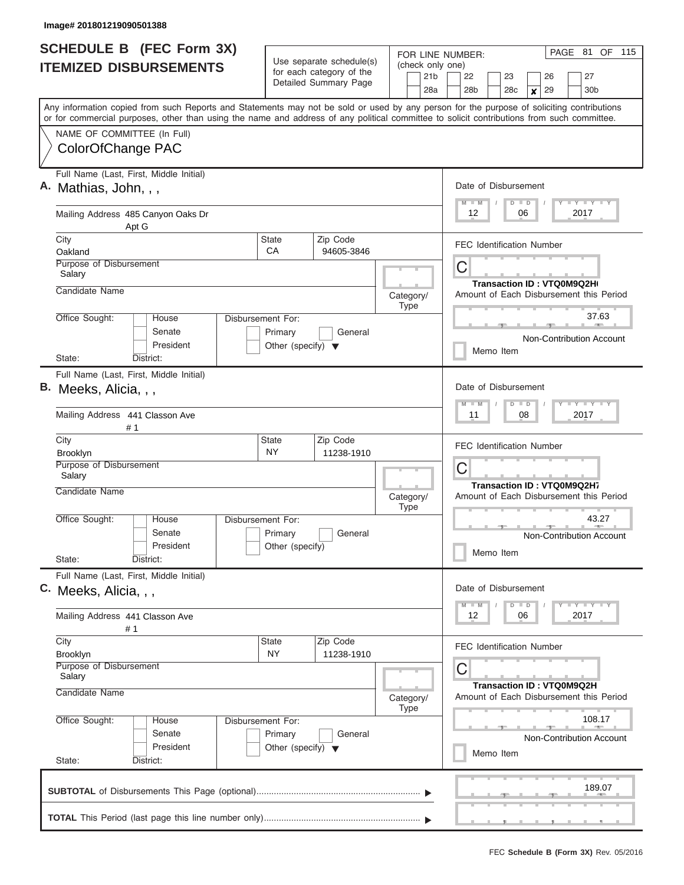Image# 201801219090501388

# SCHEDULE B (FEC Form 3X)
## ITEMIZED DISBURSEMENTS

Use separate schedule(s) for each category of the Detailed Summary Page

FOR LINE NUMBER: (check only one)

- [ ] 21b
- [ ] 22
- [ ] 23
- [ ] 26
- [ ] 27
- [ ] 28a
- [ ] 28b
- [ ] 28c
- [x] 29
- [ ] 30b

PAGE 81 OF 115

Any information copied from such Reports and Statements may not be sold or used by any person for the purpose of soliciting contributions or for commercial purposes, other than using the name and address of any political committee to solicit contributions from such committee.

NAME OF COMMITTEE (In Full)
ColorOfChange PAC

---

**A.** Full Name (Last, First, Middle Initial): Mathias, John, , ,

Mailing Address: 485 Canyon Oaks Dr Apt G

City: Oakland | State: CA | Zip Code: 94605-3846

Purpose of Disbursement: Salary

Candidate Name:

Category/Type:

Office Sought: House / Senate / President

State: District:

Disbursement For: Primary / General / Other (specify)

Date of Disbursement: 12 / 06 / 2017

FEC Identification Number: C

Transaction ID : VTQ0M9Q2H(

Amount of Each Disbursement this Period: 37.63

Non-Contribution Account

Memo Item

---

**B.** Full Name (Last, First, Middle Initial): Meeks, Alicia, , ,

Mailing Address: 441 Classon Ave # 1

City: Brooklyn | State: NY | Zip Code: 11238-1910

Purpose of Disbursement: Salary

Candidate Name:

Category/Type:

Office Sought: House / Senate / President

State: District:

Disbursement For: Primary / General / Other (specify)

Date of Disbursement: 11 / 08 / 2017

FEC Identification Number: C

Transaction ID : VTQ0M9Q2H7

Amount of Each Disbursement this Period: 43.27

Non-Contribution Account

Memo Item

---

**C.** Full Name (Last, First, Middle Initial): Meeks, Alicia, , ,

Mailing Address: 441 Classon Ave # 1

City: Brooklyn | State: NY | Zip Code: 11238-1910

Purpose of Disbursement: Salary

Candidate Name:

Category/Type:

Office Sought: House / Senate / President

State: District:

Disbursement For: Primary / General / Other (specify)

Date of Disbursement: 12 / 06 / 2017

FEC Identification Number: C

Transaction ID : VTQ0M9Q2H

Amount of Each Disbursement this Period: 108.17

Non-Contribution Account

Memo Item

---

**SUBTOTAL** of Disbursements This Page (optional): 189.07

**TOTAL** This Period (last page this line number only):

FEC **Schedule B (Form 3X)** Rev. 05/2016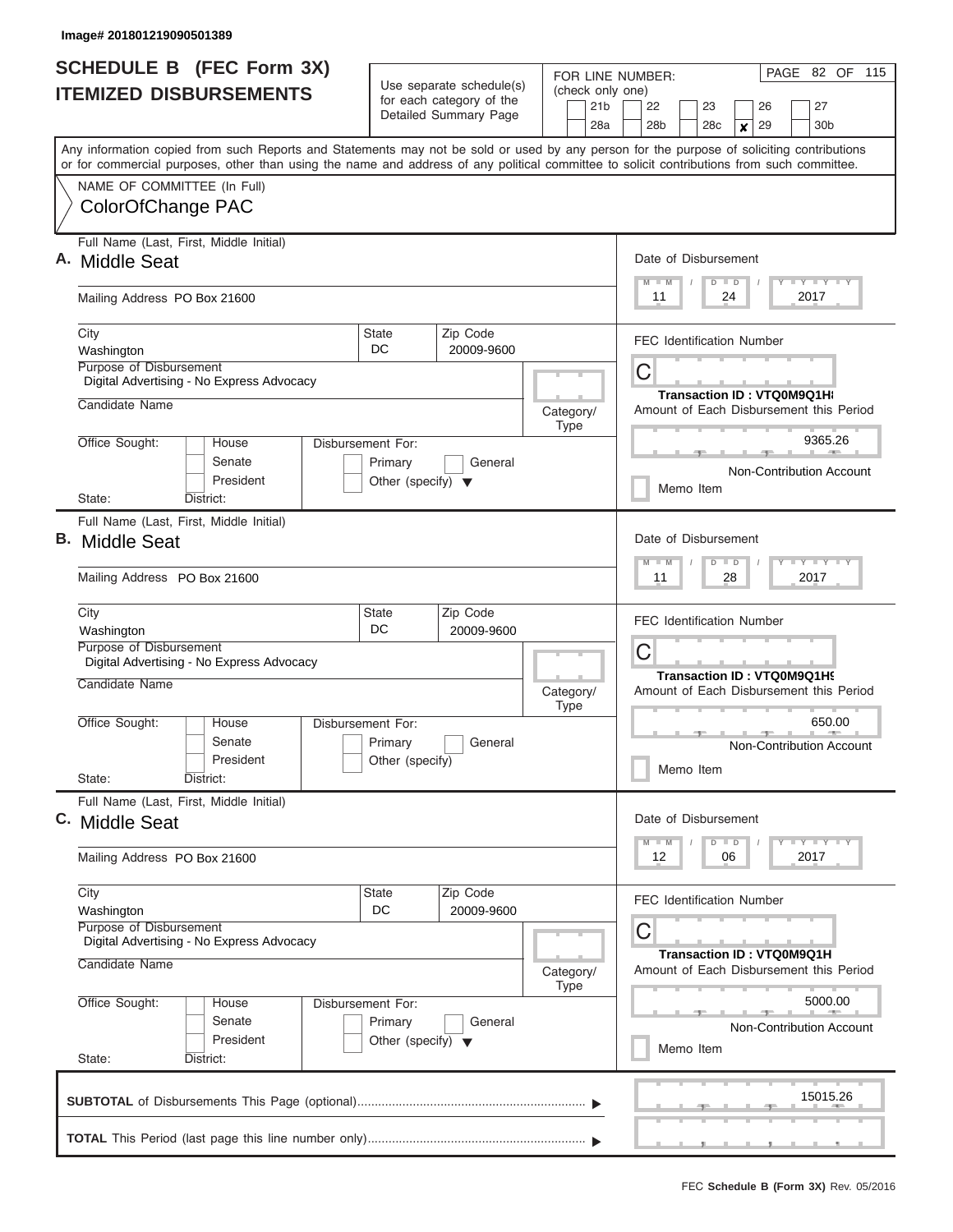Image# 201801219090501389

# SCHEDULE B (FEC Form 3X) ITEMIZED DISBURSEMENTS

Use separate schedule(s) for each category of the Detailed Summary Page

FOR LINE NUMBER: (check only one)

21b | 22 | 23 | 26 | 27
28a | 28b | 28c | **x** 29 | 30b

PAGE 82 OF 115

Any information copied from such Reports and Statements may not be sold or used by any person for the purpose of soliciting contributions or for commercial purposes, other than using the name and address of any political committee to solicit contributions from such committee.

NAME OF COMMITTEE (In Full)
ColorOfChange PAC

---

**A.** Full Name (Last, First, Middle Initial): Middle Seat

Mailing Address: PO Box 21600

City: Washington | State: DC | Zip Code: 20009-9600

Purpose of Disbursement: Digital Advertising - No Express Advocacy

Candidate Name:

Category/Type:

Office Sought: House / Senate / President

State: District:

Disbursement For: Primary / General / Other (specify)

Date of Disbursement: 11 / 24 / 2017

FEC Identification Number: C

Transaction ID : VTQ0M9Q1H8

Amount of Each Disbursement this Period: 9365.26

Non-Contribution Account

Memo Item

---

**B.** Full Name (Last, First, Middle Initial): Middle Seat

Mailing Address: PO Box 21600

City: Washington | State: DC | Zip Code: 20009-9600

Purpose of Disbursement: Digital Advertising - No Express Advocacy

Candidate Name:

Category/Type:

Office Sought: House / Senate / President

State: District:

Disbursement For: Primary / General / Other (specify)

Date of Disbursement: 11 / 28 / 2017

FEC Identification Number: C

Transaction ID : VTQ0M9Q1H9

Amount of Each Disbursement this Period: 650.00

Non-Contribution Account

Memo Item

---

**C.** Full Name (Last, First, Middle Initial): Middle Seat

Mailing Address: PO Box 21600

City: Washington | State: DC | Zip Code: 20009-9600

Purpose of Disbursement: Digital Advertising - No Express Advocacy

Candidate Name:

Category/Type:

Office Sought: House / Senate / President

State: District:

Disbursement For: Primary / General / Other (specify)

Date of Disbursement: 12 / 06 / 2017

FEC Identification Number: C

Transaction ID : VTQ0M9Q1H

Amount of Each Disbursement this Period: 5000.00

Non-Contribution Account

Memo Item

---

**SUBTOTAL** of Disbursements This Page (optional): 15015.26

**TOTAL** This Period (last page this line number only):

FEC **Schedule B (Form 3X)** Rev. 05/2016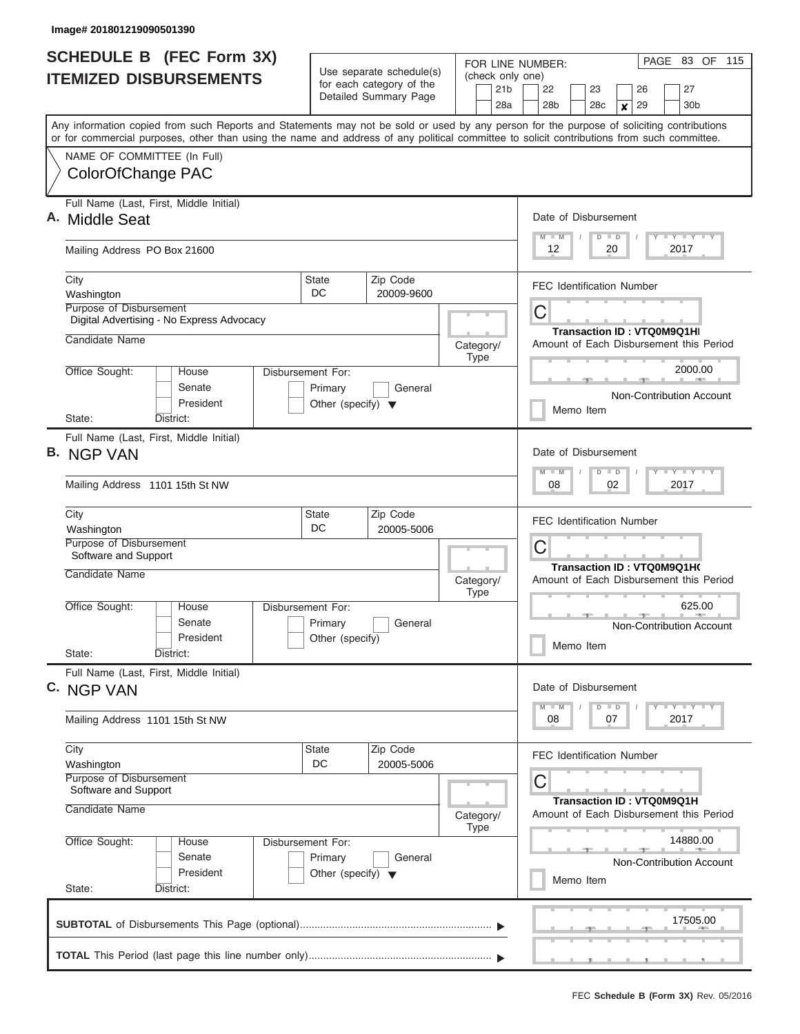Image# 201801219090501390

# SCHEDULE B (FEC Form 3X)
## ITEMIZED DISBURSEMENTS

Use separate schedule(s) for each category of the Detailed Summary Page

FOR LINE NUMBER: (check only one)

21b | 22 | 23 | 26 | 27 | 28a | 28b | 28c | **x** 29 | 30b

Any information copied from such Reports and Statements may not be sold or used by any person for the purpose of soliciting contributions or for commercial purposes, other than using the name and address of any political committee to solicit contributions from such committee.

NAME OF COMMITTEE (In Full)
ColorOfChange PAC

---

**A.** Full Name (Last, First, Middle Initial): Middle Seat

Mailing Address: PO Box 21600

City: Washington | State: DC | Zip Code: 20009-9600

Purpose of Disbursement: Digital Advertising - No Express Advocacy

Candidate Name:

Category/Type:

Office Sought: House / Senate / President

State: District:

Disbursement For: Primary / General / Other (specify)

Date of Disbursement: 12 / 20 / 2017

FEC Identification Number: C

Transaction ID : VTQ0M9Q1HI

Amount of Each Disbursement this Period: 2000.00

Non-Contribution Account

Memo Item

---

**B.** Full Name (Last, First, Middle Initial): NGP VAN

Mailing Address: 1101 15th St NW

City: Washington | State: DC | Zip Code: 20005-5006

Purpose of Disbursement: Software and Support

Candidate Name:

Category/Type:

Office Sought: House / Senate / President

State: District:

Disbursement For: Primary / General / Other (specify)

Date of Disbursement: 08 / 02 / 2017

FEC Identification Number: C

Transaction ID : VTQ0M9Q1HC

Amount of Each Disbursement this Period: 625.00

Non-Contribution Account

Memo Item

---

**C.** Full Name (Last, First, Middle Initial): NGP VAN

Mailing Address: 1101 15th St NW

City: Washington | State: DC | Zip Code: 20005-5006

Purpose of Disbursement: Software and Support

Candidate Name:

Category/Type:

Office Sought: House / Senate / President

State: District:

Disbursement For: Primary / General / Other (specify)

Date of Disbursement: 08 / 07 / 2017

FEC Identification Number: C

Transaction ID : VTQ0M9Q1H

Amount of Each Disbursement this Period: 14880.00

Non-Contribution Account

Memo Item

---

**SUBTOTAL** of Disbursements This Page (optional): 17505.00

**TOTAL** This Period (last page this line number only):

FEC **Schedule B (Form 3X)** Rev. 05/2016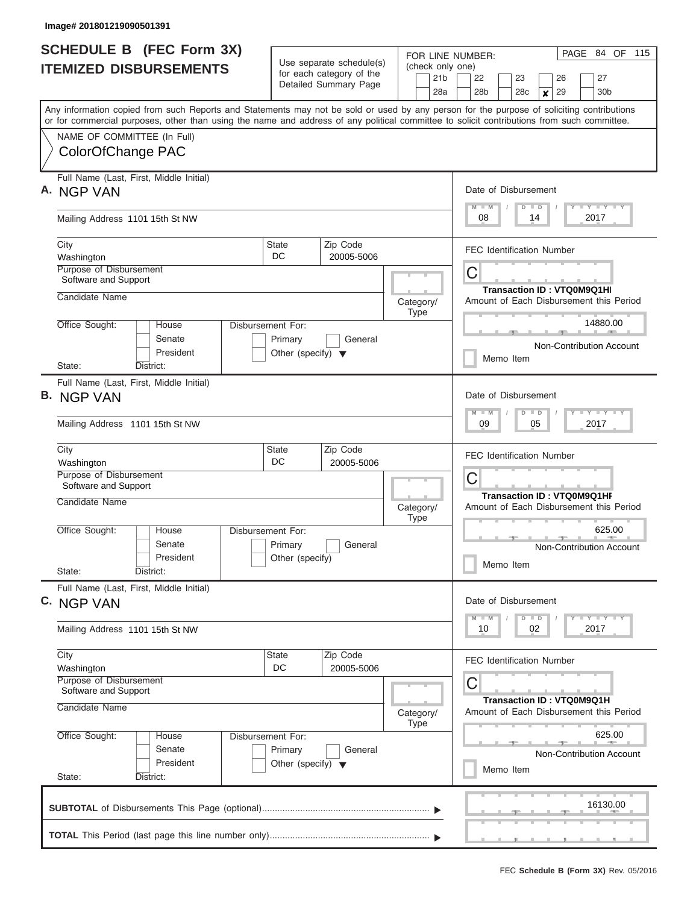Image# 201801219090501391

# SCHEDULE B (FEC Form 3X)
## ITEMIZED DISBURSEMENTS

Use separate schedule(s) for each category of the Detailed Summary Page

FOR LINE NUMBER: (check only one)

21b | 22 | 23 | 26 | 27
28a | 28b | 28c | x 29 | 30b

PAGE 84 OF 115

Any information copied from such Reports and Statements may not be sold or used by any person for the purpose of soliciting contributions or for commercial purposes, other than using the name and address of any political committee to solicit contributions from such committee.

NAME OF COMMITTEE (In Full)
ColorOfChange PAC

---

**A.** Full Name (Last, First, Middle Initial): NGP VAN

Mailing Address: 1101 15th St NW

City: Washington | State: DC | Zip Code: 20005-5006

Purpose of Disbursement: Software and Support

Candidate Name:

Category/Type:

Office Sought: House / Senate / President

State: District:

Disbursement For: Primary / General / Other (specify)

Date of Disbursement: 08 / 14 / 2017

FEC Identification Number: C

Transaction ID : VTQ0M9Q1HI

Amount of Each Disbursement this Period: 14880.00

Non-Contribution Account

Memo Item

---

**B.** Full Name (Last, First, Middle Initial): NGP VAN

Mailing Address: 1101 15th St NW

City: Washington | State: DC | Zip Code: 20005-5006

Purpose of Disbursement: Software and Support

Candidate Name:

Category/Type:

Office Sought: House / Senate / President

State: District:

Disbursement For: Primary / General / Other (specify)

Date of Disbursement: 09 / 05 / 2017

FEC Identification Number: C

Transaction ID : VTQ0M9Q1HF

Amount of Each Disbursement this Period: 625.00

Non-Contribution Account

Memo Item

---

**C.** Full Name (Last, First, Middle Initial): NGP VAN

Mailing Address: 1101 15th St NW

City: Washington | State: DC | Zip Code: 20005-5006

Purpose of Disbursement: Software and Support

Candidate Name:

Category/Type:

Office Sought: House / Senate / President

State: District:

Disbursement For: Primary / General / Other (specify)

Date of Disbursement: 10 / 02 / 2017

FEC Identification Number: C

Transaction ID : VTQ0M9Q1H

Amount of Each Disbursement this Period: 625.00

Non-Contribution Account

Memo Item

---

**SUBTOTAL** of Disbursements This Page (optional): 16130.00

**TOTAL** This Period (last page this line number only):

FEC **Schedule B (Form 3X)** Rev. 05/2016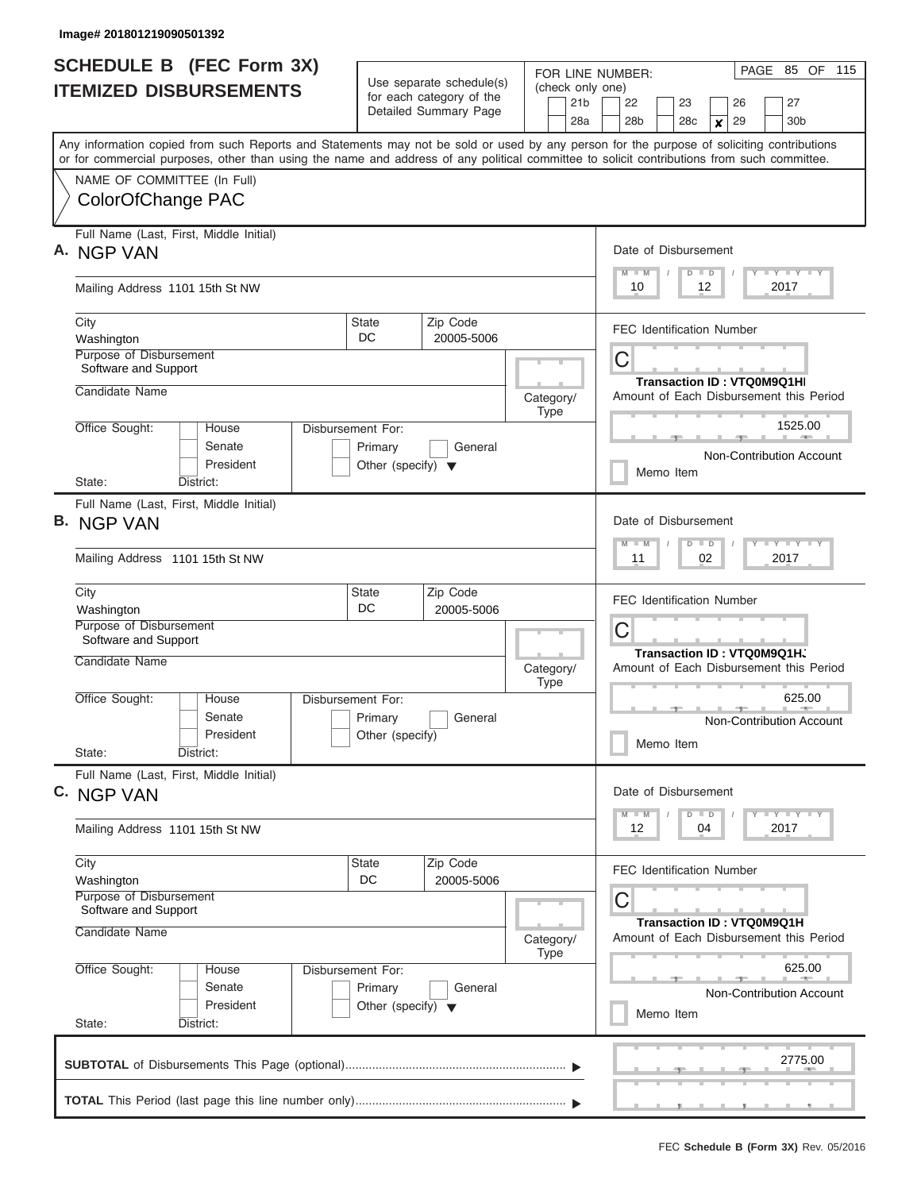Image# 201801219090501392

# SCHEDULE B (FEC Form 3X) ITEMIZED DISBURSEMENTS

Use separate schedule(s) for each category of the Detailed Summary Page

FOR LINE NUMBER: (check only one)
21b | 22 | 23 | 26 | 27
28a | 28b | 28c | [x] 29 | 30b

Any information copied from such Reports and Statements may not be sold or used by any person for the purpose of soliciting contributions or for commercial purposes, other than using the name and address of any political committee to solicit contributions from such committee.

NAME OF COMMITTEE (In Full)
ColorOfChange PAC

**A.** Full Name (Last, First, Middle Initial): NGP VAN
Mailing Address: 1101 15th St NW
City: Washington | State: DC | Zip Code: 20005-5006
Purpose of Disbursement: Software and Support
Candidate Name:
Category/Type:
Office Sought: House / Senate / President
Disbursement For: Primary / General / Other (specify)
State: District:
Date of Disbursement: 10 / 12 / 2017
FEC Identification Number: C
Transaction ID : VTQ0M9Q1HI
Amount of Each Disbursement this Period: 1525.00
Non-Contribution Account
Memo Item

**B.** Full Name (Last, First, Middle Initial): NGP VAN
Mailing Address: 1101 15th St NW
City: Washington | State: DC | Zip Code: 20005-5006
Purpose of Disbursement: Software and Support
Candidate Name:
Category/Type:
Office Sought: House / Senate / President
Disbursement For: Primary / General / Other (specify)
State: District:
Date of Disbursement: 11 / 02 / 2017
FEC Identification Number: C
Transaction ID : VTQ0M9Q1HJ
Amount of Each Disbursement this Period: 625.00
Non-Contribution Account
Memo Item

**C.** Full Name (Last, First, Middle Initial): NGP VAN
Mailing Address: 1101 15th St NW
City: Washington | State: DC | Zip Code: 20005-5006
Purpose of Disbursement: Software and Support
Candidate Name:
Category/Type:
Office Sought: House / Senate / President
Disbursement For: Primary / General / Other (specify)
State: District:
Date of Disbursement: 12 / 04 / 2017
FEC Identification Number: C
Transaction ID : VTQ0M9Q1H
Amount of Each Disbursement this Period: 625.00
Non-Contribution Account
Memo Item

**SUBTOTAL** of Disbursements This Page (optional): 2775.00

**TOTAL** This Period (last page this line number only):

FEC **Schedule B (Form 3X)** Rev. 05/2016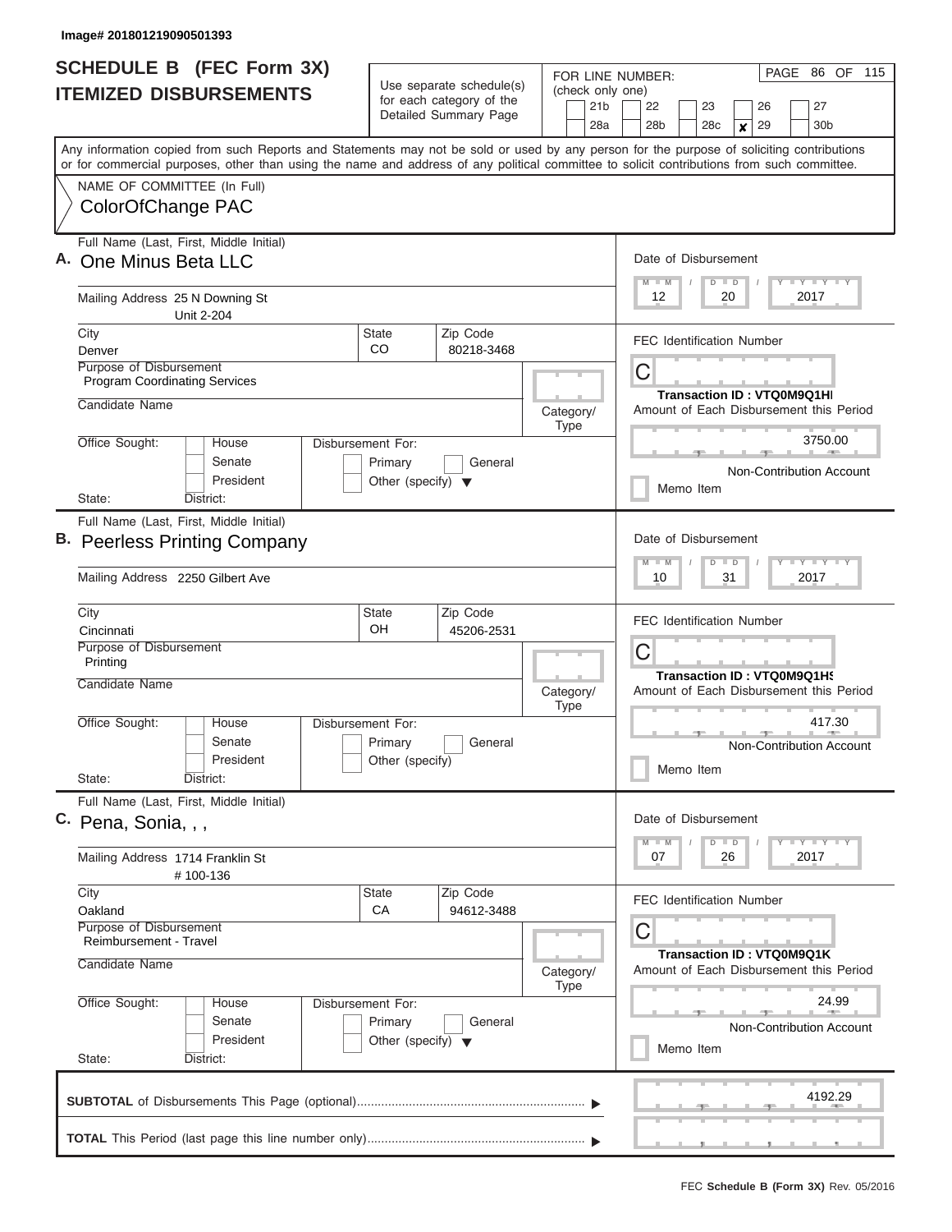Image# 201801219090501393

# SCHEDULE B (FEC Form 3X)
## ITEMIZED DISBURSEMENTS

Use separate schedule(s) for each category of the Detailed Summary Page

FOR LINE NUMBER: (check only one)

21b | 22 | 23 | 26 | 27
28a | 28b | 28c | **x** 29 | 30b

PAGE 86 OF 115

Any information copied from such Reports and Statements may not be sold or used by any person for the purpose of soliciting contributions or for commercial purposes, other than using the name and address of any political committee to solicit contributions from such committee.

NAME OF COMMITTEE (In Full)
ColorOfChange PAC

---

**A.** Full Name (Last, First, Middle Initial): One Minus Beta LLC

Mailing Address: 25 N Downing St, Unit 2-204

City: Denver | State: CO | Zip Code: 80218-3468

Purpose of Disbursement: Program Coordinating Services

Candidate Name:

Category/Type:

Office Sought: House / Senate / President

State: District:

Disbursement For: Primary / General / Other (specify)

Date of Disbursement: 12 / 20 / 2017

FEC Identification Number: C

Transaction ID : VTQ0M9Q1HI

Amount of Each Disbursement this Period: 3750.00

Non-Contribution Account

Memo Item

---

**B.** Full Name (Last, First, Middle Initial): Peerless Printing Company

Mailing Address: 2250 Gilbert Ave

City: Cincinnati | State: OH | Zip Code: 45206-2531

Purpose of Disbursement: Printing

Candidate Name:

Category/Type:

Office Sought: House / Senate / President

State: District:

Disbursement For: Primary / General / Other (specify)

Date of Disbursement: 10 / 31 / 2017

FEC Identification Number: C

Transaction ID : VTQ0M9Q1HS

Amount of Each Disbursement this Period: 417.30

Non-Contribution Account

Memo Item

---

**C.** Full Name (Last, First, Middle Initial): Pena, Sonia, , ,

Mailing Address: 1714 Franklin St, # 100-136

City: Oakland | State: CA | Zip Code: 94612-3488

Purpose of Disbursement: Reimbursement - Travel

Candidate Name:

Category/Type:

Office Sought: House / Senate / President

State: District:

Disbursement For: Primary / General / Other (specify)

Date of Disbursement: 07 / 26 / 2017

FEC Identification Number: C

Transaction ID : VTQ0M9Q1K

Amount of Each Disbursement this Period: 24.99

Non-Contribution Account

Memo Item

---

**SUBTOTAL** of Disbursements This Page (optional): 4192.29

**TOTAL** This Period (last page this line number only):

FEC **Schedule B (Form 3X)** Rev. 05/2016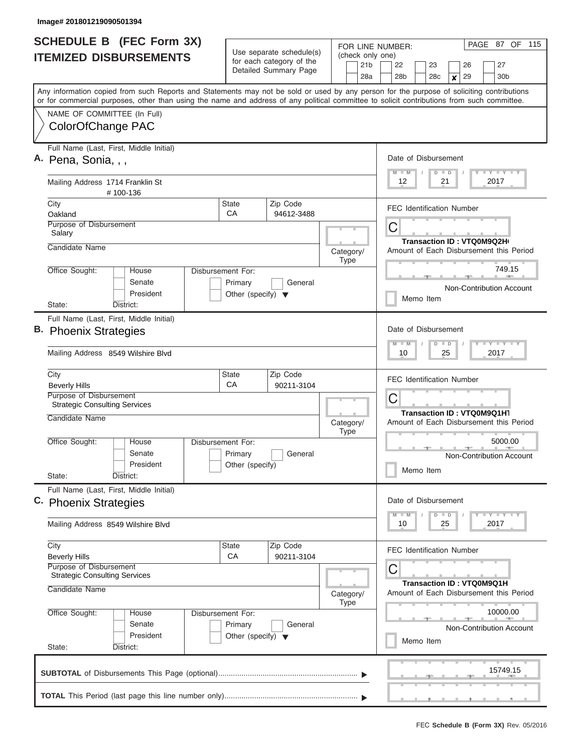Image# 201801219090501394

# SCHEDULE B (FEC Form 3X)
## ITEMIZED DISBURSEMENTS

Use separate schedule(s) for each category of the Detailed Summary Page

FOR LINE NUMBER: (check only one)

21b | 22 | 23 | 26 | 27
28a | 28b | 28c | ✗ 29 | 30b

Any information copied from such Reports and Statements may not be sold or used by any person for the purpose of soliciting contributions or for commercial purposes, other than using the name and address of any political committee to solicit contributions from such committee.

NAME OF COMMITTEE (In Full)
ColorOfChange PAC

---

**A.** Full Name (Last, First, Middle Initial): Pena, Sonia, , ,

Mailing Address: 1714 Franklin St # 100-136

City: Oakland | State: CA | Zip Code: 94612-3488

Purpose of Disbursement: Salary

Candidate Name:

Category/Type:

Office Sought: House / Senate / President

Disbursement For: Primary / General / Other (specify)

State: District:

Date of Disbursement: 12 / 21 / 2017

FEC Identification Number: C

Transaction ID : VTQ0M9Q2H(

Amount of Each Disbursement this Period: 749.15

Non-Contribution Account

Memo Item

---

**B.** Full Name (Last, First, Middle Initial): Phoenix Strategies

Mailing Address: 8549 Wilshire Blvd

City: Beverly Hills | State: CA | Zip Code: 90211-3104

Purpose of Disbursement: Strategic Consulting Services

Candidate Name:

Category/Type:

Office Sought: House / Senate / President

Disbursement For: Primary / General / Other (specify)

State: District:

Date of Disbursement: 10 / 25 / 2017

FEC Identification Number: C

Transaction ID : VTQ0M9Q1HT

Amount of Each Disbursement this Period: 5000.00

Non-Contribution Account

Memo Item

---

**C.** Full Name (Last, First, Middle Initial): Phoenix Strategies

Mailing Address: 8549 Wilshire Blvd

City: Beverly Hills | State: CA | Zip Code: 90211-3104

Purpose of Disbursement: Strategic Consulting Services

Candidate Name:

Category/Type:

Office Sought: House / Senate / President

Disbursement For: Primary / General / Other (specify)

State: District:

Date of Disbursement: 10 / 25 / 2017

FEC Identification Number: C

Transaction ID : VTQ0M9Q1H

Amount of Each Disbursement this Period: 10000.00

Non-Contribution Account

Memo Item

---

**SUBTOTAL** of Disbursements This Page (optional): 15749.15

**TOTAL** This Period (last page this line number only):

FEC **Schedule B (Form 3X)** Rev. 05/2016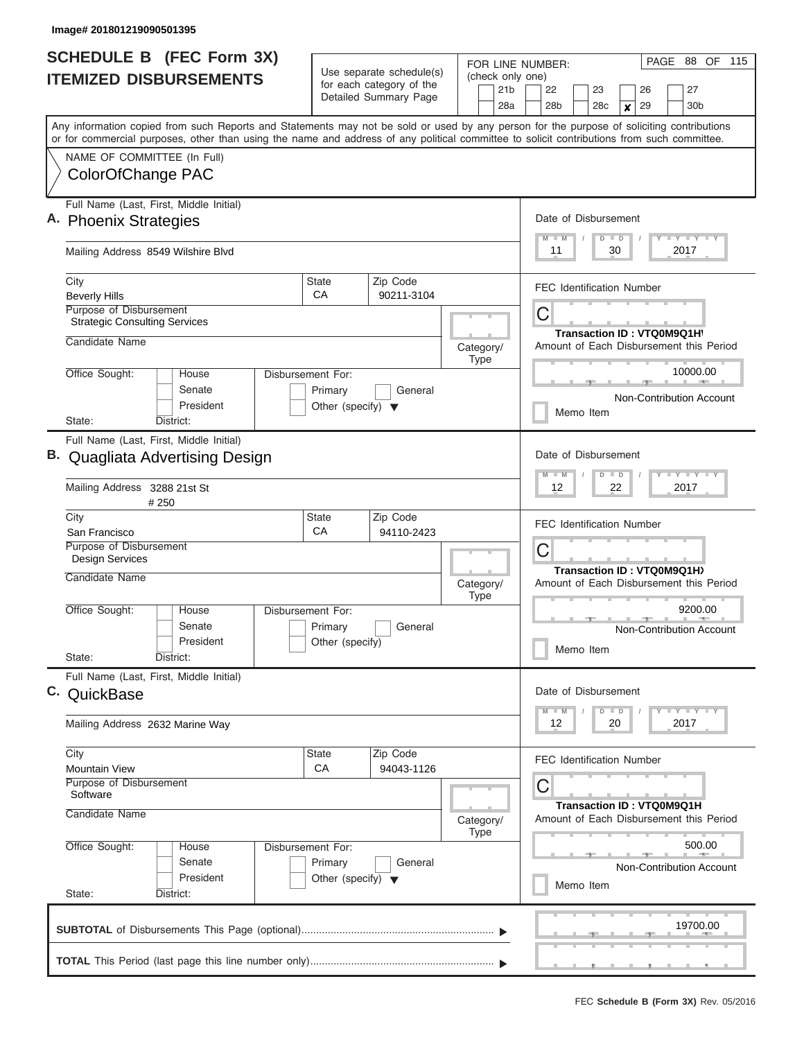Image# 201801219090501395

# SCHEDULE B (FEC Form 3X)
## ITEMIZED DISBURSEMENTS

Use separate schedule(s) for each category of the Detailed Summary Page

FOR LINE NUMBER: (check only one)

21b | 22 | 23 | 26 | 27
28a | 28b | 28c | **x** 29 | 30b

Any information copied from such Reports and Statements may not be sold or used by any person for the purpose of soliciting contributions or for commercial purposes, other than using the name and address of any political committee to solicit contributions from such committee.

NAME OF COMMITTEE (In Full)
ColorOfChange PAC

---

**A.** Full Name (Last, First, Middle Initial): **Phoenix Strategies**

Mailing Address: 8549 Wilshire Blvd

City: Beverly Hills | State: CA | Zip Code: 90211-3104

Purpose of Disbursement: Strategic Consulting Services

Candidate Name:

Category/Type:

Office Sought: House / Senate / President

State: | District:

Disbursement For: Primary / General / Other (specify)

Date of Disbursement: 11 / 30 / 2017

FEC Identification Number: C

Transaction ID : VTQ0M9Q1HV

Amount of Each Disbursement this Period: 10000.00

Non-Contribution Account

Memo Item

---

**B.** Full Name (Last, First, Middle Initial): **Quagliata Advertising Design**

Mailing Address: 3288 21st St # 250

City: San Francisco | State: CA | Zip Code: 94110-2423

Purpose of Disbursement: Design Services

Candidate Name:

Category/Type:

Office Sought: House / Senate / President

State: | District:

Disbursement For: Primary / General / Other (specify)

Date of Disbursement: 12 / 22 / 2017

FEC Identification Number: C

Transaction ID : VTQ0M9Q1HX

Amount of Each Disbursement this Period: 9200.00

Non-Contribution Account

Memo Item

---

**C.** Full Name (Last, First, Middle Initial): **QuickBase**

Mailing Address: 2632 Marine Way

City: Mountain View | State: CA | Zip Code: 94043-1126

Purpose of Disbursement: Software

Candidate Name:

Category/Type:

Office Sought: House / Senate / President

State: | District:

Disbursement For: Primary / General / Other (specify)

Date of Disbursement: 12 / 20 / 2017

FEC Identification Number: C

Transaction ID : VTQ0M9Q1H

Amount of Each Disbursement this Period: 500.00

Non-Contribution Account

Memo Item

---

**SUBTOTAL** of Disbursements This Page (optional): 19700.00

**TOTAL** This Period (last page this line number only):

FEC **Schedule B (Form 3X)** Rev. 05/2016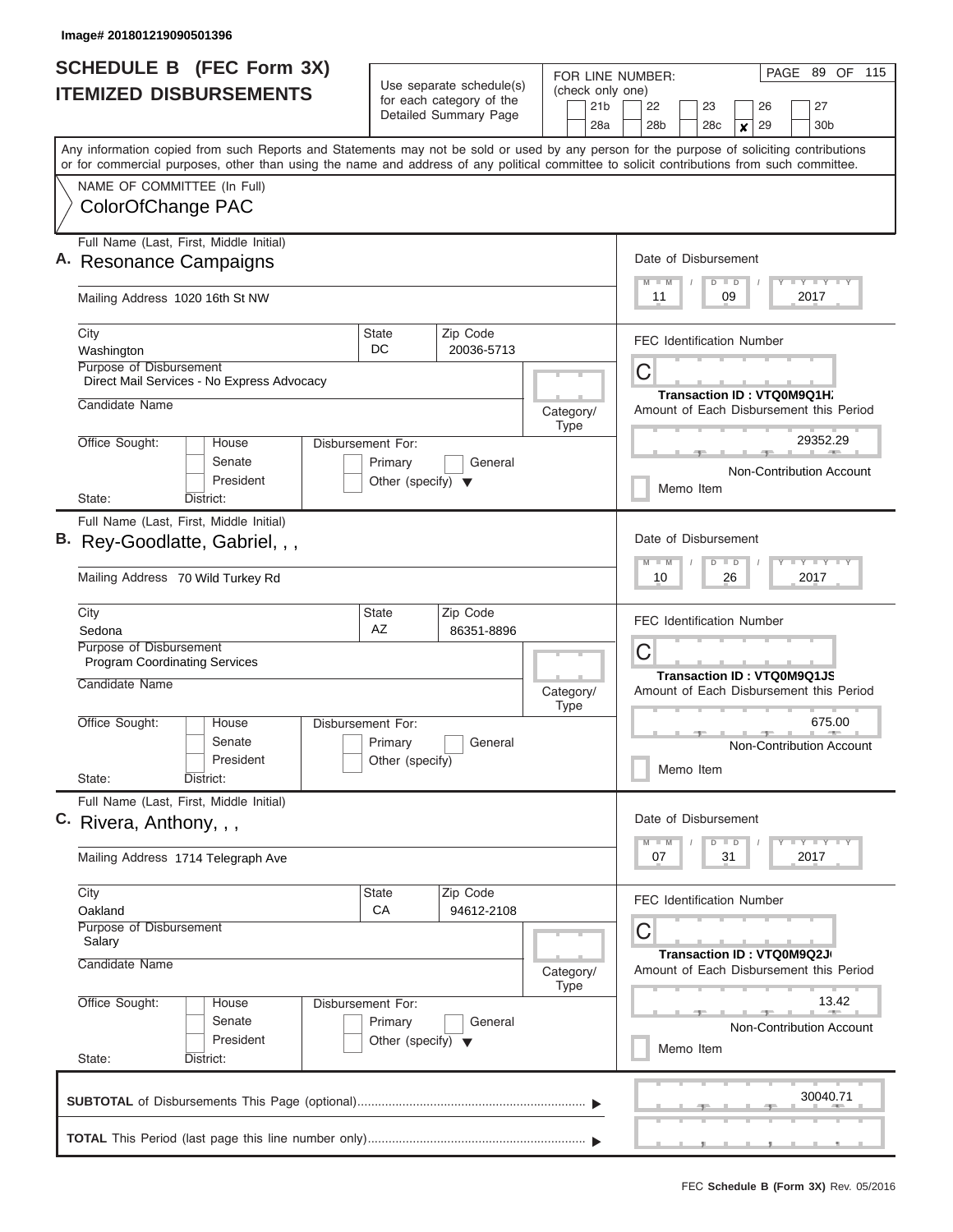Image# 201801219090501396

# SCHEDULE B (FEC Form 3X)
## ITEMIZED DISBURSEMENTS

Use separate schedule(s) for each category of the Detailed Summary Page

FOR LINE NUMBER: (check only one)

21b | 22 | 23 | 26 | 27
28a | 28b | 28c | **x** 29 | 30b

PAGE 89 OF 115

Any information copied from such Reports and Statements may not be sold or used by any person for the purpose of soliciting contributions or for commercial purposes, other than using the name and address of any political committee to solicit contributions from such committee.

NAME OF COMMITTEE (In Full)
ColorOfChange PAC

---

**A.** Full Name (Last, First, Middle Initial): Resonance Campaigns

Mailing Address: 1020 16th St NW

City: Washington | State: DC | Zip Code: 20036-5713

Purpose of Disbursement: Direct Mail Services - No Express Advocacy

Candidate Name:

Category/Type:

Office Sought: House / Senate / President

State: District:

Disbursement For: Primary / General / Other (specify)

Date of Disbursement: 11 / 09 / 2017

FEC Identification Number: C

Transaction ID : VTQ0M9Q1H/

Amount of Each Disbursement this Period: 29352.29

Non-Contribution Account

Memo Item

---

**B.** Full Name (Last, First, Middle Initial): Rey-Goodlatte, Gabriel, , ,

Mailing Address: 70 Wild Turkey Rd

City: Sedona | State: AZ | Zip Code: 86351-8896

Purpose of Disbursement: Program Coordinating Services

Candidate Name:

Category/Type:

Office Sought: House / Senate / President

State: District:

Disbursement For: Primary / General / Other (specify)

Date of Disbursement: 10 / 26 / 2017

FEC Identification Number: C

Transaction ID : VTQ0M9Q1JS

Amount of Each Disbursement this Period: 675.00

Non-Contribution Account

Memo Item

---

**C.** Full Name (Last, First, Middle Initial): Rivera, Anthony, , ,

Mailing Address: 1714 Telegraph Ave

City: Oakland | State: CA | Zip Code: 94612-2108

Purpose of Disbursement: Salary

Candidate Name:

Category/Type:

Office Sought: House / Senate / President

State: District:

Disbursement For: Primary / General / Other (specify)

Date of Disbursement: 07 / 31 / 2017

FEC Identification Number: C

Transaction ID : VTQ0M9Q2J

Amount of Each Disbursement this Period: 13.42

Non-Contribution Account

Memo Item

---

**SUBTOTAL** of Disbursements This Page (optional): 30040.71

**TOTAL** This Period (last page this line number only):

FEC **Schedule B (Form 3X)** Rev. 05/2016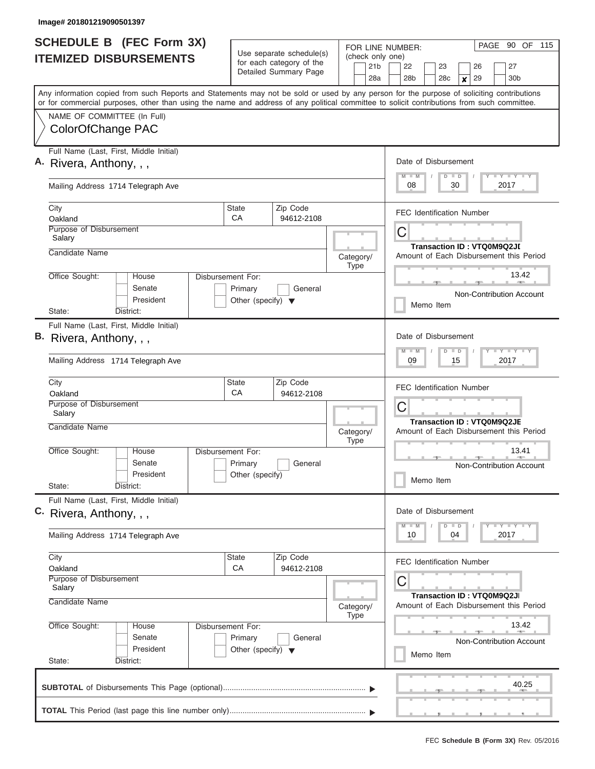Image# 201801219090501397

# SCHEDULE B (FEC Form 3X)
## ITEMIZED DISBURSEMENTS

Use separate schedule(s) for each category of the Detailed Summary Page

FOR LINE NUMBER: (check only one)

21b | 22 | 23 | 26 | 27 | 28a | 28b | 28c | **x** 29 | 30b

PAGE 90 OF 115

Any information copied from such Reports and Statements may not be sold or used by any person for the purpose of soliciting contributions or for commercial purposes, other than using the name and address of any political committee to solicit contributions from such committee.

NAME OF COMMITTEE (In Full)
ColorOfChange PAC

---

**A.** Full Name (Last, First, Middle Initial): Rivera, Anthony, , ,

Mailing Address: 1714 Telegraph Ave

City: Oakland | State: CA | Zip Code: 94612-2108

Purpose of Disbursement: Salary

Candidate Name:

Category/Type:

Office Sought: House / Senate / President

Disbursement For: Primary / General / Other (specify)

State: District:

Date of Disbursement: 08/30/2017

FEC Identification Number: C

Transaction ID : VTQ0M9Q2JD

Amount of Each Disbursement this Period: 13.42

Non-Contribution Account

Memo Item

---

**B.** Full Name (Last, First, Middle Initial): Rivera, Anthony, , ,

Mailing Address: 1714 Telegraph Ave

City: Oakland | State: CA | Zip Code: 94612-2108

Purpose of Disbursement: Salary

Candidate Name:

Category/Type:

Office Sought: House / Senate / President

Disbursement For: Primary / General / Other (specify)

State: District:

Date of Disbursement: 09/15/2017

FEC Identification Number: C

Transaction ID : VTQ0M9Q2JE

Amount of Each Disbursement this Period: 13.41

Non-Contribution Account

Memo Item

---

**C.** Full Name (Last, First, Middle Initial): Rivera, Anthony, , ,

Mailing Address: 1714 Telegraph Ave

City: Oakland | State: CA | Zip Code: 94612-2108

Purpose of Disbursement: Salary

Candidate Name:

Category/Type:

Office Sought: House / Senate / President

Disbursement For: Primary / General / Other (specify)

State: District:

Date of Disbursement: 10/04/2017

FEC Identification Number: C

Transaction ID : VTQ0M9Q2JI

Amount of Each Disbursement this Period: 13.42

Non-Contribution Account

Memo Item

---

**SUBTOTAL** of Disbursements This Page (optional): 40.25

**TOTAL** This Period (last page this line number only):

FEC **Schedule B (Form 3X)** Rev. 05/2016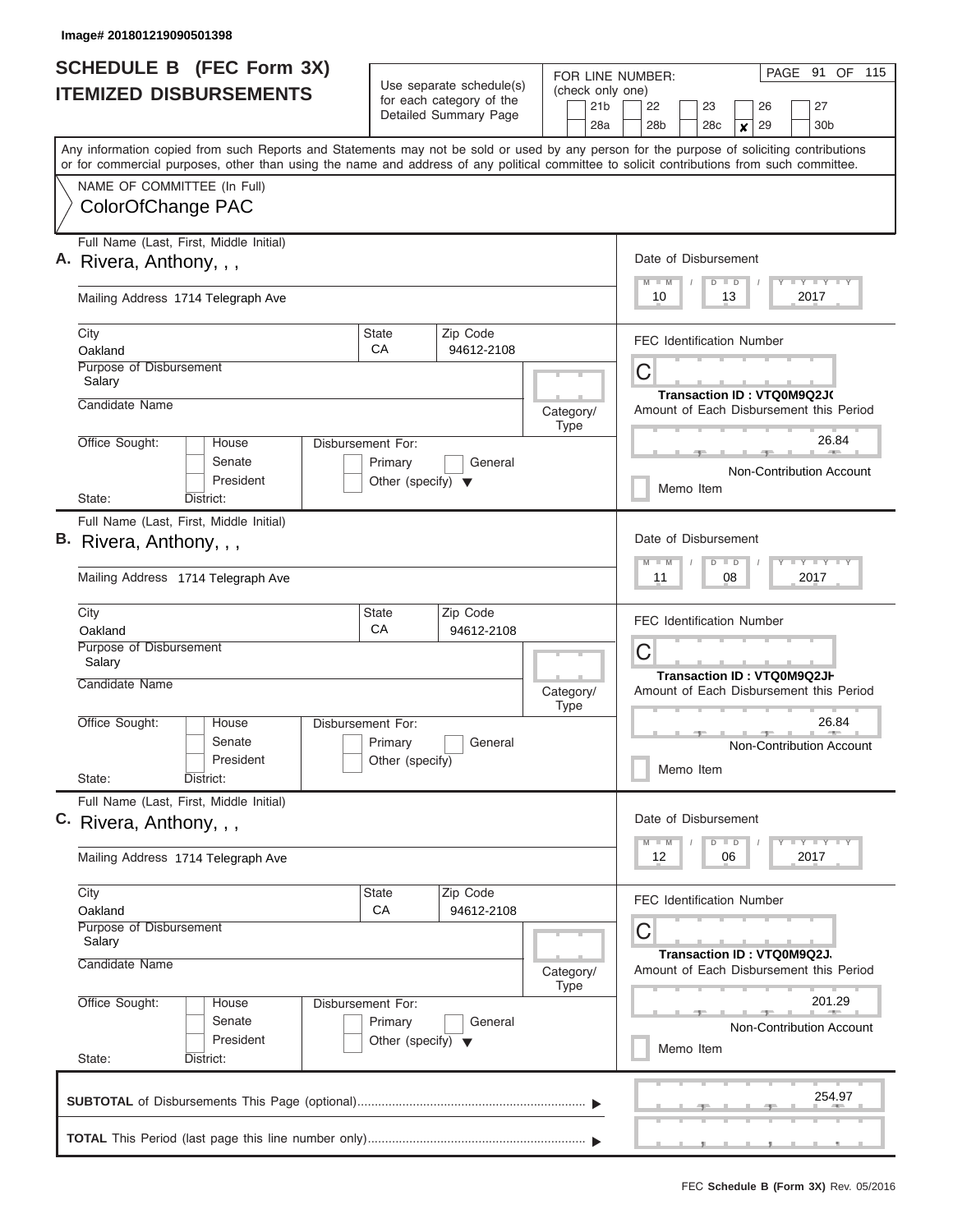Image# 201801219090501398

# SCHEDULE B (FEC Form 3X) ITEMIZED DISBURSEMENTS

Use separate schedule(s) for each category of the Detailed Summary Page

FOR LINE NUMBER: (check only one)

21b | 22 | 23 | 26 | 27
28a | 28b | 28c | **x** 29 | 30b

PAGE 91 OF 115

Any information copied from such Reports and Statements may not be sold or used by any person for the purpose of soliciting contributions or for commercial purposes, other than using the name and address of any political committee to solicit contributions from such committee.

NAME OF COMMITTEE (In Full)
ColorOfChange PAC

## A.

Full Name (Last, First, Middle Initial): Rivera, Anthony, , ,

Mailing Address: 1714 Telegraph Ave

City: Oakland | State: CA | Zip Code: 94612-2108

Purpose of Disbursement: Salary

Candidate Name:

Category/Type:

Office Sought: House / Senate / President

State: District:

Disbursement For: Primary / General / Other (specify)

Date of Disbursement: 10 / 13 / 2017

FEC Identification Number: C

Transaction ID : VTQ0M9Q2J(

Amount of Each Disbursement this Period: 26.84

Non-Contribution Account

Memo Item

## B.

Full Name (Last, First, Middle Initial): Rivera, Anthony, , ,

Mailing Address: 1714 Telegraph Ave

City: Oakland | State: CA | Zip Code: 94612-2108

Purpose of Disbursement: Salary

Candidate Name:

Category/Type:

Office Sought: House / Senate / President

State: District:

Disbursement For: Primary / General / Other (specify)

Date of Disbursement: 11 / 08 / 2017

FEC Identification Number: C

Transaction ID : VTQ0M9Q2JH

Amount of Each Disbursement this Period: 26.84

Non-Contribution Account

Memo Item

## C.

Full Name (Last, First, Middle Initial): Rivera, Anthony, , ,

Mailing Address: 1714 Telegraph Ave

City: Oakland | State: CA | Zip Code: 94612-2108

Purpose of Disbursement: Salary

Candidate Name:

Category/Type:

Office Sought: House / Senate / President

State: District:

Disbursement For: Primary / General / Other (specify)

Date of Disbursement: 12 / 06 / 2017

FEC Identification Number: C

Transaction ID : VTQ0M9Q2J.

Amount of Each Disbursement this Period: 201.29

Non-Contribution Account

Memo Item

**SUBTOTAL** of Disbursements This Page (optional): 254.97

**TOTAL** This Period (last page this line number only):

FEC **Schedule B (Form 3X)** Rev. 05/2016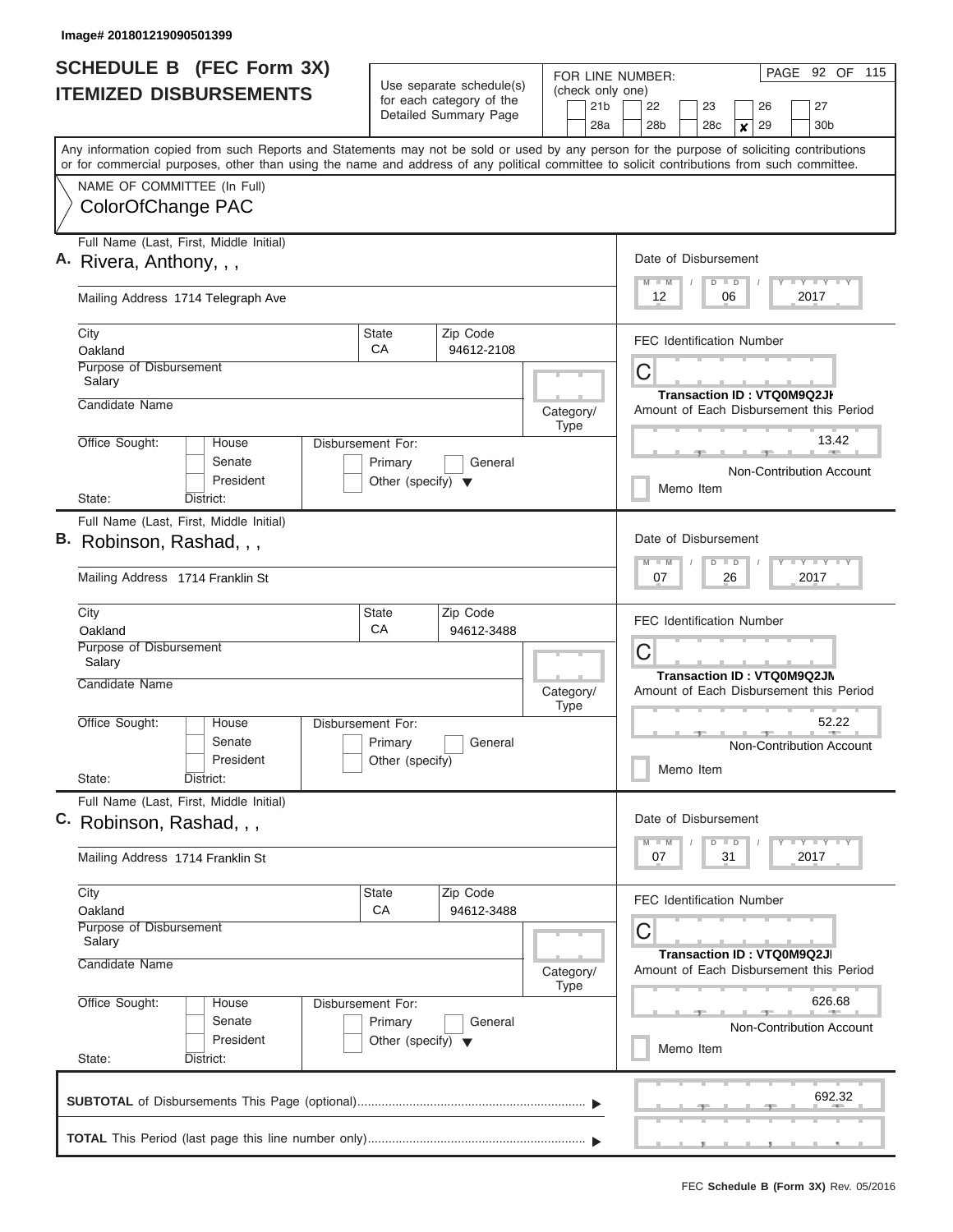Image# 201801219090501399

# SCHEDULE B (FEC Form 3X) ITEMIZED DISBURSEMENTS

Use separate schedule(s) for each category of the Detailed Summary Page

FOR LINE NUMBER: (check only one)

21b | 22 | 23 | 26 | 27
28a | 28b | 28c | **x** 29 | 30b

PAGE 92 OF 115

Any information copied from such Reports and Statements may not be sold or used by any person for the purpose of soliciting contributions or for commercial purposes, other than using the name and address of any political committee to solicit contributions from such committee.

NAME OF COMMITTEE (In Full)
ColorOfChange PAC

---

**A.** Full Name (Last, First, Middle Initial): Rivera, Anthony, , ,

Mailing Address: 1714 Telegraph Ave

City: Oakland | State: CA | Zip Code: 94612-2108

Purpose of Disbursement: Salary

Candidate Name:

Category/Type:

Office Sought: House / Senate / President

State: District:

Disbursement For: Primary / General / Other (specify)

Date of Disbursement: 12 / 06 / 2017

FEC Identification Number: C

Transaction ID : VTQ0M9Q2JK

Amount of Each Disbursement this Period: 13.42

Non-Contribution Account

Memo Item

---

**B.** Full Name (Last, First, Middle Initial): Robinson, Rashad, , ,

Mailing Address: 1714 Franklin St

City: Oakland | State: CA | Zip Code: 94612-3488

Purpose of Disbursement: Salary

Candidate Name:

Category/Type:

Office Sought: House / Senate / President

State: District:

Disbursement For: Primary / General / Other (specify)

Date of Disbursement: 07 / 26 / 2017

FEC Identification Number: C

Transaction ID : VTQ0M9Q2JM

Amount of Each Disbursement this Period: 52.22

Non-Contribution Account

Memo Item

---

**C.** Full Name (Last, First, Middle Initial): Robinson, Rashad, , ,

Mailing Address: 1714 Franklin St

City: Oakland | State: CA | Zip Code: 94612-3488

Purpose of Disbursement: Salary

Candidate Name:

Category/Type:

Office Sought: House / Senate / President

State: District:

Disbursement For: Primary / General / Other (specify)

Date of Disbursement: 07 / 31 / 2017

FEC Identification Number: C

Transaction ID : VTQ0M9Q2JI

Amount of Each Disbursement this Period: 626.68

Non-Contribution Account

Memo Item

---

**SUBTOTAL** of Disbursements This Page (optional): 692.32

**TOTAL** This Period (last page this line number only):

FEC **Schedule B (Form 3X)** Rev. 05/2016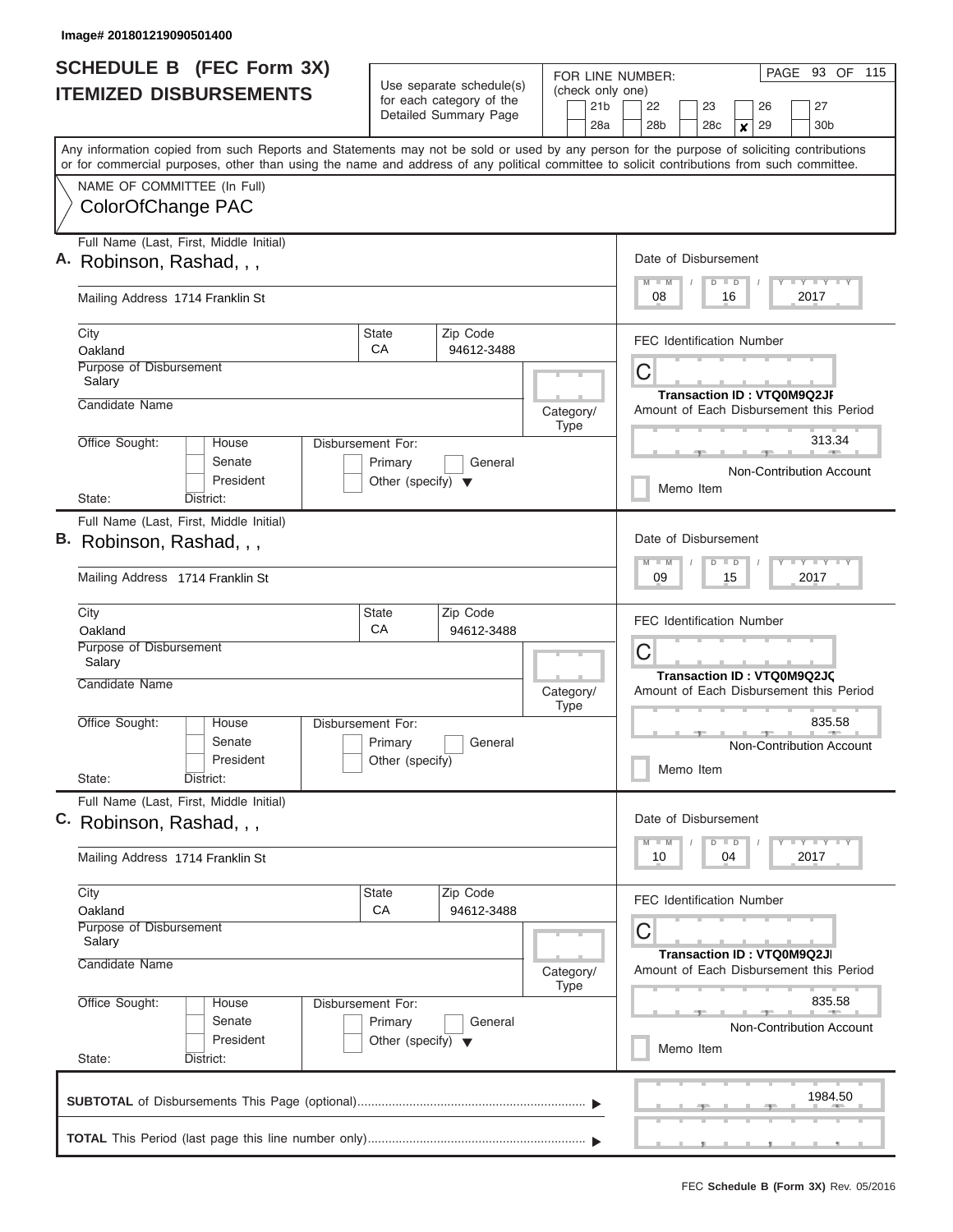Image# 201801219090501400

# SCHEDULE B (FEC Form 3X)
## ITEMIZED DISBURSEMENTS

Use separate schedule(s) for each category of the Detailed Summary Page

FOR LINE NUMBER: (check only one)

21b | 22 | 23 | 26 | 27
28a | 28b | 28c | **x** 29 | 30b

Any information copied from such Reports and Statements may not be sold or used by any person for the purpose of soliciting contributions or for commercial purposes, other than using the name and address of any political committee to solicit contributions from such committee.

NAME OF COMMITTEE (In Full)
ColorOfChange PAC

---

**A.** Full Name (Last, First, Middle Initial): Robinson, Rashad, , ,

Mailing Address: 1714 Franklin St

City: Oakland | State: CA | Zip Code: 94612-3488

Purpose of Disbursement: Salary

Candidate Name:

Category/Type:

Office Sought: House / Senate / President

Disbursement For: Primary / General / Other (specify)

State: District:

Date of Disbursement: 08 / 16 / 2017

FEC Identification Number: C

Transaction ID : VTQ0M9Q2JF

Amount of Each Disbursement this Period: 313.34

Non-Contribution Account

Memo Item

---

**B.** Full Name (Last, First, Middle Initial): Robinson, Rashad, , ,

Mailing Address: 1714 Franklin St

City: Oakland | State: CA | Zip Code: 94612-3488

Purpose of Disbursement: Salary

Candidate Name:

Category/Type:

Office Sought: House / Senate / President

Disbursement For: Primary / General / Other (specify)

State: District:

Date of Disbursement: 09 / 15 / 2017

FEC Identification Number: C

Transaction ID : VTQ0M9Q2JQ

Amount of Each Disbursement this Period: 835.58

Non-Contribution Account

Memo Item

---

**C.** Full Name (Last, First, Middle Initial): Robinson, Rashad, , ,

Mailing Address: 1714 Franklin St

City: Oakland | State: CA | Zip Code: 94612-3488

Purpose of Disbursement: Salary

Candidate Name:

Category/Type:

Office Sought: House / Senate / President

Disbursement For: Primary / General / Other (specify)

State: District:

Date of Disbursement: 10 / 04 / 2017

FEC Identification Number: C

Transaction ID : VTQ0M9Q2JI

Amount of Each Disbursement this Period: 835.58

Non-Contribution Account

Memo Item

---

**SUBTOTAL** of Disbursements This Page (optional): 1984.50

**TOTAL** This Period (last page this line number only):

FEC **Schedule B (Form 3X)** Rev. 05/2016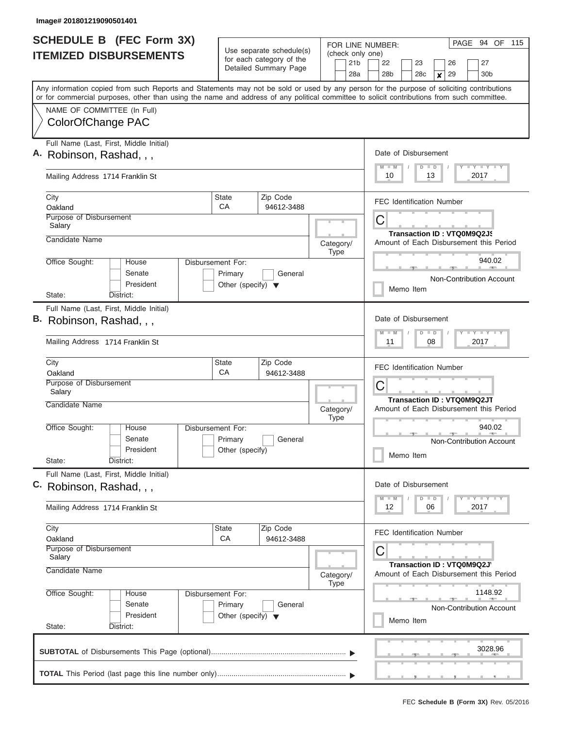Image# 201801219090501401

# SCHEDULE B (FEC Form 3X) ITEMIZED DISBURSEMENTS

Use separate schedule(s) for each category of the Detailed Summary Page

FOR LINE NUMBER: (check only one)

21b | 22 | 23 | 26 | 27
28a | 28b | 28c | **x** 29 | 30b

PAGE 94 OF 115

Any information copied from such Reports and Statements may not be sold or used by any person for the purpose of soliciting contributions or for commercial purposes, other than using the name and address of any political committee to solicit contributions from such committee.

NAME OF COMMITTEE (In Full)
ColorOfChange PAC

---

**A.** Full Name (Last, First, Middle Initial): Robinson, Rashad, , ,

Mailing Address: 1714 Franklin St

City: Oakland | State: CA | Zip Code: 94612-3488

Purpose of Disbursement: Salary

Candidate Name:

Category/Type:

Office Sought: House / Senate / President | State: | District:

Disbursement For: Primary / General / Other (specify)

Date of Disbursement: 10 / 13 / 2017

FEC Identification Number: C

Transaction ID : VTQ0M9Q2JS

Amount of Each Disbursement this Period: 940.02

Non-Contribution Account

Memo Item

---

**B.** Full Name (Last, First, Middle Initial): Robinson, Rashad, , ,

Mailing Address: 1714 Franklin St

City: Oakland | State: CA | Zip Code: 94612-3488

Purpose of Disbursement: Salary

Candidate Name:

Category/Type:

Office Sought: House / Senate / President | State: | District:

Disbursement For: Primary / General / Other (specify)

Date of Disbursement: 11 / 08 / 2017

FEC Identification Number: C

Transaction ID : VTQ0M9Q2JT

Amount of Each Disbursement this Period: 940.02

Non-Contribution Account

Memo Item

---

**C.** Full Name (Last, First, Middle Initial): Robinson, Rashad, , ,

Mailing Address: 1714 Franklin St

City: Oakland | State: CA | Zip Code: 94612-3488

Purpose of Disbursement: Salary

Candidate Name:

Category/Type:

Office Sought: House / Senate / President | State: | District:

Disbursement For: Primary / General / Other (specify)

Date of Disbursement: 12 / 06 / 2017

FEC Identification Number: C

Transaction ID : VTQ0M9Q2JV

Amount of Each Disbursement this Period: 1148.92

Non-Contribution Account

Memo Item

---

**SUBTOTAL** of Disbursements This Page (optional): 3028.96

**TOTAL** This Period (last page this line number only):

FEC **Schedule B (Form 3X)** Rev. 05/2016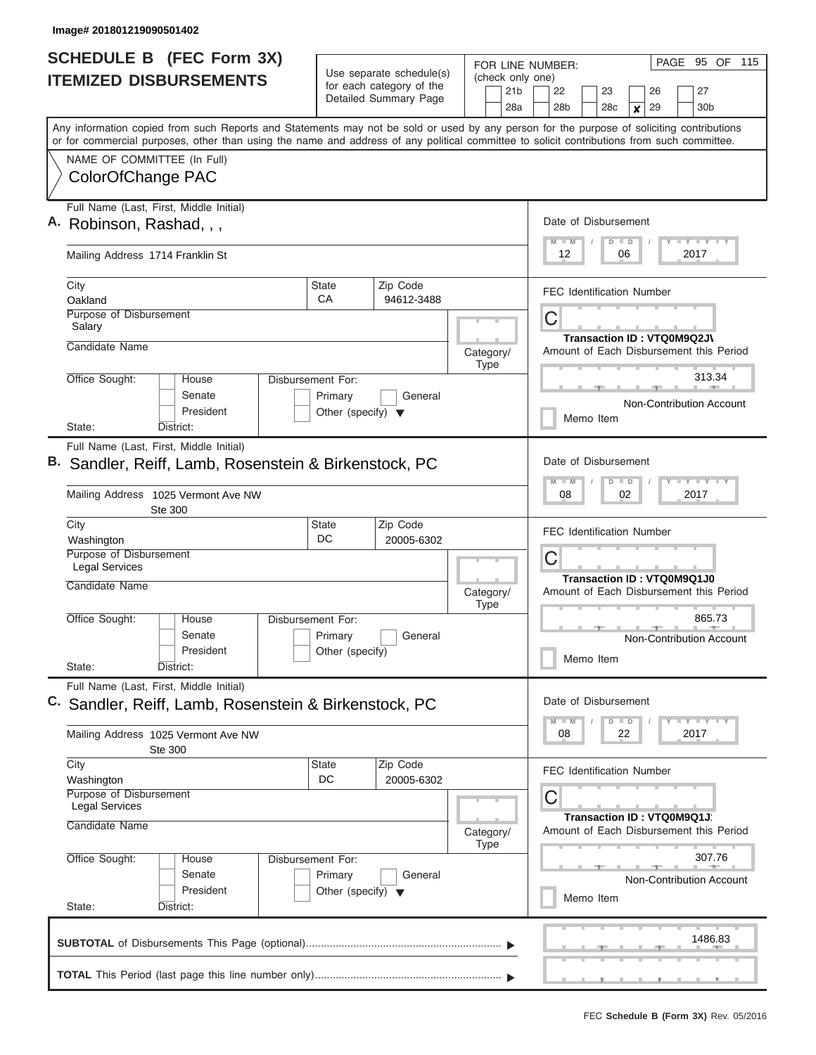Image# 201801219090501402

# SCHEDULE B (FEC Form 3X) ITEMIZED DISBURSEMENTS

Use separate schedule(s) for each category of the Detailed Summary Page

FOR LINE NUMBER: (check only one)

21b, 22, 23, 26, 27, 28a, 28b, 28c, **x** 29, 30b

PAGE 95 OF 115

Any information copied from such Reports and Statements may not be sold or used by any person for the purpose of soliciting contributions or for commercial purposes, other than using the name and address of any political committee to solicit contributions from such committee.

NAME OF COMMITTEE (In Full)
ColorOfChange PAC

---

**A.** Full Name (Last, First, Middle Initial): Robinson, Rashad, , ,

Mailing Address: 1714 Franklin St

City: Oakland | State: CA | Zip Code: 94612-3488

Purpose of Disbursement: Salary

Candidate Name:

Category/Type:

Office Sought: House / Senate / President | State: | District:

Disbursement For: Primary / General / Other (specify)

Date of Disbursement: 12 / 06 / 2017

FEC Identification Number: C

Transaction ID : VTQ0M9Q2J\

Amount of Each Disbursement this Period: 313.34

Non-Contribution Account

Memo Item

---

**B.** Full Name (Last, First, Middle Initial): Sandler, Reiff, Lamb, Rosenstein & Birkenstock, PC

Mailing Address: 1025 Vermont Ave NW, Ste 300

City: Washington | State: DC | Zip Code: 20005-6302

Purpose of Disbursement: Legal Services

Candidate Name:

Category/Type:

Office Sought: House / Senate / President | State: | District:

Disbursement For: Primary / General / Other (specify)

Date of Disbursement: 08 / 02 / 2017

FEC Identification Number: C

Transaction ID : VTQ0M9Q1J0

Amount of Each Disbursement this Period: 865.73

Non-Contribution Account

Memo Item

---

**C.** Full Name (Last, First, Middle Initial): Sandler, Reiff, Lamb, Rosenstein & Birkenstock, PC

Mailing Address: 1025 Vermont Ave NW, Ste 300

City: Washington | State: DC | Zip Code: 20005-6302

Purpose of Disbursement: Legal Services

Candidate Name:

Category/Type:

Office Sought: House / Senate / President | State: | District:

Disbursement For: Primary / General / Other (specify)

Date of Disbursement: 08 / 22 / 2017

FEC Identification Number: C

Transaction ID : VTQ0M9Q1J:

Amount of Each Disbursement this Period: 307.76

Non-Contribution Account

Memo Item

---

**SUBTOTAL** of Disbursements This Page (optional): 1486.83

**TOTAL** This Period (last page this line number only):

FEC **Schedule B (Form 3X)** Rev. 05/2016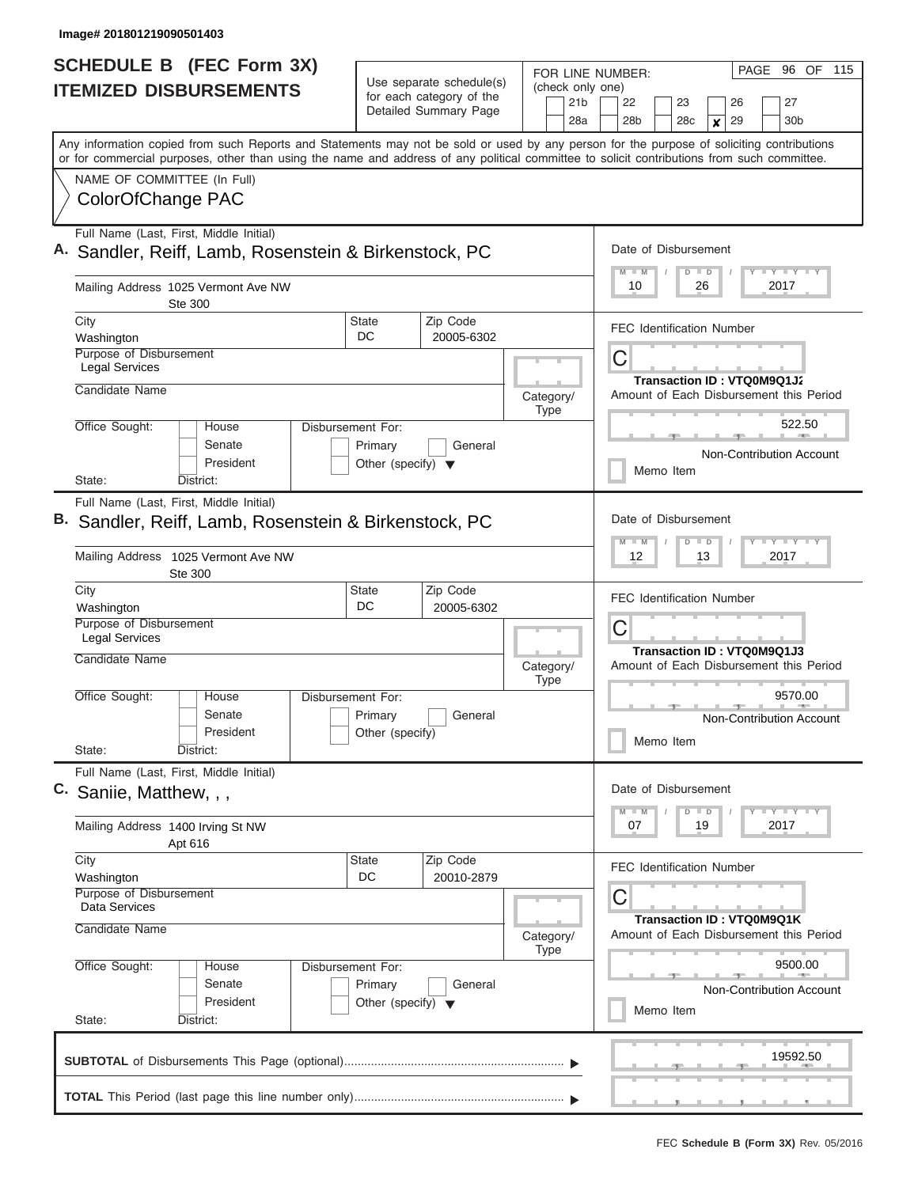Image# 201801219090501403

# SCHEDULE B (FEC Form 3X)
## ITEMIZED DISBURSEMENTS

Use separate schedule(s) for each category of the Detailed Summary Page

FOR LINE NUMBER: (check only one)

21b | 22 | 23 | 26 | 27
28a | 28b | 28c | **x** 29 | 30b

PAGE 96 OF 115

Any information copied from such Reports and Statements may not be sold or used by any person for the purpose of soliciting contributions or for commercial purposes, other than using the name and address of any political committee to solicit contributions from such committee.

NAME OF COMMITTEE (In Full)
ColorOfChange PAC

---

**A.** Full Name (Last, First, Middle Initial)
Sandler, Reiff, Lamb, Rosenstein & Birkenstock, PC

Mailing Address 1025 Vermont Ave NW
Ste 300

City: Washington | State: DC | Zip Code: 20005-6302

Purpose of Disbursement: Legal Services

Candidate Name

Category/Type

Office Sought: House / Senate / President
Disbursement For: Primary / General / Other (specify)
State: District:

Date of Disbursement: 10 / 26 / 2017

FEC Identification Number: C

Transaction ID : VTQ0M9Q1J2

Amount of Each Disbursement this Period: 522.50

Non-Contribution Account

Memo Item

---

**B.** Full Name (Last, First, Middle Initial)
Sandler, Reiff, Lamb, Rosenstein & Birkenstock, PC

Mailing Address 1025 Vermont Ave NW
Ste 300

City: Washington | State: DC | Zip Code: 20005-6302

Purpose of Disbursement: Legal Services

Candidate Name

Category/Type

Office Sought: House / Senate / President
Disbursement For: Primary / General / Other (specify)
State: District:

Date of Disbursement: 12 / 13 / 2017

FEC Identification Number: C

Transaction ID : VTQ0M9Q1J3

Amount of Each Disbursement this Period: 9570.00

Non-Contribution Account

Memo Item

---

**C.** Full Name (Last, First, Middle Initial)
Saniie, Matthew, , ,

Mailing Address 1400 Irving St NW
Apt 616

City: Washington | State: DC | Zip Code: 20010-2879

Purpose of Disbursement: Data Services

Candidate Name

Category/Type

Office Sought: House / Senate / President
Disbursement For: Primary / General / Other (specify)
State: District:

Date of Disbursement: 07 / 19 / 2017

FEC Identification Number: C

Transaction ID : VTQ0M9Q1K

Amount of Each Disbursement this Period: 9500.00

Non-Contribution Account

Memo Item

---

**SUBTOTAL** of Disbursements This Page (optional): 19592.50

**TOTAL** This Period (last page this line number only):

FEC **Schedule B (Form 3X)** Rev. 05/2016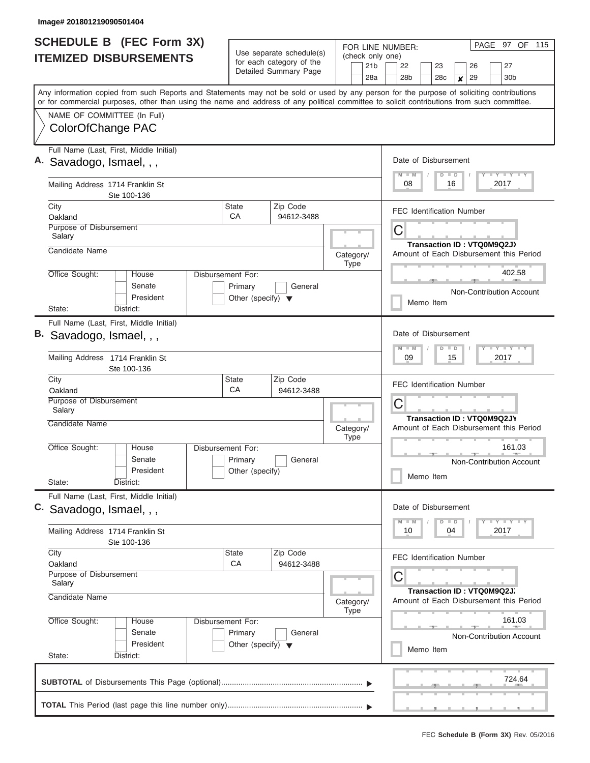Image# 201801219090501404

# SCHEDULE B (FEC Form 3X) ITEMIZED DISBURSEMENTS

Use separate schedule(s) for each category of the Detailed Summary Page

FOR LINE NUMBER: (check only one)

21b | 22 | 23 | 26 | 27
28a | 28b | 28c | ✘ 29 | 30b

Any information copied from such Reports and Statements may not be sold or used by any person for the purpose of soliciting contributions or for commercial purposes, other than using the name and address of any political committee to solicit contributions from such committee.

NAME OF COMMITTEE (In Full)
ColorOfChange PAC

## A.

Full Name (Last, First, Middle Initial): Savadogo, Ismael, , ,

Mailing Address: 1714 Franklin St, Ste 100-136

City: Oakland | State: CA | Zip Code: 94612-3488

Purpose of Disbursement: Salary

Candidate Name:

Category/Type:

Office Sought: House / Senate / President

Disbursement For: Primary / General / Other (specify)

State: District:

Date of Disbursement: 08 / 16 / 2017

FEC Identification Number: C

Transaction ID : VTQ0M9Q2JX

Amount of Each Disbursement this Period: 402.58

Non-Contribution Account

Memo Item

## B.

Full Name (Last, First, Middle Initial): Savadogo, Ismael, , ,

Mailing Address: 1714 Franklin St, Ste 100-136

City: Oakland | State: CA | Zip Code: 94612-3488

Purpose of Disbursement: Salary

Candidate Name:

Category/Type:

Office Sought: House / Senate / President

Disbursement For: Primary / General / Other (specify)

State: District:

Date of Disbursement: 09 / 15 / 2017

FEC Identification Number: C

Transaction ID : VTQ0M9Q2JY

Amount of Each Disbursement this Period: 161.03

Non-Contribution Account

Memo Item

## C.

Full Name (Last, First, Middle Initial): Savadogo, Ismael, , ,

Mailing Address: 1714 Franklin St, Ste 100-136

City: Oakland | State: CA | Zip Code: 94612-3488

Purpose of Disbursement: Salary

Candidate Name:

Category/Type:

Office Sought: House / Senate / President

Disbursement For: Primary / General / Other (specify)

State: District:

Date of Disbursement: 10 / 04 / 2017

FEC Identification Number: C

Transaction ID : VTQ0M9Q2JZ

Amount of Each Disbursement this Period: 161.03

Non-Contribution Account

Memo Item

**SUBTOTAL** of Disbursements This Page (optional): 724.64

**TOTAL** This Period (last page this line number only):

FEC **Schedule B (Form 3X)** Rev. 05/2016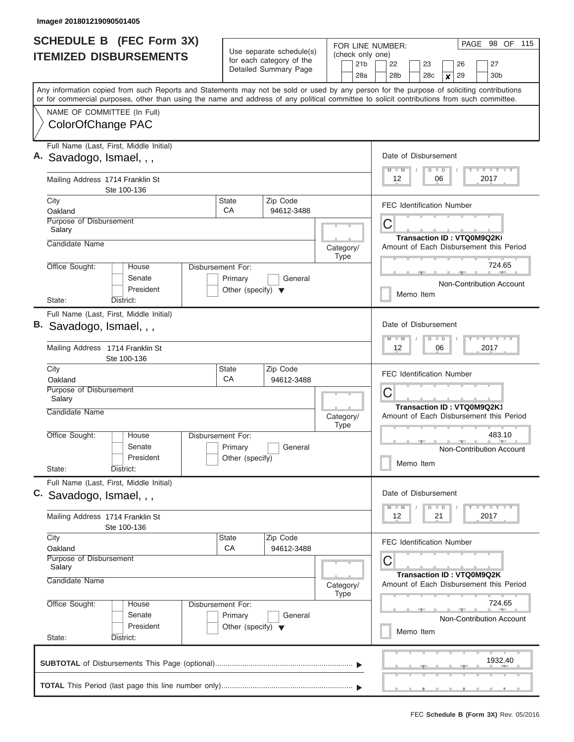Image# 201801219090501405

# SCHEDULE B (FEC Form 3X)
## ITEMIZED DISBURSEMENTS

Use separate schedule(s) for each category of the Detailed Summary Page

FOR LINE NUMBER: (check only one)

21b | 22 | 23 | 26 | 27 | 28a | 28b | 28c | **x** 29 | 30b

PAGE 98 OF 115

Any information copied from such Reports and Statements may not be sold or used by any person for the purpose of soliciting contributions or for commercial purposes, other than using the name and address of any political committee to solicit contributions from such committee.

NAME OF COMMITTEE (In Full)
ColorOfChange PAC

---

**A.** Full Name (Last, First, Middle Initial): Savadogo, Ismael, , ,

Mailing Address: 1714 Franklin St, Ste 100-136

City: Oakland | State: CA | Zip Code: 94612-3488

Purpose of Disbursement: Salary

Candidate Name:

Category/Type:

Office Sought: House / Senate / President

Disbursement For: Primary / General / Other (specify)

State: District:

Date of Disbursement: 12 / 06 / 2017

FEC Identification Number: C

Transaction ID : VTQ0M9Q2K(

Amount of Each Disbursement this Period: 724.65

Non-Contribution Account

Memo Item

---

**B.** Full Name (Last, First, Middle Initial): Savadogo, Ismael, , ,

Mailing Address: 1714 Franklin St, Ste 100-136

City: Oakland | State: CA | Zip Code: 94612-3488

Purpose of Disbursement: Salary

Candidate Name:

Category/Type:

Office Sought: House / Senate / President

Disbursement For: Primary / General / Other (specify)

State: District:

Date of Disbursement: 12 / 06 / 2017

FEC Identification Number: C

Transaction ID : VTQ0M9Q2K1

Amount of Each Disbursement this Period: 483.10

Non-Contribution Account

Memo Item

---

**C.** Full Name (Last, First, Middle Initial): Savadogo, Ismael, , ,

Mailing Address: 1714 Franklin St, Ste 100-136

City: Oakland | State: CA | Zip Code: 94612-3488

Purpose of Disbursement: Salary

Candidate Name:

Category/Type:

Office Sought: House / Senate / President

Disbursement For: Primary / General / Other (specify)

State: District:

Date of Disbursement: 12 / 21 / 2017

FEC Identification Number: C

Transaction ID : VTQ0M9Q2K

Amount of Each Disbursement this Period: 724.65

Non-Contribution Account

Memo Item

---

**SUBTOTAL** of Disbursements This Page (optional): 1932.40

**TOTAL** This Period (last page this line number only):

FEC **Schedule B (Form 3X)** Rev. 05/2016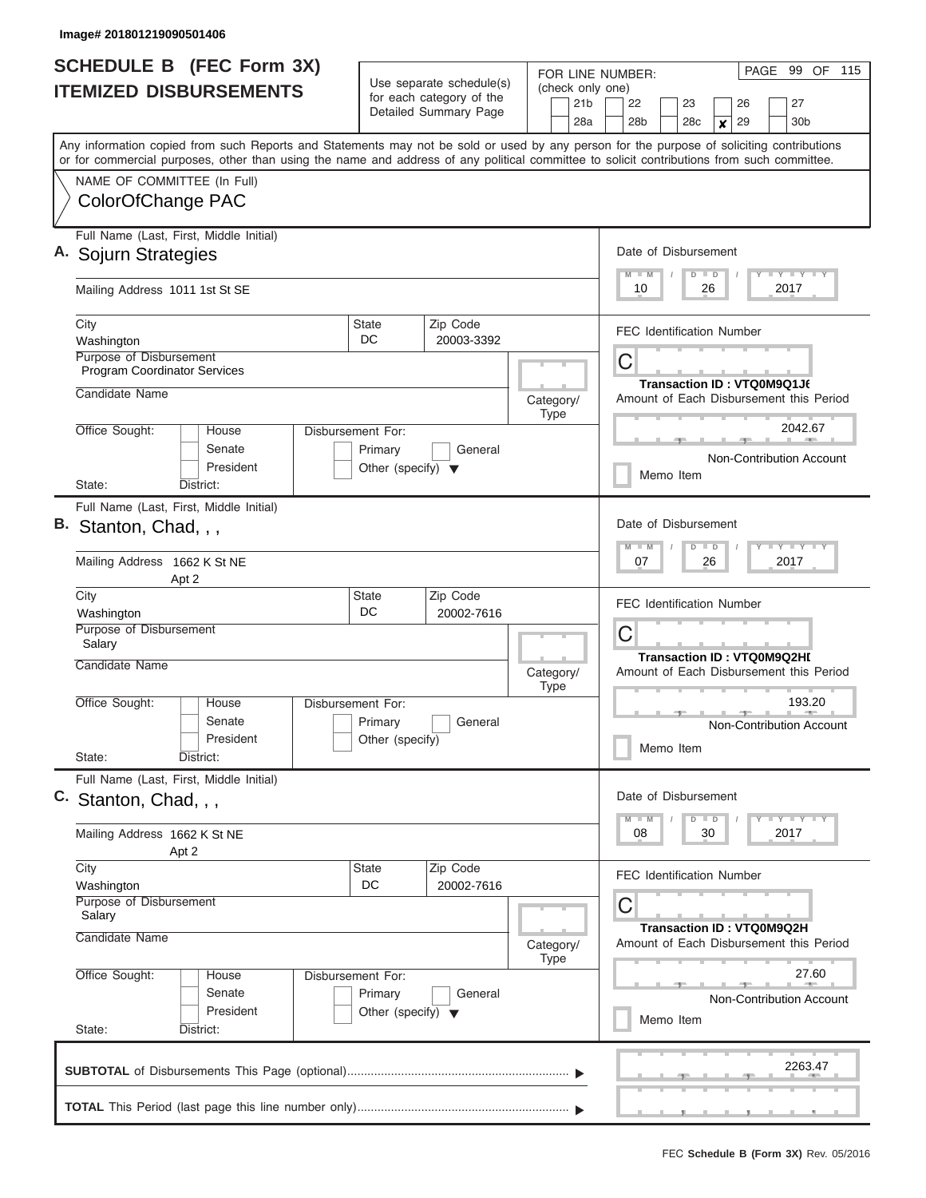Image# 201801219090501406

# SCHEDULE B (FEC Form 3X)
## ITEMIZED DISBURSEMENTS

Use separate schedule(s) for each category of the Detailed Summary Page

FOR LINE NUMBER: (check only one)

21b | 22 | 23 | 26 | 27
28a | 28b | 28c | **x** 29 | 30b

PAGE 99 OF 115

Any information copied from such Reports and Statements may not be sold or used by any person for the purpose of soliciting contributions or for commercial purposes, other than using the name and address of any political committee to solicit contributions from such committee.

NAME OF COMMITTEE (In Full)
ColorOfChange PAC

---

**A.** Full Name (Last, First, Middle Initial): Sojurn Strategies

Mailing Address: 1011 1st St SE

City: Washington | State: DC | Zip Code: 20003-3392

Purpose of Disbursement: Program Coordinator Services

Candidate Name:

Category/Type:

Office Sought: House / Senate / President

State: District:

Disbursement For: Primary / General / Other (specify)

Date of Disbursement: 10 / 26 / 2017

FEC Identification Number: C

Transaction ID : VTQ0M9Q1J6

Amount of Each Disbursement this Period: 2042.67

Non-Contribution Account

Memo Item

---

**B.** Full Name (Last, First, Middle Initial): Stanton, Chad, , ,

Mailing Address: 1662 K St NE, Apt 2

City: Washington | State: DC | Zip Code: 20002-7616

Purpose of Disbursement: Salary

Candidate Name:

Category/Type:

Office Sought: House / Senate / President

State: District:

Disbursement For: Primary / General / Other (specify)

Date of Disbursement: 07 / 26 / 2017

FEC Identification Number: C

Transaction ID : VTQ0M9Q2HD

Amount of Each Disbursement this Period: 193.20

Non-Contribution Account

Memo Item

---

**C.** Full Name (Last, First, Middle Initial): Stanton, Chad, , ,

Mailing Address: 1662 K St NE, Apt 2

City: Washington | State: DC | Zip Code: 20002-7616

Purpose of Disbursement: Salary

Candidate Name:

Category/Type:

Office Sought: House / Senate / President

State: District:

Disbursement For: Primary / General / Other (specify)

Date of Disbursement: 08 / 30 / 2017

FEC Identification Number: C

Transaction ID : VTQ0M9Q2H

Amount of Each Disbursement this Period: 27.60

Non-Contribution Account

Memo Item

---

**SUBTOTAL** of Disbursements This Page (optional): 2263.47

**TOTAL** This Period (last page this line number only):

FEC **Schedule B (Form 3X)** Rev. 05/2016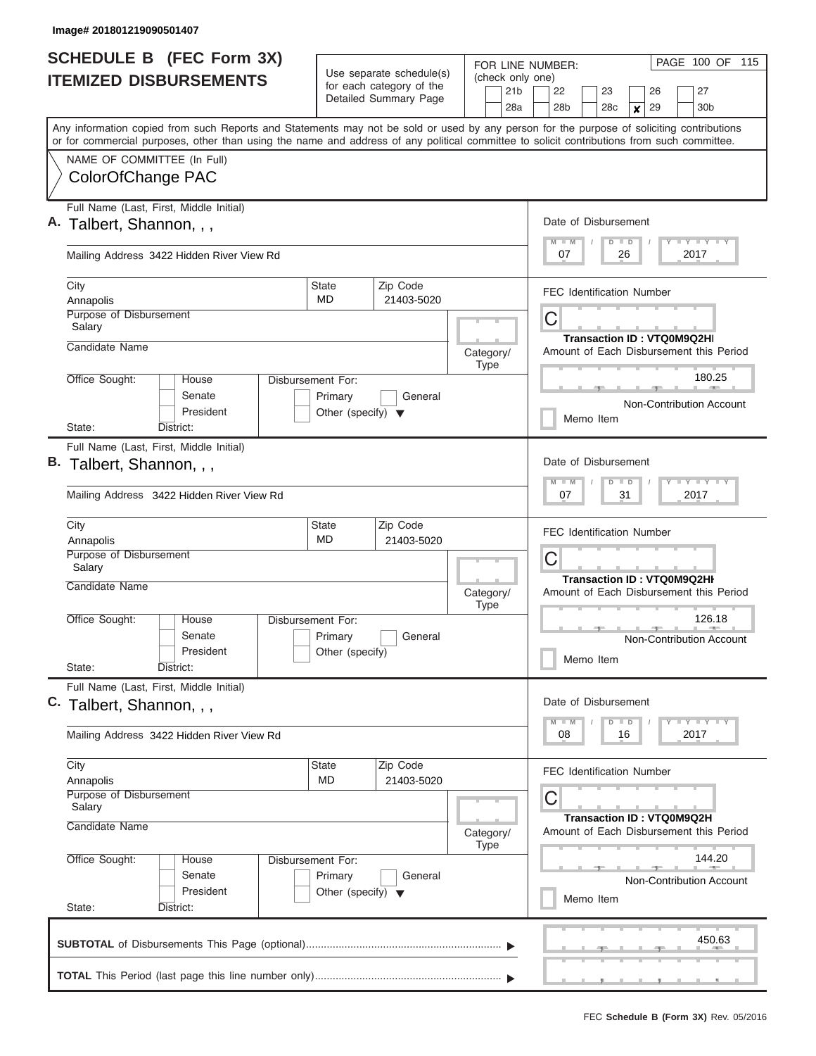Image# 201801219090501407

# SCHEDULE B (FEC Form 3X)
## ITEMIZED DISBURSEMENTS

Use separate schedule(s) for each category of the Detailed Summary Page

FOR LINE NUMBER: (check only one)

21b | 22 | 23 | 26 | 27
28a | 28b | 28c | x 29 | 30b

PAGE 100 OF 115

Any information copied from such Reports and Statements may not be sold or used by any person for the purpose of soliciting contributions or for commercial purposes, other than using the name and address of any political committee to solicit contributions from such committee.

NAME OF COMMITTEE (In Full)
ColorOfChange PAC

---

**A.** Full Name (Last, First, Middle Initial): Talbert, Shannon, , ,

Mailing Address: 3422 Hidden River View Rd

City: Annapolis | State: MD | Zip Code: 21403-5020

Purpose of Disbursement: Salary

Candidate Name:

Category/Type:

Office Sought: House / Senate / President

State: District:

Disbursement For: Primary / General / Other (specify)

Date of Disbursement: 07 / 26 / 2017

FEC Identification Number: C

Transaction ID : VTQ0M9Q2HI

Amount of Each Disbursement this Period: 180.25

Non-Contribution Account

Memo Item

---

**B.** Full Name (Last, First, Middle Initial): Talbert, Shannon, , ,

Mailing Address: 3422 Hidden River View Rd

City: Annapolis | State: MD | Zip Code: 21403-5020

Purpose of Disbursement: Salary

Candidate Name:

Category/Type:

Office Sought: House / Senate / President

State: District:

Disbursement For: Primary / General / Other (specify)

Date of Disbursement: 07 / 31 / 2017

FEC Identification Number: C

Transaction ID : VTQ0M9Q2HK

Amount of Each Disbursement this Period: 126.18

Non-Contribution Account

Memo Item

---

**C.** Full Name (Last, First, Middle Initial): Talbert, Shannon, , ,

Mailing Address: 3422 Hidden River View Rd

City: Annapolis | State: MD | Zip Code: 21403-5020

Purpose of Disbursement: Salary

Candidate Name:

Category/Type:

Office Sought: House / Senate / President

State: District:

Disbursement For: Primary / General / Other (specify)

Date of Disbursement: 08 / 16 / 2017

FEC Identification Number: C

Transaction ID : VTQ0M9Q2H

Amount of Each Disbursement this Period: 144.20

Non-Contribution Account

Memo Item

---

**SUBTOTAL** of Disbursements This Page (optional): 450.63

**TOTAL** This Period (last page this line number only):

FEC **Schedule B (Form 3X)** Rev. 05/2016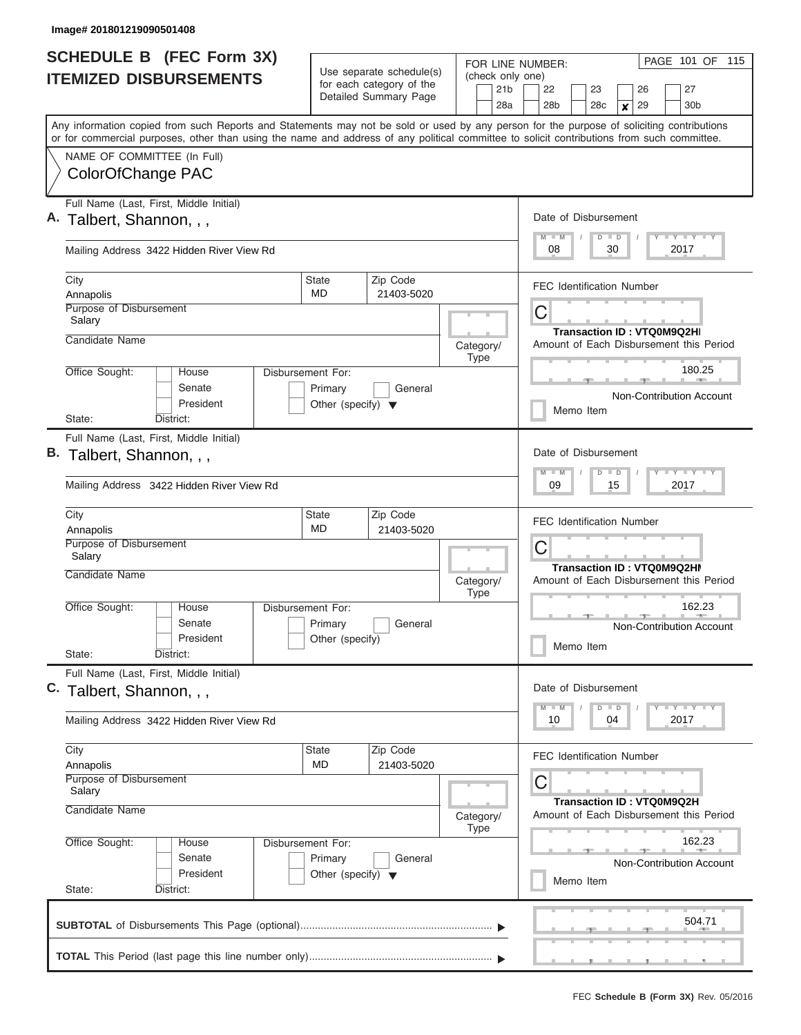Image# 201801219090501408

# SCHEDULE B (FEC Form 3X)
## ITEMIZED DISBURSEMENTS

Use separate schedule(s) for each category of the Detailed Summary Page

FOR LINE NUMBER: (check only one)

21b | 22 | 23 | 26 | 27 | 28a | 28b | 28c | **x** 29 | 30b

PAGE 101 OF 115

Any information copied from such Reports and Statements may not be sold or used by any person for the purpose of soliciting contributions or for commercial purposes, other than using the name and address of any political committee to solicit contributions from such committee.

NAME OF COMMITTEE (In Full)
ColorOfChange PAC

---

**A.** Full Name (Last, First, Middle Initial): Talbert, Shannon, , ,

Mailing Address: 3422 Hidden River View Rd

City: Annapolis | State: MD | Zip Code: 21403-5020

Purpose of Disbursement: Salary

Candidate Name:

Category/Type:

Office Sought: House / Senate / President

State: District:

Disbursement For: Primary / General / Other (specify)

Date of Disbursement: 08 / 30 / 2017

FEC Identification Number: C

Transaction ID : VTQ0M9Q2HI

Amount of Each Disbursement this Period: 180.25

Non-Contribution Account

Memo Item

---

**B.** Full Name (Last, First, Middle Initial): Talbert, Shannon, , ,

Mailing Address: 3422 Hidden River View Rd

City: Annapolis | State: MD | Zip Code: 21403-5020

Purpose of Disbursement: Salary

Candidate Name:

Category/Type:

Office Sought: House / Senate / President

State: District:

Disbursement For: Primary / General / Other (specify)

Date of Disbursement: 09 / 15 / 2017

FEC Identification Number: C

Transaction ID : VTQ0M9Q2HN

Amount of Each Disbursement this Period: 162.23

Non-Contribution Account

Memo Item

---

**C.** Full Name (Last, First, Middle Initial): Talbert, Shannon, , ,

Mailing Address: 3422 Hidden River View Rd

City: Annapolis | State: MD | Zip Code: 21403-5020

Purpose of Disbursement: Salary

Candidate Name:

Category/Type:

Office Sought: House / Senate / President

State: District:

Disbursement For: Primary / General / Other (specify)

Date of Disbursement: 10 / 04 / 2017

FEC Identification Number: C

Transaction ID : VTQ0M9Q2H

Amount of Each Disbursement this Period: 162.23

Non-Contribution Account

Memo Item

---

**SUBTOTAL** of Disbursements This Page (optional): 504.71

**TOTAL** This Period (last page this line number only):

FEC **Schedule B (Form 3X)** Rev. 05/2016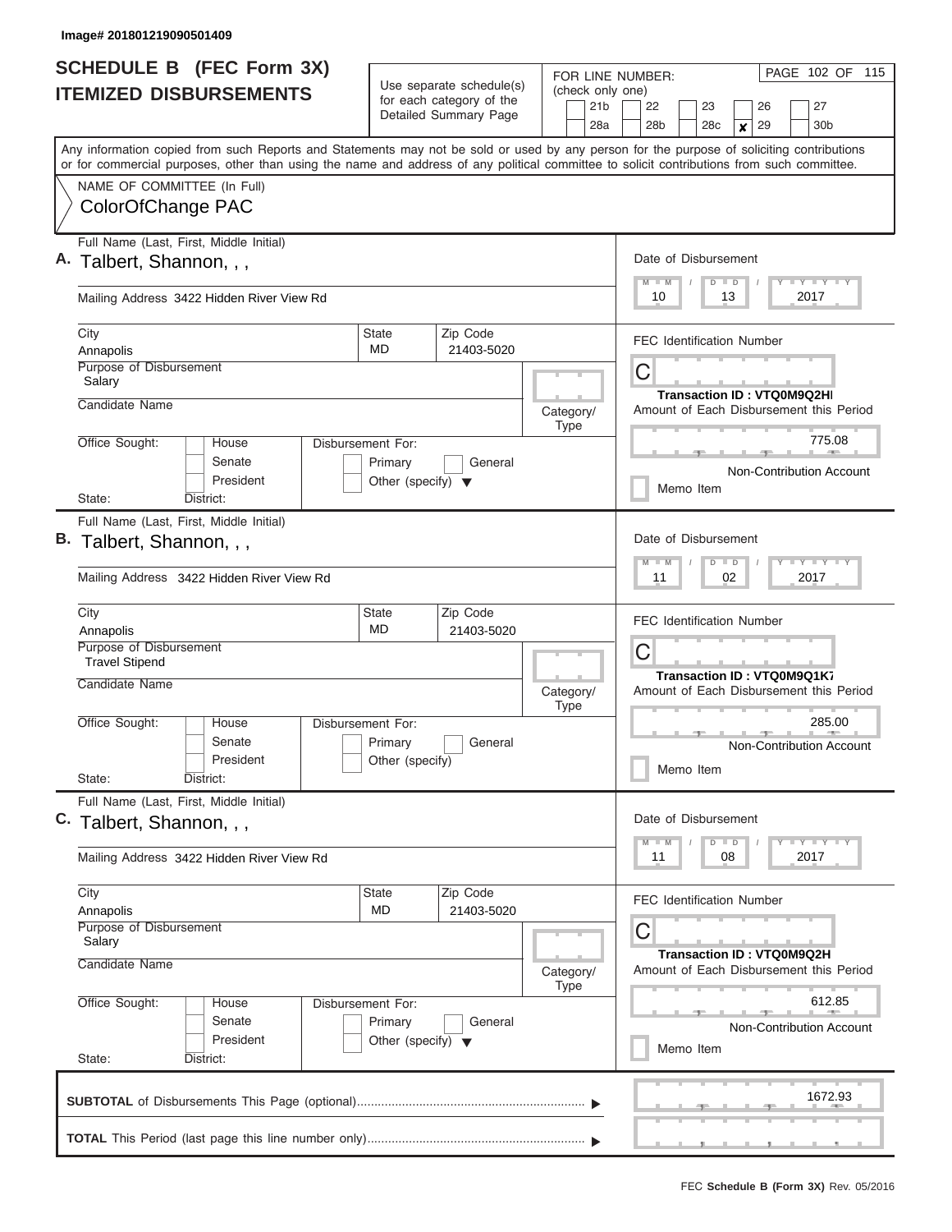Image# 201801219090501409

# SCHEDULE B (FEC Form 3X)
## ITEMIZED DISBURSEMENTS

Use separate schedule(s) for each category of the Detailed Summary Page

FOR LINE NUMBER: (check only one)

21b | 22 | 23 | 26 | 27
28a | 28b | 28c | **x** 29 | 30b

PAGE 102 OF 115

Any information copied from such Reports and Statements may not be sold or used by any person for the purpose of soliciting contributions or for commercial purposes, other than using the name and address of any political committee to solicit contributions from such committee.

NAME OF COMMITTEE (In Full)
ColorOfChange PAC

---

**A.** Full Name (Last, First, Middle Initial)
Talbert, Shannon, , ,

Mailing Address 3422 Hidden River View Rd

City: Annapolis | State: MD | Zip Code: 21403-5020

Purpose of Disbursement: Salary

Candidate Name

Category/Type

Office Sought: House / Senate / President
State: District:

Disbursement For: Primary / General / Other (specify)

Date of Disbursement: 10 / 13 / 2017

FEC Identification Number: C

Transaction ID : VTQ0M9Q2HI

Amount of Each Disbursement this Period: 775.08

Non-Contribution Account

Memo Item

---

**B.** Full Name (Last, First, Middle Initial)
Talbert, Shannon, , ,

Mailing Address 3422 Hidden River View Rd

City: Annapolis | State: MD | Zip Code: 21403-5020

Purpose of Disbursement: Travel Stipend

Candidate Name

Category/Type

Office Sought: House / Senate / President
State: District:

Disbursement For: Primary / General / Other (specify)

Date of Disbursement: 11 / 02 / 2017

FEC Identification Number: C

Transaction ID : VTQ0M9Q1K7

Amount of Each Disbursement this Period: 285.00

Non-Contribution Account

Memo Item

---

**C.** Full Name (Last, First, Middle Initial)
Talbert, Shannon, , ,

Mailing Address 3422 Hidden River View Rd

City: Annapolis | State: MD | Zip Code: 21403-5020

Purpose of Disbursement: Salary

Candidate Name

Category/Type

Office Sought: House / Senate / President
State: District:

Disbursement For: Primary / General / Other (specify)

Date of Disbursement: 11 / 08 / 2017

FEC Identification Number: C

Transaction ID : VTQ0M9Q2H

Amount of Each Disbursement this Period: 612.85

Non-Contribution Account

Memo Item

---

**SUBTOTAL** of Disbursements This Page (optional) ▶ 1672.93

**TOTAL** This Period (last page this line number only) ▶

FEC **Schedule B (Form 3X)** Rev. 05/2016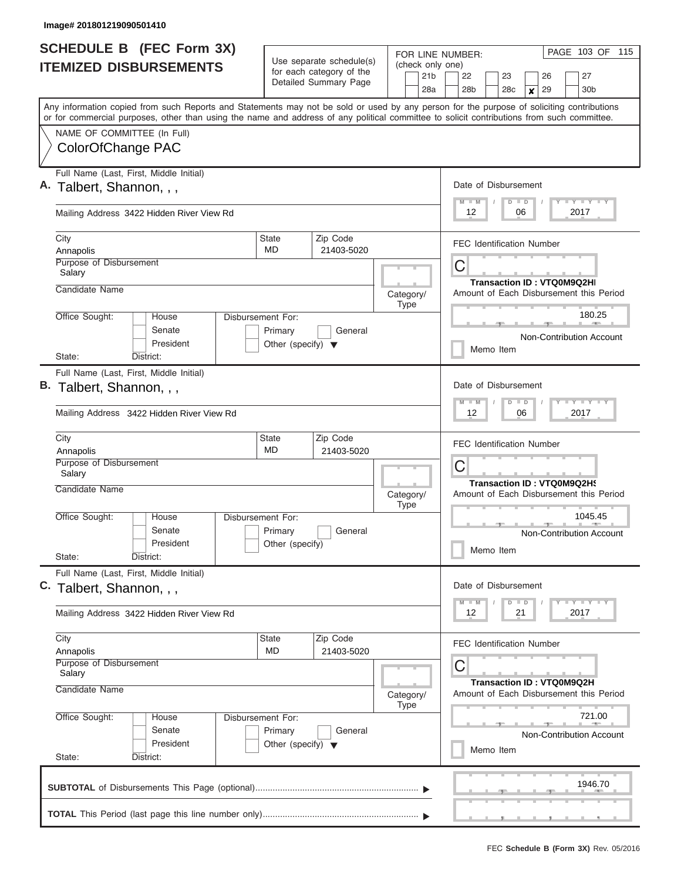Image# 201801219090501410

# SCHEDULE B (FEC Form 3X)
## ITEMIZED DISBURSEMENTS

Use separate schedule(s) for each category of the Detailed Summary Page

FOR LINE NUMBER: (check only one)

21b | 22 | 23 | 26 | 27
28a | 28b | 28c | x 29 | 30b

PAGE 103 OF 115

Any information copied from such Reports and Statements may not be sold or used by any person for the purpose of soliciting contributions or for commercial purposes, other than using the name and address of any political committee to solicit contributions from such committee.

NAME OF COMMITTEE (In Full)
ColorOfChange PAC

---

**A.** Full Name (Last, First, Middle Initial): Talbert, Shannon, , ,

Mailing Address: 3422 Hidden River View Rd

City: Annapolis | State: MD | Zip Code: 21403-5020

Purpose of Disbursement: Salary

Candidate Name:

Category/Type:

Office Sought: House / Senate / President

State: District:

Disbursement For: Primary / General / Other (specify)

Date of Disbursement: 12 / 06 / 2017

FEC Identification Number: C

Transaction ID : VTQ0M9Q2HI

Amount of Each Disbursement this Period: 180.25

Non-Contribution Account

Memo Item

---

**B.** Full Name (Last, First, Middle Initial): Talbert, Shannon, , ,

Mailing Address: 3422 Hidden River View Rd

City: Annapolis | State: MD | Zip Code: 21403-5020

Purpose of Disbursement: Salary

Candidate Name:

Category/Type:

Office Sought: House / Senate / President

State: District:

Disbursement For: Primary / General / Other (specify)

Date of Disbursement: 12 / 06 / 2017

FEC Identification Number: C

Transaction ID : VTQ0M9Q2HS

Amount of Each Disbursement this Period: 1045.45

Non-Contribution Account

Memo Item

---

**C.** Full Name (Last, First, Middle Initial): Talbert, Shannon, , ,

Mailing Address: 3422 Hidden River View Rd

City: Annapolis | State: MD | Zip Code: 21403-5020

Purpose of Disbursement: Salary

Candidate Name:

Category/Type:

Office Sought: House / Senate / President

State: District:

Disbursement For: Primary / General / Other (specify)

Date of Disbursement: 12 / 21 / 2017

FEC Identification Number: C

Transaction ID : VTQ0M9Q2H

Amount of Each Disbursement this Period: 721.00

Non-Contribution Account

Memo Item

---

**SUBTOTAL** of Disbursements This Page (optional): 1946.70

**TOTAL** This Period (last page this line number only):

FEC **Schedule B (Form 3X)** Rev. 05/2016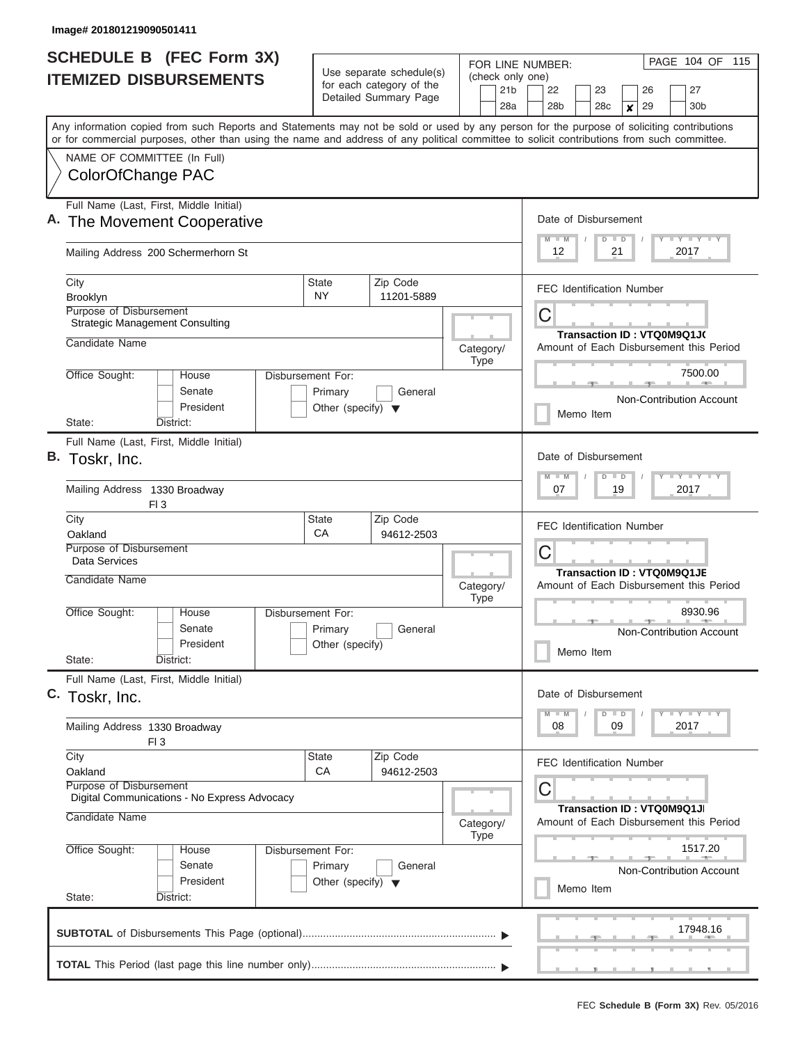Image# 201801219090501411

# SCHEDULE B (FEC Form 3X) ITEMIZED DISBURSEMENTS

Use separate schedule(s) for each category of the Detailed Summary Page

FOR LINE NUMBER: (check only one)
21b | 22 | 23 | 26 | 27 | 28a | 28b | 28c | **X** 29 | 30b

Any information copied from such Reports and Statements may not be sold or used by any person for the purpose of soliciting contributions or for commercial purposes, other than using the name and address of any political committee to solicit contributions from such committee.

NAME OF COMMITTEE (In Full)
ColorOfChange PAC

---

**A.** Full Name (Last, First, Middle Initial): The Movement Cooperative

Mailing Address: 200 Schermerhorn St

City: Brooklyn | State: NY | Zip Code: 11201-5889

Purpose of Disbursement: Strategic Management Consulting

Candidate Name:

Category/Type:

Office Sought: House / Senate / President — State: District:

Disbursement For: Primary / General / Other (specify)

Date of Disbursement: 12/21/2017

FEC Identification Number: C

Transaction ID : VTQ0M9Q1J(

Amount of Each Disbursement this Period: 7500.00

Non-Contribution Account

Memo Item

---

**B.** Full Name (Last, First, Middle Initial): Toskr, Inc.

Mailing Address: 1330 Broadway Fl 3

City: Oakland | State: CA | Zip Code: 94612-2503

Purpose of Disbursement: Data Services

Candidate Name:

Category/Type:

Office Sought: House / Senate / President — State: District:

Disbursement For: Primary / General / Other (specify)

Date of Disbursement: 07/19/2017

FEC Identification Number: C

Transaction ID : VTQ0M9Q1JE

Amount of Each Disbursement this Period: 8930.96

Non-Contribution Account

Memo Item

---

**C.** Full Name (Last, First, Middle Initial): Toskr, Inc.

Mailing Address: 1330 Broadway Fl 3

City: Oakland | State: CA | Zip Code: 94612-2503

Purpose of Disbursement: Digital Communications - No Express Advocacy

Candidate Name:

Category/Type:

Office Sought: House / Senate / President — State: District:

Disbursement For: Primary / General / Other (specify)

Date of Disbursement: 08/09/2017

FEC Identification Number: C

Transaction ID : VTQ0M9Q1JI

Amount of Each Disbursement this Period: 1517.20

Non-Contribution Account

Memo Item

---

**SUBTOTAL** of Disbursements This Page (optional): 17948.16

**TOTAL** This Period (last page this line number only):

FEC **Schedule B (Form 3X)** Rev. 05/2016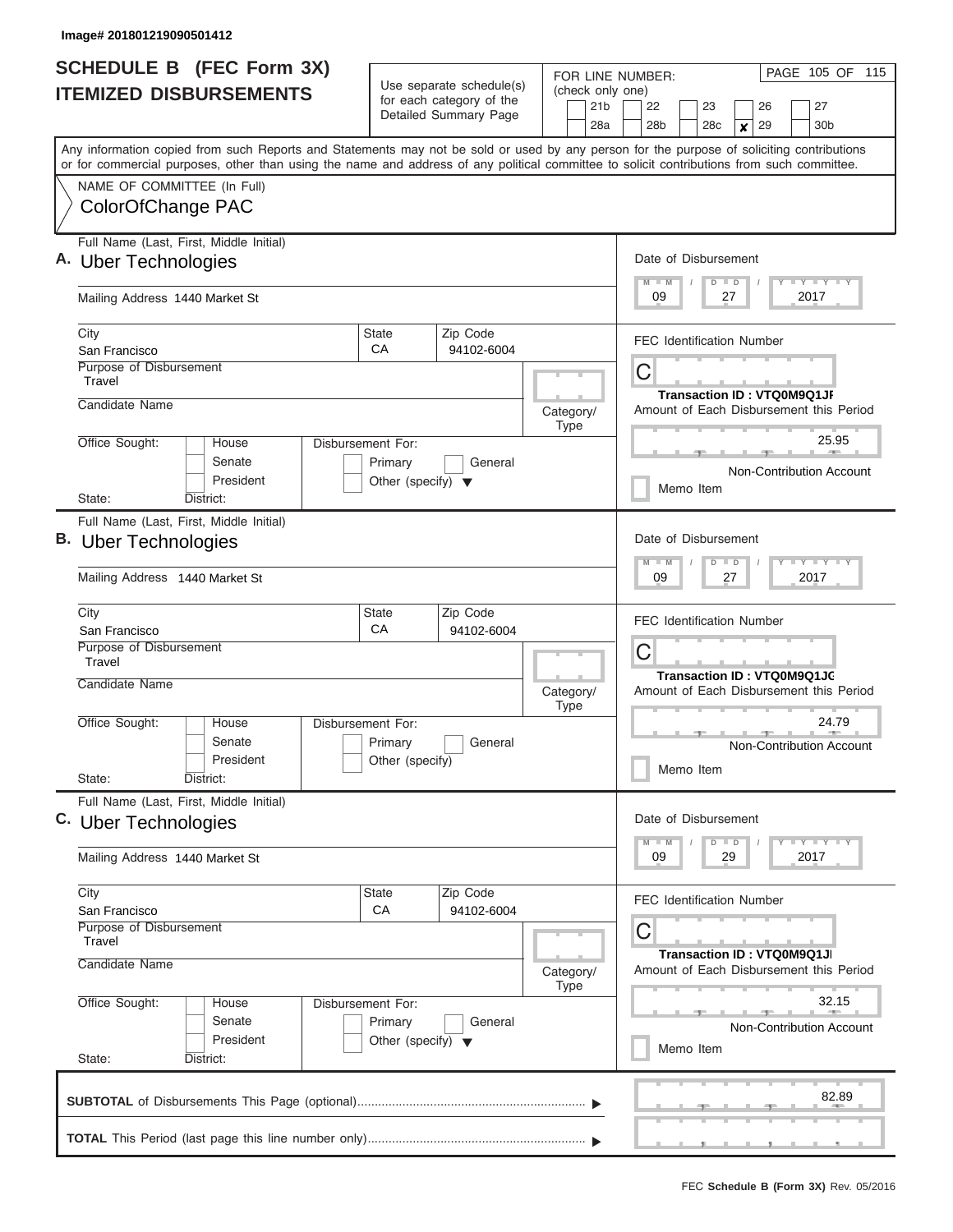Image# 201801219090501412

# SCHEDULE B (FEC Form 3X) ITEMIZED DISBURSEMENTS

Use separate schedule(s) for each category of the Detailed Summary Page

FOR LINE NUMBER: (check only one)

21b | 22 | 23 | 26 | 27
28a | 28b | 28c | ✘ 29 | 30b

PAGE 105 OF 115

Any information copied from such Reports and Statements may not be sold or used by any person for the purpose of soliciting contributions or for commercial purposes, other than using the name and address of any political committee to solicit contributions from such committee.

NAME OF COMMITTEE (In Full)
ColorOfChange PAC

---

**A.** Full Name (Last, First, Middle Initial): Uber Technologies

Mailing Address: 1440 Market St

City: San Francisco | State: CA | Zip Code: 94102-6004

Purpose of Disbursement: Travel

Candidate Name:

Category/Type:

Office Sought: House / Senate / President

Disbursement For: Primary / General / Other (specify)

State: District:

Date of Disbursement: 09 / 27 / 2017

FEC Identification Number: C

Transaction ID : VTQ0M9Q1JF

Amount of Each Disbursement this Period: 25.95

Non-Contribution Account

Memo Item

---

**B.** Full Name (Last, First, Middle Initial): Uber Technologies

Mailing Address: 1440 Market St

City: San Francisco | State: CA | Zip Code: 94102-6004

Purpose of Disbursement: Travel

Candidate Name:

Category/Type:

Office Sought: House / Senate / President

Disbursement For: Primary / General / Other (specify)

State: District:

Date of Disbursement: 09 / 27 / 2017

FEC Identification Number: C

Transaction ID : VTQ0M9Q1JG

Amount of Each Disbursement this Period: 24.79

Non-Contribution Account

Memo Item

---

**C.** Full Name (Last, First, Middle Initial): Uber Technologies

Mailing Address: 1440 Market St

City: San Francisco | State: CA | Zip Code: 94102-6004

Purpose of Disbursement: Travel

Candidate Name:

Category/Type:

Office Sought: House / Senate / President

Disbursement For: Primary / General / Other (specify)

State: District:

Date of Disbursement: 09 / 29 / 2017

FEC Identification Number: C

Transaction ID : VTQ0M9Q1JI

Amount of Each Disbursement this Period: 32.15

Non-Contribution Account

Memo Item

---

**SUBTOTAL** of Disbursements This Page (optional): 82.89

**TOTAL** This Period (last page this line number only):

FEC **Schedule B (Form 3X)** Rev. 05/2016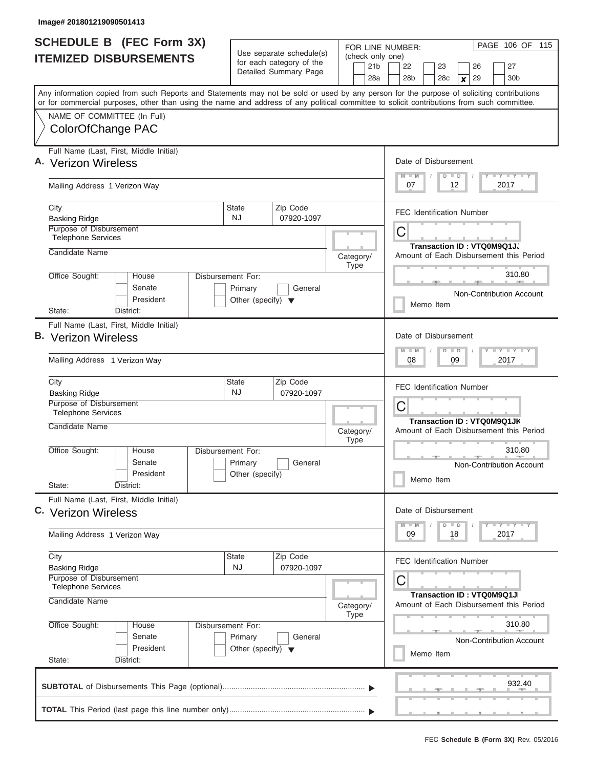Image# 201801219090501413

# SCHEDULE B (FEC Form 3X)
## ITEMIZED DISBURSEMENTS

Use separate schedule(s) for each category of the Detailed Summary Page

FOR LINE NUMBER: (check only one)

- [ ] 21b
- [ ] 22
- [ ] 23
- [ ] 26
- [ ] 27
- [ ] 28a
- [ ] 28b
- [ ] 28c
- [x] 29
- [ ] 30b

PAGE 106 OF 115

Any information copied from such Reports and Statements may not be sold or used by any person for the purpose of soliciting contributions or for commercial purposes, other than using the name and address of any political committee to solicit contributions from such committee.

NAME OF COMMITTEE (In Full)

ColorOfChange PAC

---

**A.** Full Name (Last, First, Middle Initial): Verizon Wireless

Mailing Address: 1 Verizon Way

City: Basking Ridge | State: NJ | Zip Code: 07920-1097

Purpose of Disbursement: Telephone Services

Candidate Name:

Category/Type:

Office Sought: House / Senate / President

State: District:

Disbursement For: Primary / General / Other (specify)

Date of Disbursement: 07 / 12 / 2017

FEC Identification Number: C

Transaction ID : VTQ0M9Q1JJ

Amount of Each Disbursement this Period: 310.80

Non-Contribution Account

Memo Item

---

**B.** Full Name (Last, First, Middle Initial): Verizon Wireless

Mailing Address: 1 Verizon Way

City: Basking Ridge | State: NJ | Zip Code: 07920-1097

Purpose of Disbursement: Telephone Services

Candidate Name:

Category/Type:

Office Sought: House / Senate / President

State: District:

Disbursement For: Primary / General / Other (specify)

Date of Disbursement: 08 / 09 / 2017

FEC Identification Number: C

Transaction ID : VTQ0M9Q1JK

Amount of Each Disbursement this Period: 310.80

Non-Contribution Account

Memo Item

---

**C.** Full Name (Last, First, Middle Initial): Verizon Wireless

Mailing Address: 1 Verizon Way

City: Basking Ridge | State: NJ | Zip Code: 07920-1097

Purpose of Disbursement: Telephone Services

Candidate Name:

Category/Type:

Office Sought: House / Senate / President

State: District:

Disbursement For: Primary / General / Other (specify)

Date of Disbursement: 09 / 18 / 2017

FEC Identification Number: C

Transaction ID : VTQ0M9Q1JI

Amount of Each Disbursement this Period: 310.80

Non-Contribution Account

Memo Item

---

**SUBTOTAL** of Disbursements This Page (optional): 932.40

**TOTAL** This Period (last page this line number only):

FEC **Schedule B (Form 3X)** Rev. 05/2016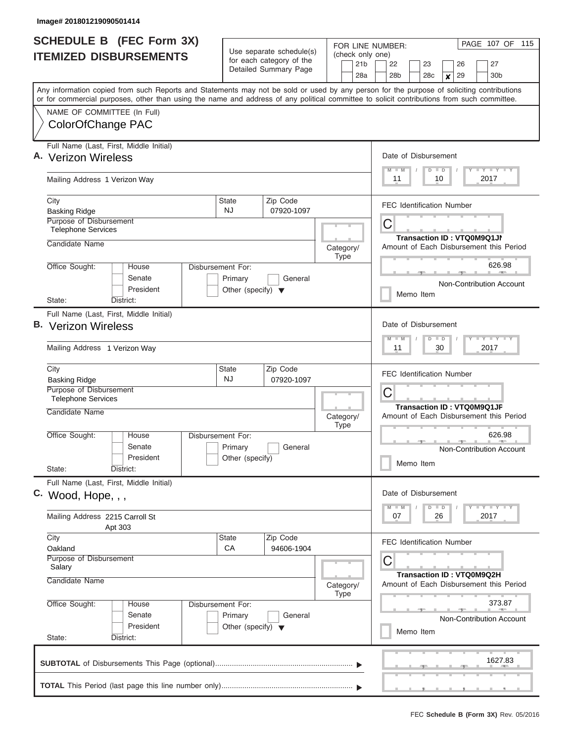Image# 201801219090501414

# SCHEDULE B (FEC Form 3X)
## ITEMIZED DISBURSEMENTS

Use separate schedule(s) for each category of the Detailed Summary Page

FOR LINE NUMBER: (check only one)

21b | 22 | 23 | 26 | 27
28a | 28b | 28c | x 29 | 30b

Any information copied from such Reports and Statements may not be sold or used by any person for the purpose of soliciting contributions or for commercial purposes, other than using the name and address of any political committee to solicit contributions from such committee.

NAME OF COMMITTEE (In Full)
ColorOfChange PAC

---

**A.** Full Name (Last, First, Middle Initial): Verizon Wireless

Mailing Address: 1 Verizon Way

City: Basking Ridge | State: NJ | Zip Code: 07920-1097

Purpose of Disbursement: Telephone Services

Candidate Name:

Category/Type:

Office Sought: House / Senate / President

State: District:

Disbursement For: Primary / General / Other (specify)

Date of Disbursement: 11 / 10 / 2017

FEC Identification Number: C

Transaction ID : VTQ0M9Q1JN

Amount of Each Disbursement this Period: 626.98

Non-Contribution Account

Memo Item

---

**B.** Full Name (Last, First, Middle Initial): Verizon Wireless

Mailing Address: 1 Verizon Way

City: Basking Ridge | State: NJ | Zip Code: 07920-1097

Purpose of Disbursement: Telephone Services

Candidate Name:

Category/Type:

Office Sought: House / Senate / President

State: District:

Disbursement For: Primary / General / Other (specify)

Date of Disbursement: 11 / 30 / 2017

FEC Identification Number: C

Transaction ID : VTQ0M9Q1JP

Amount of Each Disbursement this Period: 626.98

Non-Contribution Account

Memo Item

---

**C.** Full Name (Last, First, Middle Initial): Wood, Hope, , ,

Mailing Address: 2215 Carroll St, Apt 303

City: Oakland | State: CA | Zip Code: 94606-1904

Purpose of Disbursement: Salary

Candidate Name:

Category/Type:

Office Sought: House / Senate / President

State: District:

Disbursement For: Primary / General / Other (specify)

Date of Disbursement: 07 / 26 / 2017

FEC Identification Number: C

Transaction ID : VTQ0M9Q2H

Amount of Each Disbursement this Period: 373.87

Non-Contribution Account

Memo Item

---

**SUBTOTAL** of Disbursements This Page (optional): 1627.83

**TOTAL** This Period (last page this line number only):

FEC **Schedule B (Form 3X)** Rev. 05/2016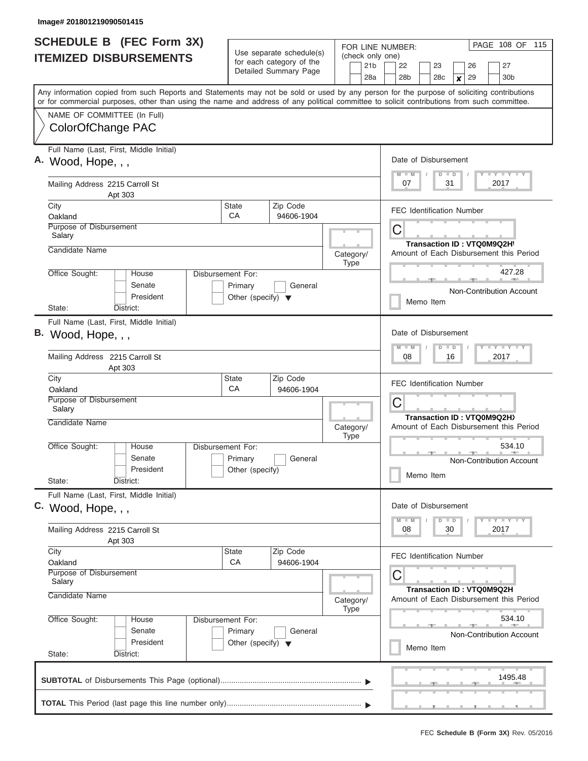Image# 201801219090501415

# SCHEDULE B (FEC Form 3X)
## ITEMIZED DISBURSEMENTS

Use separate schedule(s) for each category of the Detailed Summary Page

FOR LINE NUMBER: (check only one)

21b | 22 | 23 | 26 | 27
28a | 28b | 28c | **x** 29 | 30b

PAGE 108 OF 115

Any information copied from such Reports and Statements may not be sold or used by any person for the purpose of soliciting contributions or for commercial purposes, other than using the name and address of any political committee to solicit contributions from such committee.

NAME OF COMMITTEE (In Full)
ColorOfChange PAC

---

**A.** Full Name (Last, First, Middle Initial): Wood, Hope, , ,

Mailing Address: 2215 Carroll St, Apt 303

City: Oakland | State: CA | Zip Code: 94606-1904

Purpose of Disbursement: Salary

Candidate Name:

Category/Type:

Office Sought: House / Senate / President

Disbursement For: Primary / General / Other (specify)

State: District:

Date of Disbursement: 07 / 31 / 2017

FEC Identification Number: C

Transaction ID : VTQ0M9Q2HV

Amount of Each Disbursement this Period: 427.28

Non-Contribution Account

Memo Item

---

**B.** Full Name (Last, First, Middle Initial): Wood, Hope, , ,

Mailing Address: 2215 Carroll St, Apt 303

City: Oakland | State: CA | Zip Code: 94606-1904

Purpose of Disbursement: Salary

Candidate Name:

Category/Type:

Office Sought: House / Senate / President

Disbursement For: Primary / General / Other (specify)

State: District:

Date of Disbursement: 08 / 16 / 2017

FEC Identification Number: C

Transaction ID : VTQ0M9Q2HX

Amount of Each Disbursement this Period: 534.10

Non-Contribution Account

Memo Item

---

**C.** Full Name (Last, First, Middle Initial): Wood, Hope, , ,

Mailing Address: 2215 Carroll St, Apt 303

City: Oakland | State: CA | Zip Code: 94606-1904

Purpose of Disbursement: Salary

Candidate Name:

Category/Type:

Office Sought: House / Senate / President

Disbursement For: Primary / General / Other (specify)

State: District:

Date of Disbursement: 08 / 30 / 2017

FEC Identification Number: C

Transaction ID : VTQ0M9Q2H

Amount of Each Disbursement this Period: 534.10

Non-Contribution Account

Memo Item

---

**SUBTOTAL** of Disbursements This Page (optional): 1495.48

**TOTAL** This Period (last page this line number only):

FEC **Schedule B (Form 3X)** Rev. 05/2016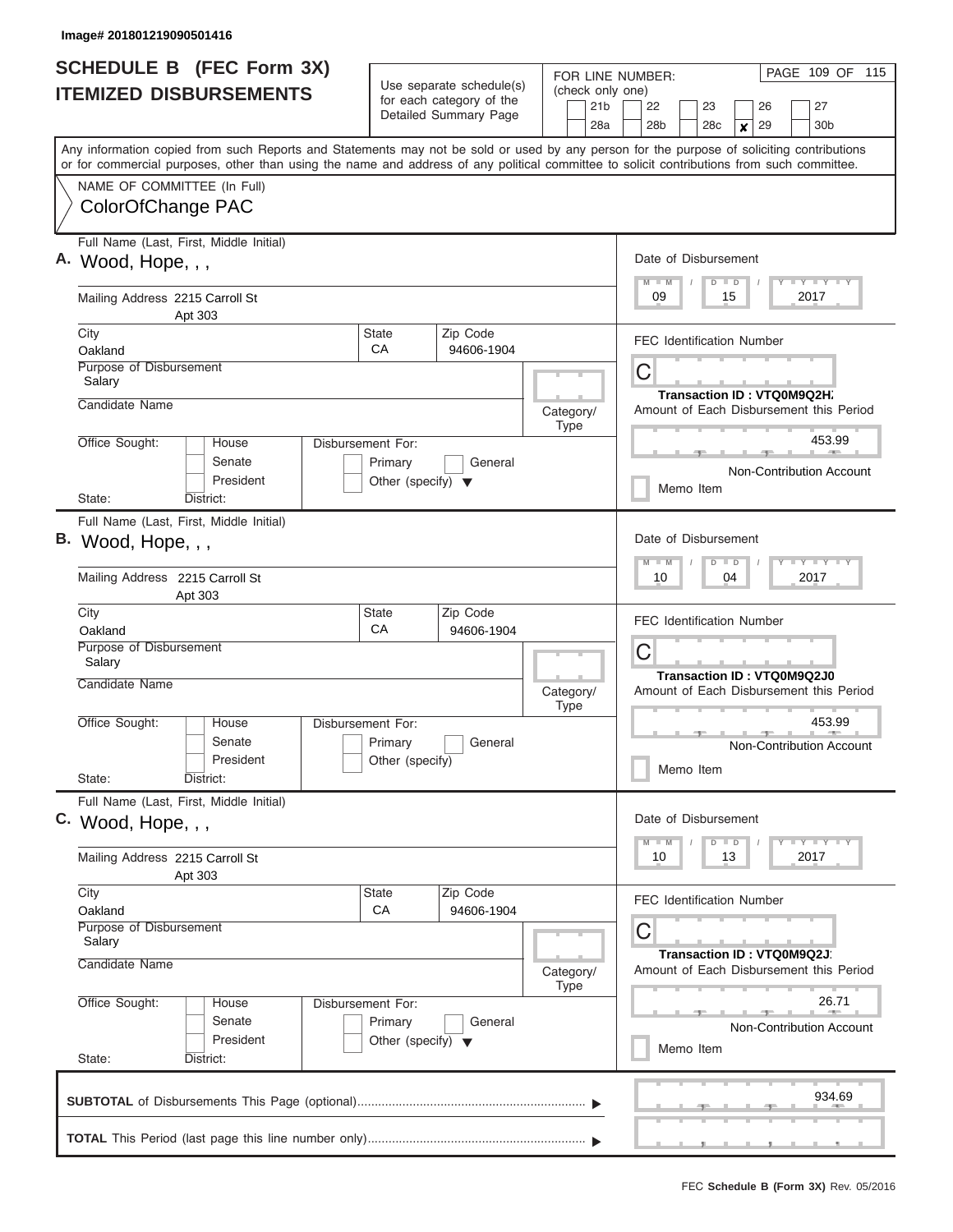Image# 201801219090501416

# SCHEDULE B (FEC Form 3X) ITEMIZED DISBURSEMENTS

Use separate schedule(s) for each category of the Detailed Summary Page

FOR LINE NUMBER: (check only one)

21b | 22 | 23 | 26 | 27
28a | 28b | 28c | **x** 29 | 30b

PAGE 109 OF 115

Any information copied from such Reports and Statements may not be sold or used by any person for the purpose of soliciting contributions or for commercial purposes, other than using the name and address of any political committee to solicit contributions from such committee.

NAME OF COMMITTEE (In Full)
ColorOfChange PAC

**A.** Full Name (Last, First, Middle Initial): Wood, Hope, , ,

Mailing Address: 2215 Carroll St Apt 303

City: Oakland | State: CA | Zip Code: 94606-1904

Purpose of Disbursement: Salary

Candidate Name:

Category/Type:

Office Sought: House / Senate / President
State: District:

Disbursement For: Primary / General / Other (specify)

Date of Disbursement: 09 / 15 / 2017

FEC Identification Number: C

Transaction ID : VTQ0M9Q2H.

Amount of Each Disbursement this Period: 453.99

Non-Contribution Account

Memo Item

**B.** Full Name (Last, First, Middle Initial): Wood, Hope, , ,

Mailing Address: 2215 Carroll St Apt 303

City: Oakland | State: CA | Zip Code: 94606-1904

Purpose of Disbursement: Salary

Candidate Name:

Category/Type:

Office Sought: House / Senate / President
State: District:

Disbursement For: Primary / General / Other (specify)

Date of Disbursement: 10 / 04 / 2017

FEC Identification Number: C

Transaction ID : VTQ0M9Q2J0

Amount of Each Disbursement this Period: 453.99

Non-Contribution Account

Memo Item

**C.** Full Name (Last, First, Middle Initial): Wood, Hope, , ,

Mailing Address: 2215 Carroll St Apt 303

City: Oakland | State: CA | Zip Code: 94606-1904

Purpose of Disbursement: Salary

Candidate Name:

Category/Type:

Office Sought: House / Senate / President
State: District:

Disbursement For: Primary / General / Other (specify)

Date of Disbursement: 10 / 13 / 2017

FEC Identification Number: C

Transaction ID : VTQ0M9Q2J

Amount of Each Disbursement this Period: 26.71

Non-Contribution Account

Memo Item

**SUBTOTAL** of Disbursements This Page (optional) ........ 934.69

**TOTAL** This Period (last page this line number only) ........

FEC **Schedule B (Form 3X)** Rev. 05/2016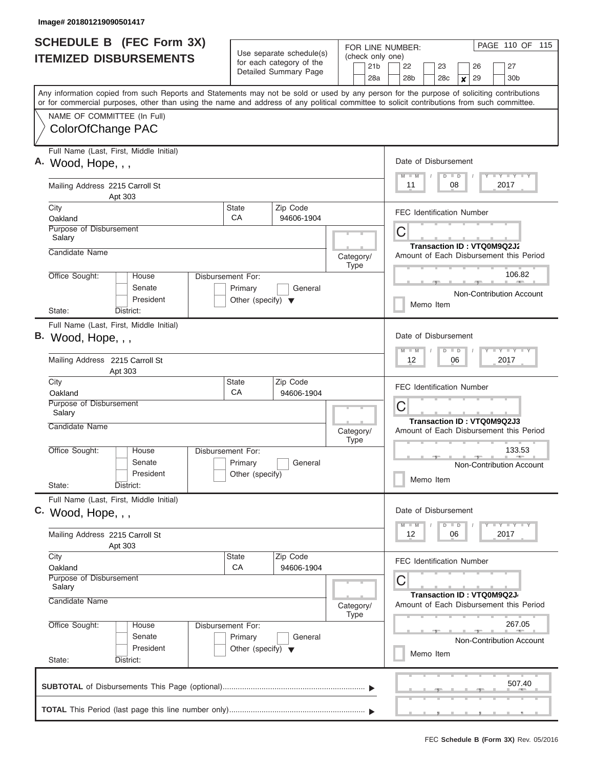Image# 201801219090501417

# SCHEDULE B (FEC Form 3X)
## ITEMIZED DISBURSEMENTS

Use separate schedule(s) for each category of the Detailed Summary Page

FOR LINE NUMBER: (check only one)

21b | 22 | 23 | 26 | 27
28a | 28b | 28c | x 29 | 30b

PAGE 110 OF 115

Any information copied from such Reports and Statements may not be sold or used by any person for the purpose of soliciting contributions or for commercial purposes, other than using the name and address of any political committee to solicit contributions from such committee.

NAME OF COMMITTEE (In Full)
ColorOfChange PAC

**A.** Full Name (Last, First, Middle Initial): Wood, Hope, , ,

Mailing Address: 2215 Carroll St, Apt 303

City: Oakland | State: CA | Zip Code: 94606-1904

Purpose of Disbursement: Salary

Candidate Name:

Category/Type:

Office Sought: House / Senate / President

Disbursement For: Primary / General / Other (specify)

State: | District:

Date of Disbursement: 11 / 08 / 2017

FEC Identification Number: C

Transaction ID : VTQ0M9Q2J2

Amount of Each Disbursement this Period: 106.82

Non-Contribution Account

Memo Item

**B.** Full Name (Last, First, Middle Initial): Wood, Hope, , ,

Mailing Address: 2215 Carroll St, Apt 303

City: Oakland | State: CA | Zip Code: 94606-1904

Purpose of Disbursement: Salary

Candidate Name:

Category/Type:

Office Sought: House / Senate / President

Disbursement For: Primary / General / Other (specify)

State: | District:

Date of Disbursement: 12 / 06 / 2017

FEC Identification Number: C

Transaction ID : VTQ0M9Q2J3

Amount of Each Disbursement this Period: 133.53

Non-Contribution Account

Memo Item

**C.** Full Name (Last, First, Middle Initial): Wood, Hope, , ,

Mailing Address: 2215 Carroll St, Apt 303

City: Oakland | State: CA | Zip Code: 94606-1904

Purpose of Disbursement: Salary

Candidate Name:

Category/Type:

Office Sought: House / Senate / President

Disbursement For: Primary / General / Other (specify)

State: | District:

Date of Disbursement: 12 / 06 / 2017

FEC Identification Number: C

Transaction ID : VTQ0M9Q2J4

Amount of Each Disbursement this Period: 267.05

Non-Contribution Account

Memo Item

**SUBTOTAL** of Disbursements This Page (optional): 507.40

**TOTAL** This Period (last page this line number only):

FEC **Schedule B (Form 3X)** Rev. 05/2016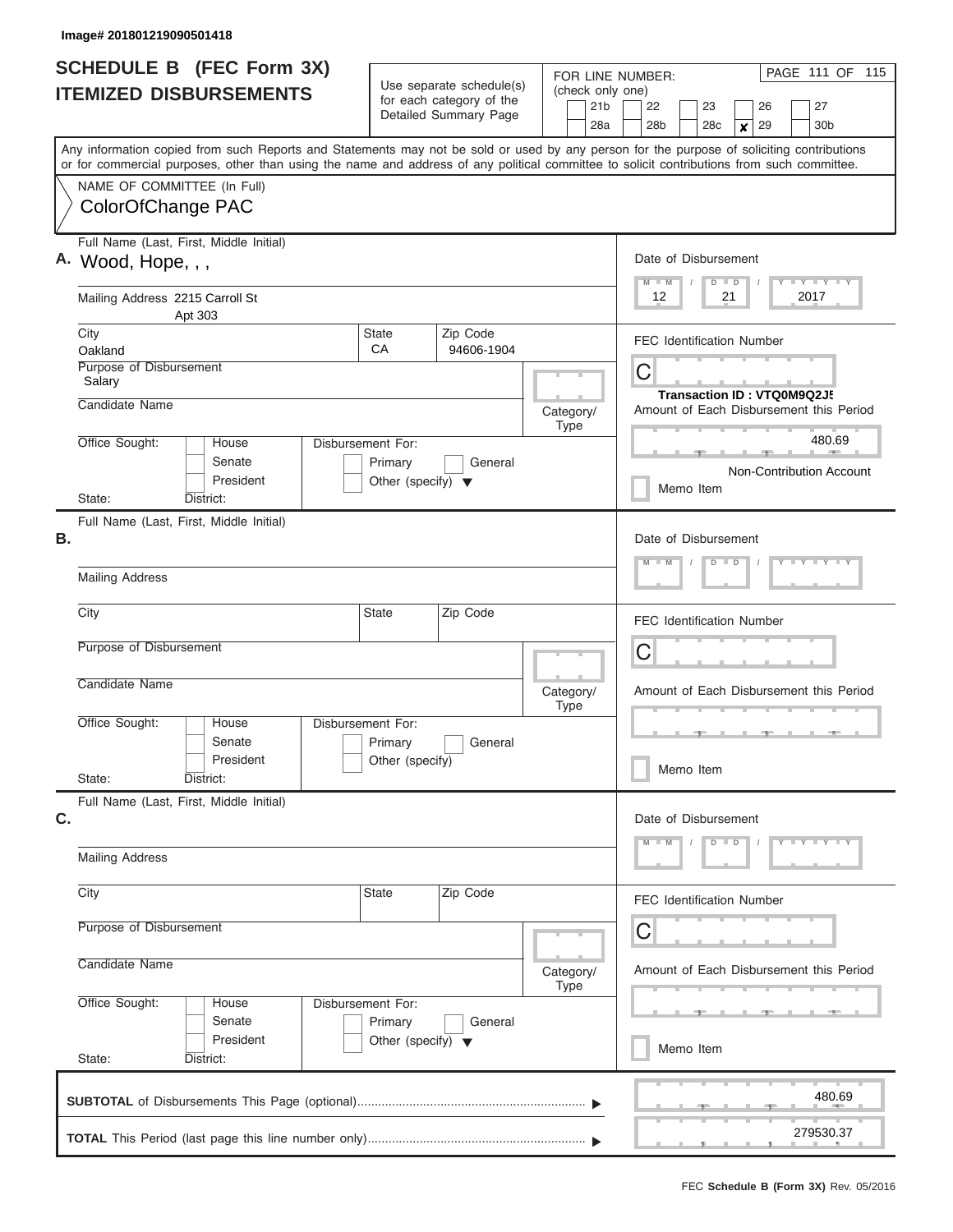Image# 201801219090501418

# SCHEDULE B (FEC Form 3X) ITEMIZED DISBURSEMENTS

Use separate schedule(s) for each category of the Detailed Summary Page

FOR LINE NUMBER: (check only one)

21b | 22 | 23 | 26 | 27
28a | 28b | 28c | **X** 29 | 30b

PAGE 111 OF 115

Any information copied from such Reports and Statements may not be sold or used by any person for the purpose of soliciting contributions or for commercial purposes, other than using the name and address of any political committee to solicit contributions from such committee.

NAME OF COMMITTEE (In Full)
ColorOfChange PAC

**A.** Full Name (Last, First, Middle Initial): Wood, Hope, , ,

Mailing Address: 2215 Carroll St
Apt 303

City: Oakland | State: CA | Zip Code: 94606-1904

Purpose of Disbursement: Salary

Candidate Name:

Category/Type:

Office Sought: House / Senate / President
State: District:

Disbursement For: Primary / General / Other (specify)

Date of Disbursement: 12 / 21 / 2017

FEC Identification Number: C

Transaction ID : VTQ0M9Q2J5

Amount of Each Disbursement this Period: 480.69

Non-Contribution Account

Memo Item

**B.** Full Name (Last, First, Middle Initial):

Mailing Address

City | State | Zip Code

Purpose of Disbursement

Candidate Name

Category/Type

Office Sought: House / Senate / President
State: District:

Disbursement For: Primary / General / Other (specify)

Date of Disbursement: M M / D D / Y Y Y Y

FEC Identification Number: C

Amount of Each Disbursement this Period

Memo Item

**C.** Full Name (Last, First, Middle Initial):

Mailing Address

City | State | Zip Code

Purpose of Disbursement

Candidate Name

Category/Type

Office Sought: House / Senate / President
State: District:

Disbursement For: Primary / General / Other (specify)

Date of Disbursement: M M / D D / Y Y Y Y

FEC Identification Number: C

Amount of Each Disbursement this Period

Memo Item

**SUBTOTAL** of Disbursements This Page (optional) ▶ 480.69

**TOTAL** This Period (last page this line number only) ▶ 279530.37

FEC **Schedule B (Form 3X)** Rev. 05/2016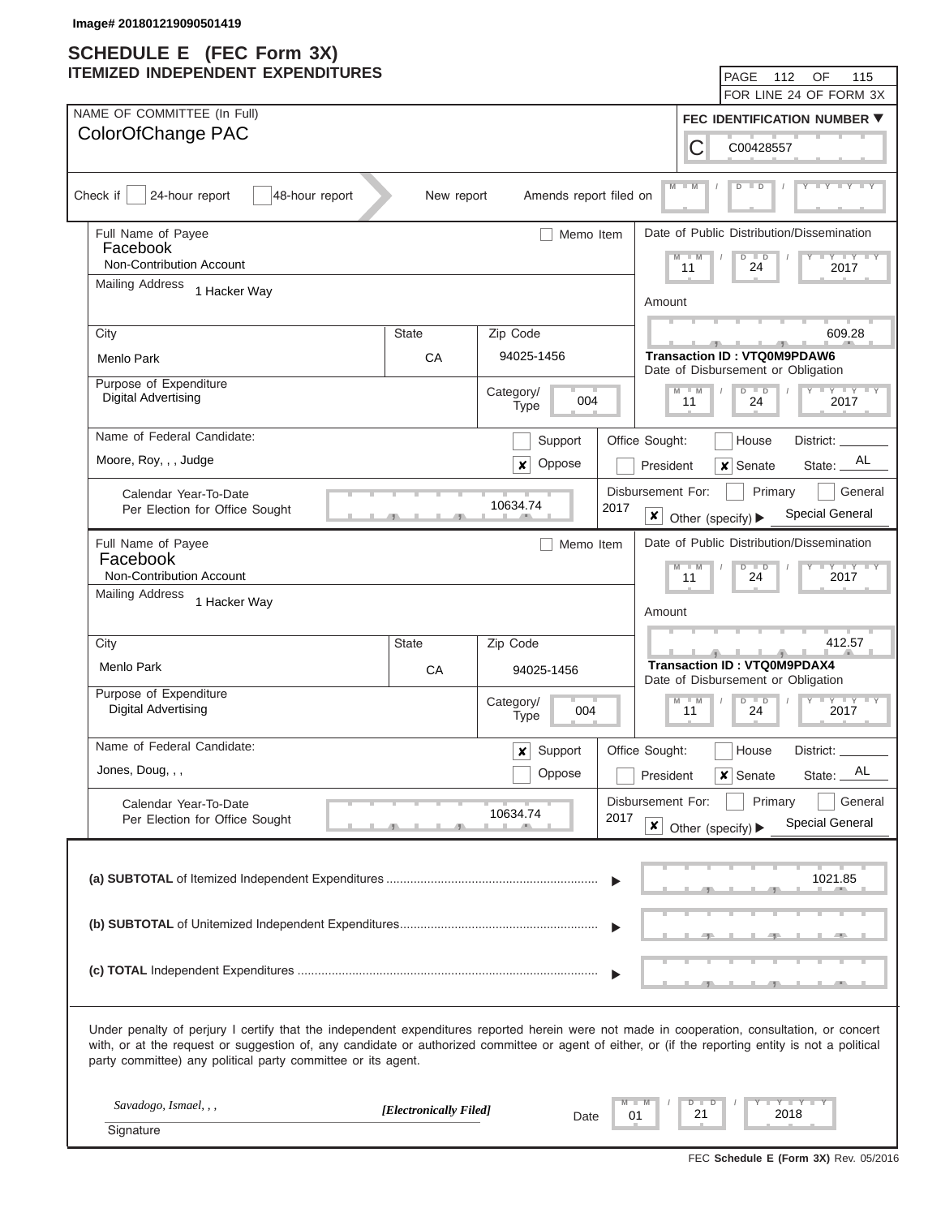Image# 201801219090501419

# SCHEDULE E (FEC Form 3X)
## ITEMIZED INDEPENDENT EXPENDITURES

PAGE 112 OF 115
FOR LINE 24 OF FORM 3X

NAME OF COMMITTEE (In Full)
ColorOfChange PAC

FEC IDENTIFICATION NUMBER
C00428557

Check if [ ] 24-hour report [ ] 48-hour report New report Amends report filed on

---

Full Name of Payee
Facebook
Non-Contribution Account
[ ] Memo Item

Mailing Address
1 Hacker Way

| City | State | Zip Code |
|---|---|---|
| Menlo Park | CA | 94025-1456 |

Purpose of Expenditure: Digital Advertising
Category/Type: 004

Date of Public Distribution/Dissemination: 11/24/2017
Amount: 609.28
Transaction ID : VTQ0M9PDAW6
Date of Disbursement or Obligation: 11/24/2017

Name of Federal Candidate: Moore, Roy, , , Judge
[ ] Support [x] Oppose
Office Sought: [ ] House [ ] President [x] Senate State: AL District:

Calendar Year-To-Date Per Election for Office Sought: 10634.74
Disbursement For: 2017 [ ] Primary [ ] General [x] Other (specify) Special General

---

Full Name of Payee
Facebook
Non-Contribution Account
[ ] Memo Item

Mailing Address
1 Hacker Way

| City | State | Zip Code |
|---|---|---|
| Menlo Park | CA | 94025-1456 |

Purpose of Expenditure: Digital Advertising
Category/Type: 004

Date of Public Distribution/Dissemination: 11/24/2017
Amount: 412.57
Transaction ID : VTQ0M9PDAX4
Date of Disbursement or Obligation: 11/24/2017

Name of Federal Candidate: Jones, Doug, , ,
[x] Support [ ] Oppose
Office Sought: [ ] House [ ] President [x] Senate State: AL District:

Calendar Year-To-Date Per Election for Office Sought: 10634.74
Disbursement For: 2017 [ ] Primary [ ] General [x] Other (specify) Special General

---

**(a) SUBTOTAL** of Itemized Independent Expenditures: 1021.85

**(b) SUBTOTAL** of Unitemized Independent Expenditures:

**(c) TOTAL** Independent Expenditures:

Under penalty of perjury I certify that the independent expenditures reported herein were not made in cooperation, consultation, or concert with, or at the request or suggestion of, any candidate or authorized committee or agent of either, or (if the reporting entity is not a political party committee) any political party committee or its agent.

*Savadogo, Ismael, , ,* *[Electronically Filed]*
Signature
Date: 01/21/2018

FEC **Schedule E (Form 3X)** Rev. 05/2016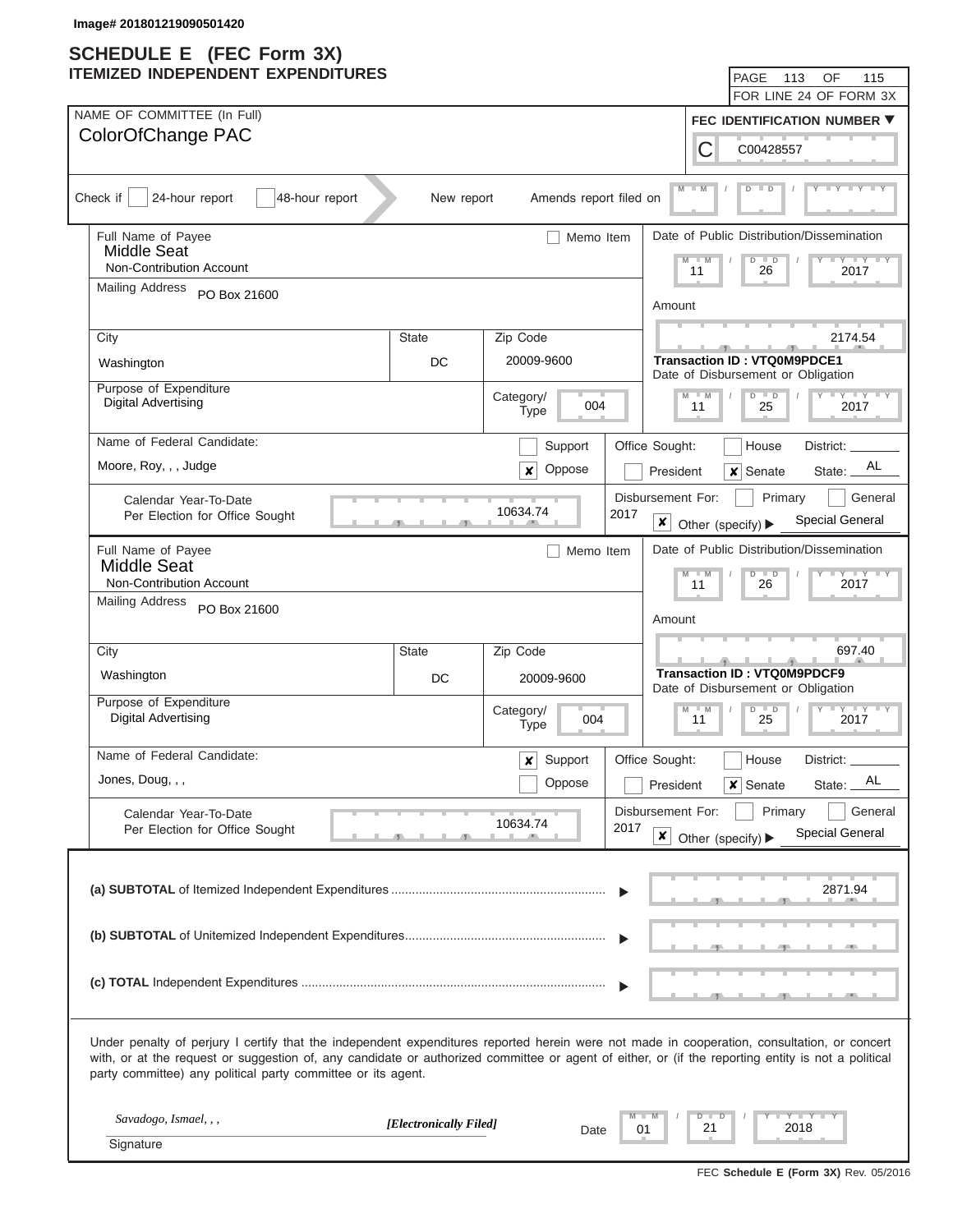Image# 201801219090501420

# SCHEDULE E (FEC Form 3X)
## ITEMIZED INDEPENDENT EXPENDITURES

FOR LINE 24 OF FORM 3X

**NAME OF COMMITTEE (In Full)**
ColorOfChange PAC

**FEC IDENTIFICATION NUMBER**
C00428557

Check if [ ] 24-hour report [ ] 48-hour report    New report    Amends report filed on

---

**Full Name of Payee:** Middle Seat
Non-Contribution Account
[ ] Memo Item

**Mailing Address:** PO Box 21600

| City | State | Zip Code |
|---|---|---|
| Washington | DC | 20009-9600 |

**Purpose of Expenditure:** Digital Advertising
**Category/Type:** 004

**Date of Public Distribution/Dissemination:** 11/26/2017
**Amount:** 2174.54
**Transaction ID : VTQ0M9PDCE1**
**Date of Disbursement or Obligation:** 11/25/2017

**Name of Federal Candidate:** Moore, Roy, , , Judge
[ ] Support [x] Oppose

**Office Sought:** [ ] House [ ] President [x] Senate    State: AL    District:

**Calendar Year-To-Date Per Election for Office Sought:** 10634.74

**Disbursement For:** 2017 [ ] Primary [ ] General [x] Other (specify) ▶ Special General

---

**Full Name of Payee:** Middle Seat
Non-Contribution Account
[ ] Memo Item

**Mailing Address:** PO Box 21600

| City | State | Zip Code |
|---|---|---|
| Washington | DC | 20009-9600 |

**Purpose of Expenditure:** Digital Advertising
**Category/Type:** 004

**Date of Public Distribution/Dissemination:** 11/26/2017
**Amount:** 697.40
**Transaction ID : VTQ0M9PDCF9**
**Date of Disbursement or Obligation:** 11/25/2017

**Name of Federal Candidate:** Jones, Doug, , ,
[x] Support [ ] Oppose

**Office Sought:** [ ] House [ ] President [x] Senate    State: AL    District:

**Calendar Year-To-Date Per Election for Office Sought:** 10634.74

**Disbursement For:** 2017 [ ] Primary [ ] General [x] Other (specify) ▶ Special General

---

**(a) SUBTOTAL** of Itemized Independent Expenditures ▶ 2871.94

**(b) SUBTOTAL** of Unitemized Independent Expenditures ▶

**(c) TOTAL** Independent Expenditures ▶

Under penalty of perjury I certify that the independent expenditures reported herein were not made in cooperation, consultation, or concert with, or at the request or suggestion of, any candidate or authorized committee or agent of either, or (if the reporting entity is not a political party committee) any political party committee or its agent.

*Savadogo, Ismael, , ,*    *[Electronically Filed]*    Date 01/21/2018

Signature

FEC **Schedule E (Form 3X)** Rev. 05/2016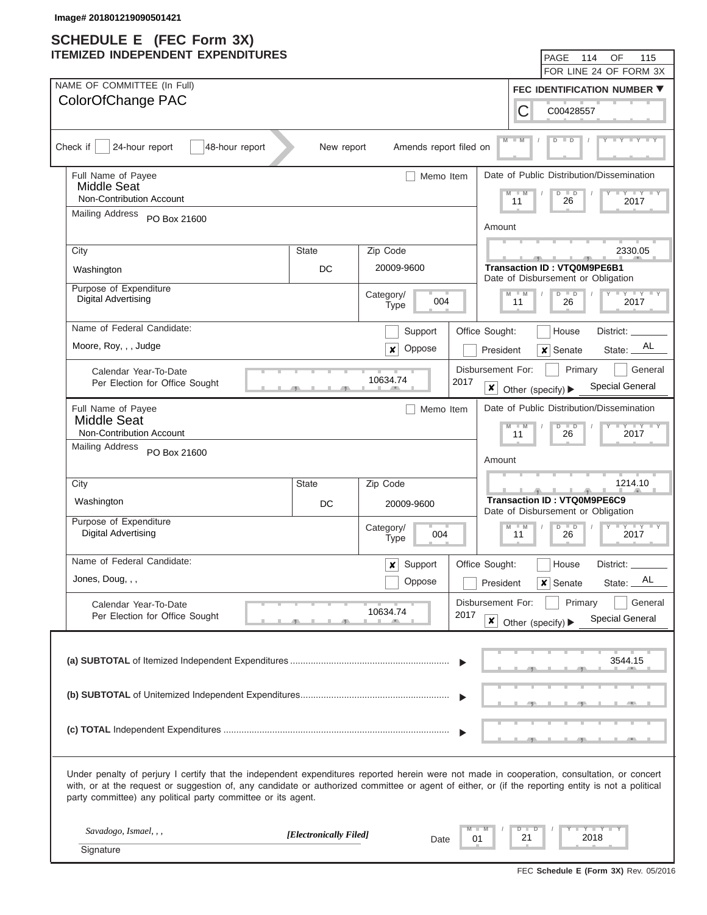Image# 201801219090501421

# SCHEDULE E (FEC Form 3X)
## ITEMIZED INDEPENDENT EXPENDITURES

PAGE 114 OF 115
FOR LINE 24 OF FORM 3X

NAME OF COMMITTEE (In Full)
ColorOfChange PAC

**FEC IDENTIFICATION NUMBER**
C00428557

Check if [ ] 24-hour report [ ] 48-hour report New report Amends report filed on M M / D D / Y Y Y Y

---

Full Name of Payee
Middle Seat
Non-Contribution Account
[ ] Memo Item

Mailing Address PO Box 21600

City: Washington | State: DC | Zip Code: 20009-9600

Purpose of Expenditure: Digital Advertising
Category/Type: 004

Date of Public Distribution/Dissemination: 11 / 26 / 2017

Amount: 2330.05

Transaction ID : VTQ0M9PE6B1

Date of Disbursement or Obligation: 11 / 26 / 2017

Name of Federal Candidate: Moore, Roy, , , Judge
[ ] Support [x] Oppose

Office Sought: [ ] President [x] Senate [ ] House State: AL District:

Calendar Year-To-Date Per Election for Office Sought: 10634.74

Disbursement For: 2017 [ ] Primary [ ] General [x] Other (specify) Special General

---

Full Name of Payee
Middle Seat
Non-Contribution Account
[ ] Memo Item

Mailing Address PO Box 21600

City: Washington | State: DC | Zip Code: 20009-9600

Purpose of Expenditure: Digital Advertising
Category/Type: 004

Date of Public Distribution/Dissemination: 11 / 26 / 2017

Amount: 1214.10

Transaction ID : VTQ0M9PE6C9

Date of Disbursement or Obligation: 11 / 26 / 2017

Name of Federal Candidate: Jones, Doug, , ,
[x] Support [ ] Oppose

Office Sought: [ ] President [x] Senate [ ] House State: AL District:

Calendar Year-To-Date Per Election for Office Sought: 10634.74

Disbursement For: 2017 [ ] Primary [ ] General [x] Other (specify) Special General

---

**(a) SUBTOTAL** of Itemized Independent Expenditures ..... 3544.15

**(b) SUBTOTAL** of Unitemized Independent Expenditures .....

**(c) TOTAL** Independent Expenditures .....

Under penalty of perjury I certify that the independent expenditures reported herein were not made in cooperation, consultation, or concert with, or at the request or suggestion of, any candidate or authorized committee or agent of either, or (if the reporting entity is not a political party committee) any political party committee or its agent.

*Savadogo, Ismael, , ,* *[Electronically Filed]* Date 01 / 21 / 2018

Signature

FEC **Schedule E (Form 3X)** Rev. 05/2016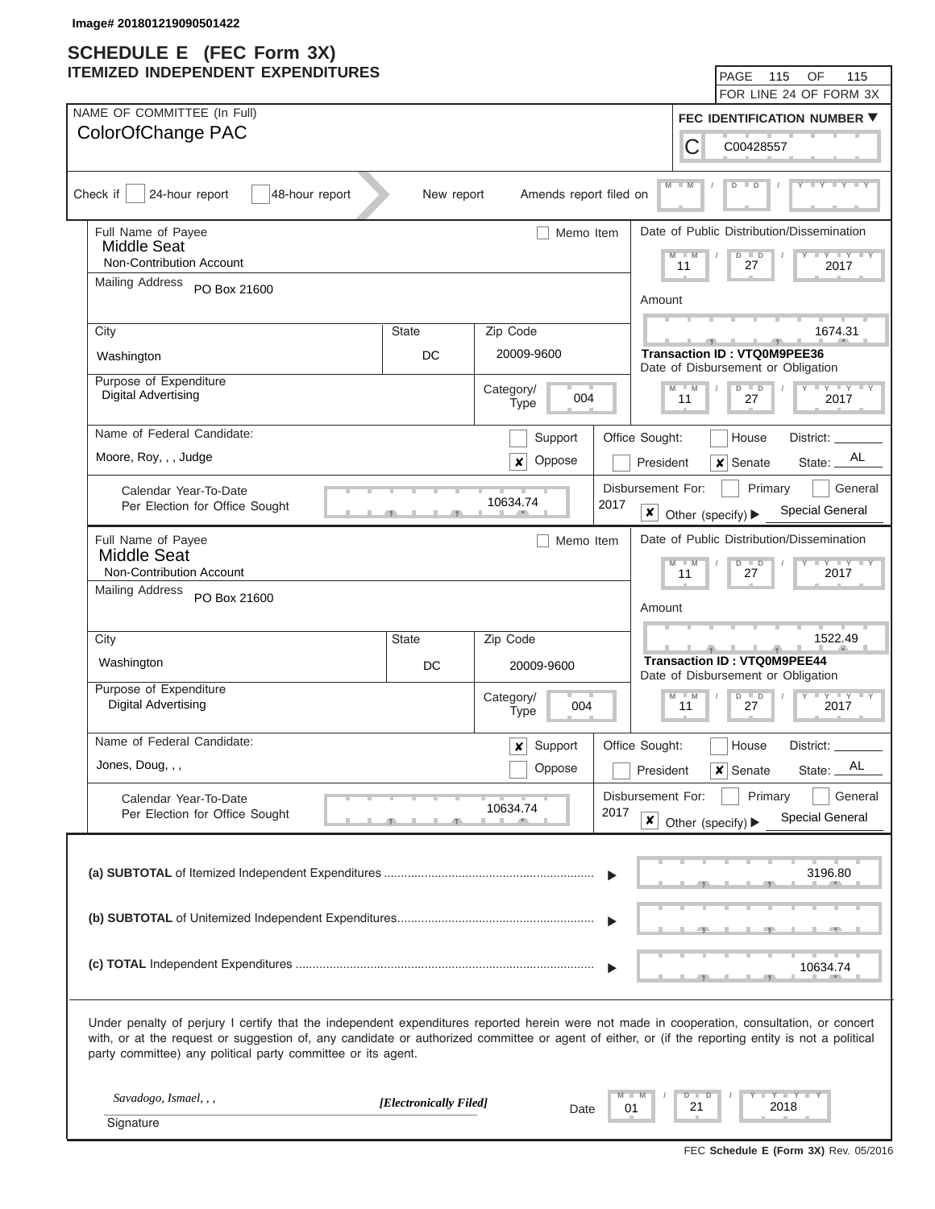Image# 201801219090501422

# SCHEDULE E (FEC Form 3X)
## ITEMIZED INDEPENDENT EXPENDITURES

PAGE 115 OF 115
FOR LINE 24 OF FORM 3X

NAME OF COMMITTEE (In Full)
ColorOfChange PAC

FEC IDENTIFICATION NUMBER
C00428557

Check if [ ] 24-hour report [ ] 48-hour report New report Amends report filed on M M / D D / Y Y Y Y

---

Full Name of Payee: Middle Seat
Non-Contribution Account
[ ] Memo Item

Mailing Address: PO Box 21600

City: Washington | State: DC | Zip Code: 20009-9600

Date of Public Distribution/Dissemination: 11 / 27 / 2017

Amount: 1674.31

Transaction ID : VTQ0M9PEE36

Purpose of Expenditure: Digital Advertising
Category/Type: 004

Date of Disbursement or Obligation: 11 / 27 / 2017

Name of Federal Candidate: Moore, Roy, , , Judge
[ ] Support [x] Oppose

Office Sought: [ ] House District: ___ [ ] President [x] Senate State: AL

Calendar Year-To-Date Per Election for Office Sought: 10634.74

Disbursement For: 2017 [ ] Primary [ ] General [x] Other (specify) Special General

---

Full Name of Payee: Middle Seat
Non-Contribution Account
[ ] Memo Item

Mailing Address: PO Box 21600

City: Washington | State: DC | Zip Code: 20009-9600

Date of Public Distribution/Dissemination: 11 / 27 / 2017

Amount: 1522.49

Transaction ID : VTQ0M9PEE44

Purpose of Expenditure: Digital Advertising
Category/Type: 004

Date of Disbursement or Obligation: 11 / 27 / 2017

Name of Federal Candidate: Jones, Doug, , ,
[x] Support [ ] Oppose

Office Sought: [ ] House District: ___ [ ] President [x] Senate State: AL

Calendar Year-To-Date Per Election for Office Sought: 10634.74

Disbursement For: 2017 [ ] Primary [ ] General [x] Other (specify) Special General

---

**(a) SUBTOTAL** of Itemized Independent Expenditures ........ 3196.80

**(b) SUBTOTAL** of Unitemized Independent Expenditures ........

**(c) TOTAL** Independent Expenditures ........ 10634.74

Under penalty of perjury I certify that the independent expenditures reported herein were not made in cooperation, consultation, or concert with, or at the request or suggestion of, any candidate or authorized committee or agent of either, or (if the reporting entity is not a political party committee) any political party committee or its agent.

*Savadogo, Ismael, , ,* ***[Electronically Filed]*** Date 01 / 21 / 2018

Signature

FEC **Schedule E (Form 3X)** Rev. 05/2016